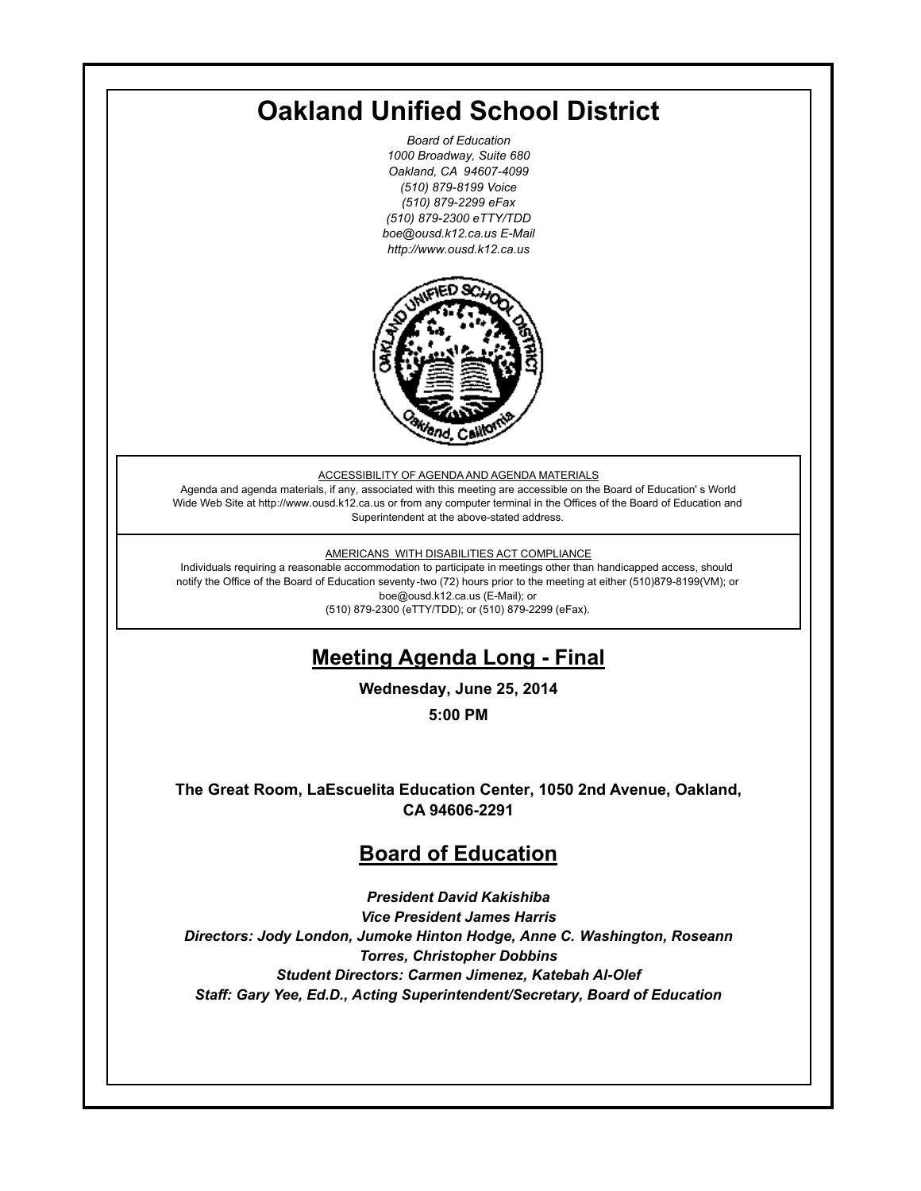# Oakland Unified School District

*Board of Education*
*1000 Broadway, Suite 680*
*Oakland, CA 94607-4099*
*(510) 879-8199 Voice*
*(510) 879-2299 eFax*
*(510) 879-2300 eTTY/TDD*
*boe@ousd.k12.ca.us E-Mail*
*http://www.ousd.k12.ca.us*

ACCESSIBILITY OF AGENDA AND AGENDA MATERIALS

Agenda and agenda materials, if any, associated with this meeting are accessible on the Board of Education' s World Wide Web Site at http://www.ousd.k12.ca.us or from any computer terminal in the Offices of the Board of Education and Superintendent at the above-stated address.

AMERICANS WITH DISABILITIES ACT COMPLIANCE

Individuals requiring a reasonable accommodation to participate in meetings other than handicapped access, should notify the Office of the Board of Education seventy-two (72) hours prior to the meeting at either (510)879-8199(VM); or boe@ousd.k12.ca.us (E-Mail); or
(510) 879-2300 (eTTY/TDD); or (510) 879-2299 (eFax).

## Meeting Agenda Long - Final

**Wednesday, June 25, 2014**

**5:00 PM**

**The Great Room, LaEscuelita Education Center, 1050 2nd Avenue, Oakland, CA 94606-2291**

## Board of Education

***President David Kakishiba***
***Vice President James Harris***
***Directors: Jody London, Jumoke Hinton Hodge, Anne C. Washington, Roseann Torres, Christopher Dobbins***
***Student Directors: Carmen Jimenez, Katebah Al-Olef***
***Staff: Gary Yee, Ed.D., Acting Superintendent/Secretary, Board of Education***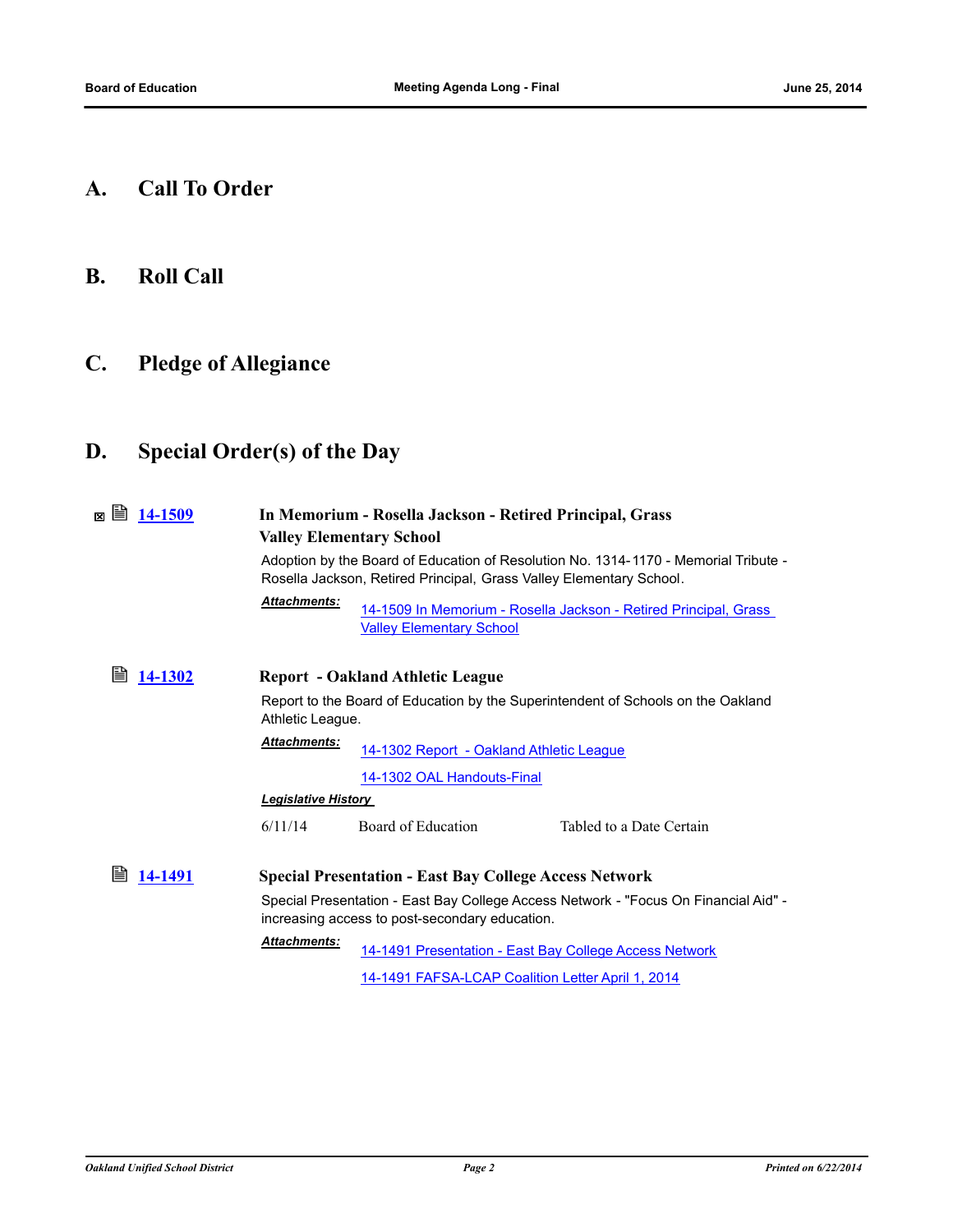## A. Call To Order

## B. Roll Call

## C. Pledge of Allegiance

## D. Special Order(s) of the Day

**14-1509** **In Memorium - Rosella Jackson - Retired Principal, Grass Valley Elementary School**

Adoption by the Board of Education of Resolution No. 1314-1170 - Memorial Tribute - Rosella Jackson, Retired Principal, Grass Valley Elementary School.

***Attachments:*** 14-1509 In Memorium - Rosella Jackson - Retired Principal, Grass Valley Elementary School

**14-1302** **Report - Oakland Athletic League**

Report to the Board of Education by the Superintendent of Schools on the Oakland Athletic League.

***Attachments:*** 14-1302 Report - Oakland Athletic League

14-1302 OAL Handouts-Final

***Legislative History***

| | | |
|---|---|---|
| 6/11/14 | Board of Education | Tabled to a Date Certain |

**14-1491** **Special Presentation - East Bay College Access Network**

Special Presentation - East Bay College Access Network - "Focus On Financial Aid" - increasing access to post-secondary education.

***Attachments:*** 14-1491 Presentation - East Bay College Access Network

14-1491 FAFSA-LCAP Coalition Letter April 1, 2014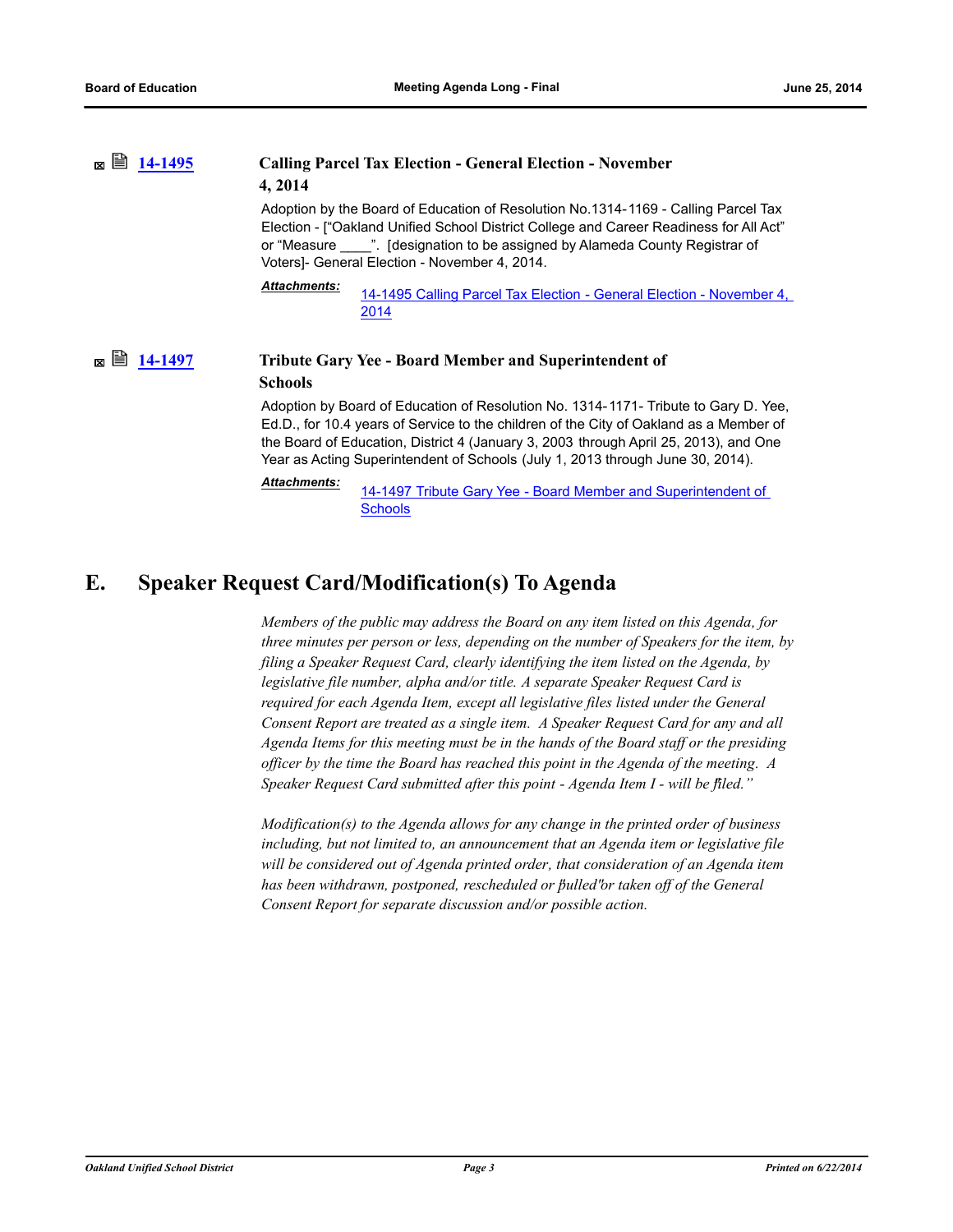**14-1495** **Calling Parcel Tax Election - General Election - November 4, 2014**

Adoption by the Board of Education of Resolution No.1314-1169 - Calling Parcel Tax Election - ["Oakland Unified School District College and Career Readiness for All Act" or "Measure ____". [designation to be assigned by Alameda County Registrar of Voters]- General Election - November 4, 2014.

***Attachments:*** 14-1495 Calling Parcel Tax Election - General Election - November 4, 2014

**14-1497** **Tribute Gary Yee - Board Member and Superintendent of Schools**

Adoption by Board of Education of Resolution No. 1314-1171- Tribute to Gary D. Yee, Ed.D., for 10.4 years of Service to the children of the City of Oakland as a Member of the Board of Education, District 4 (January 3, 2003 through April 25, 2013), and One Year as Acting Superintendent of Schools (July 1, 2013 through June 30, 2014).

***Attachments:*** 14-1497 Tribute Gary Yee - Board Member and Superintendent of Schools

# E. Speaker Request Card/Modification(s) To Agenda

*Members of the public may address the Board on any item listed on this Agenda, for three minutes per person or less, depending on the number of Speakers for the item, by filing a Speaker Request Card, clearly identifying the item listed on the Agenda, by legislative file number, alpha and/or title. A separate Speaker Request Card is required for each Agenda Item, except all legislative files listed under the General Consent Report are treated as a single item. A Speaker Request Card for any and all Agenda Items for this meeting must be in the hands of the Board staff or the presiding officer by the time the Board has reached this point in the Agenda of the meeting. A Speaker Request Card submitted after this point - Agenda Item I - will be filed."*

*Modification(s) to the Agenda allows for any change in the printed order of business including, but not limited to, an announcement that an Agenda item or legislative file will be considered out of Agenda printed order, that consideration of an Agenda item has been withdrawn, postponed, rescheduled or "pulled" or taken off of the General Consent Report for separate discussion and/or possible action.*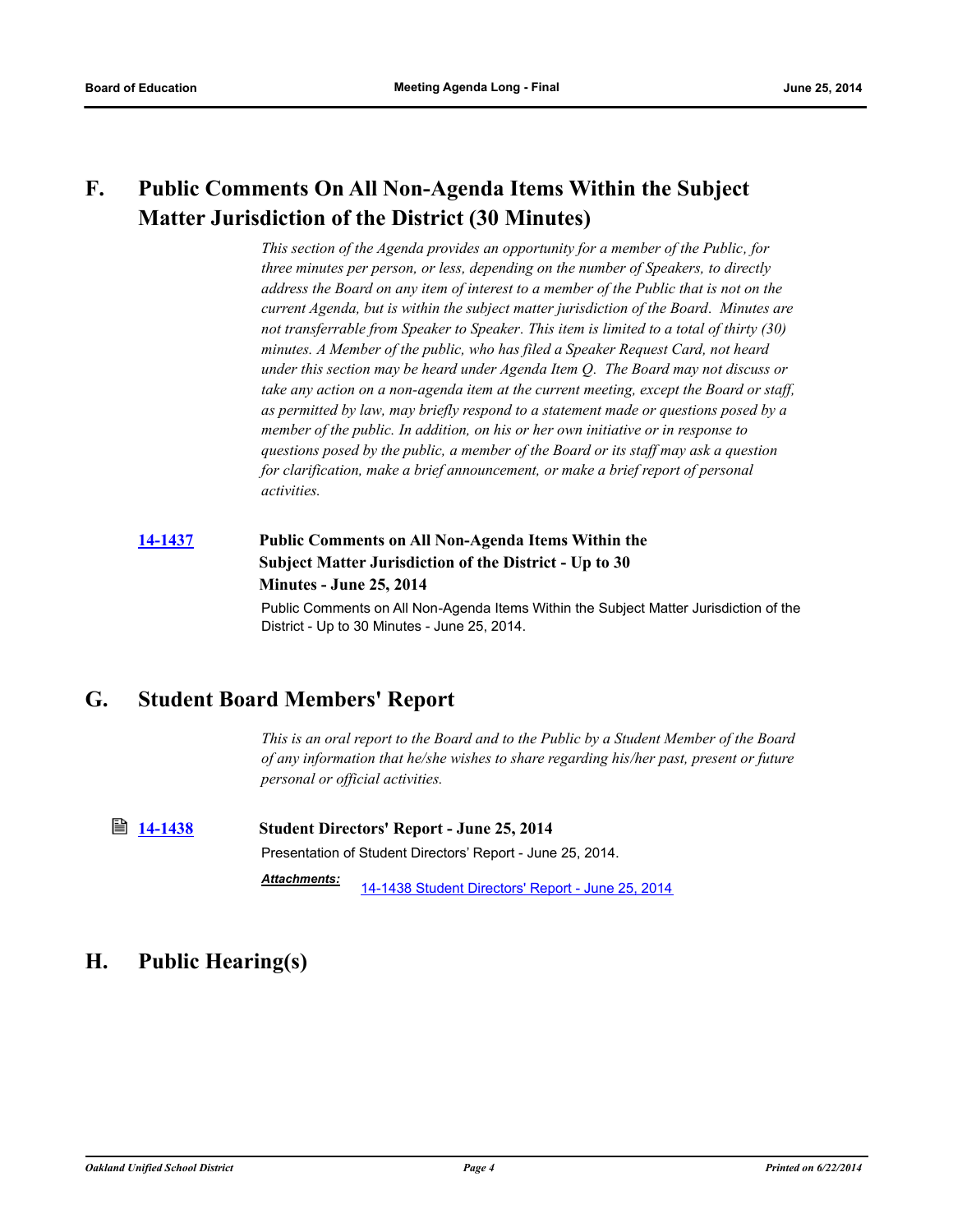## F. Public Comments On All Non-Agenda Items Within the Subject Matter Jurisdiction of the District (30 Minutes)

*This section of the Agenda provides an opportunity for a member of the Public, for three minutes per person, or less, depending on the number of Speakers, to directly address the Board on any item of interest to a member of the Public that is not on the current Agenda, but is within the subject matter jurisdiction of the Board. Minutes are not transferrable from Speaker to Speaker. This item is limited to a total of thirty (30) minutes. A Member of the public, who has filed a Speaker Request Card, not heard under this section may be heard under Agenda Item Q. The Board may not discuss or take any action on a non-agenda item at the current meeting, except the Board or staff, as permitted by law, may briefly respond to a statement made or questions posed by a member of the public. In addition, on his or her own initiative or in response to questions posed by the public, a member of the Board or its staff may ask a question for clarification, make a brief announcement, or make a brief report of personal activities.*

**14-1437** **Public Comments on All Non-Agenda Items Within the Subject Matter Jurisdiction of the District - Up to 30 Minutes - June 25, 2014**

Public Comments on All Non-Agenda Items Within the Subject Matter Jurisdiction of the District - Up to 30 Minutes - June 25, 2014.

## G. Student Board Members' Report

*This is an oral report to the Board and to the Public by a Student Member of the Board of any information that he/she wishes to share regarding his/her past, present or future personal or official activities.*

**14-1438** **Student Directors' Report - June 25, 2014**

Presentation of Student Directors' Report - June 25, 2014.

***Attachments:*** 14-1438 Student Directors' Report - June 25, 2014

## H. Public Hearing(s)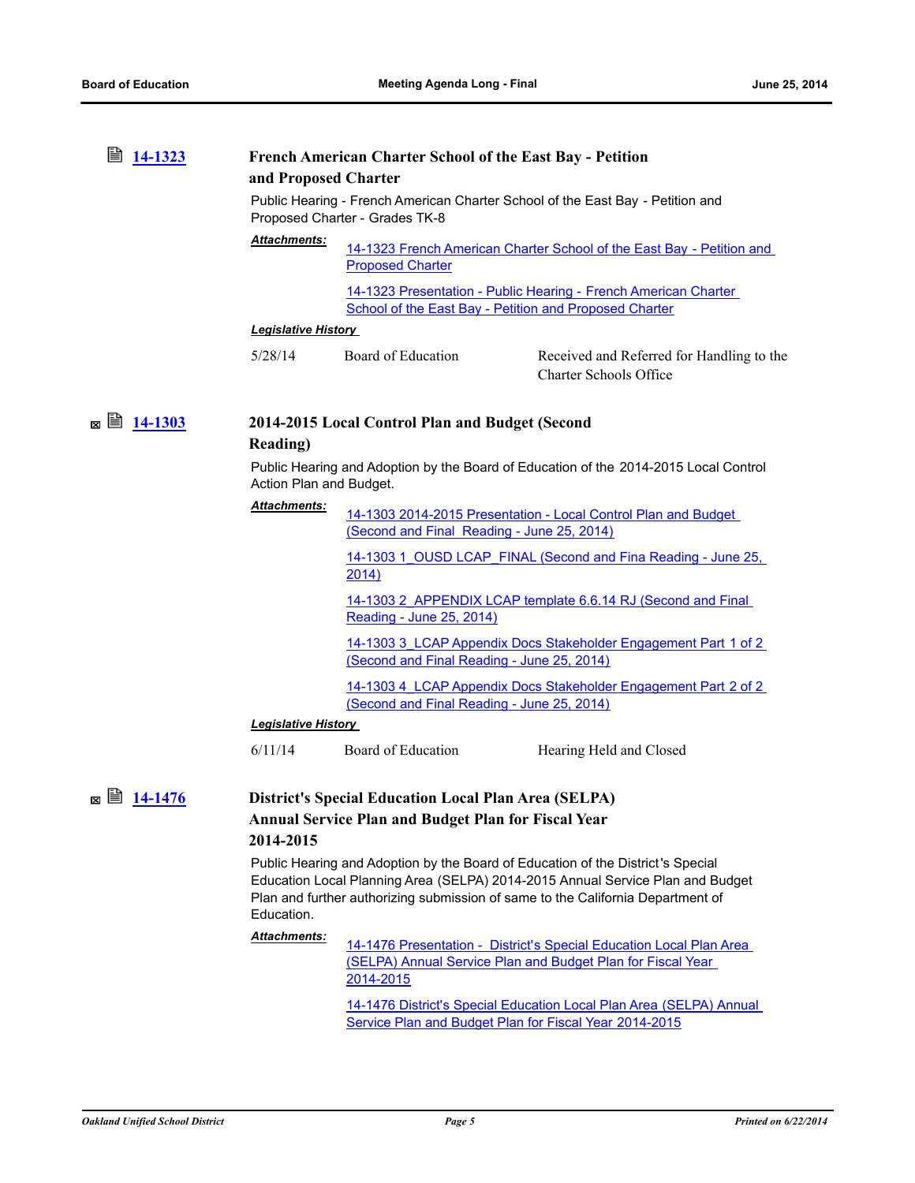### 14-1323 French American Charter School of the East Bay - Petition and Proposed Charter

Public Hearing - French American Charter School of the East Bay - Petition and Proposed Charter - Grades TK-8

***Attachments:***

14-1323 French American Charter School of the East Bay - Petition and Proposed Charter

14-1323 Presentation - Public Hearing - French American Charter School of the East Bay - Petition and Proposed Charter

***Legislative History***

| | | |
|---|---|---|
| 5/28/14 | Board of Education | Received and Referred for Handling to the Charter Schools Office |

### 14-1303 2014-2015 Local Control Plan and Budget (Second Reading)

Public Hearing and Adoption by the Board of Education of the 2014-2015 Local Control Action Plan and Budget.

***Attachments:***

14-1303 2014-2015 Presentation - Local Control Plan and Budget (Second and Final Reading - June 25, 2014)

14-1303 1_OUSD LCAP_FINAL (Second and Fina Reading - June 25, 2014)

14-1303 2_APPENDIX LCAP template 6.6.14 RJ (Second and Final Reading - June 25, 2014)

14-1303 3_LCAP Appendix Docs Stakeholder Engagement Part 1 of 2 (Second and Final Reading - June 25, 2014)

14-1303 4_LCAP Appendix Docs Stakeholder Engagement Part 2 of 2 (Second and Final Reading - June 25, 2014)

***Legislative History***

| | | |
|---|---|---|
| 6/11/14 | Board of Education | Hearing Held and Closed |

### 14-1476 District's Special Education Local Plan Area (SELPA) Annual Service Plan and Budget Plan for Fiscal Year 2014-2015

Public Hearing and Adoption by the Board of Education of the District's Special Education Local Planning Area (SELPA) 2014-2015 Annual Service Plan and Budget Plan and further authorizing submission of same to the California Department of Education.

***Attachments:***

14-1476 Presentation - District's Special Education Local Plan Area (SELPA) Annual Service Plan and Budget Plan for Fiscal Year 2014-2015

14-1476 District's Special Education Local Plan Area (SELPA) Annual Service Plan and Budget Plan for Fiscal Year 2014-2015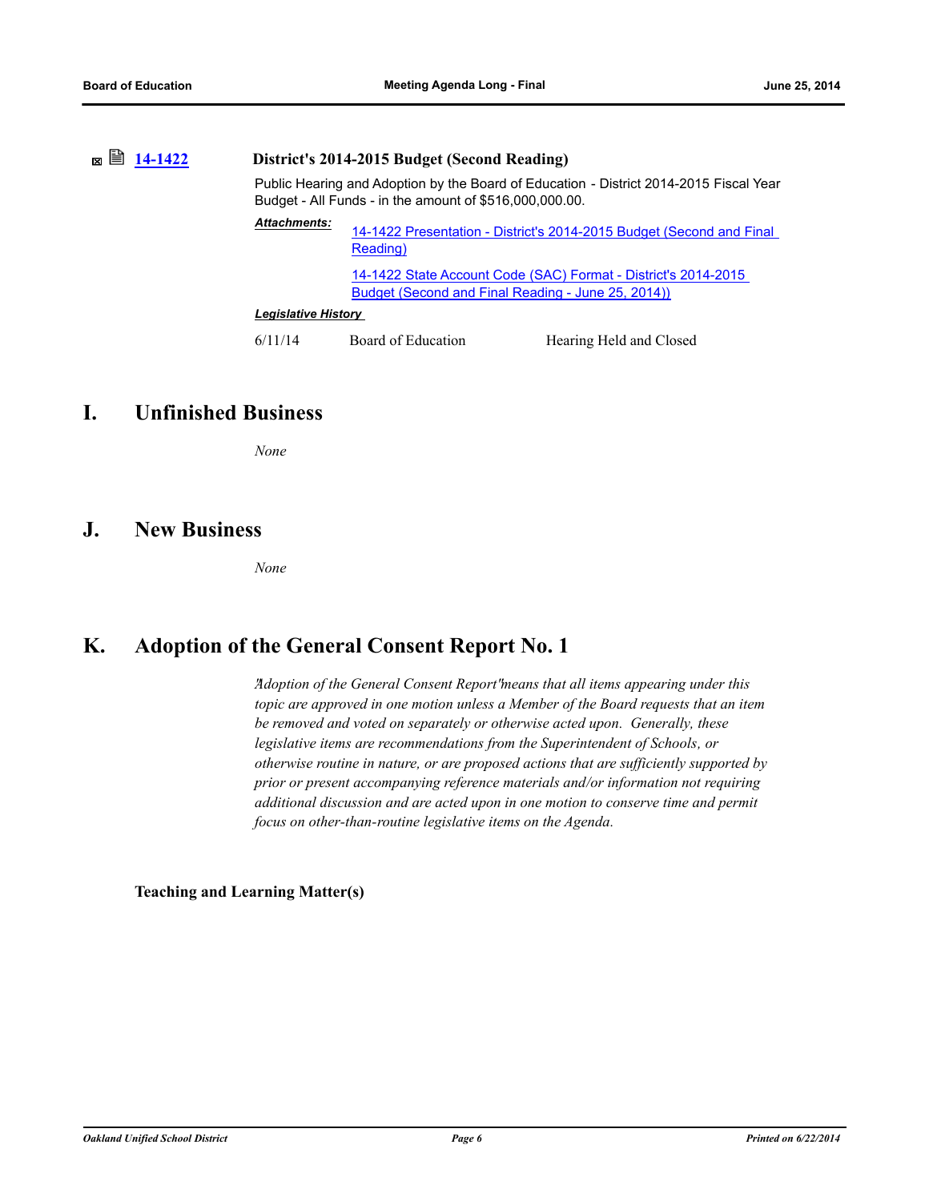**14-1422** **District's 2014-2015 Budget (Second Reading)**

Public Hearing and Adoption by the Board of Education - District 2014-2015 Fiscal Year Budget - All Funds - in the amount of $516,000,000.00.

***Attachments:***

14-1422 Presentation - District's 2014-2015 Budget (Second and Final Reading)

14-1422 State Account Code (SAC) Format - District's 2014-2015 Budget (Second and Final Reading - June 25, 2014))

***Legislative History***

| | | |
|---|---|---|
| 6/11/14 | Board of Education | Hearing Held and Closed |

# I. Unfinished Business

*None*

# J. New Business

*None*

# K. Adoption of the General Consent Report No. 1

*"Adoption of the General Consent Report" means that all items appearing under this topic are approved in one motion unless a Member of the Board requests that an item be removed and voted on separately or otherwise acted upon. Generally, these legislative items are recommendations from the Superintendent of Schools, or otherwise routine in nature, or are proposed actions that are sufficiently supported by prior or present accompanying reference materials and/or information not requiring additional discussion and are acted upon in one motion to conserve time and permit focus on other-than-routine legislative items on the Agenda.*

**Teaching and Learning Matter(s)**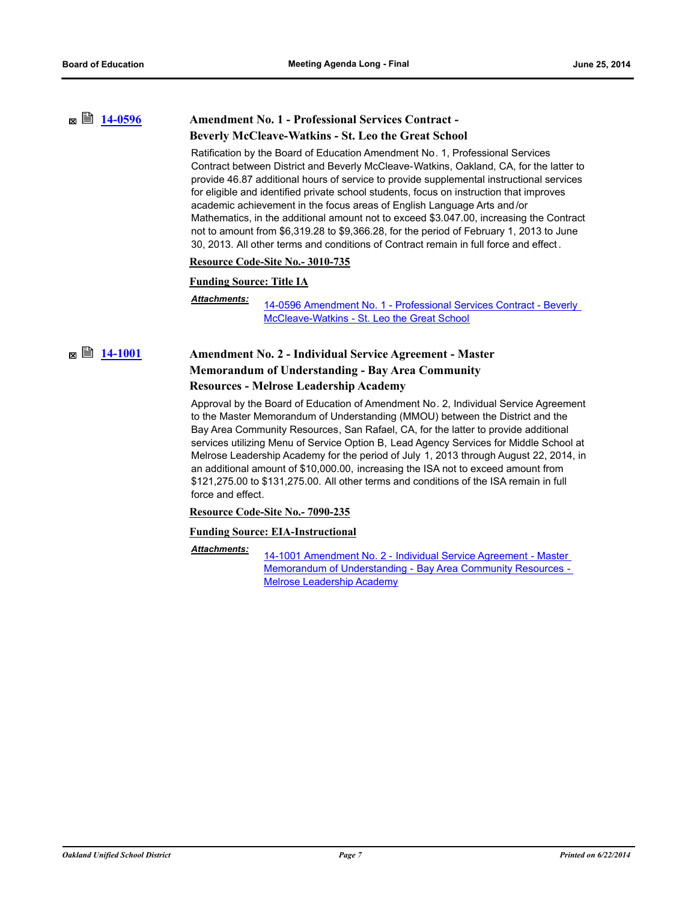**14-0596** **Amendment No. 1 - Professional Services Contract - Beverly McCleave-Watkins - St. Leo the Great School**

Ratification by the Board of Education Amendment No. 1, Professional Services Contract between District and Beverly McCleave-Watkins, Oakland, CA, for the latter to provide 46.87 additional hours of service to provide supplemental instructional services for eligible and identified private school students, focus on instruction that improves academic achievement in the focus areas of English Language Arts and /or Mathematics, in the additional amount not to exceed $3.047.00, increasing the Contract not to amount from $6,319.28 to $9,366.28, for the period of February 1, 2013 to June 30, 2013. All other terms and conditions of Contract remain in full force and effect.

**Resource Code-Site No.- 3010-735**

**Funding Source: Title IA**

*Attachments:* 14-0596 Amendment No. 1 - Professional Services Contract - Beverly McCleave-Watkins - St. Leo the Great School

**14-1001** **Amendment No. 2 - Individual Service Agreement - Master Memorandum of Understanding - Bay Area Community Resources - Melrose Leadership Academy**

Approval by the Board of Education of Amendment No. 2, Individual Service Agreement to the Master Memorandum of Understanding (MMOU) between the District and the Bay Area Community Resources, San Rafael, CA, for the latter to provide additional services utilizing Menu of Service Option B, Lead Agency Services for Middle School at Melrose Leadership Academy for the period of July 1, 2013 through August 22, 2014, in an additional amount of $10,000.00, increasing the ISA not to exceed amount from $121,275.00 to $131,275.00. All other terms and conditions of the ISA remain in full force and effect.

**Resource Code-Site No.- 7090-235**

**Funding Source: EIA-Instructional**

*Attachments:* 14-1001 Amendment No. 2 - Individual Service Agreement - Master Memorandum of Understanding - Bay Area Community Resources - Melrose Leadership Academy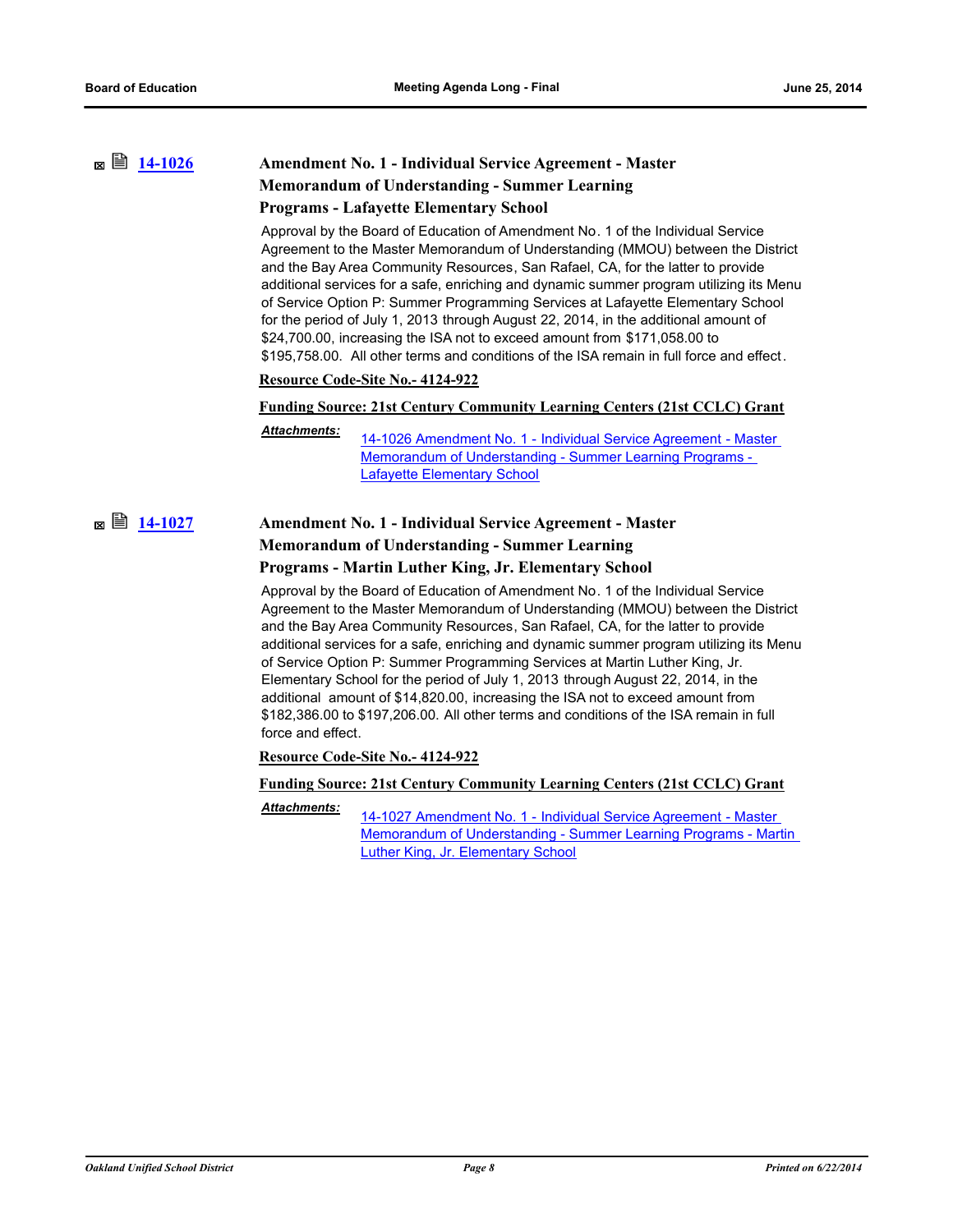**14-1026** **Amendment No. 1 - Individual Service Agreement - Master Memorandum of Understanding - Summer Learning Programs - Lafayette Elementary School**

Approval by the Board of Education of Amendment No. 1 of the Individual Service Agreement to the Master Memorandum of Understanding (MMOU) between the District and the Bay Area Community Resources, San Rafael, CA, for the latter to provide additional services for a safe, enriching and dynamic summer program utilizing its Menu of Service Option P: Summer Programming Services at Lafayette Elementary School for the period of July 1, 2013 through August 22, 2014, in the additional amount of $24,700.00, increasing the ISA not to exceed amount from $171,058.00 to $195,758.00. All other terms and conditions of the ISA remain in full force and effect.

**Resource Code-Site No.- 4124-922**

**Funding Source: 21st Century Community Learning Centers (21st CCLC) Grant**

***Attachments:*** 14-1026 Amendment No. 1 - Individual Service Agreement - Master Memorandum of Understanding - Summer Learning Programs - Lafayette Elementary School

**14-1027** **Amendment No. 1 - Individual Service Agreement - Master Memorandum of Understanding - Summer Learning Programs - Martin Luther King, Jr. Elementary School**

Approval by the Board of Education of Amendment No. 1 of the Individual Service Agreement to the Master Memorandum of Understanding (MMOU) between the District and the Bay Area Community Resources, San Rafael, CA, for the latter to provide additional services for a safe, enriching and dynamic summer program utilizing its Menu of Service Option P: Summer Programming Services at Martin Luther King, Jr. Elementary School for the period of July 1, 2013 through August 22, 2014, in the additional amount of $14,820.00, increasing the ISA not to exceed amount from $182,386.00 to $197,206.00. All other terms and conditions of the ISA remain in full force and effect.

**Resource Code-Site No.- 4124-922**

**Funding Source: 21st Century Community Learning Centers (21st CCLC) Grant**

***Attachments:*** 14-1027 Amendment No. 1 - Individual Service Agreement - Master Memorandum of Understanding - Summer Learning Programs - Martin Luther King, Jr. Elementary School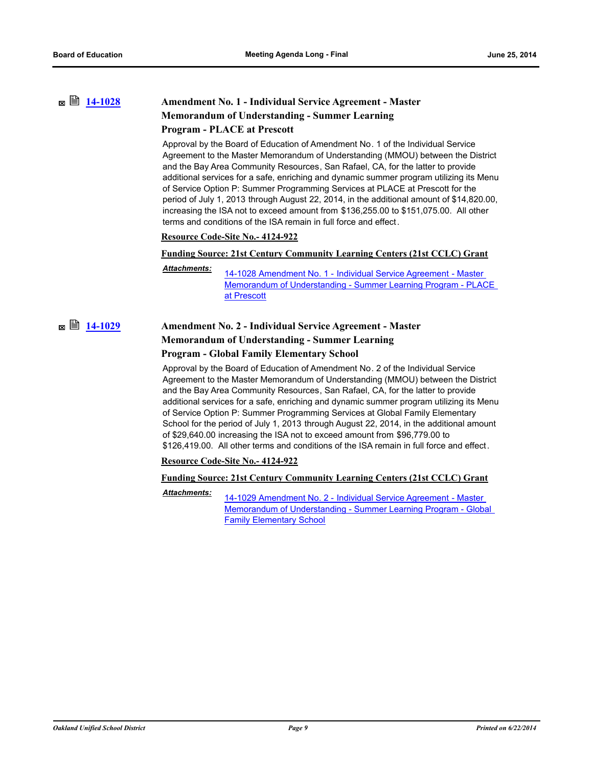### 14-1028 Amendment No. 1 - Individual Service Agreement - Master Memorandum of Understanding - Summer Learning Program - PLACE at Prescott

Approval by the Board of Education of Amendment No. 1 of the Individual Service Agreement to the Master Memorandum of Understanding (MMOU) between the District and the Bay Area Community Resources, San Rafael, CA, for the latter to provide additional services for a safe, enriching and dynamic summer program utilizing its Menu of Service Option P: Summer Programming Services at PLACE at Prescott for the period of July 1, 2013 through August 22, 2014, in the additional amount of $14,820.00, increasing the ISA not to exceed amount from $136,255.00 to $151,075.00. All other terms and conditions of the ISA remain in full force and effect.

**Resource Code-Site No.- 4124-922**

**Funding Source: 21st Century Community Learning Centers (21st CCLC) Grant**

***Attachments:*** 14-1028 Amendment No. 1 - Individual Service Agreement - Master Memorandum of Understanding - Summer Learning Program - PLACE at Prescott

### 14-1029 Amendment No. 2 - Individual Service Agreement - Master Memorandum of Understanding - Summer Learning Program - Global Family Elementary School

Approval by the Board of Education of Amendment No. 2 of the Individual Service Agreement to the Master Memorandum of Understanding (MMOU) between the District and the Bay Area Community Resources, San Rafael, CA, for the latter to provide additional services for a safe, enriching and dynamic summer program utilizing its Menu of Service Option P: Summer Programming Services at Global Family Elementary School for the period of July 1, 2013 through August 22, 2014, in the additional amount of $29,640.00 increasing the ISA not to exceed amount from $96,779.00 to $126,419.00. All other terms and conditions of the ISA remain in full force and effect.

**Resource Code-Site No.- 4124-922**

**Funding Source: 21st Century Community Learning Centers (21st CCLC) Grant**

***Attachments:*** 14-1029 Amendment No. 2 - Individual Service Agreement - Master Memorandum of Understanding - Summer Learning Program - Global Family Elementary School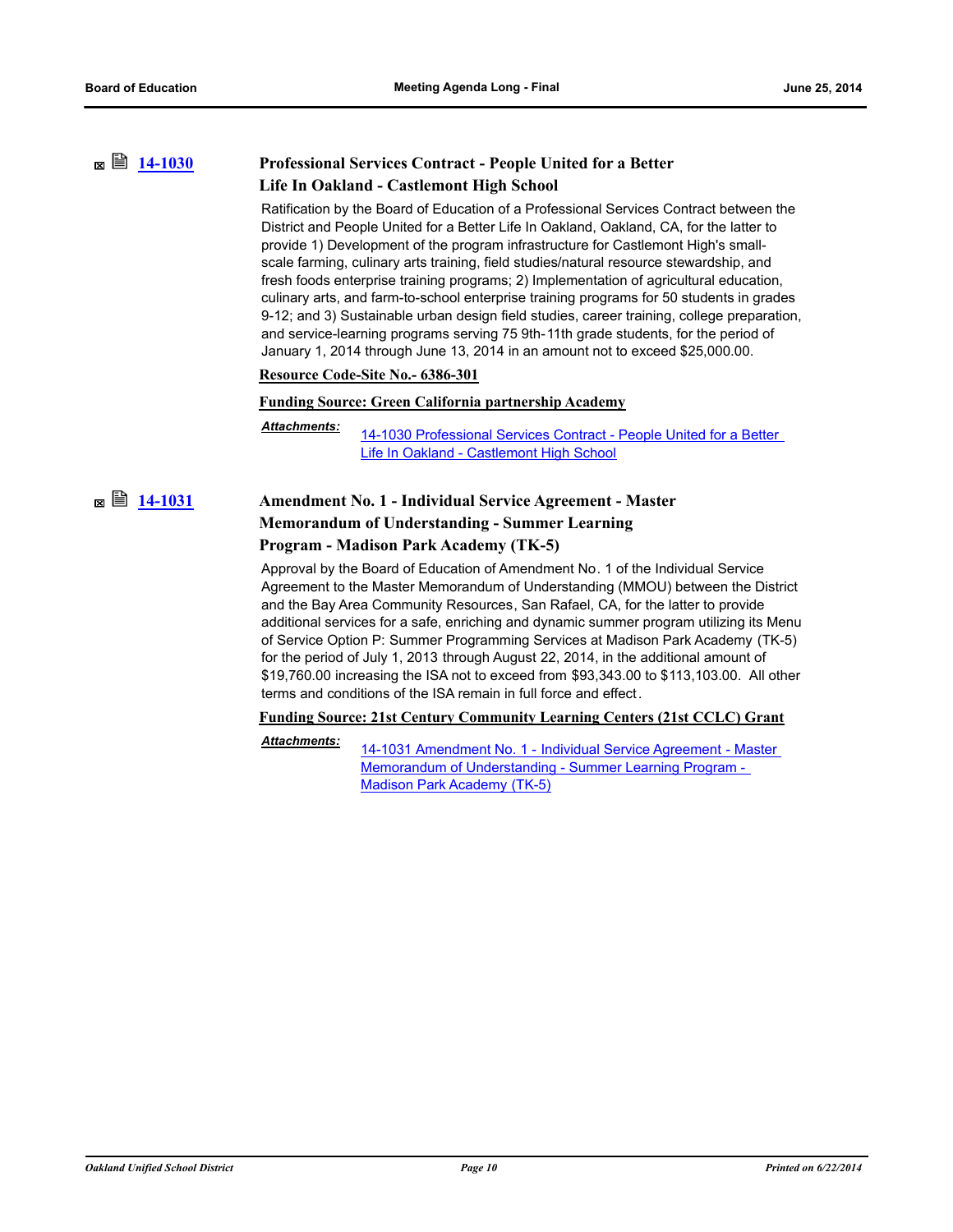**14-1030** **Professional Services Contract - People United for a Better Life In Oakland - Castlemont High School**

Ratification by the Board of Education of a Professional Services Contract between the District and People United for a Better Life In Oakland, Oakland, CA, for the latter to provide 1) Development of the program infrastructure for Castlemont High's small-scale farming, culinary arts training, field studies/natural resource stewardship, and fresh foods enterprise training programs; 2) Implementation of agricultural education, culinary arts, and farm-to-school enterprise training programs for 50 students in grades 9-12; and 3) Sustainable urban design field studies, career training, college preparation, and service-learning programs serving 75 9th-11th grade students, for the period of January 1, 2014 through June 13, 2014 in an amount not to exceed $25,000.00.

**Resource Code-Site No.- 6386-301**

**Funding Source: Green California partnership Academy**

***Attachments:*** 14-1030 Professional Services Contract - People United for a Better Life In Oakland - Castlemont High School

**14-1031** **Amendment No. 1 - Individual Service Agreement - Master Memorandum of Understanding - Summer Learning Program - Madison Park Academy (TK-5)**

Approval by the Board of Education of Amendment No. 1 of the Individual Service Agreement to the Master Memorandum of Understanding (MMOU) between the District and the Bay Area Community Resources, San Rafael, CA, for the latter to provide additional services for a safe, enriching and dynamic summer program utilizing its Menu of Service Option P: Summer Programming Services at Madison Park Academy (TK-5) for the period of July 1, 2013 through August 22, 2014, in the additional amount of $19,760.00 increasing the ISA not to exceed from $93,343.00 to $113,103.00. All other terms and conditions of the ISA remain in full force and effect.

**Funding Source: 21st Century Community Learning Centers (21st CCLC) Grant**

***Attachments:*** 14-1031 Amendment No. 1 - Individual Service Agreement - Master Memorandum of Understanding - Summer Learning Program - Madison Park Academy (TK-5)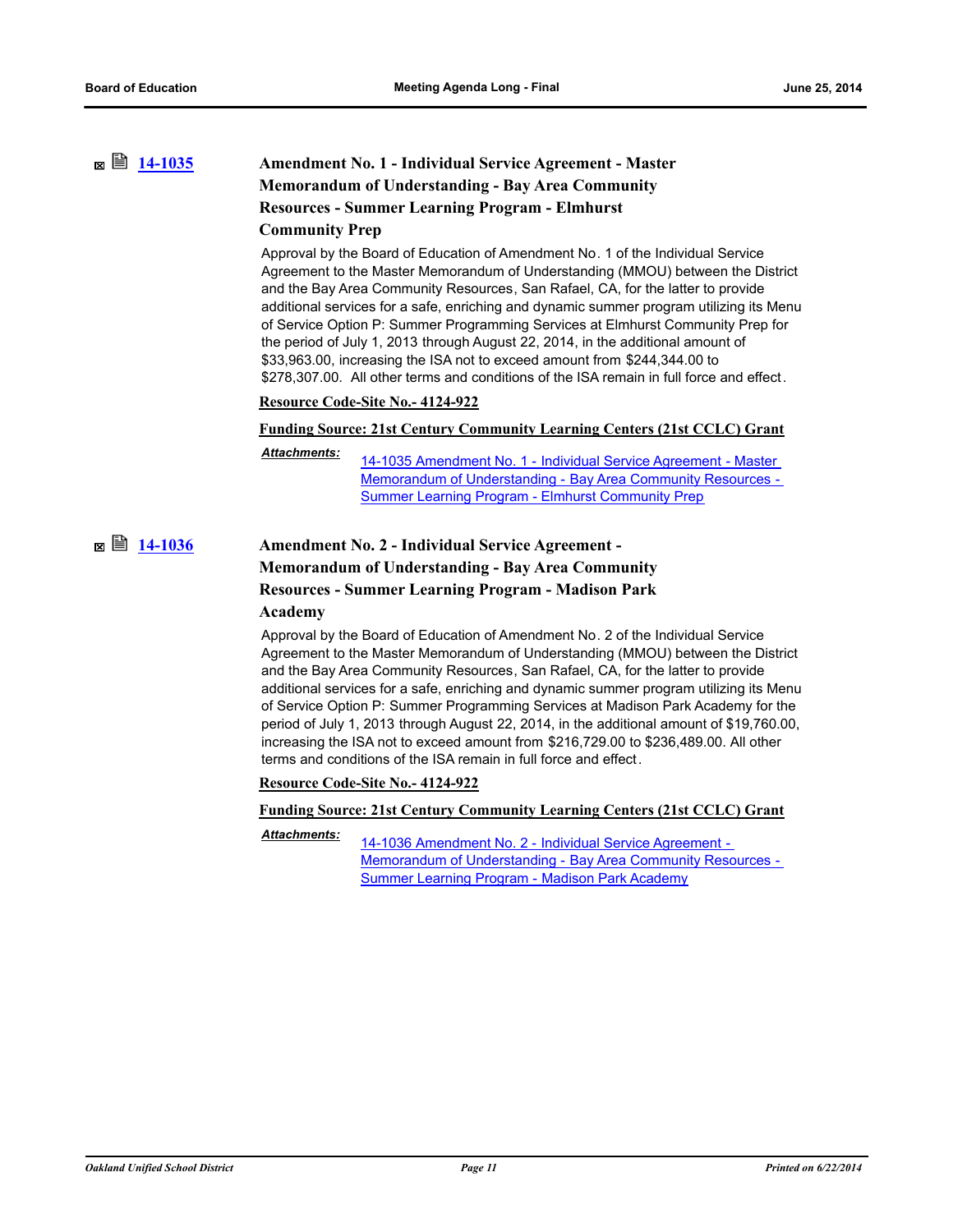### 14-1035 Amendment No. 1 - Individual Service Agreement - Master Memorandum of Understanding - Bay Area Community Resources - Summer Learning Program - Elmhurst Community Prep

Approval by the Board of Education of Amendment No. 1 of the Individual Service Agreement to the Master Memorandum of Understanding (MMOU) between the District and the Bay Area Community Resources, San Rafael, CA, for the latter to provide additional services for a safe, enriching and dynamic summer program utilizing its Menu of Service Option P: Summer Programming Services at Elmhurst Community Prep for the period of July 1, 2013 through August 22, 2014, in the additional amount of $33,963.00, increasing the ISA not to exceed amount from $244,344.00 to $278,307.00. All other terms and conditions of the ISA remain in full force and effect.

**Resource Code-Site No.- 4124-922**

**Funding Source: 21st Century Community Learning Centers (21st CCLC) Grant**

*Attachments:* 14-1035 Amendment No. 1 - Individual Service Agreement - Master Memorandum of Understanding - Bay Area Community Resources - Summer Learning Program - Elmhurst Community Prep

### 14-1036 Amendment No. 2 - Individual Service Agreement - Memorandum of Understanding - Bay Area Community Resources - Summer Learning Program - Madison Park Academy

Approval by the Board of Education of Amendment No. 2 of the Individual Service Agreement to the Master Memorandum of Understanding (MMOU) between the District and the Bay Area Community Resources, San Rafael, CA, for the latter to provide additional services for a safe, enriching and dynamic summer program utilizing its Menu of Service Option P: Summer Programming Services at Madison Park Academy for the period of July 1, 2013 through August 22, 2014, in the additional amount of $19,760.00, increasing the ISA not to exceed amount from $216,729.00 to $236,489.00. All other terms and conditions of the ISA remain in full force and effect.

**Resource Code-Site No.- 4124-922**

**Funding Source: 21st Century Community Learning Centers (21st CCLC) Grant**

*Attachments:* 14-1036 Amendment No. 2 - Individual Service Agreement - Memorandum of Understanding - Bay Area Community Resources - Summer Learning Program - Madison Park Academy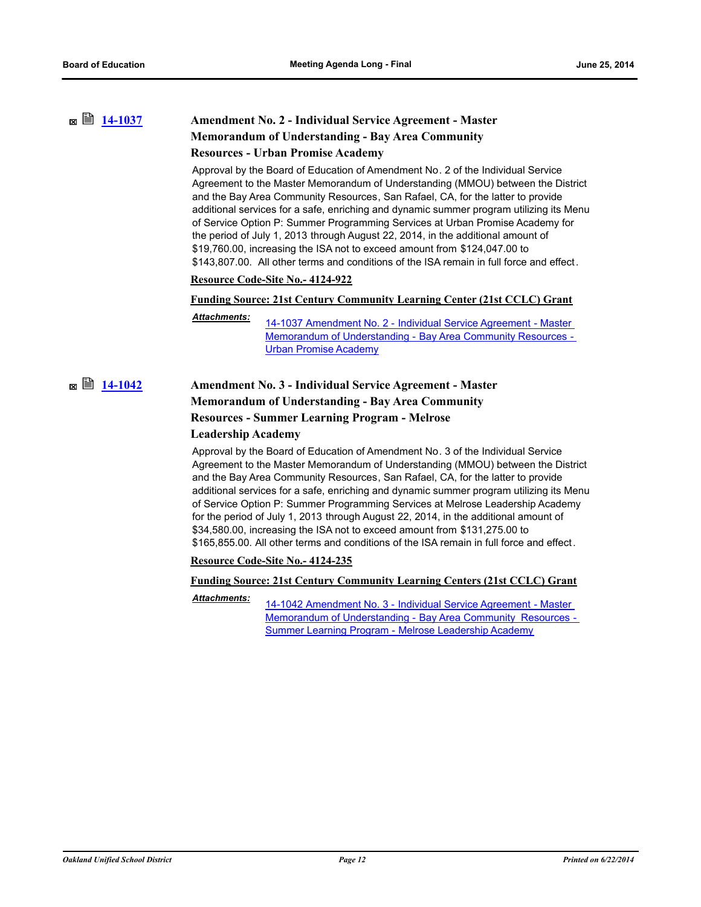### 14-1037 Amendment No. 2 - Individual Service Agreement - Master Memorandum of Understanding - Bay Area Community Resources - Urban Promise Academy

Approval by the Board of Education of Amendment No. 2 of the Individual Service Agreement to the Master Memorandum of Understanding (MMOU) between the District and the Bay Area Community Resources, San Rafael, CA, for the latter to provide additional services for a safe, enriching and dynamic summer program utilizing its Menu of Service Option P: Summer Programming Services at Urban Promise Academy for the period of July 1, 2013 through August 22, 2014, in the additional amount of $19,760.00, increasing the ISA not to exceed amount from $124,047.00 to $143,807.00. All other terms and conditions of the ISA remain in full force and effect.

**Resource Code-Site No.- 4124-922**

**Funding Source: 21st Century Community Learning Center (21st CCLC) Grant**

***Attachments:*** 14-1037 Amendment No. 2 - Individual Service Agreement - Master Memorandum of Understanding - Bay Area Community Resources - Urban Promise Academy

### 14-1042 Amendment No. 3 - Individual Service Agreement - Master Memorandum of Understanding - Bay Area Community Resources - Summer Learning Program - Melrose Leadership Academy

Approval by the Board of Education of Amendment No. 3 of the Individual Service Agreement to the Master Memorandum of Understanding (MMOU) between the District and the Bay Area Community Resources, San Rafael, CA, for the latter to provide additional services for a safe, enriching and dynamic summer program utilizing its Menu of Service Option P: Summer Programming Services at Melrose Leadership Academy for the period of July 1, 2013 through August 22, 2014, in the additional amount of $34,580.00, increasing the ISA not to exceed amount from $131,275.00 to $165,855.00. All other terms and conditions of the ISA remain in full force and effect.

**Resource Code-Site No.- 4124-235**

**Funding Source: 21st Century Community Learning Centers (21st CCLC) Grant**

***Attachments:*** 14-1042 Amendment No. 3 - Individual Service Agreement - Master Memorandum of Understanding - Bay Area Community Resources - Summer Learning Program - Melrose Leadership Academy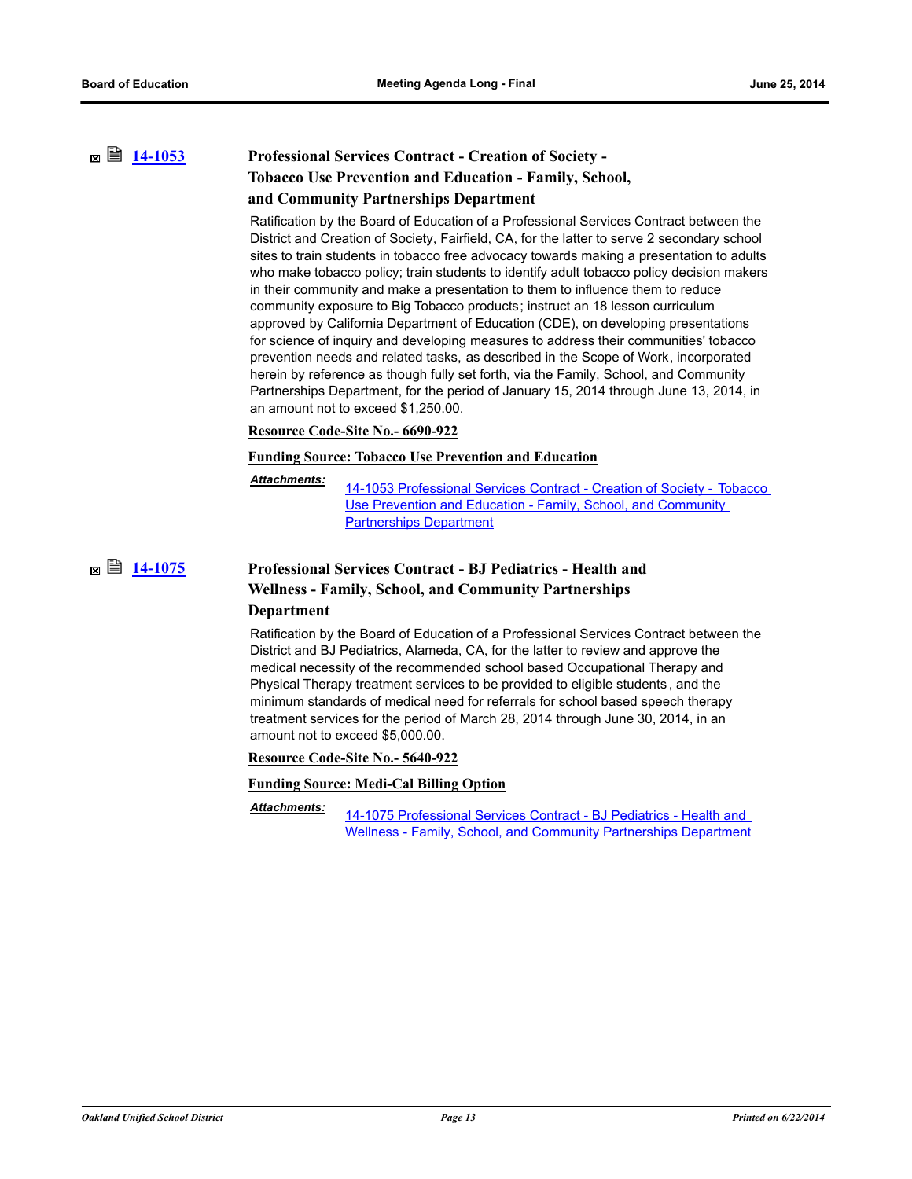### 14-1053 Professional Services Contract - Creation of Society - Tobacco Use Prevention and Education - Family, School, and Community Partnerships Department

Ratification by the Board of Education of a Professional Services Contract between the District and Creation of Society, Fairfield, CA, for the latter to serve 2 secondary school sites to train students in tobacco free advocacy towards making a presentation to adults who make tobacco policy; train students to identify adult tobacco policy decision makers in their community and make a presentation to them to influence them to reduce community exposure to Big Tobacco products; instruct an 18 lesson curriculum approved by California Department of Education (CDE), on developing presentations for science of inquiry and developing measures to address their communities' tobacco prevention needs and related tasks, as described in the Scope of Work, incorporated herein by reference as though fully set forth, via the Family, School, and Community Partnerships Department, for the period of January 15, 2014 through June 13, 2014, in an amount not to exceed $1,250.00.

**Resource Code-Site No.- 6690-922**

**Funding Source: Tobacco Use Prevention and Education**

***Attachments:*** 14-1053 Professional Services Contract - Creation of Society - Tobacco Use Prevention and Education - Family, School, and Community Partnerships Department

### 14-1075 Professional Services Contract - BJ Pediatrics - Health and Wellness - Family, School, and Community Partnerships Department

Ratification by the Board of Education of a Professional Services Contract between the District and BJ Pediatrics, Alameda, CA, for the latter to review and approve the medical necessity of the recommended school based Occupational Therapy and Physical Therapy treatment services to be provided to eligible students, and the minimum standards of medical need for referrals for school based speech therapy treatment services for the period of March 28, 2014 through June 30, 2014, in an amount not to exceed $5,000.00.

**Resource Code-Site No.- 5640-922**

**Funding Source: Medi-Cal Billing Option**

***Attachments:*** 14-1075 Professional Services Contract - BJ Pediatrics - Health and Wellness - Family, School, and Community Partnerships Department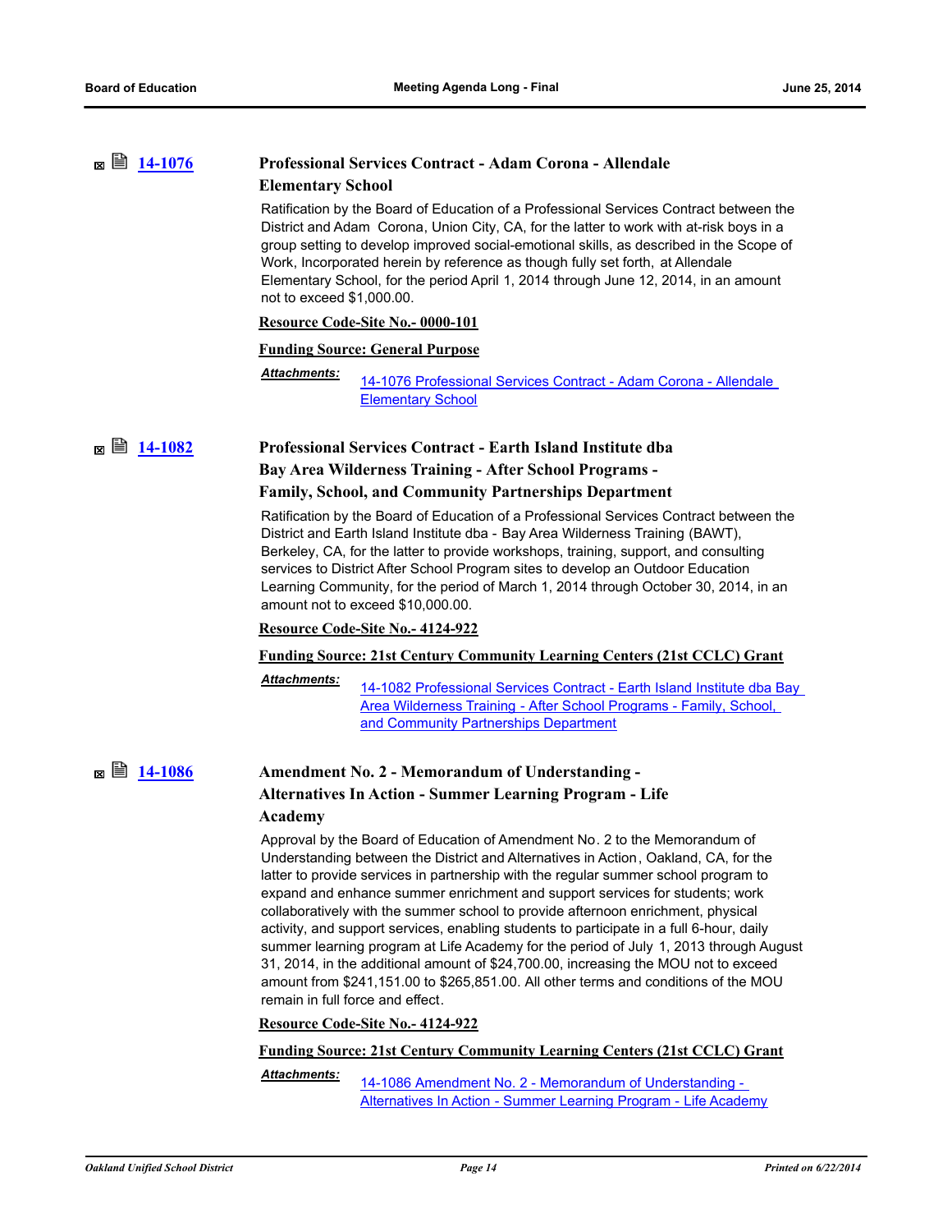**14-1076** **Professional Services Contract - Adam Corona - Allendale Elementary School**

Ratification by the Board of Education of a Professional Services Contract between the District and Adam Corona, Union City, CA, for the latter to work with at-risk boys in a group setting to develop improved social-emotional skills, as described in the Scope of Work, Incorporated herein by reference as though fully set forth, at Allendale Elementary School, for the period April 1, 2014 through June 12, 2014, in an amount not to exceed $1,000.00.

**Resource Code-Site No.- 0000-101**

**Funding Source: General Purpose**

***Attachments:*** 14-1076 Professional Services Contract - Adam Corona - Allendale Elementary School

**14-1082** **Professional Services Contract - Earth Island Institute dba Bay Area Wilderness Training - After School Programs - Family, School, and Community Partnerships Department**

Ratification by the Board of Education of a Professional Services Contract between the District and Earth Island Institute dba - Bay Area Wilderness Training (BAWT), Berkeley, CA, for the latter to provide workshops, training, support, and consulting services to District After School Program sites to develop an Outdoor Education Learning Community, for the period of March 1, 2014 through October 30, 2014, in an amount not to exceed $10,000.00.

**Resource Code-Site No.- 4124-922**

**Funding Source: 21st Century Community Learning Centers (21st CCLC) Grant**

***Attachments:*** 14-1082 Professional Services Contract - Earth Island Institute dba Bay Area Wilderness Training - After School Programs - Family, School, and Community Partnerships Department

**14-1086** **Amendment No. 2 - Memorandum of Understanding - Alternatives In Action - Summer Learning Program - Life Academy**

Approval by the Board of Education of Amendment No. 2 to the Memorandum of Understanding between the District and Alternatives in Action, Oakland, CA, for the latter to provide services in partnership with the regular summer school program to expand and enhance summer enrichment and support services for students; work collaboratively with the summer school to provide afternoon enrichment, physical activity, and support services, enabling students to participate in a full 6-hour, daily summer learning program at Life Academy for the period of July 1, 2013 through August 31, 2014, in the additional amount of $24,700.00, increasing the MOU not to exceed amount from $241,151.00 to $265,851.00. All other terms and conditions of the MOU remain in full force and effect.

**Resource Code-Site No.- 4124-922**

**Funding Source: 21st Century Community Learning Centers (21st CCLC) Grant**

***Attachments:*** 14-1086 Amendment No. 2 - Memorandum of Understanding - Alternatives In Action - Summer Learning Program - Life Academy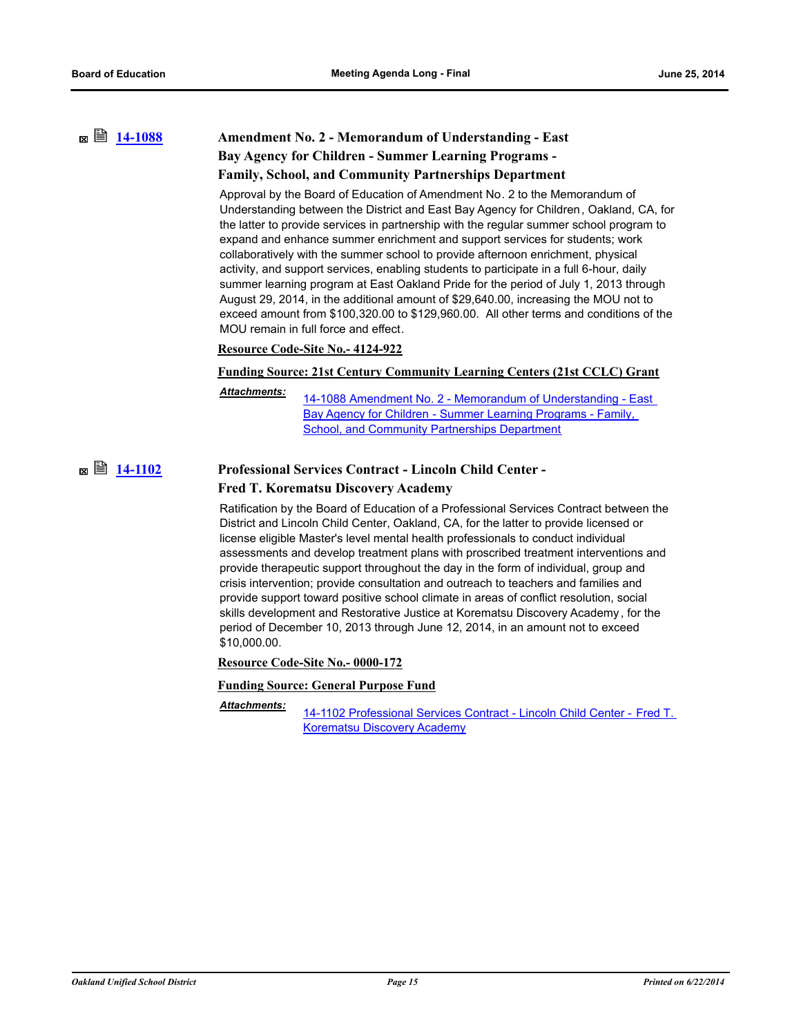### 14-1088 Amendment No. 2 - Memorandum of Understanding - East Bay Agency for Children - Summer Learning Programs - Family, School, and Community Partnerships Department

Approval by the Board of Education of Amendment No. 2 to the Memorandum of Understanding between the District and East Bay Agency for Children, Oakland, CA, for the latter to provide services in partnership with the regular summer school program to expand and enhance summer enrichment and support services for students; work collaboratively with the summer school to provide afternoon enrichment, physical activity, and support services, enabling students to participate in a full 6-hour, daily summer learning program at East Oakland Pride for the period of July 1, 2013 through August 29, 2014, in the additional amount of $29,640.00, increasing the MOU not to exceed amount from $100,320.00 to $129,960.00. All other terms and conditions of the MOU remain in full force and effect.

**Resource Code-Site No.- 4124-922**

**Funding Source: 21st Century Community Learning Centers (21st CCLC) Grant**

***Attachments:*** 14-1088 Amendment No. 2 - Memorandum of Understanding - East Bay Agency for Children - Summer Learning Programs - Family, School, and Community Partnerships Department

### 14-1102 Professional Services Contract - Lincoln Child Center - Fred T. Korematsu Discovery Academy

Ratification by the Board of Education of a Professional Services Contract between the District and Lincoln Child Center, Oakland, CA, for the latter to provide licensed or license eligible Master's level mental health professionals to conduct individual assessments and develop treatment plans with proscribed treatment interventions and provide therapeutic support throughout the day in the form of individual, group and crisis intervention; provide consultation and outreach to teachers and families and provide support toward positive school climate in areas of conflict resolution, social skills development and Restorative Justice at Korematsu Discovery Academy, for the period of December 10, 2013 through June 12, 2014, in an amount not to exceed $10,000.00.

**Resource Code-Site No.- 0000-172**

**Funding Source: General Purpose Fund**

***Attachments:*** 14-1102 Professional Services Contract - Lincoln Child Center - Fred T. Korematsu Discovery Academy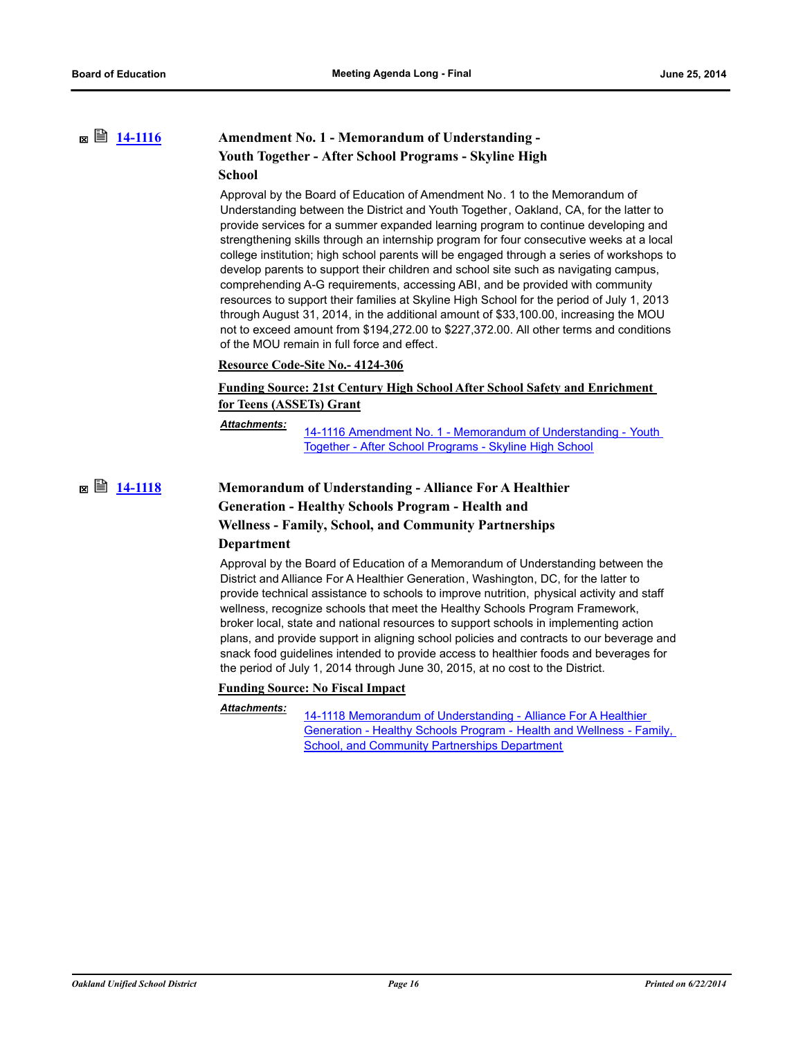### 14-1116 Amendment No. 1 - Memorandum of Understanding - Youth Together - After School Programs - Skyline High School

Approval by the Board of Education of Amendment No. 1 to the Memorandum of Understanding between the District and Youth Together, Oakland, CA, for the latter to provide services for a summer expanded learning program to continue developing and strengthening skills through an internship program for four consecutive weeks at a local college institution; high school parents will be engaged through a series of workshops to develop parents to support their children and school site such as navigating campus, comprehending A-G requirements, accessing ABI, and be provided with community resources to support their families at Skyline High School for the period of July 1, 2013 through August 31, 2014, in the additional amount of $33,100.00, increasing the MOU not to exceed amount from $194,272.00 to $227,372.00. All other terms and conditions of the MOU remain in full force and effect.

**Resource Code-Site No.- 4124-306**

**Funding Source: 21st Century High School After School Safety and Enrichment for Teens (ASSETs) Grant**

*Attachments:* 14-1116 Amendment No. 1 - Memorandum of Understanding - Youth Together - After School Programs - Skyline High School

### 14-1118 Memorandum of Understanding - Alliance For A Healthier Generation - Healthy Schools Program - Health and Wellness - Family, School, and Community Partnerships Department

Approval by the Board of Education of a Memorandum of Understanding between the District and Alliance For A Healthier Generation, Washington, DC, for the latter to provide technical assistance to schools to improve nutrition, physical activity and staff wellness, recognize schools that meet the Healthy Schools Program Framework, broker local, state and national resources to support schools in implementing action plans, and provide support in aligning school policies and contracts to our beverage and snack food guidelines intended to provide access to healthier foods and beverages for the period of July 1, 2014 through June 30, 2015, at no cost to the District.

**Funding Source: No Fiscal Impact**

*Attachments:* 14-1118 Memorandum of Understanding - Alliance For A Healthier Generation - Healthy Schools Program - Health and Wellness - Family, School, and Community Partnerships Department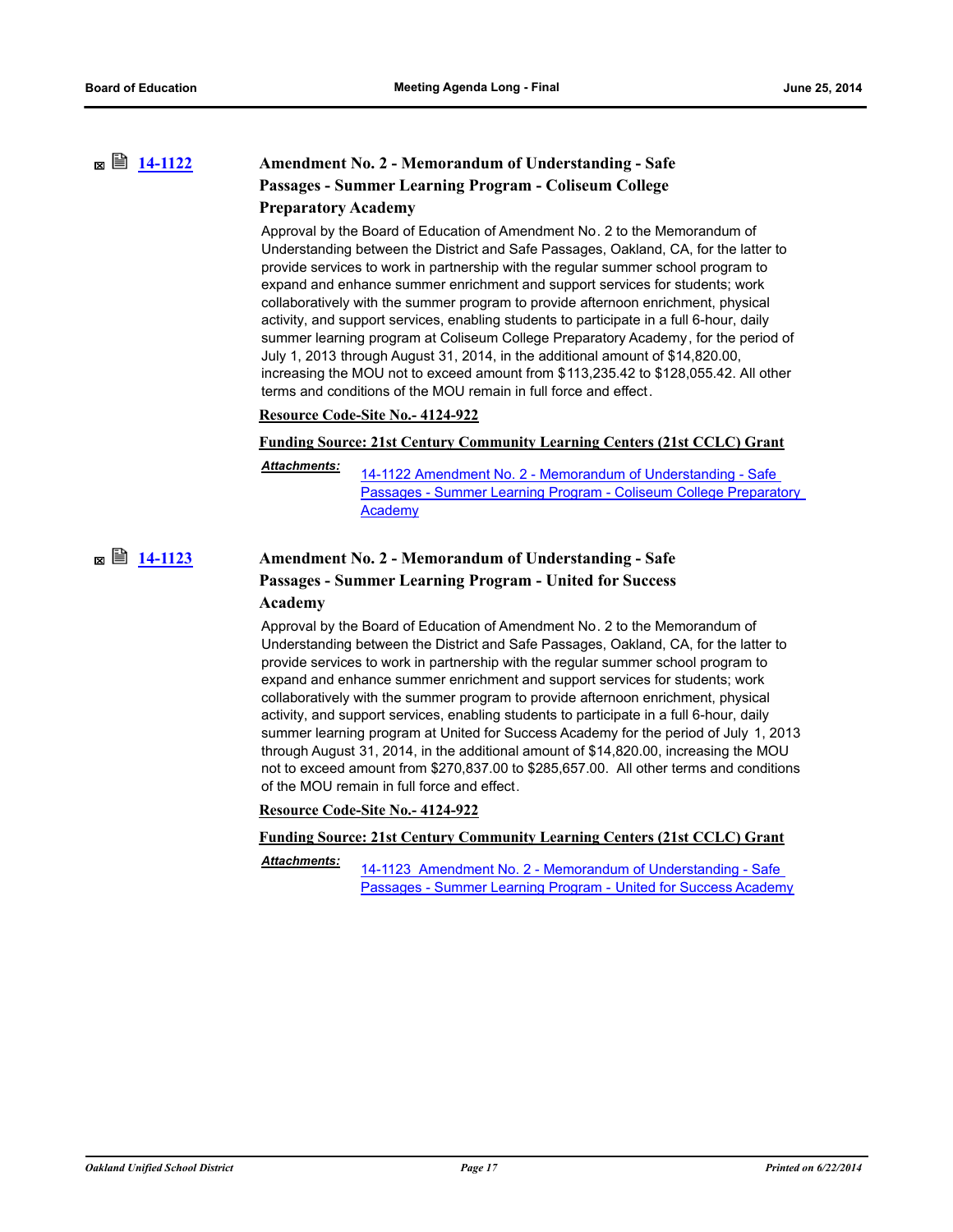## 14-1122 Amendment No. 2 - Memorandum of Understanding - Safe Passages - Summer Learning Program - Coliseum College Preparatory Academy

Approval by the Board of Education of Amendment No. 2 to the Memorandum of Understanding between the District and Safe Passages, Oakland, CA, for the latter to provide services to work in partnership with the regular summer school program to expand and enhance summer enrichment and support services for students; work collaboratively with the summer program to provide afternoon enrichment, physical activity, and support services, enabling students to participate in a full 6-hour, daily summer learning program at Coliseum College Preparatory Academy, for the period of July 1, 2013 through August 31, 2014, in the additional amount of $14,820.00, increasing the MOU not to exceed amount from $113,235.42 to $128,055.42. All other terms and conditions of the MOU remain in full force and effect.

**Resource Code-Site No.- 4124-922**

**Funding Source: 21st Century Community Learning Centers (21st CCLC) Grant**

***Attachments:*** 14-1122 Amendment No. 2 - Memorandum of Understanding - Safe Passages - Summer Learning Program - Coliseum College Preparatory Academy

## 14-1123 Amendment No. 2 - Memorandum of Understanding - Safe Passages - Summer Learning Program - United for Success Academy

Approval by the Board of Education of Amendment No. 2 to the Memorandum of Understanding between the District and Safe Passages, Oakland, CA, for the latter to provide services to work in partnership with the regular summer school program to expand and enhance summer enrichment and support services for students; work collaboratively with the summer program to provide afternoon enrichment, physical activity, and support services, enabling students to participate in a full 6-hour, daily summer learning program at United for Success Academy for the period of July 1, 2013 through August 31, 2014, in the additional amount of $14,820.00, increasing the MOU not to exceed amount from $270,837.00 to $285,657.00. All other terms and conditions of the MOU remain in full force and effect.

**Resource Code-Site No.- 4124-922**

**Funding Source: 21st Century Community Learning Centers (21st CCLC) Grant**

***Attachments:*** 14-1123 Amendment No. 2 - Memorandum of Understanding - Safe Passages - Summer Learning Program - United for Success Academy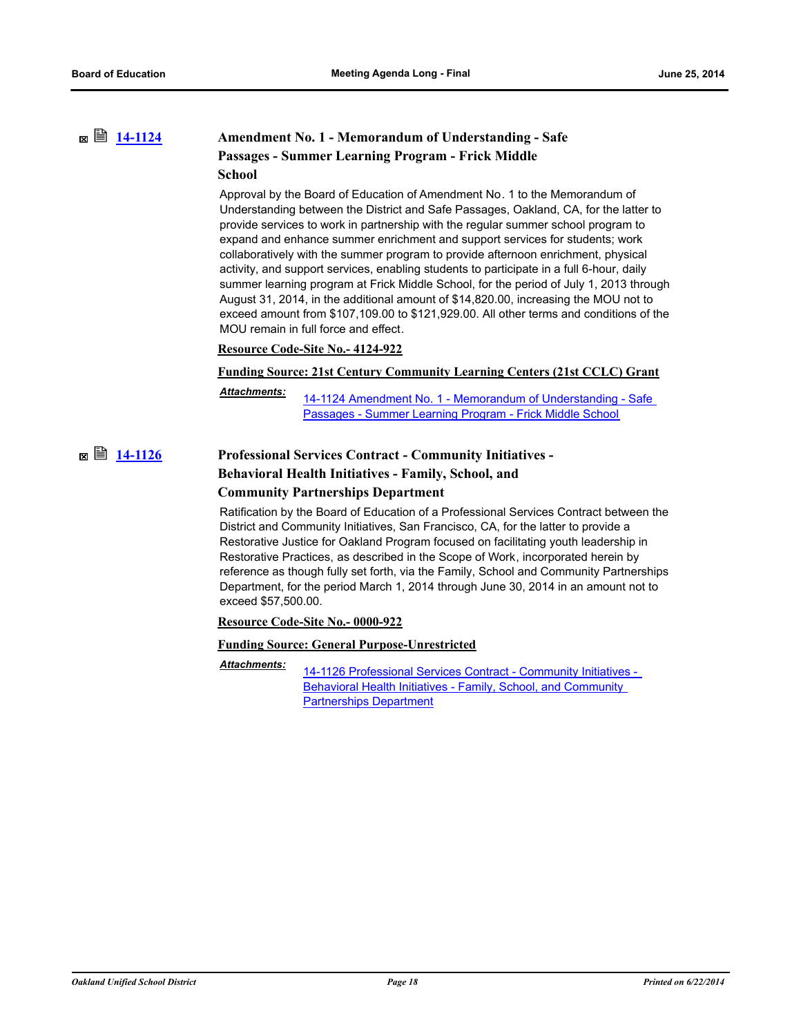## 14-1124 Amendment No. 1 - Memorandum of Understanding - Safe Passages - Summer Learning Program - Frick Middle School

Approval by the Board of Education of Amendment No. 1 to the Memorandum of Understanding between the District and Safe Passages, Oakland, CA, for the latter to provide services to work in partnership with the regular summer school program to expand and enhance summer enrichment and support services for students; work collaboratively with the summer program to provide afternoon enrichment, physical activity, and support services, enabling students to participate in a full 6-hour, daily summer learning program at Frick Middle School, for the period of July 1, 2013 through August 31, 2014, in the additional amount of $14,820.00, increasing the MOU not to exceed amount from $107,109.00 to $121,929.00. All other terms and conditions of the MOU remain in full force and effect.

**Resource Code-Site No.- 4124-922**

**Funding Source: 21st Century Community Learning Centers (21st CCLC) Grant**

***Attachments:*** 14-1124 Amendment No. 1 - Memorandum of Understanding - Safe Passages - Summer Learning Program - Frick Middle School

## 14-1126 Professional Services Contract - Community Initiatives - Behavioral Health Initiatives - Family, School, and Community Partnerships Department

Ratification by the Board of Education of a Professional Services Contract between the District and Community Initiatives, San Francisco, CA, for the latter to provide a Restorative Justice for Oakland Program focused on facilitating youth leadership in Restorative Practices, as described in the Scope of Work, incorporated herein by reference as though fully set forth, via the Family, School and Community Partnerships Department, for the period March 1, 2014 through June 30, 2014 in an amount not to exceed $57,500.00.

**Resource Code-Site No.- 0000-922**

**Funding Source: General Purpose-Unrestricted**

***Attachments:*** 14-1126 Professional Services Contract - Community Initiatives - Behavioral Health Initiatives - Family, School, and Community Partnerships Department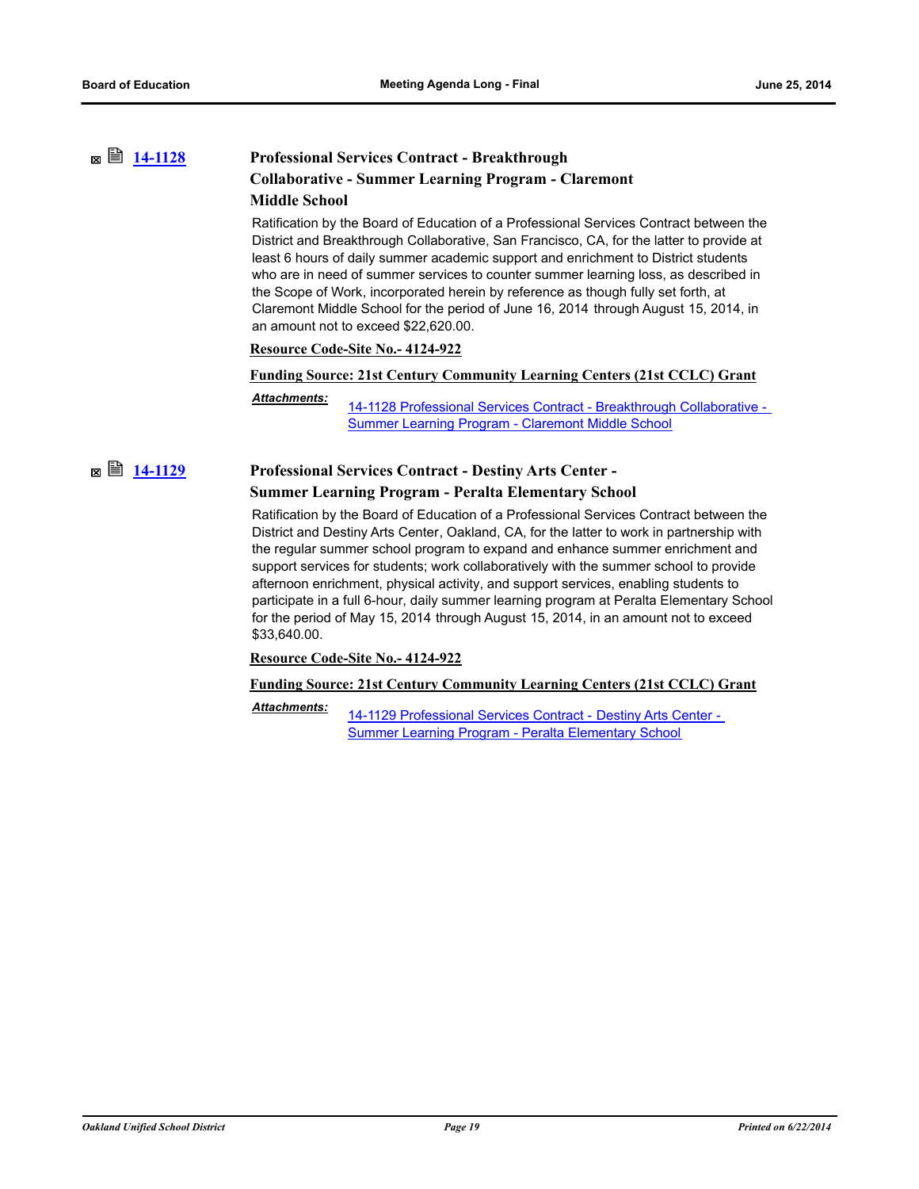**14-1128** **Professional Services Contract - Breakthrough Collaborative - Summer Learning Program - Claremont Middle School**

Ratification by the Board of Education of a Professional Services Contract between the District and Breakthrough Collaborative, San Francisco, CA, for the latter to provide at least 6 hours of daily summer academic support and enrichment to District students who are in need of summer services to counter summer learning loss, as described in the Scope of Work, incorporated herein by reference as though fully set forth, at Claremont Middle School for the period of June 16, 2014 through August 15, 2014, in an amount not to exceed $22,620.00.

**Resource Code-Site No.- 4124-922**

**Funding Source: 21st Century Community Learning Centers (21st CCLC) Grant**

***Attachments:*** 14-1128 Professional Services Contract - Breakthrough Collaborative - Summer Learning Program - Claremont Middle School

**14-1129** **Professional Services Contract - Destiny Arts Center - Summer Learning Program - Peralta Elementary School**

Ratification by the Board of Education of a Professional Services Contract between the District and Destiny Arts Center, Oakland, CA, for the latter to work in partnership with the regular summer school program to expand and enhance summer enrichment and support services for students; work collaboratively with the summer school to provide afternoon enrichment, physical activity, and support services, enabling students to participate in a full 6-hour, daily summer learning program at Peralta Elementary School for the period of May 15, 2014 through August 15, 2014, in an amount not to exceed $33,640.00.

**Resource Code-Site No.- 4124-922**

**Funding Source: 21st Century Community Learning Centers (21st CCLC) Grant**

***Attachments:*** 14-1129 Professional Services Contract - Destiny Arts Center - Summer Learning Program - Peralta Elementary School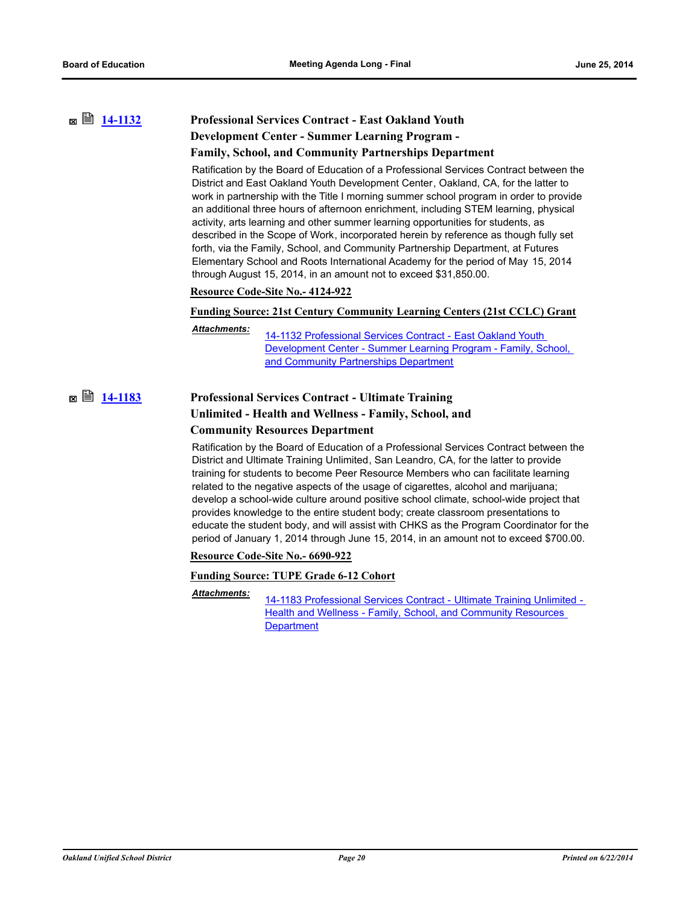### 14-1132 Professional Services Contract - East Oakland Youth Development Center - Summer Learning Program - Family, School, and Community Partnerships Department

Ratification by the Board of Education of a Professional Services Contract between the District and East Oakland Youth Development Center, Oakland, CA, for the latter to work in partnership with the Title I morning summer school program in order to provide an additional three hours of afternoon enrichment, including STEM learning, physical activity, arts learning and other summer learning opportunities for students, as described in the Scope of Work, incorporated herein by reference as though fully set forth, via the Family, School, and Community Partnership Department, at Futures Elementary School and Roots International Academy for the period of May 15, 2014 through August 15, 2014, in an amount not to exceed $31,850.00.

**Resource Code-Site No.- 4124-922**

**Funding Source: 21st Century Community Learning Centers (21st CCLC) Grant**

***Attachments:*** 14-1132 Professional Services Contract - East Oakland Youth Development Center - Summer Learning Program - Family, School, and Community Partnerships Department

### 14-1183 Professional Services Contract - Ultimate Training Unlimited - Health and Wellness - Family, School, and Community Resources Department

Ratification by the Board of Education of a Professional Services Contract between the District and Ultimate Training Unlimited, San Leandro, CA, for the latter to provide training for students to become Peer Resource Members who can facilitate learning related to the negative aspects of the usage of cigarettes, alcohol and marijuana; develop a school-wide culture around positive school climate, school-wide project that provides knowledge to the entire student body; create classroom presentations to educate the student body, and will assist with CHKS as the Program Coordinator for the period of January 1, 2014 through June 15, 2014, in an amount not to exceed $700.00.

**Resource Code-Site No.- 6690-922**

**Funding Source: TUPE Grade 6-12 Cohort**

***Attachments:*** 14-1183 Professional Services Contract - Ultimate Training Unlimited - Health and Wellness - Family, School, and Community Resources Department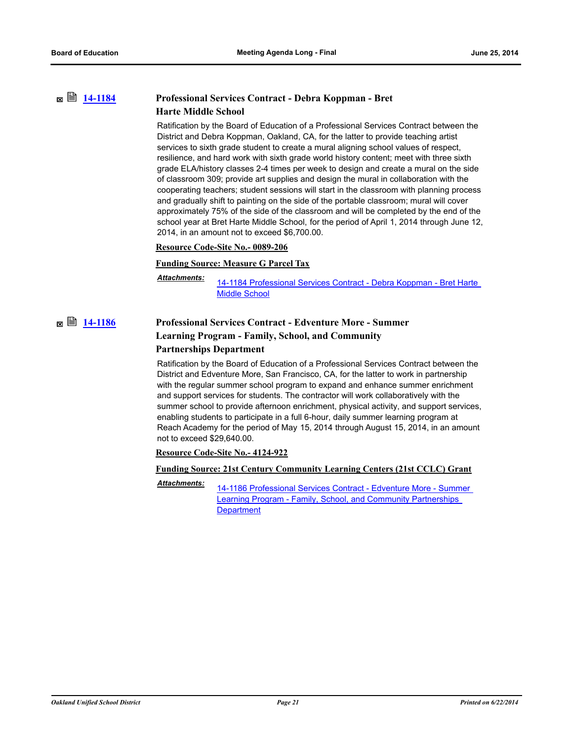### 14-1184 Professional Services Contract - Debra Koppman - Bret Harte Middle School

Ratification by the Board of Education of a Professional Services Contract between the District and Debra Koppman, Oakland, CA, for the latter to provide teaching artist services to sixth grade student to create a mural aligning school values of respect, resilience, and hard work with sixth grade world history content; meet with three sixth grade ELA/history classes 2-4 times per week to design and create a mural on the side of classroom 309; provide art supplies and design the mural in collaboration with the cooperating teachers; student sessions will start in the classroom with planning process and gradually shift to painting on the side of the portable classroom; mural will cover approximately 75% of the side of the classroom and will be completed by the end of the school year at Bret Harte Middle School, for the period of April 1, 2014 through June 12, 2014, in an amount not to exceed $6,700.00.

**Resource Code-Site No.- 0089-206**

**Funding Source: Measure G Parcel Tax**

***Attachments:*** 14-1184 Professional Services Contract - Debra Koppman - Bret Harte Middle School

### 14-1186 Professional Services Contract - Edventure More - Summer Learning Program - Family, School, and Community Partnerships Department

Ratification by the Board of Education of a Professional Services Contract between the District and Edventure More, San Francisco, CA, for the latter to work in partnership with the regular summer school program to expand and enhance summer enrichment and support services for students. The contractor will work collaboratively with the summer school to provide afternoon enrichment, physical activity, and support services, enabling students to participate in a full 6-hour, daily summer learning program at Reach Academy for the period of May 15, 2014 through August 15, 2014, in an amount not to exceed $29,640.00.

**Resource Code-Site No.- 4124-922**

**Funding Source: 21st Century Community Learning Centers (21st CCLC) Grant**

***Attachments:*** 14-1186 Professional Services Contract - Edventure More - Summer Learning Program - Family, School, and Community Partnerships Department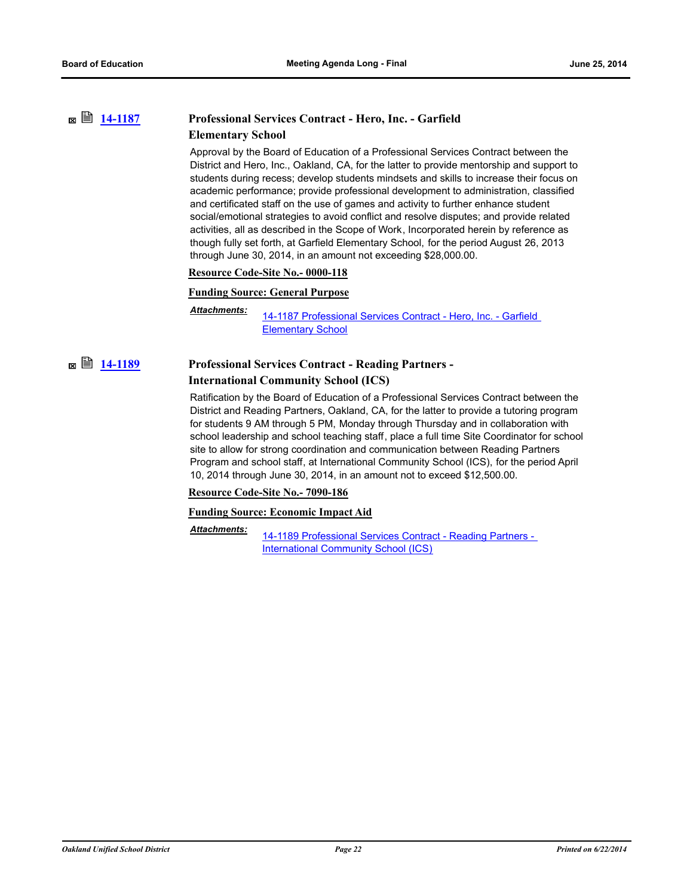### 14-1187 Professional Services Contract - Hero, Inc. - Garfield Elementary School

Approval by the Board of Education of a Professional Services Contract between the District and Hero, Inc., Oakland, CA, for the latter to provide mentorship and support to students during recess; develop students mindsets and skills to increase their focus on academic performance; provide professional development to administration, classified and certificated staff on the use of games and activity to further enhance student social/emotional strategies to avoid conflict and resolve disputes; and provide related activities, all as described in the Scope of Work, Incorporated herein by reference as though fully set forth, at Garfield Elementary School, for the period August 26, 2013 through June 30, 2014, in an amount not exceeding $28,000.00.

**Resource Code-Site No.- 0000-118**

**Funding Source: General Purpose**

*Attachments:* 14-1187 Professional Services Contract - Hero, Inc. - Garfield Elementary School

### 14-1189 Professional Services Contract - Reading Partners - International Community School (ICS)

Ratification by the Board of Education of a Professional Services Contract between the District and Reading Partners, Oakland, CA, for the latter to provide a tutoring program for students 9 AM through 5 PM, Monday through Thursday and in collaboration with school leadership and school teaching staff, place a full time Site Coordinator for school site to allow for strong coordination and communication between Reading Partners Program and school staff, at International Community School (ICS), for the period April 10, 2014 through June 30, 2014, in an amount not to exceed $12,500.00.

**Resource Code-Site No.- 7090-186**

**Funding Source: Economic Impact Aid**

*Attachments:* 14-1189 Professional Services Contract - Reading Partners - International Community School (ICS)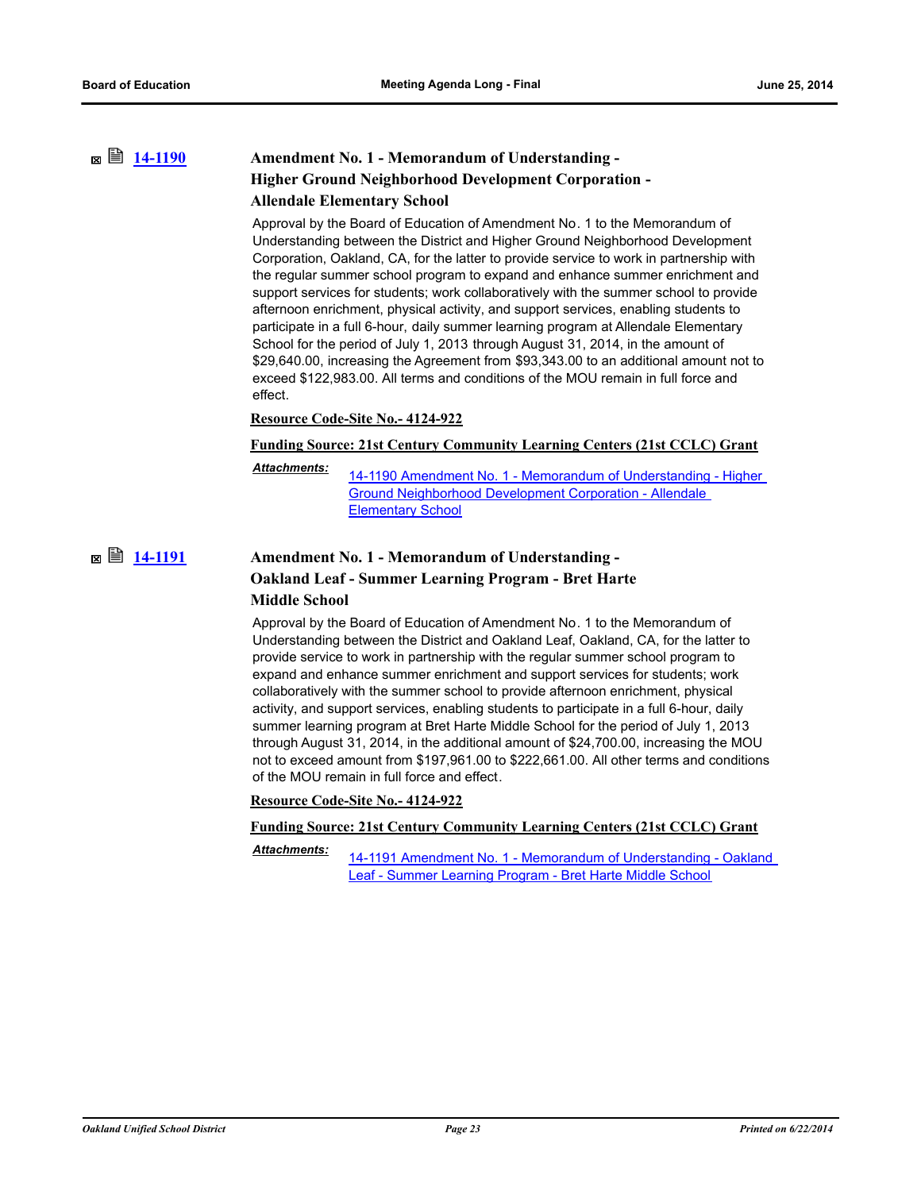## 14-1190 Amendment No. 1 - Memorandum of Understanding - Higher Ground Neighborhood Development Corporation - Allendale Elementary School

Approval by the Board of Education of Amendment No. 1 to the Memorandum of Understanding between the District and Higher Ground Neighborhood Development Corporation, Oakland, CA, for the latter to provide service to work in partnership with the regular summer school program to expand and enhance summer enrichment and support services for students; work collaboratively with the summer school to provide afternoon enrichment, physical activity, and support services, enabling students to participate in a full 6-hour, daily summer learning program at Allendale Elementary School for the period of July 1, 2013 through August 31, 2014, in the amount of $29,640.00, increasing the Agreement from $93,343.00 to an additional amount not to exceed $122,983.00. All terms and conditions of the MOU remain in full force and effect.

**Resource Code-Site No.- 4124-922**

**Funding Source: 21st Century Community Learning Centers (21st CCLC) Grant**

***Attachments:*** 14-1190 Amendment No. 1 - Memorandum of Understanding - Higher Ground Neighborhood Development Corporation - Allendale Elementary School

## 14-1191 Amendment No. 1 - Memorandum of Understanding - Oakland Leaf - Summer Learning Program - Bret Harte Middle School

Approval by the Board of Education of Amendment No. 1 to the Memorandum of Understanding between the District and Oakland Leaf, Oakland, CA, for the latter to provide service to work in partnership with the regular summer school program to expand and enhance summer enrichment and support services for students; work collaboratively with the summer school to provide afternoon enrichment, physical activity, and support services, enabling students to participate in a full 6-hour, daily summer learning program at Bret Harte Middle School for the period of July 1, 2013 through August 31, 2014, in the additional amount of $24,700.00, increasing the MOU not to exceed amount from $197,961.00 to $222,661.00. All other terms and conditions of the MOU remain in full force and effect.

**Resource Code-Site No.- 4124-922**

**Funding Source: 21st Century Community Learning Centers (21st CCLC) Grant**

***Attachments:*** 14-1191 Amendment No. 1 - Memorandum of Understanding - Oakland Leaf - Summer Learning Program - Bret Harte Middle School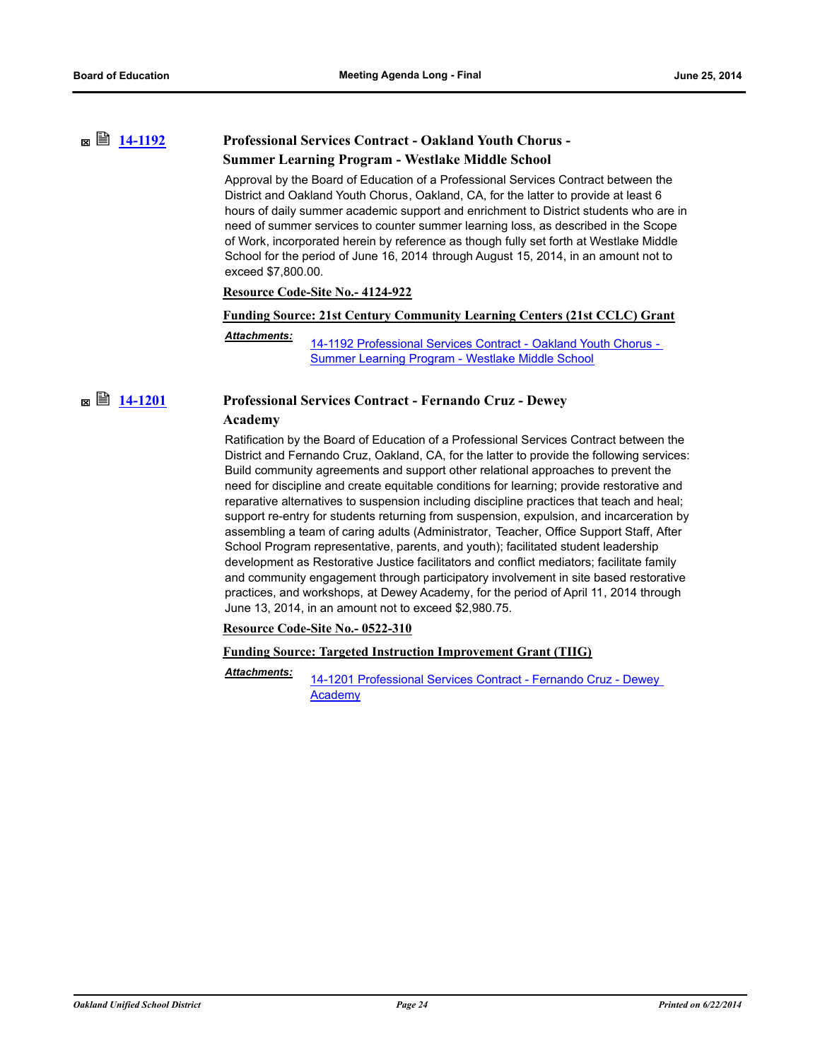### 14-1192 Professional Services Contract - Oakland Youth Chorus - Summer Learning Program - Westlake Middle School

Approval by the Board of Education of a Professional Services Contract between the District and Oakland Youth Chorus, Oakland, CA, for the latter to provide at least 6 hours of daily summer academic support and enrichment to District students who are in need of summer services to counter summer learning loss, as described in the Scope of Work, incorporated herein by reference as though fully set forth at Westlake Middle School for the period of June 16, 2014 through August 15, 2014, in an amount not to exceed $7,800.00.

**Resource Code-Site No.- 4124-922**

**Funding Source: 21st Century Community Learning Centers (21st CCLC) Grant**

***Attachments:*** 14-1192 Professional Services Contract - Oakland Youth Chorus - Summer Learning Program - Westlake Middle School

### 14-1201 Professional Services Contract - Fernando Cruz - Dewey Academy

Ratification by the Board of Education of a Professional Services Contract between the District and Fernando Cruz, Oakland, CA, for the latter to provide the following services: Build community agreements and support other relational approaches to prevent the need for discipline and create equitable conditions for learning; provide restorative and reparative alternatives to suspension including discipline practices that teach and heal; support re-entry for students returning from suspension, expulsion, and incarceration by assembling a team of caring adults (Administrator, Teacher, Office Support Staff, After School Program representative, parents, and youth); facilitated student leadership development as Restorative Justice facilitators and conflict mediators; facilitate family and community engagement through participatory involvement in site based restorative practices, and workshops, at Dewey Academy, for the period of April 11, 2014 through June 13, 2014, in an amount not to exceed $2,980.75.

**Resource Code-Site No.- 0522-310**

**Funding Source: Targeted Instruction Improvement Grant (TIIG)**

***Attachments:*** 14-1201 Professional Services Contract - Fernando Cruz - Dewey Academy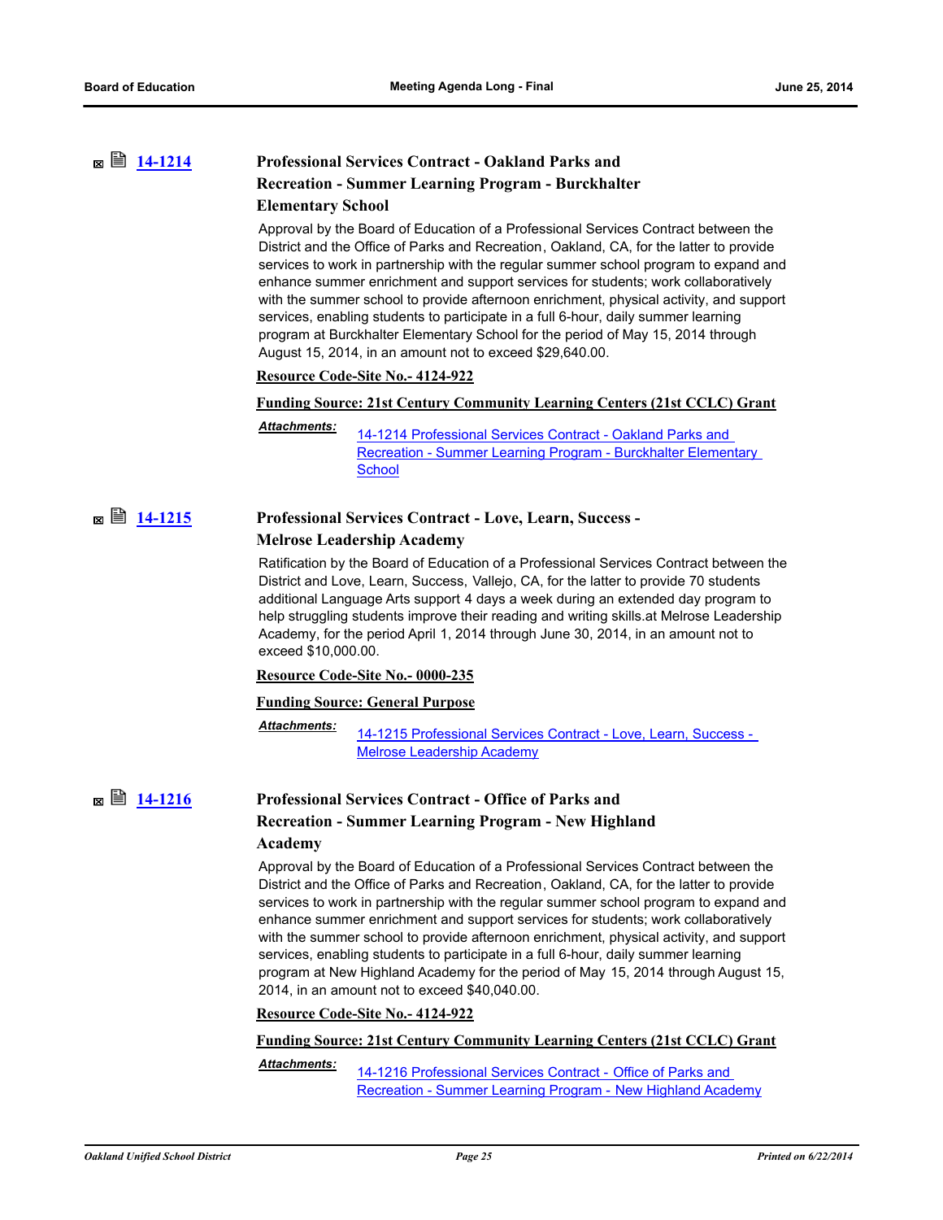### 14-1214 Professional Services Contract - Oakland Parks and Recreation - Summer Learning Program - Burckhalter Elementary School

Approval by the Board of Education of a Professional Services Contract between the District and the Office of Parks and Recreation, Oakland, CA, for the latter to provide services to work in partnership with the regular summer school program to expand and enhance summer enrichment and support services for students; work collaboratively with the summer school to provide afternoon enrichment, physical activity, and support services, enabling students to participate in a full 6-hour, daily summer learning program at Burckhalter Elementary School for the period of May 15, 2014 through August 15, 2014, in an amount not to exceed $29,640.00.

**Resource Code-Site No.- 4124-922**

**Funding Source: 21st Century Community Learning Centers (21st CCLC) Grant**

*Attachments:* 14-1214 Professional Services Contract - Oakland Parks and Recreation - Summer Learning Program - Burckhalter Elementary School

### 14-1215 Professional Services Contract - Love, Learn, Success - Melrose Leadership Academy

Ratification by the Board of Education of a Professional Services Contract between the District and Love, Learn, Success, Vallejo, CA, for the latter to provide 70 students additional Language Arts support 4 days a week during an extended day program to help struggling students improve their reading and writing skills.at Melrose Leadership Academy, for the period April 1, 2014 through June 30, 2014, in an amount not to exceed $10,000.00.

**Resource Code-Site No.- 0000-235**

**Funding Source: General Purpose**

*Attachments:* 14-1215 Professional Services Contract - Love, Learn, Success - Melrose Leadership Academy

### 14-1216 Professional Services Contract - Office of Parks and Recreation - Summer Learning Program - New Highland Academy

Approval by the Board of Education of a Professional Services Contract between the District and the Office of Parks and Recreation, Oakland, CA, for the latter to provide services to work in partnership with the regular summer school program to expand and enhance summer enrichment and support services for students; work collaboratively with the summer school to provide afternoon enrichment, physical activity, and support services, enabling students to participate in a full 6-hour, daily summer learning program at New Highland Academy for the period of May 15, 2014 through August 15, 2014, in an amount not to exceed $40,040.00.

**Resource Code-Site No.- 4124-922**

**Funding Source: 21st Century Community Learning Centers (21st CCLC) Grant**

*Attachments:* 14-1216 Professional Services Contract - Office of Parks and Recreation - Summer Learning Program - New Highland Academy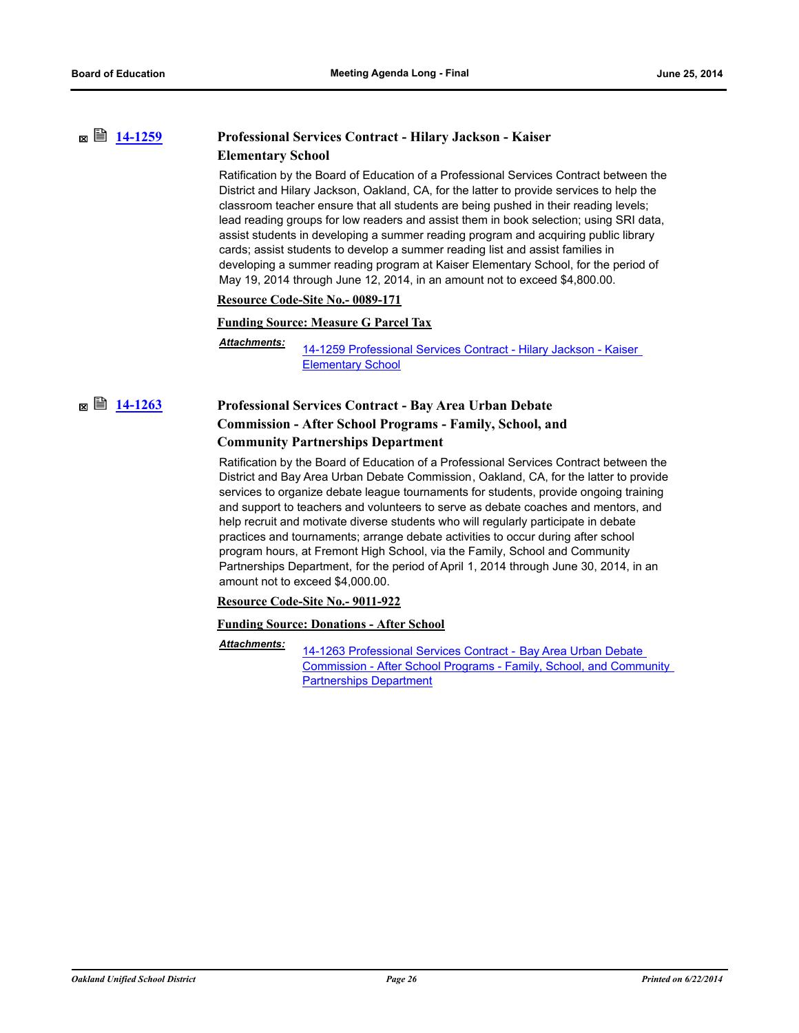### 14-1259 Professional Services Contract - Hilary Jackson - Kaiser Elementary School

Ratification by the Board of Education of a Professional Services Contract between the District and Hilary Jackson, Oakland, CA, for the latter to provide services to help the classroom teacher ensure that all students are being pushed in their reading levels; lead reading groups for low readers and assist them in book selection; using SRI data, assist students in developing a summer reading program and acquiring public library cards; assist students to develop a summer reading list and assist families in developing a summer reading program at Kaiser Elementary School, for the period of May 19, 2014 through June 12, 2014, in an amount not to exceed $4,800.00.

**Resource Code-Site No.- 0089-171**

**Funding Source: Measure G Parcel Tax**

***Attachments:*** 14-1259 Professional Services Contract - Hilary Jackson - Kaiser Elementary School

### 14-1263 Professional Services Contract - Bay Area Urban Debate Commission - After School Programs - Family, School, and Community Partnerships Department

Ratification by the Board of Education of a Professional Services Contract between the District and Bay Area Urban Debate Commission, Oakland, CA, for the latter to provide services to organize debate league tournaments for students, provide ongoing training and support to teachers and volunteers to serve as debate coaches and mentors, and help recruit and motivate diverse students who will regularly participate in debate practices and tournaments; arrange debate activities to occur during after school program hours, at Fremont High School, via the Family, School and Community Partnerships Department, for the period of April 1, 2014 through June 30, 2014, in an amount not to exceed $4,000.00.

**Resource Code-Site No.- 9011-922**

**Funding Source: Donations - After School**

***Attachments:*** 14-1263 Professional Services Contract - Bay Area Urban Debate Commission - After School Programs - Family, School, and Community Partnerships Department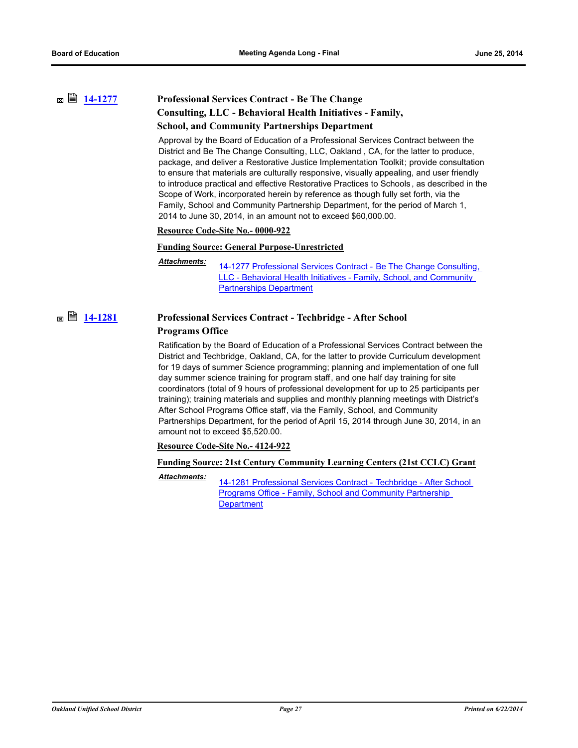### 14-1277 Professional Services Contract - Be The Change Consulting, LLC - Behavioral Health Initiatives - Family, School, and Community Partnerships Department

Approval by the Board of Education of a Professional Services Contract between the District and Be The Change Consulting, LLC, Oakland , CA, for the latter to produce, package, and deliver a Restorative Justice Implementation Toolkit; provide consultation to ensure that materials are culturally responsive, visually appealing, and user friendly to introduce practical and effective Restorative Practices to Schools, as described in the Scope of Work, incorporated herein by reference as though fully set forth, via the Family, School and Community Partnership Department, for the period of March 1, 2014 to June 30, 2014, in an amount not to exceed $60,000.00.

**Resource Code-Site No.- 0000-922**

**Funding Source: General Purpose-Unrestricted**

***Attachments:*** 14-1277 Professional Services Contract - Be The Change Consulting, LLC - Behavioral Health Initiatives - Family, School, and Community Partnerships Department

### 14-1281 Professional Services Contract - Techbridge - After School Programs Office

Ratification by the Board of Education of a Professional Services Contract between the District and Techbridge, Oakland, CA, for the latter to provide Curriculum development for 19 days of summer Science programming; planning and implementation of one full day summer science training for program staff, and one half day training for site coordinators (total of 9 hours of professional development for up to 25 participants per training); training materials and supplies and monthly planning meetings with District's After School Programs Office staff, via the Family, School, and Community Partnerships Department, for the period of April 15, 2014 through June 30, 2014, in an amount not to exceed $5,520.00.

**Resource Code-Site No.- 4124-922**

**Funding Source: 21st Century Community Learning Centers (21st CCLC) Grant**

***Attachments:*** 14-1281 Professional Services Contract - Techbridge - After School Programs Office - Family, School and Community Partnership Department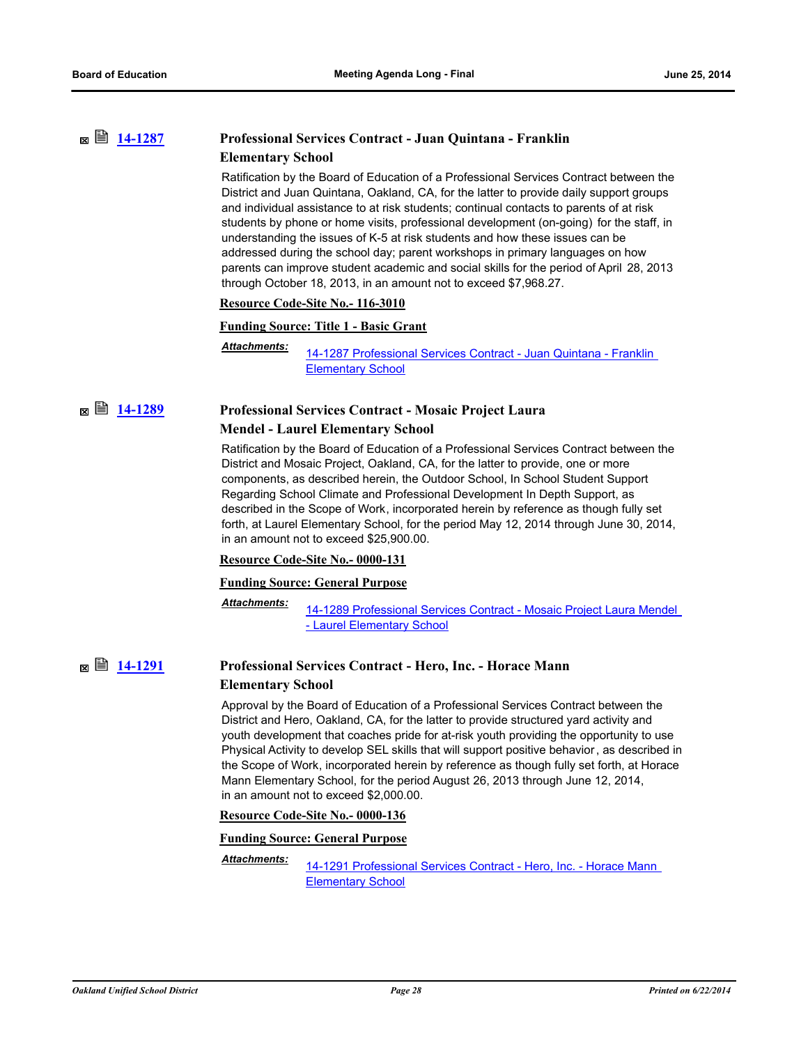**14-1287** **Professional Services Contract - Juan Quintana - Franklin Elementary School**

Ratification by the Board of Education of a Professional Services Contract between the District and Juan Quintana, Oakland, CA, for the latter to provide daily support groups and individual assistance to at risk students; continual contacts to parents of at risk students by phone or home visits, professional development (on-going) for the staff, in understanding the issues of K-5 at risk students and how these issues can be addressed during the school day; parent workshops in primary languages on how parents can improve student academic and social skills for the period of April 28, 2013 through October 18, 2013, in an amount not to exceed $7,968.27.

**Resource Code-Site No.- 116-3010**

**Funding Source: Title 1 - Basic Grant**

***Attachments:*** 14-1287 Professional Services Contract - Juan Quintana - Franklin Elementary School

**14-1289** **Professional Services Contract - Mosaic Project Laura Mendel - Laurel Elementary School**

Ratification by the Board of Education of a Professional Services Contract between the District and Mosaic Project, Oakland, CA, for the latter to provide, one or more components, as described herein, the Outdoor School, In School Student Support Regarding School Climate and Professional Development In Depth Support, as described in the Scope of Work, incorporated herein by reference as though fully set forth, at Laurel Elementary School, for the period May 12, 2014 through June 30, 2014, in an amount not to exceed $25,900.00.

**Resource Code-Site No.- 0000-131**

**Funding Source: General Purpose**

***Attachments:*** 14-1289 Professional Services Contract - Mosaic Project Laura Mendel - Laurel Elementary School

**14-1291** **Professional Services Contract - Hero, Inc. - Horace Mann Elementary School**

Approval by the Board of Education of a Professional Services Contract between the District and Hero, Oakland, CA, for the latter to provide structured yard activity and youth development that coaches pride for at-risk youth providing the opportunity to use Physical Activity to develop SEL skills that will support positive behavior, as described in the Scope of Work, incorporated herein by reference as though fully set forth, at Horace Mann Elementary School, for the period August 26, 2013 through June 12, 2014, in an amount not to exceed $2,000.00.

**Resource Code-Site No.- 0000-136**

**Funding Source: General Purpose**

***Attachments:*** 14-1291 Professional Services Contract - Hero, Inc. - Horace Mann Elementary School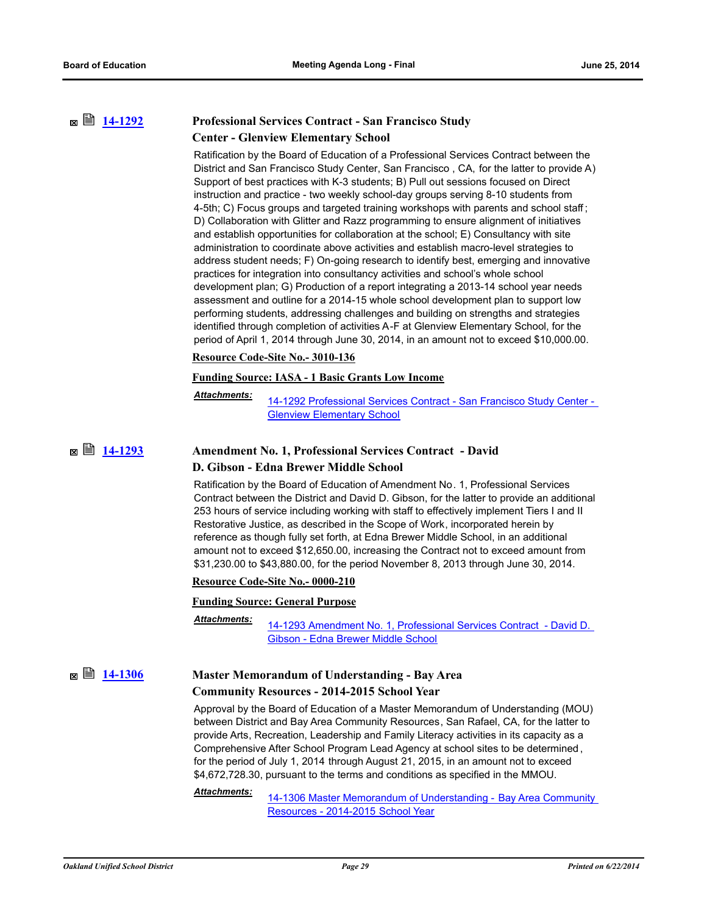**14-1292** **Professional Services Contract - San Francisco Study Center - Glenview Elementary School**

Ratification by the Board of Education of a Professional Services Contract between the District and San Francisco Study Center, San Francisco , CA, for the latter to provide A) Support of best practices with K-3 students; B) Pull out sessions focused on Direct instruction and practice - two weekly school-day groups serving 8-10 students from 4-5th; C) Focus groups and targeted training workshops with parents and school staff; D) Collaboration with Glitter and Razz programming to ensure alignment of initiatives and establish opportunities for collaboration at the school; E) Consultancy with site administration to coordinate above activities and establish macro-level strategies to address student needs; F) On-going research to identify best, emerging and innovative practices for integration into consultancy activities and school's whole school development plan; G) Production of a report integrating a 2013-14 school year needs assessment and outline for a 2014-15 whole school development plan to support low performing students, addressing challenges and building on strengths and strategies identified through completion of activities A-F at Glenview Elementary School, for the period of April 1, 2014 through June 30, 2014, in an amount not to exceed $10,000.00.

**Resource Code-Site No.- 3010-136**

**Funding Source: IASA - 1 Basic Grants Low Income**

***Attachments:*** 14-1292 Professional Services Contract - San Francisco Study Center - Glenview Elementary School

**14-1293** **Amendment No. 1, Professional Services Contract - David D. Gibson - Edna Brewer Middle School**

Ratification by the Board of Education of Amendment No. 1, Professional Services Contract between the District and David D. Gibson, for the latter to provide an additional 253 hours of service including working with staff to effectively implement Tiers I and II Restorative Justice, as described in the Scope of Work, incorporated herein by reference as though fully set forth, at Edna Brewer Middle School, in an additional amount not to exceed $12,650.00, increasing the Contract not to exceed amount from $31,230.00 to $43,880.00, for the period November 8, 2013 through June 30, 2014.

**Resource Code-Site No.- 0000-210**

**Funding Source: General Purpose**

***Attachments:*** 14-1293 Amendment No. 1, Professional Services Contract - David D. Gibson - Edna Brewer Middle School

**14-1306** **Master Memorandum of Understanding - Bay Area Community Resources - 2014-2015 School Year**

Approval by the Board of Education of a Master Memorandum of Understanding (MOU) between District and Bay Area Community Resources, San Rafael, CA, for the latter to provide Arts, Recreation, Leadership and Family Literacy activities in its capacity as a Comprehensive After School Program Lead Agency at school sites to be determined, for the period of July 1, 2014 through August 21, 2015, in an amount not to exceed $4,672,728.30, pursuant to the terms and conditions as specified in the MMOU.

***Attachments:*** 14-1306 Master Memorandum of Understanding - Bay Area Community Resources - 2014-2015 School Year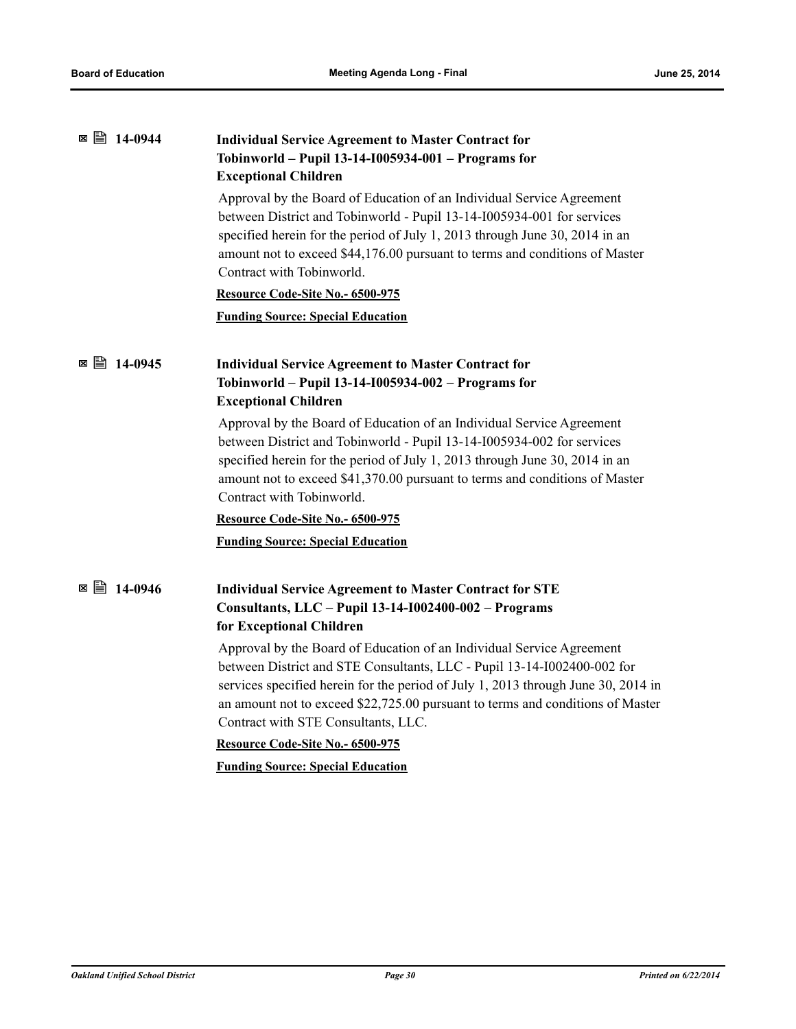**14-0944** **Individual Service Agreement to Master Contract for Tobinworld – Pupil 13-14-I005934-001 – Programs for Exceptional Children**

Approval by the Board of Education of an Individual Service Agreement between District and Tobinworld - Pupil 13-14-I005934-001 for services specified herein for the period of July 1, 2013 through June 30, 2014 in an amount not to exceed $44,176.00 pursuant to terms and conditions of Master Contract with Tobinworld.

**Resource Code-Site No.- 6500-975**

**Funding Source: Special Education**

**14-0945** **Individual Service Agreement to Master Contract for Tobinworld – Pupil 13-14-I005934-002 – Programs for Exceptional Children**

Approval by the Board of Education of an Individual Service Agreement between District and Tobinworld - Pupil 13-14-I005934-002 for services specified herein for the period of July 1, 2013 through June 30, 2014 in an amount not to exceed $41,370.00 pursuant to terms and conditions of Master Contract with Tobinworld.

**Resource Code-Site No.- 6500-975**

**Funding Source: Special Education**

**14-0946** **Individual Service Agreement to Master Contract for STE Consultants, LLC – Pupil 13-14-I002400-002 – Programs for Exceptional Children**

Approval by the Board of Education of an Individual Service Agreement between District and STE Consultants, LLC - Pupil 13-14-I002400-002 for services specified herein for the period of July 1, 2013 through June 30, 2014 in an amount not to exceed $22,725.00 pursuant to terms and conditions of Master Contract with STE Consultants, LLC.

**Resource Code-Site No.- 6500-975**

**Funding Source: Special Education**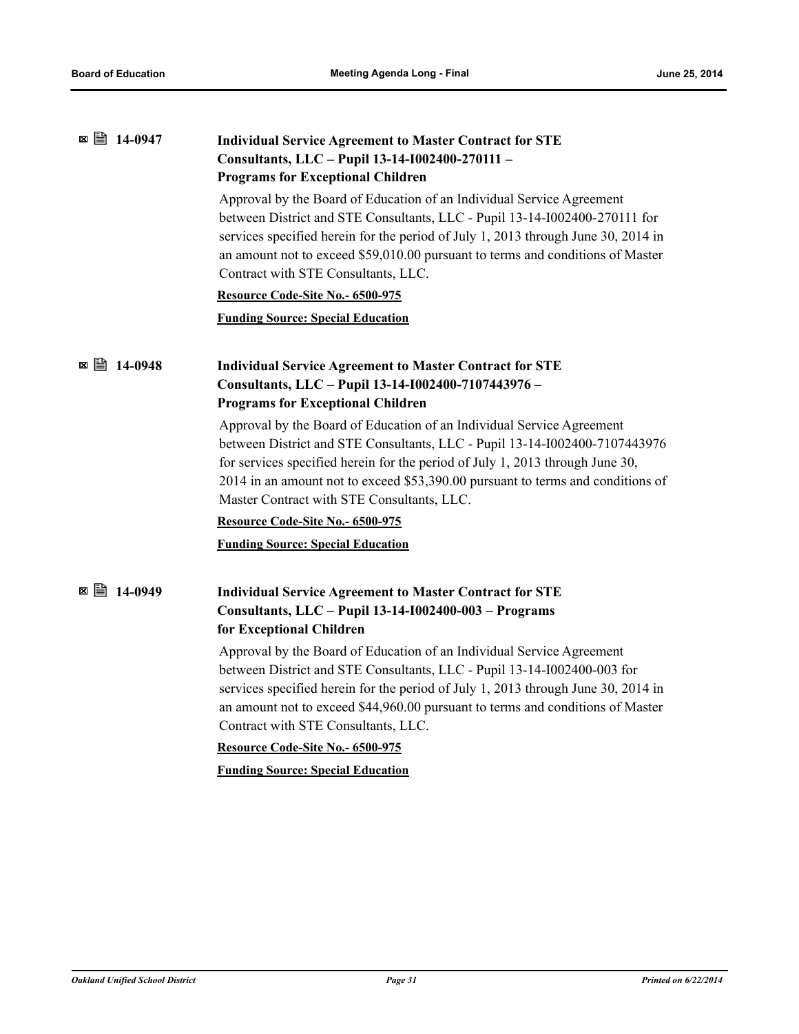**14-0947** **Individual Service Agreement to Master Contract for STE Consultants, LLC – Pupil 13-14-I002400-270111 – Programs for Exceptional Children**

Approval by the Board of Education of an Individual Service Agreement between District and STE Consultants, LLC - Pupil 13-14-I002400-270111 for services specified herein for the period of July 1, 2013 through June 30, 2014 in an amount not to exceed $59,010.00 pursuant to terms and conditions of Master Contract with STE Consultants, LLC.

**Resource Code-Site No.- 6500-975**

**Funding Source: Special Education**

**14-0948** **Individual Service Agreement to Master Contract for STE Consultants, LLC – Pupil 13-14-I002400-7107443976 – Programs for Exceptional Children**

Approval by the Board of Education of an Individual Service Agreement between District and STE Consultants, LLC - Pupil 13-14-I002400-7107443976 for services specified herein for the period of July 1, 2013 through June 30, 2014 in an amount not to exceed $53,390.00 pursuant to terms and conditions of Master Contract with STE Consultants, LLC.

**Resource Code-Site No.- 6500-975**

**Funding Source: Special Education**

**14-0949** **Individual Service Agreement to Master Contract for STE Consultants, LLC – Pupil 13-14-I002400-003 – Programs for Exceptional Children**

Approval by the Board of Education of an Individual Service Agreement between District and STE Consultants, LLC - Pupil 13-14-I002400-003 for services specified herein for the period of July 1, 2013 through June 30, 2014 in an amount not to exceed $44,960.00 pursuant to terms and conditions of Master Contract with STE Consultants, LLC.

**Resource Code-Site No.- 6500-975**

**Funding Source: Special Education**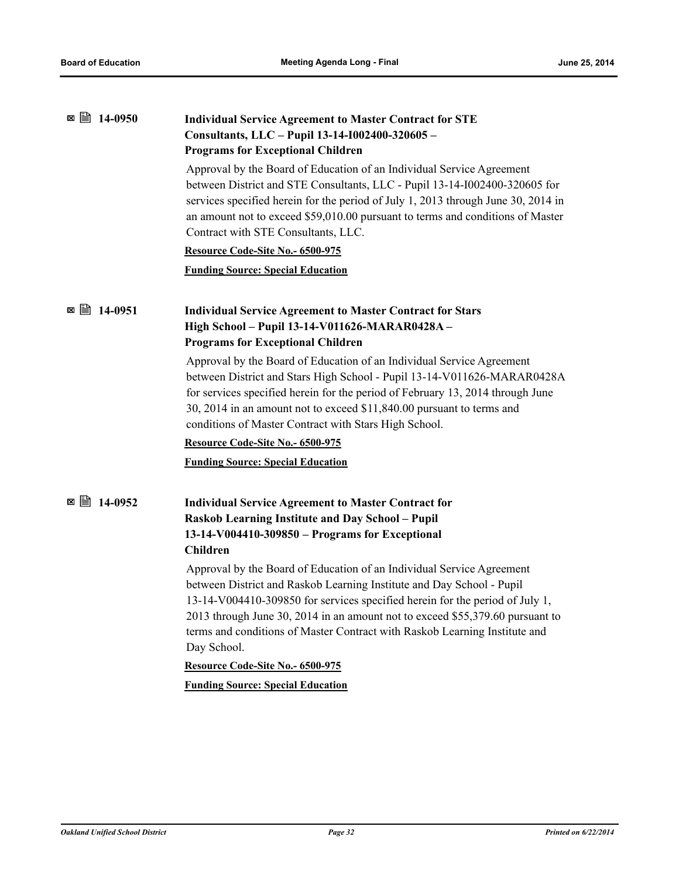**14-0950** **Individual Service Agreement to Master Contract for STE Consultants, LLC – Pupil 13-14-I002400-320605 – Programs for Exceptional Children**

Approval by the Board of Education of an Individual Service Agreement between District and STE Consultants, LLC - Pupil 13-14-I002400-320605 for services specified herein for the period of July 1, 2013 through June 30, 2014 in an amount not to exceed $59,010.00 pursuant to terms and conditions of Master Contract with STE Consultants, LLC.

**Resource Code-Site No.- 6500-975**

**Funding Source: Special Education**

**14-0951** **Individual Service Agreement to Master Contract for Stars High School – Pupil 13-14-V011626-MARAR0428A – Programs for Exceptional Children**

Approval by the Board of Education of an Individual Service Agreement between District and Stars High School - Pupil 13-14-V011626-MARAR0428A for services specified herein for the period of February 13, 2014 through June 30, 2014 in an amount not to exceed $11,840.00 pursuant to terms and conditions of Master Contract with Stars High School.

**Resource Code-Site No.- 6500-975**

**Funding Source: Special Education**

**14-0952** **Individual Service Agreement to Master Contract for Raskob Learning Institute and Day School – Pupil 13-14-V004410-309850 – Programs for Exceptional Children**

Approval by the Board of Education of an Individual Service Agreement between District and Raskob Learning Institute and Day School - Pupil 13-14-V004410-309850 for services specified herein for the period of July 1, 2013 through June 30, 2014 in an amount not to exceed $55,379.60 pursuant to terms and conditions of Master Contract with Raskob Learning Institute and Day School.

**Resource Code-Site No.- 6500-975**

**Funding Source: Special Education**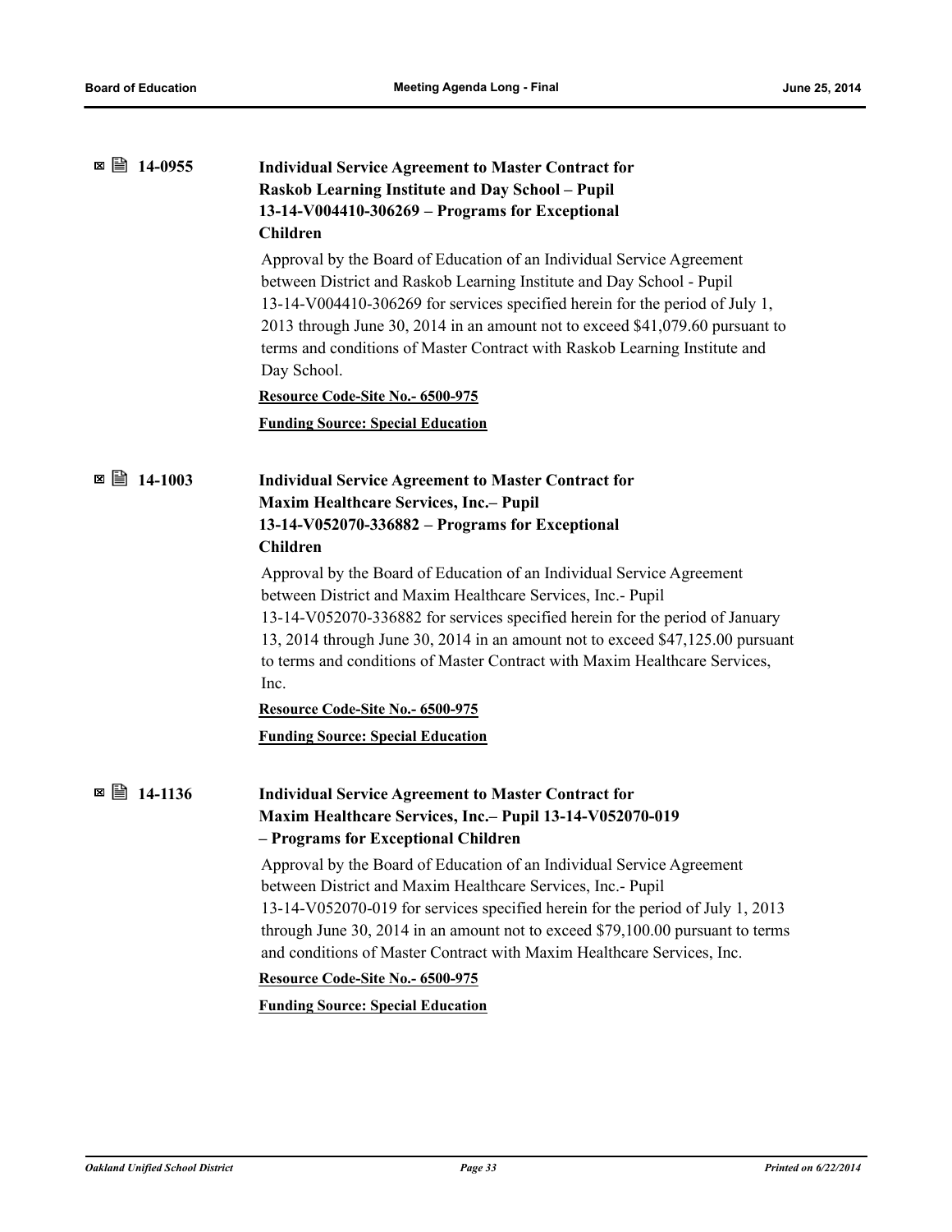**14-0955** **Individual Service Agreement to Master Contract for Raskob Learning Institute and Day School – Pupil 13-14-V004410-306269 – Programs for Exceptional Children**

Approval by the Board of Education of an Individual Service Agreement between District and Raskob Learning Institute and Day School - Pupil 13-14-V004410-306269 for services specified herein for the period of July 1, 2013 through June 30, 2014 in an amount not to exceed $41,079.60 pursuant to terms and conditions of Master Contract with Raskob Learning Institute and Day School.

**Resource Code-Site No.- 6500-975**

**Funding Source: Special Education**

**14-1003** **Individual Service Agreement to Master Contract for Maxim Healthcare Services, Inc.– Pupil 13-14-V052070-336882 – Programs for Exceptional Children**

Approval by the Board of Education of an Individual Service Agreement between District and Maxim Healthcare Services, Inc.- Pupil 13-14-V052070-336882 for services specified herein for the period of January 13, 2014 through June 30, 2014 in an amount not to exceed $47,125.00 pursuant to terms and conditions of Master Contract with Maxim Healthcare Services, Inc.

**Resource Code-Site No.- 6500-975**

**Funding Source: Special Education**

**14-1136** **Individual Service Agreement to Master Contract for Maxim Healthcare Services, Inc.– Pupil 13-14-V052070-019 – Programs for Exceptional Children**

Approval by the Board of Education of an Individual Service Agreement between District and Maxim Healthcare Services, Inc.- Pupil 13-14-V052070-019 for services specified herein for the period of July 1, 2013 through June 30, 2014 in an amount not to exceed $79,100.00 pursuant to terms and conditions of Master Contract with Maxim Healthcare Services, Inc.

**Resource Code-Site No.- 6500-975**

**Funding Source: Special Education**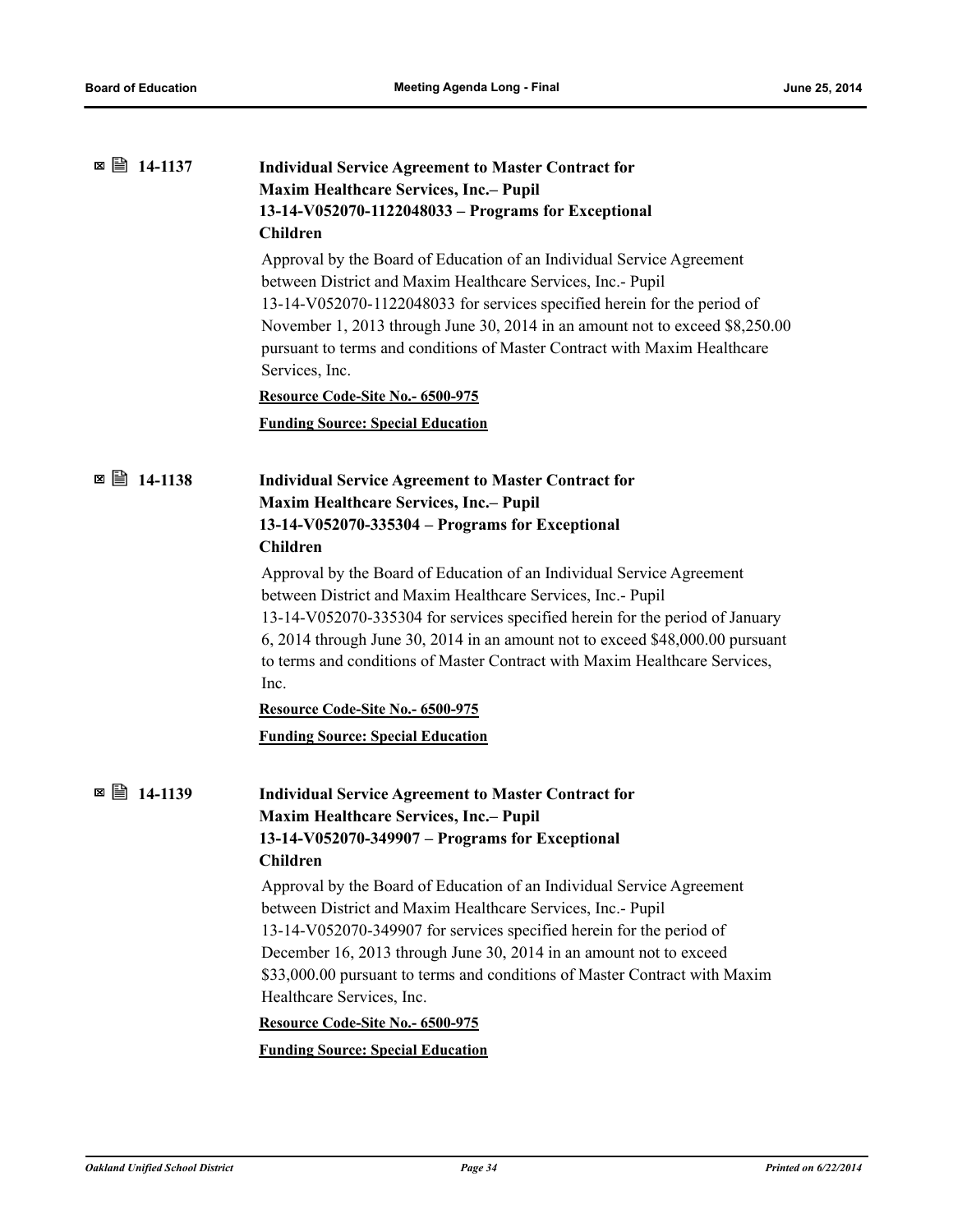**14-1137** **Individual Service Agreement to Master Contract for Maxim Healthcare Services, Inc.– Pupil 13-14-V052070-1122048033 – Programs for Exceptional Children**

Approval by the Board of Education of an Individual Service Agreement between District and Maxim Healthcare Services, Inc.- Pupil 13-14-V052070-1122048033 for services specified herein for the period of November 1, 2013 through June 30, 2014 in an amount not to exceed $8,250.00 pursuant to terms and conditions of Master Contract with Maxim Healthcare Services, Inc.

Resource Code-Site No.- 6500-975

Funding Source: Special Education

**14-1138** **Individual Service Agreement to Master Contract for Maxim Healthcare Services, Inc.– Pupil 13-14-V052070-335304 – Programs for Exceptional Children**

Approval by the Board of Education of an Individual Service Agreement between District and Maxim Healthcare Services, Inc.- Pupil 13-14-V052070-335304 for services specified herein for the period of January 6, 2014 through June 30, 2014 in an amount not to exceed $48,000.00 pursuant to terms and conditions of Master Contract with Maxim Healthcare Services, Inc.

Resource Code-Site No.- 6500-975

Funding Source: Special Education

**14-1139** **Individual Service Agreement to Master Contract for Maxim Healthcare Services, Inc.– Pupil 13-14-V052070-349907 – Programs for Exceptional Children**

Approval by the Board of Education of an Individual Service Agreement between District and Maxim Healthcare Services, Inc.- Pupil 13-14-V052070-349907 for services specified herein for the period of December 16, 2013 through June 30, 2014 in an amount not to exceed $33,000.00 pursuant to terms and conditions of Master Contract with Maxim Healthcare Services, Inc.

Resource Code-Site No.- 6500-975

Funding Source: Special Education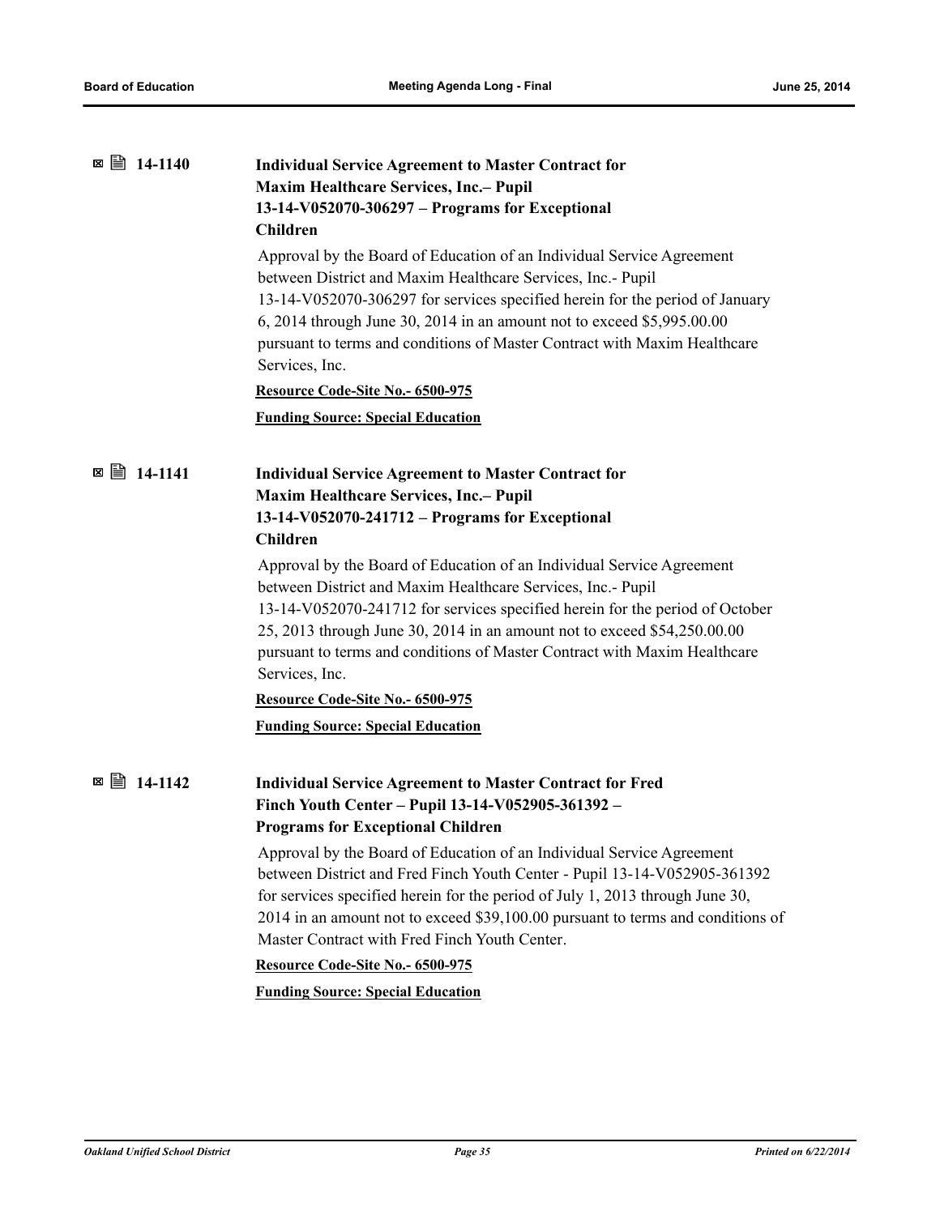**14-1140** **Individual Service Agreement to Master Contract for Maxim Healthcare Services, Inc.– Pupil 13-14-V052070-306297 – Programs for Exceptional Children**

Approval by the Board of Education of an Individual Service Agreement between District and Maxim Healthcare Services, Inc.- Pupil 13-14-V052070-306297 for services specified herein for the period of January 6, 2014 through June 30, 2014 in an amount not to exceed $5,995.00.00 pursuant to terms and conditions of Master Contract with Maxim Healthcare Services, Inc.

**Resource Code-Site No.- 6500-975**

**Funding Source: Special Education**

**14-1141** **Individual Service Agreement to Master Contract for Maxim Healthcare Services, Inc.– Pupil 13-14-V052070-241712 – Programs for Exceptional Children**

Approval by the Board of Education of an Individual Service Agreement between District and Maxim Healthcare Services, Inc.- Pupil 13-14-V052070-241712 for services specified herein for the period of October 25, 2013 through June 30, 2014 in an amount not to exceed $54,250.00.00 pursuant to terms and conditions of Master Contract with Maxim Healthcare Services, Inc.

**Resource Code-Site No.- 6500-975**

**Funding Source: Special Education**

**14-1142** **Individual Service Agreement to Master Contract for Fred Finch Youth Center – Pupil 13-14-V052905-361392 – Programs for Exceptional Children**

Approval by the Board of Education of an Individual Service Agreement between District and Fred Finch Youth Center - Pupil 13-14-V052905-361392 for services specified herein for the period of July 1, 2013 through June 30, 2014 in an amount not to exceed $39,100.00 pursuant to terms and conditions of Master Contract with Fred Finch Youth Center.

**Resource Code-Site No.- 6500-975**

**Funding Source: Special Education**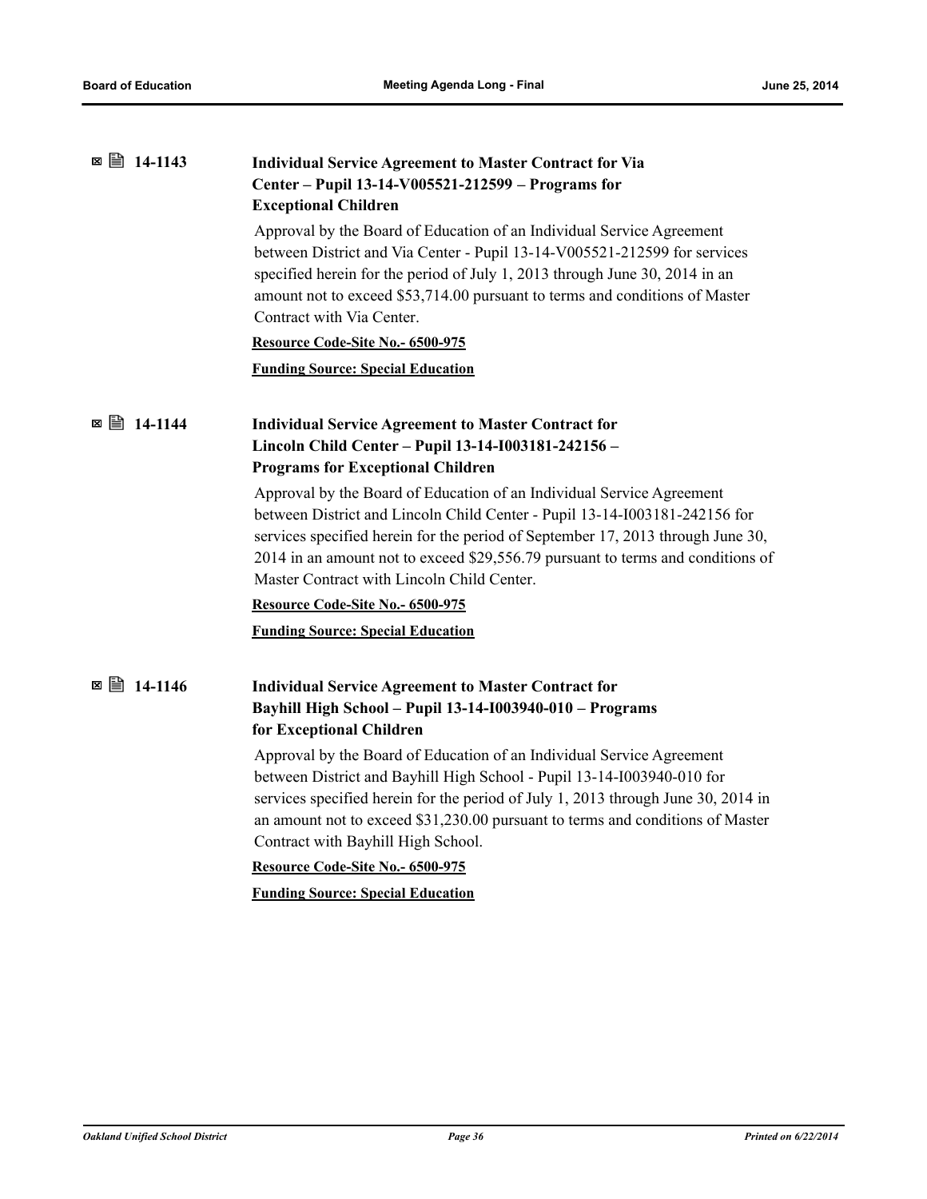**14-1143** **Individual Service Agreement to Master Contract for Via Center – Pupil 13-14-V005521-212599 – Programs for Exceptional Children**

Approval by the Board of Education of an Individual Service Agreement between District and Via Center - Pupil 13-14-V005521-212599 for services specified herein for the period of July 1, 2013 through June 30, 2014 in an amount not to exceed $53,714.00 pursuant to terms and conditions of Master Contract with Via Center.

**Resource Code-Site No.- 6500-975**

**Funding Source: Special Education**

**14-1144** **Individual Service Agreement to Master Contract for Lincoln Child Center – Pupil 13-14-I003181-242156 – Programs for Exceptional Children**

Approval by the Board of Education of an Individual Service Agreement between District and Lincoln Child Center - Pupil 13-14-I003181-242156 for services specified herein for the period of September 17, 2013 through June 30, 2014 in an amount not to exceed $29,556.79 pursuant to terms and conditions of Master Contract with Lincoln Child Center.

**Resource Code-Site No.- 6500-975**

**Funding Source: Special Education**

**14-1146** **Individual Service Agreement to Master Contract for Bayhill High School – Pupil 13-14-I003940-010 – Programs for Exceptional Children**

Approval by the Board of Education of an Individual Service Agreement between District and Bayhill High School - Pupil 13-14-I003940-010 for services specified herein for the period of July 1, 2013 through June 30, 2014 in an amount not to exceed $31,230.00 pursuant to terms and conditions of Master Contract with Bayhill High School.

**Resource Code-Site No.- 6500-975**

**Funding Source: Special Education**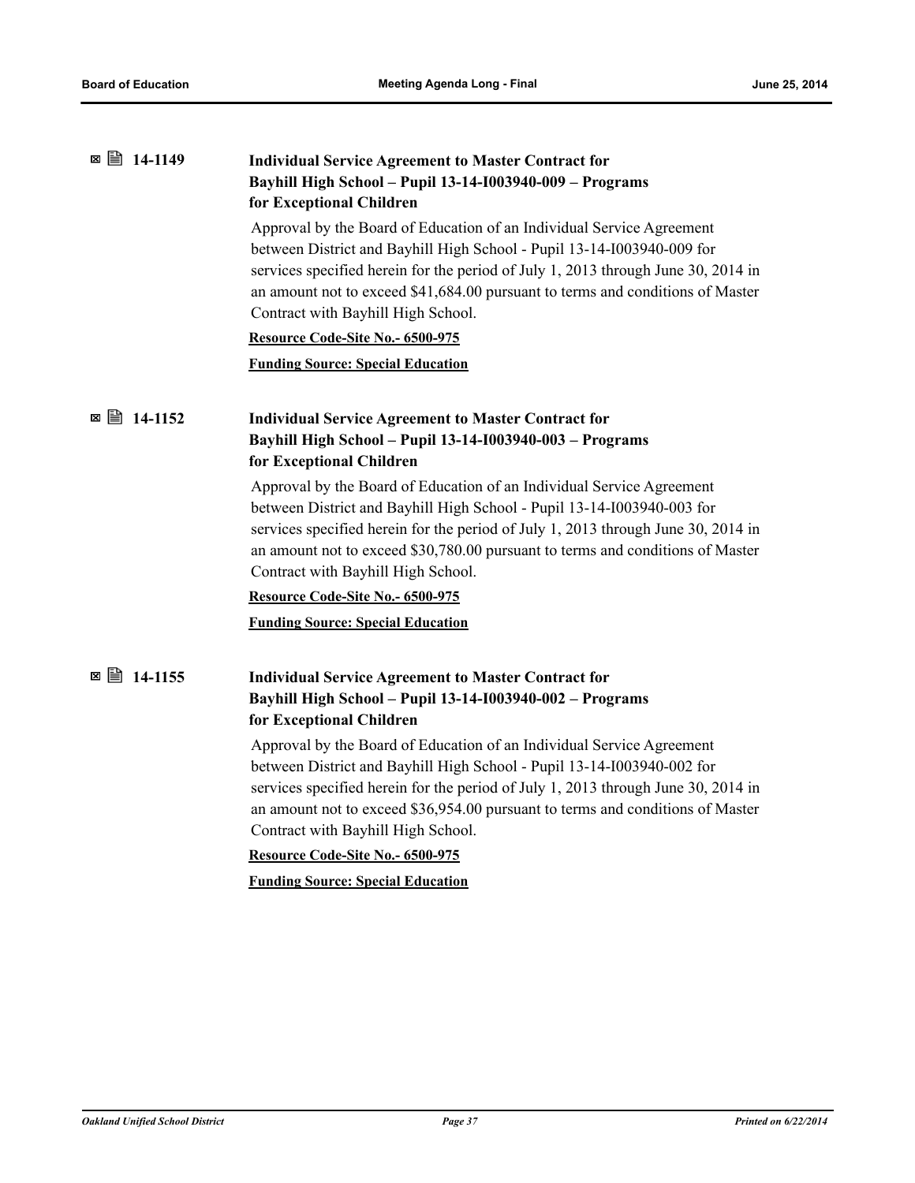**☒ 📄 14-1149** **Individual Service Agreement to Master Contract for Bayhill High School – Pupil 13-14-I003940-009 – Programs for Exceptional Children**

Approval by the Board of Education of an Individual Service Agreement between District and Bayhill High School - Pupil 13-14-I003940-009 for services specified herein for the period of July 1, 2013 through June 30, 2014 in an amount not to exceed $41,684.00 pursuant to terms and conditions of Master Contract with Bayhill High School.

**Resource Code-Site No.- 6500-975**

**Funding Source: Special Education**

**☒ 📄 14-1152** **Individual Service Agreement to Master Contract for Bayhill High School – Pupil 13-14-I003940-003 – Programs for Exceptional Children**

Approval by the Board of Education of an Individual Service Agreement between District and Bayhill High School - Pupil 13-14-I003940-003 for services specified herein for the period of July 1, 2013 through June 30, 2014 in an amount not to exceed $30,780.00 pursuant to terms and conditions of Master Contract with Bayhill High School.

**Resource Code-Site No.- 6500-975**

**Funding Source: Special Education**

**☒ 📄 14-1155** **Individual Service Agreement to Master Contract for Bayhill High School – Pupil 13-14-I003940-002 – Programs for Exceptional Children**

Approval by the Board of Education of an Individual Service Agreement between District and Bayhill High School - Pupil 13-14-I003940-002 for services specified herein for the period of July 1, 2013 through June 30, 2014 in an amount not to exceed $36,954.00 pursuant to terms and conditions of Master Contract with Bayhill High School.

**Resource Code-Site No.- 6500-975**

**Funding Source: Special Education**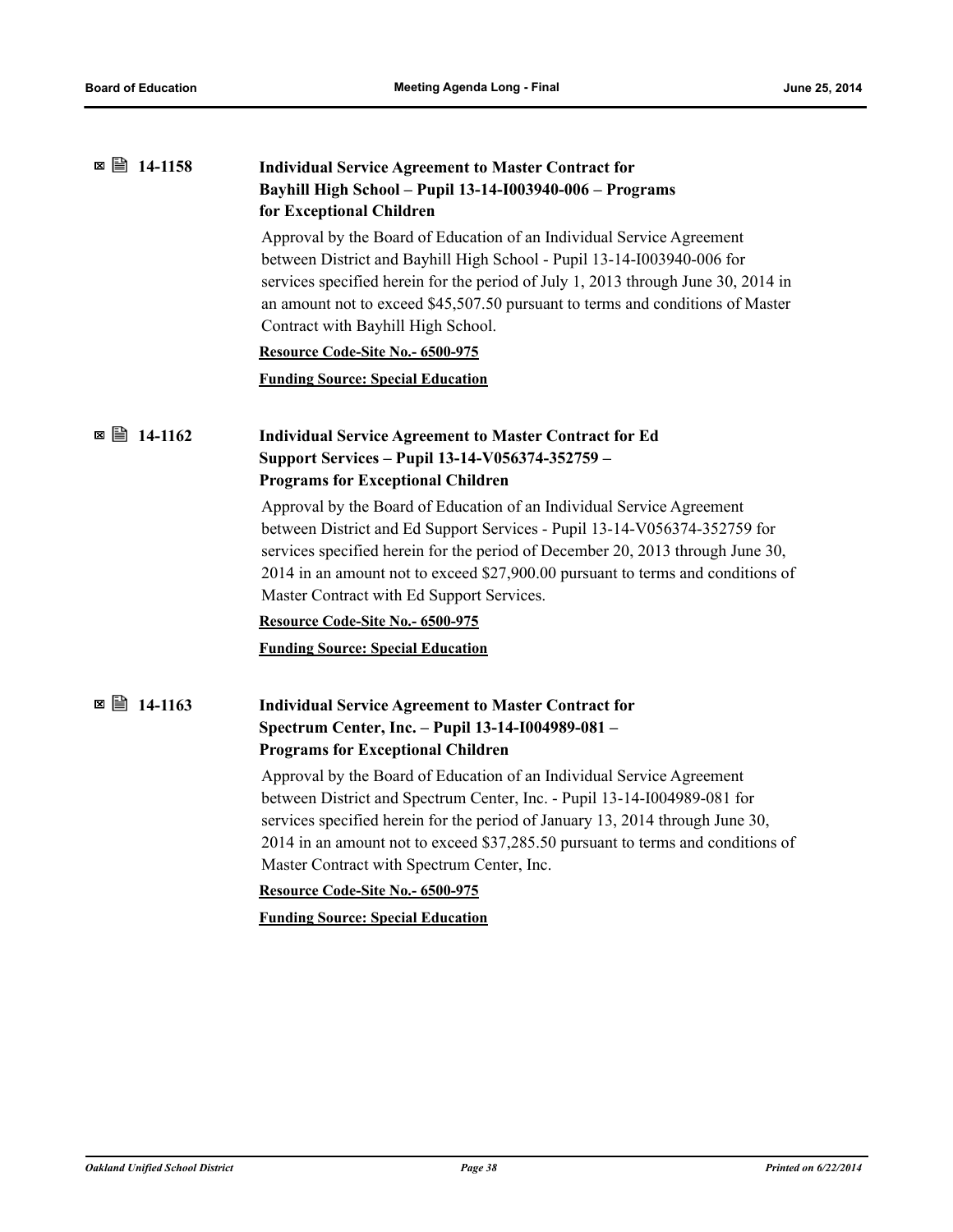**14-1158** **Individual Service Agreement to Master Contract for Bayhill High School – Pupil 13-14-I003940-006 – Programs for Exceptional Children**

Approval by the Board of Education of an Individual Service Agreement between District and Bayhill High School - Pupil 13-14-I003940-006 for services specified herein for the period of July 1, 2013 through June 30, 2014 in an amount not to exceed $45,507.50 pursuant to terms and conditions of Master Contract with Bayhill High School.

**Resource Code-Site No.- 6500-975**

**Funding Source: Special Education**

**14-1162** **Individual Service Agreement to Master Contract for Ed Support Services – Pupil 13-14-V056374-352759 – Programs for Exceptional Children**

Approval by the Board of Education of an Individual Service Agreement between District and Ed Support Services - Pupil 13-14-V056374-352759 for services specified herein for the period of December 20, 2013 through June 30, 2014 in an amount not to exceed $27,900.00 pursuant to terms and conditions of Master Contract with Ed Support Services.

**Resource Code-Site No.- 6500-975**

**Funding Source: Special Education**

**14-1163** **Individual Service Agreement to Master Contract for Spectrum Center, Inc. – Pupil 13-14-I004989-081 – Programs for Exceptional Children**

Approval by the Board of Education of an Individual Service Agreement between District and Spectrum Center, Inc. - Pupil 13-14-I004989-081 for services specified herein for the period of January 13, 2014 through June 30, 2014 in an amount not to exceed $37,285.50 pursuant to terms and conditions of Master Contract with Spectrum Center, Inc.

**Resource Code-Site No.- 6500-975**

**Funding Source: Special Education**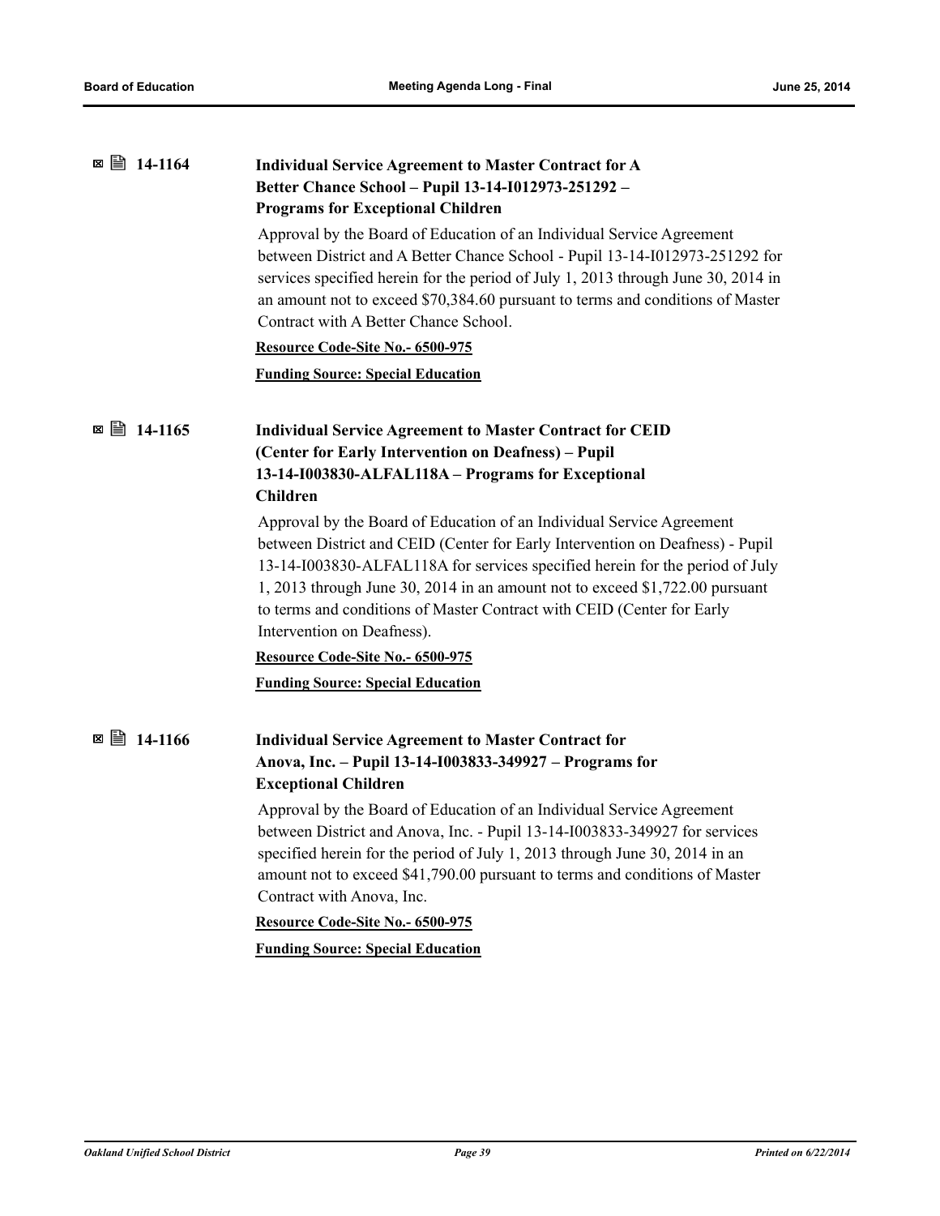**14-1164** **Individual Service Agreement to Master Contract for A Better Chance School – Pupil 13-14-I012973-251292 – Programs for Exceptional Children**

Approval by the Board of Education of an Individual Service Agreement between District and A Better Chance School - Pupil 13-14-I012973-251292 for services specified herein for the period of July 1, 2013 through June 30, 2014 in an amount not to exceed $70,384.60 pursuant to terms and conditions of Master Contract with A Better Chance School.

**Resource Code-Site No.- 6500-975**

**Funding Source: Special Education**

**14-1165** **Individual Service Agreement to Master Contract for CEID (Center for Early Intervention on Deafness) – Pupil 13-14-I003830-ALFAL118A – Programs for Exceptional Children**

Approval by the Board of Education of an Individual Service Agreement between District and CEID (Center for Early Intervention on Deafness) - Pupil 13-14-I003830-ALFAL118A for services specified herein for the period of July 1, 2013 through June 30, 2014 in an amount not to exceed $1,722.00 pursuant to terms and conditions of Master Contract with CEID (Center for Early Intervention on Deafness).

**Resource Code-Site No.- 6500-975**

**Funding Source: Special Education**

**14-1166** **Individual Service Agreement to Master Contract for Anova, Inc. – Pupil 13-14-I003833-349927 – Programs for Exceptional Children**

Approval by the Board of Education of an Individual Service Agreement between District and Anova, Inc. - Pupil 13-14-I003833-349927 for services specified herein for the period of July 1, 2013 through June 30, 2014 in an amount not to exceed $41,790.00 pursuant to terms and conditions of Master Contract with Anova, Inc.

**Resource Code-Site No.- 6500-975**

**Funding Source: Special Education**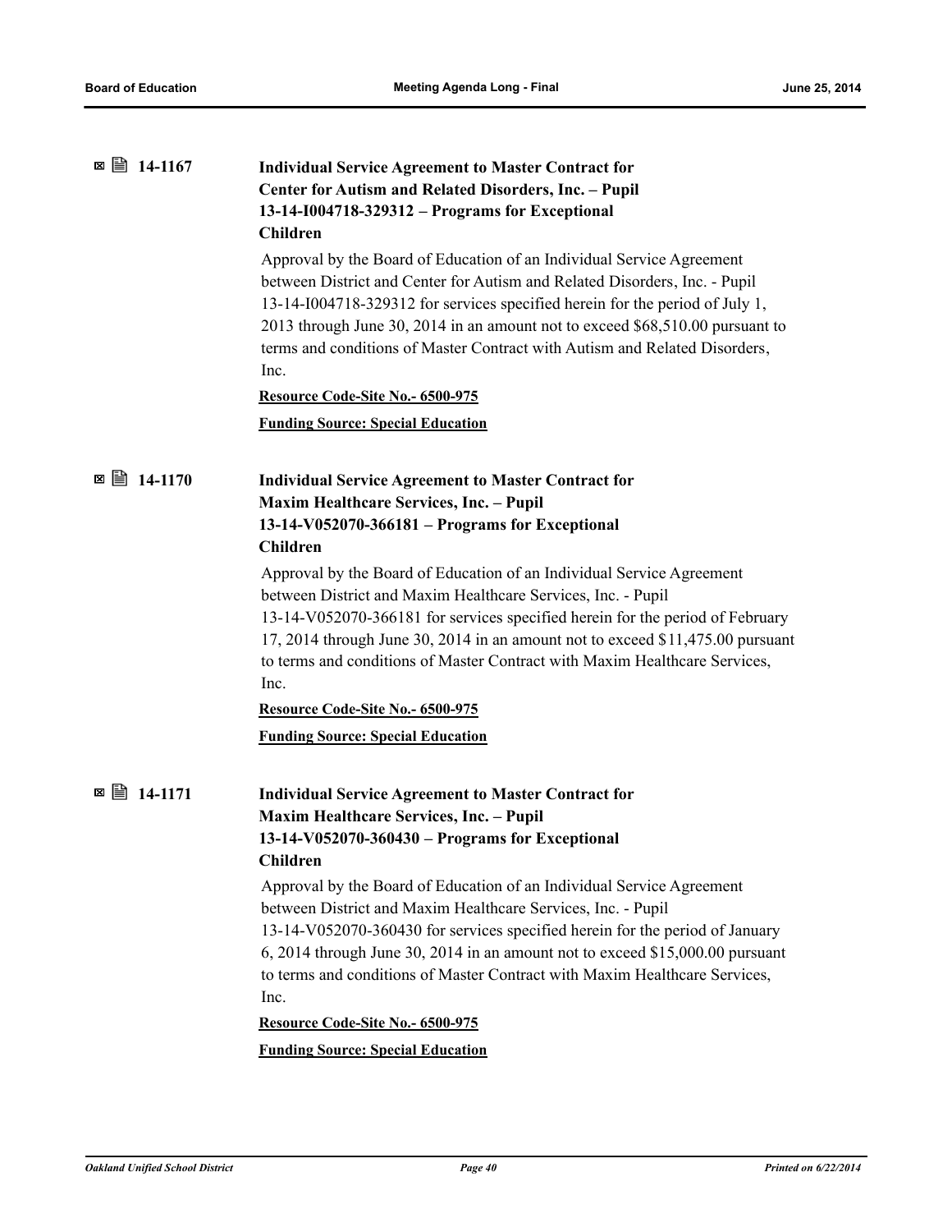**14-1167** **Individual Service Agreement to Master Contract for Center for Autism and Related Disorders, Inc. – Pupil 13-14-I004718-329312 – Programs for Exceptional Children**

Approval by the Board of Education of an Individual Service Agreement between District and Center for Autism and Related Disorders, Inc. - Pupil 13-14-I004718-329312 for services specified herein for the period of July 1, 2013 through June 30, 2014 in an amount not to exceed $68,510.00 pursuant to terms and conditions of Master Contract with Autism and Related Disorders, Inc.

**Resource Code-Site No.- 6500-975**

**Funding Source: Special Education**

**14-1170** **Individual Service Agreement to Master Contract for Maxim Healthcare Services, Inc. – Pupil 13-14-V052070-366181 – Programs for Exceptional Children**

Approval by the Board of Education of an Individual Service Agreement between District and Maxim Healthcare Services, Inc. - Pupil 13-14-V052070-366181 for services specified herein for the period of February 17, 2014 through June 30, 2014 in an amount not to exceed $11,475.00 pursuant to terms and conditions of Master Contract with Maxim Healthcare Services, Inc.

**Resource Code-Site No.- 6500-975**

**Funding Source: Special Education**

**14-1171** **Individual Service Agreement to Master Contract for Maxim Healthcare Services, Inc. – Pupil 13-14-V052070-360430 – Programs for Exceptional Children**

Approval by the Board of Education of an Individual Service Agreement between District and Maxim Healthcare Services, Inc. - Pupil 13-14-V052070-360430 for services specified herein for the period of January 6, 2014 through June 30, 2014 in an amount not to exceed $15,000.00 pursuant to terms and conditions of Master Contract with Maxim Healthcare Services, Inc.

**Resource Code-Site No.- 6500-975**

**Funding Source: Special Education**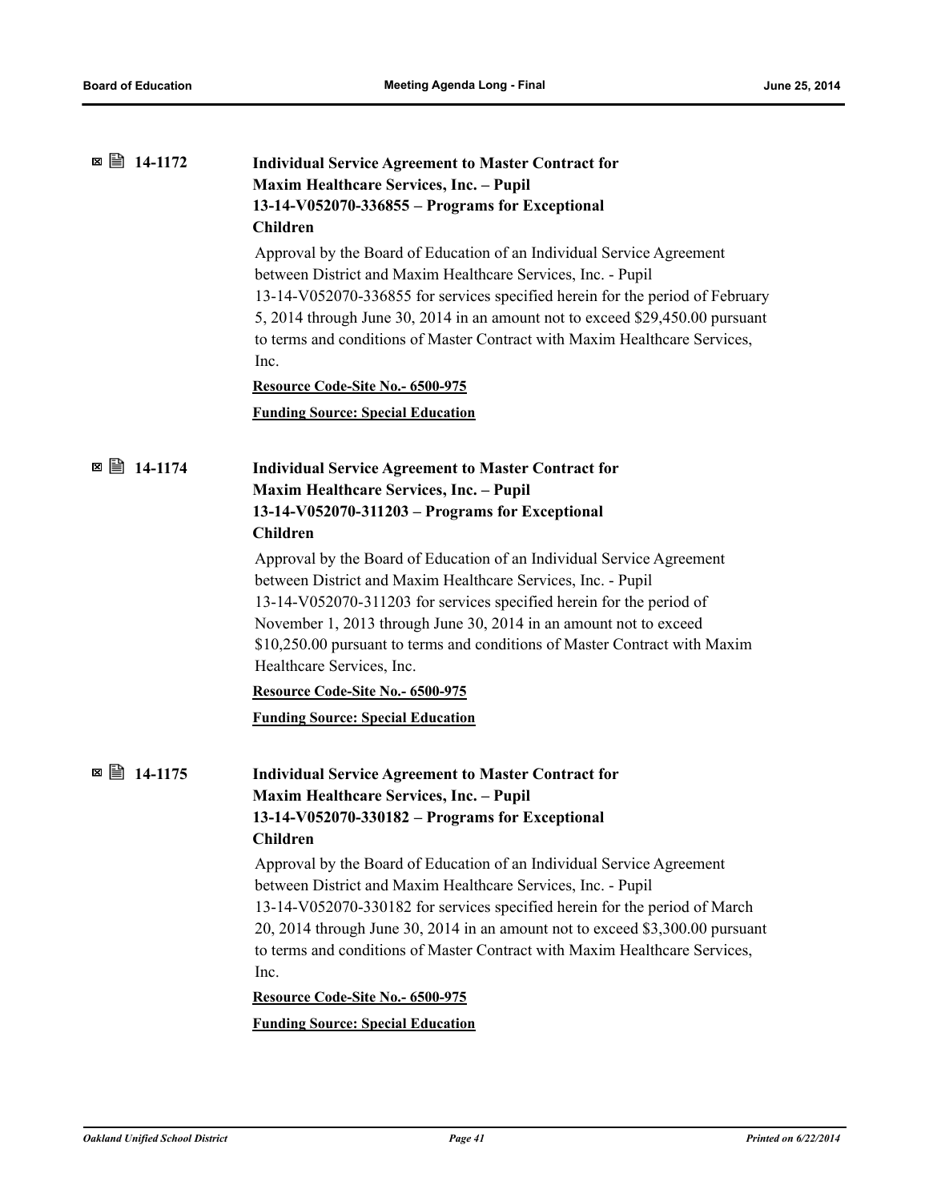**14-1172** **Individual Service Agreement to Master Contract for Maxim Healthcare Services, Inc. – Pupil 13-14-V052070-336855 – Programs for Exceptional Children**

Approval by the Board of Education of an Individual Service Agreement between District and Maxim Healthcare Services, Inc. - Pupil 13-14-V052070-336855 for services specified herein for the period of February 5, 2014 through June 30, 2014 in an amount not to exceed $29,450.00 pursuant to terms and conditions of Master Contract with Maxim Healthcare Services, Inc.

**Resource Code-Site No.- 6500-975**

**Funding Source: Special Education**

**14-1174** **Individual Service Agreement to Master Contract for Maxim Healthcare Services, Inc. – Pupil 13-14-V052070-311203 – Programs for Exceptional Children**

Approval by the Board of Education of an Individual Service Agreement between District and Maxim Healthcare Services, Inc. - Pupil 13-14-V052070-311203 for services specified herein for the period of November 1, 2013 through June 30, 2014 in an amount not to exceed $10,250.00 pursuant to terms and conditions of Master Contract with Maxim Healthcare Services, Inc.

**Resource Code-Site No.- 6500-975**

**Funding Source: Special Education**

**14-1175** **Individual Service Agreement to Master Contract for Maxim Healthcare Services, Inc. – Pupil 13-14-V052070-330182 – Programs for Exceptional Children**

Approval by the Board of Education of an Individual Service Agreement between District and Maxim Healthcare Services, Inc. - Pupil 13-14-V052070-330182 for services specified herein for the period of March 20, 2014 through June 30, 2014 in an amount not to exceed $3,300.00 pursuant to terms and conditions of Master Contract with Maxim Healthcare Services, Inc.

**Resource Code-Site No.- 6500-975**

**Funding Source: Special Education**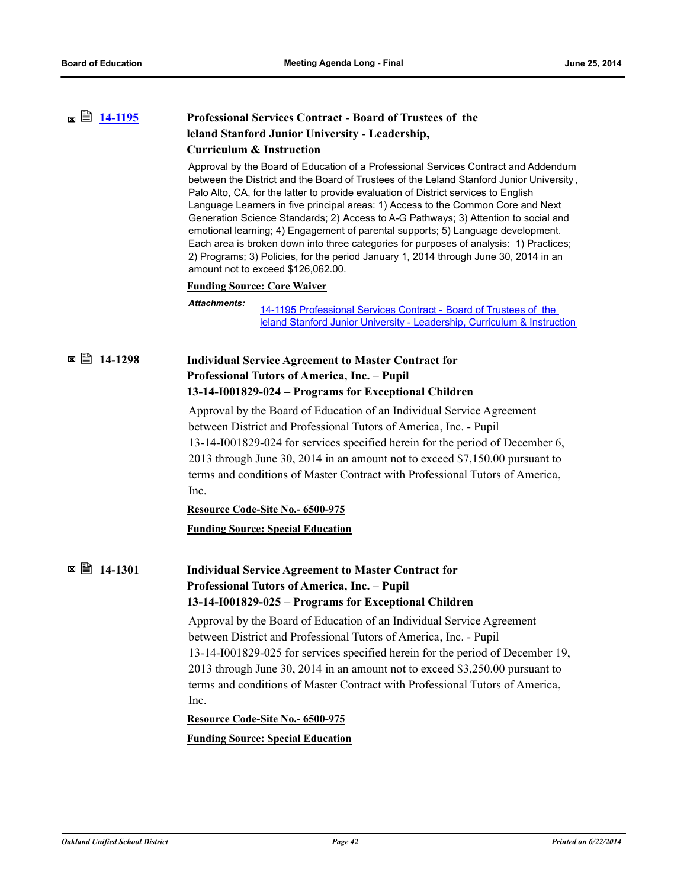### 14-1195 Professional Services Contract - Board of Trustees of the leland Stanford Junior University - Leadership, Curriculum & Instruction

Approval by the Board of Education of a Professional Services Contract and Addendum between the District and the Board of Trustees of the Leland Stanford Junior University, Palo Alto, CA, for the latter to provide evaluation of District services to English Language Learners in five principal areas: 1) Access to the Common Core and Next Generation Science Standards; 2) Access to A-G Pathways; 3) Attention to social and emotional learning; 4) Engagement of parental supports; 5) Language development. Each area is broken down into three categories for purposes of analysis: 1) Practices; 2) Programs; 3) Policies, for the period January 1, 2014 through June 30, 2014 in an amount not to exceed $126,062.00.

**Funding Source: Core Waiver**

***Attachments:*** 14-1195 Professional Services Contract - Board of Trustees of the leland Stanford Junior University - Leadership, Curriculum & Instruction

### 14-1298 Individual Service Agreement to Master Contract for Professional Tutors of America, Inc. – Pupil 13-14-I001829-024 – Programs for Exceptional Children

Approval by the Board of Education of an Individual Service Agreement between District and Professional Tutors of America, Inc. - Pupil 13-14-I001829-024 for services specified herein for the period of December 6, 2013 through June 30, 2014 in an amount not to exceed $7,150.00 pursuant to terms and conditions of Master Contract with Professional Tutors of America, Inc.

**Resource Code-Site No.- 6500-975**

**Funding Source: Special Education**

### 14-1301 Individual Service Agreement to Master Contract for Professional Tutors of America, Inc. – Pupil 13-14-I001829-025 – Programs for Exceptional Children

Approval by the Board of Education of an Individual Service Agreement between District and Professional Tutors of America, Inc. - Pupil 13-14-I001829-025 for services specified herein for the period of December 19, 2013 through June 30, 2014 in an amount not to exceed $3,250.00 pursuant to terms and conditions of Master Contract with Professional Tutors of America, Inc.

**Resource Code-Site No.- 6500-975**

**Funding Source: Special Education**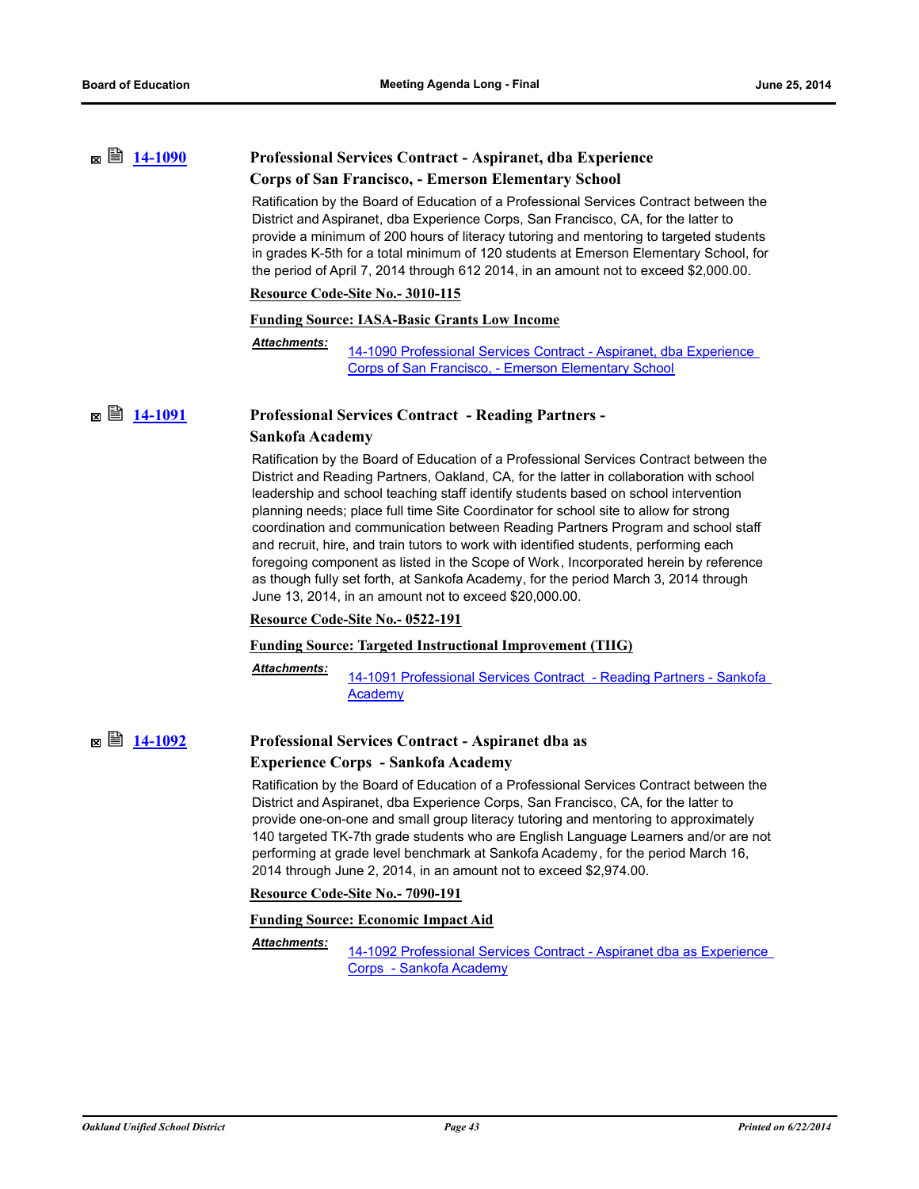### 14-1090 Professional Services Contract - Aspiranet, dba Experience Corps of San Francisco, - Emerson Elementary School

Ratification by the Board of Education of a Professional Services Contract between the District and Aspiranet, dba Experience Corps, San Francisco, CA, for the latter to provide a minimum of 200 hours of literacy tutoring and mentoring to targeted students in grades K-5th for a total minimum of 120 students at Emerson Elementary School, for the period of April 7, 2014 through 612 2014, in an amount not to exceed $2,000.00.

**Resource Code-Site No.- 3010-115**

**Funding Source: IASA-Basic Grants Low Income**

***Attachments:*** 14-1090 Professional Services Contract - Aspiranet, dba Experience Corps of San Francisco, - Emerson Elementary School

### 14-1091 Professional Services Contract - Reading Partners - Sankofa Academy

Ratification by the Board of Education of a Professional Services Contract between the District and Reading Partners, Oakland, CA, for the latter in collaboration with school leadership and school teaching staff identify students based on school intervention planning needs; place full time Site Coordinator for school site to allow for strong coordination and communication between Reading Partners Program and school staff and recruit, hire, and train tutors to work with identified students, performing each foregoing component as listed in the Scope of Work, Incorporated herein by reference as though fully set forth, at Sankofa Academy, for the period March 3, 2014 through June 13, 2014, in an amount not to exceed $20,000.00.

**Resource Code-Site No.- 0522-191**

**Funding Source: Targeted Instructional Improvement (TIIG)**

***Attachments:*** 14-1091 Professional Services Contract - Reading Partners - Sankofa Academy

### 14-1092 Professional Services Contract - Aspiranet dba as Experience Corps - Sankofa Academy

Ratification by the Board of Education of a Professional Services Contract between the District and Aspiranet, dba Experience Corps, San Francisco, CA, for the latter to provide one-on-one and small group literacy tutoring and mentoring to approximately 140 targeted TK-7th grade students who are English Language Learners and/or are not performing at grade level benchmark at Sankofa Academy, for the period March 16, 2014 through June 2, 2014, in an amount not to exceed $2,974.00.

**Resource Code-Site No.- 7090-191**

**Funding Source: Economic Impact Aid**

***Attachments:*** 14-1092 Professional Services Contract - Aspiranet dba as Experience Corps - Sankofa Academy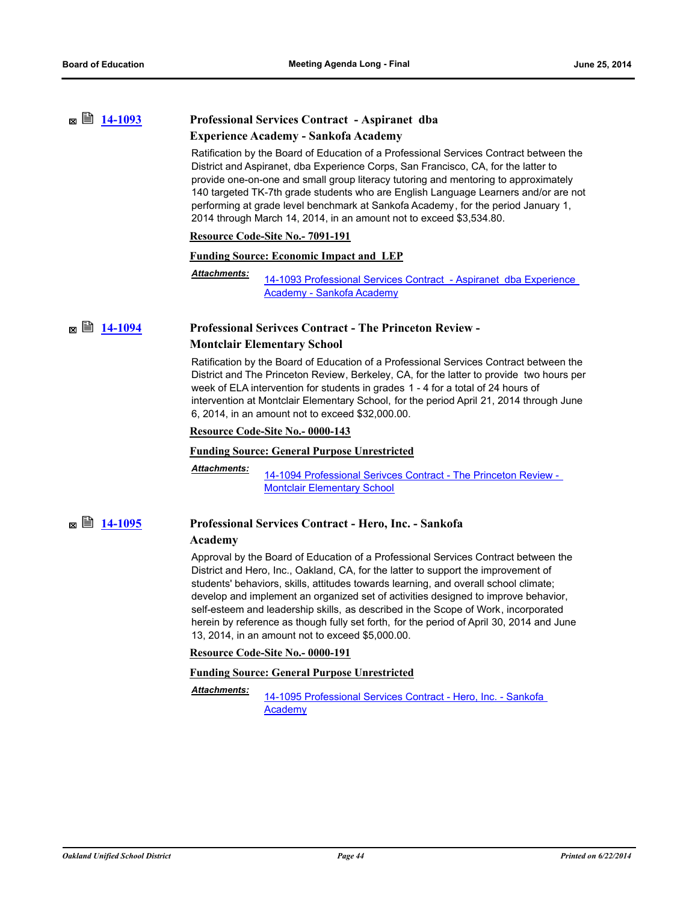### 14-1093 Professional Services Contract - Aspiranet dba Experience Academy - Sankofa Academy

Ratification by the Board of Education of a Professional Services Contract between the District and Aspiranet, dba Experience Corps, San Francisco, CA, for the latter to provide one-on-one and small group literacy tutoring and mentoring to approximately 140 targeted TK-7th grade students who are English Language Learners and/or are not performing at grade level benchmark at Sankofa Academy, for the period January 1, 2014 through March 14, 2014, in an amount not to exceed $3,534.80.

**Resource Code-Site No.- 7091-191**

**Funding Source: Economic Impact and LEP**

***Attachments:*** 14-1093 Professional Services Contract - Aspiranet dba Experience Academy - Sankofa Academy

### 14-1094 Professional Serivces Contract - The Princeton Review - Montclair Elementary School

Ratification by the Board of Education of a Professional Services Contract between the District and The Princeton Review, Berkeley, CA, for the latter to provide two hours per week of ELA intervention for students in grades 1 - 4 for a total of 24 hours of intervention at Montclair Elementary School, for the period April 21, 2014 through June 6, 2014, in an amount not to exceed $32,000.00.

**Resource Code-Site No.- 0000-143**

**Funding Source: General Purpose Unrestricted**

***Attachments:*** 14-1094 Professional Serivces Contract - The Princeton Review - Montclair Elementary School

### 14-1095 Professional Services Contract - Hero, Inc. - Sankofa Academy

Approval by the Board of Education of a Professional Services Contract between the District and Hero, Inc., Oakland, CA, for the latter to support the improvement of students' behaviors, skills, attitudes towards learning, and overall school climate; develop and implement an organized set of activities designed to improve behavior, self-esteem and leadership skills, as described in the Scope of Work, incorporated herein by reference as though fully set forth, for the period of April 30, 2014 and June 13, 2014, in an amount not to exceed $5,000.00.

**Resource Code-Site No.- 0000-191**

**Funding Source: General Purpose Unrestricted**

***Attachments:*** 14-1095 Professional Services Contract - Hero, Inc. - Sankofa Academy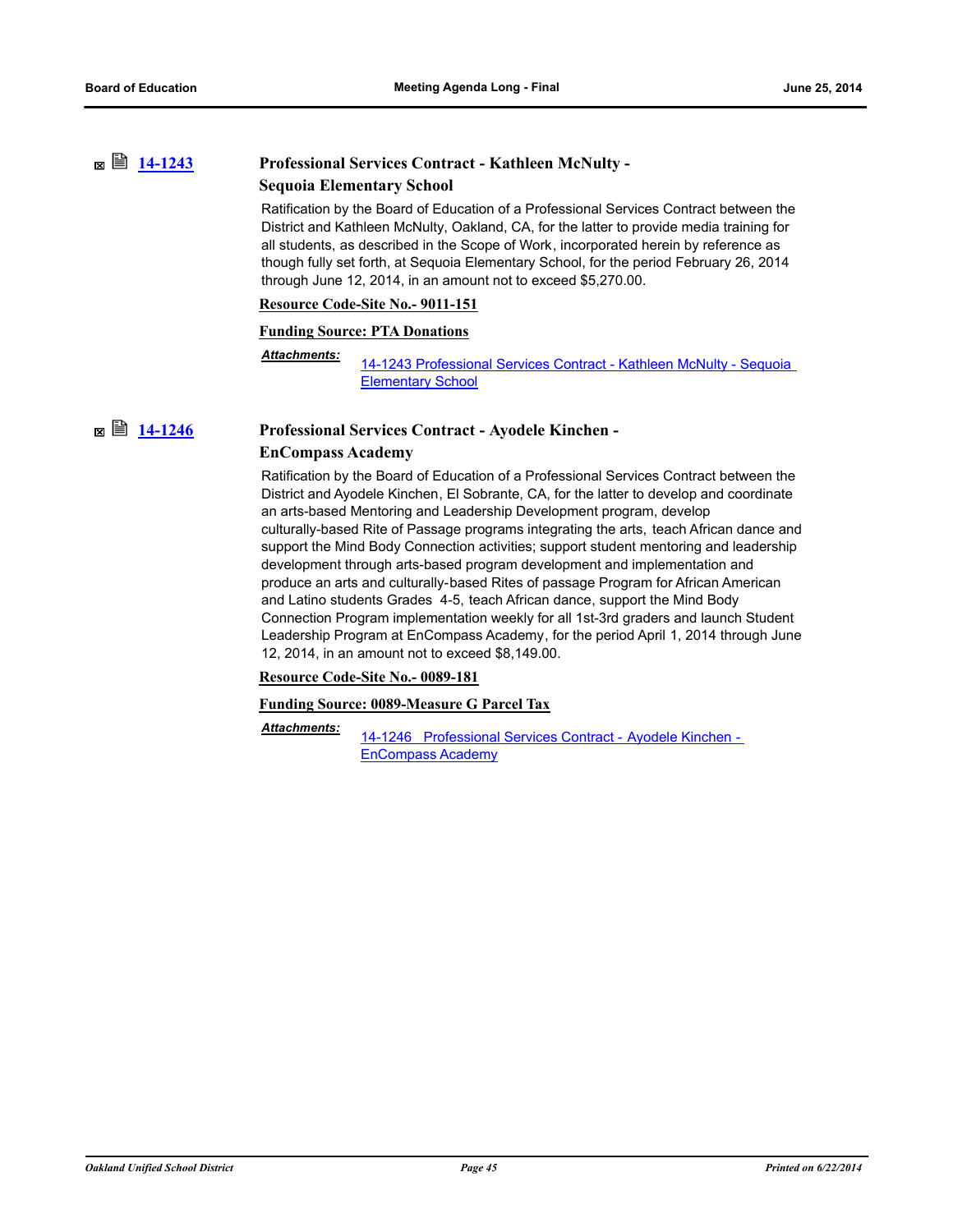**14-1243** **Professional Services Contract - Kathleen McNulty - Sequoia Elementary School**

Ratification by the Board of Education of a Professional Services Contract between the District and Kathleen McNulty, Oakland, CA, for the latter to provide media training for all students, as described in the Scope of Work, incorporated herein by reference as though fully set forth, at Sequoia Elementary School, for the period February 26, 2014 through June 12, 2014, in an amount not to exceed $5,270.00.

**Resource Code-Site No.- 9011-151**

**Funding Source: PTA Donations**

*Attachments:* 14-1243 Professional Services Contract - Kathleen McNulty - Sequoia Elementary School

**14-1246** **Professional Services Contract - Ayodele Kinchen - EnCompass Academy**

Ratification by the Board of Education of a Professional Services Contract between the District and Ayodele Kinchen, El Sobrante, CA, for the latter to develop and coordinate an arts-based Mentoring and Leadership Development program, develop culturally-based Rite of Passage programs integrating the arts, teach African dance and support the Mind Body Connection activities; support student mentoring and leadership development through arts-based program development and implementation and produce an arts and culturally-based Rites of passage Program for African American and Latino students Grades 4-5, teach African dance, support the Mind Body Connection Program implementation weekly for all 1st-3rd graders and launch Student Leadership Program at EnCompass Academy, for the period April 1, 2014 through June 12, 2014, in an amount not to exceed $8,149.00.

**Resource Code-Site No.- 0089-181**

**Funding Source: 0089-Measure G Parcel Tax**

*Attachments:* 14-1246 Professional Services Contract - Ayodele Kinchen - EnCompass Academy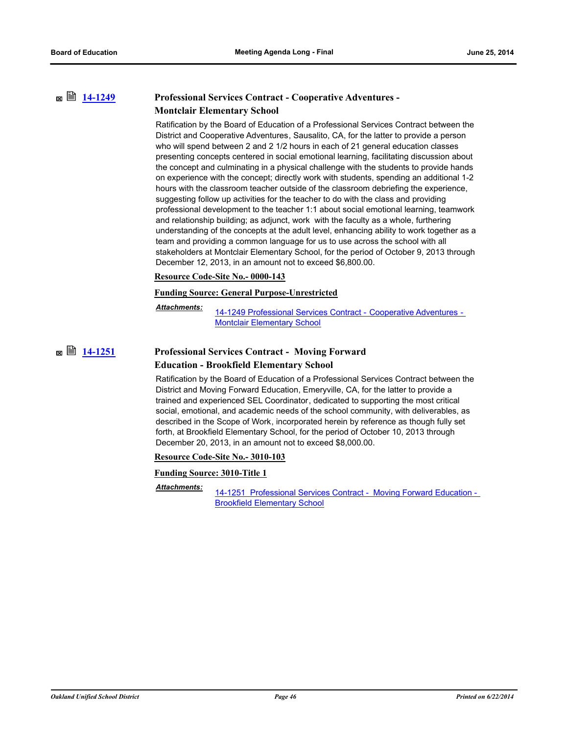**14-1249** **Professional Services Contract - Cooperative Adventures - Montclair Elementary School**

Ratification by the Board of Education of a Professional Services Contract between the District and Cooperative Adventures, Sausalito, CA, for the latter to provide a person who will spend between 2 and 2 1/2 hours in each of 21 general education classes presenting concepts centered in social emotional learning, facilitating discussion about the concept and culminating in a physical challenge with the students to provide hands on experience with the concept; directly work with students, spending an additional 1-2 hours with the classroom teacher outside of the classroom debriefing the experience, suggesting follow up activities for the teacher to do with the class and providing professional development to the teacher 1:1 about social emotional learning, teamwork and relationship building; as adjunct, work with the faculty as a whole, furthering understanding of the concepts at the adult level, enhancing ability to work together as a team and providing a common language for us to use across the school with all stakeholders at Montclair Elementary School, for the period of October 9, 2013 through December 12, 2013, in an amount not to exceed $6,800.00.

**Resource Code-Site No.- 0000-143**

**Funding Source: General Purpose-Unrestricted**

***Attachments:*** 14-1249 Professional Services Contract - Cooperative Adventures - Montclair Elementary School

**14-1251** **Professional Services Contract - Moving Forward Education - Brookfield Elementary School**

Ratification by the Board of Education of a Professional Services Contract between the District and Moving Forward Education, Emeryville, CA, for the latter to provide a trained and experienced SEL Coordinator, dedicated to supporting the most critical social, emotional, and academic needs of the school community, with deliverables, as described in the Scope of Work, incorporated herein by reference as though fully set forth, at Brookfield Elementary School, for the period of October 10, 2013 through December 20, 2013, in an amount not to exceed $8,000.00.

**Resource Code-Site No.- 3010-103**

**Funding Source: 3010-Title 1**

***Attachments:*** 14-1251 Professional Services Contract - Moving Forward Education - Brookfield Elementary School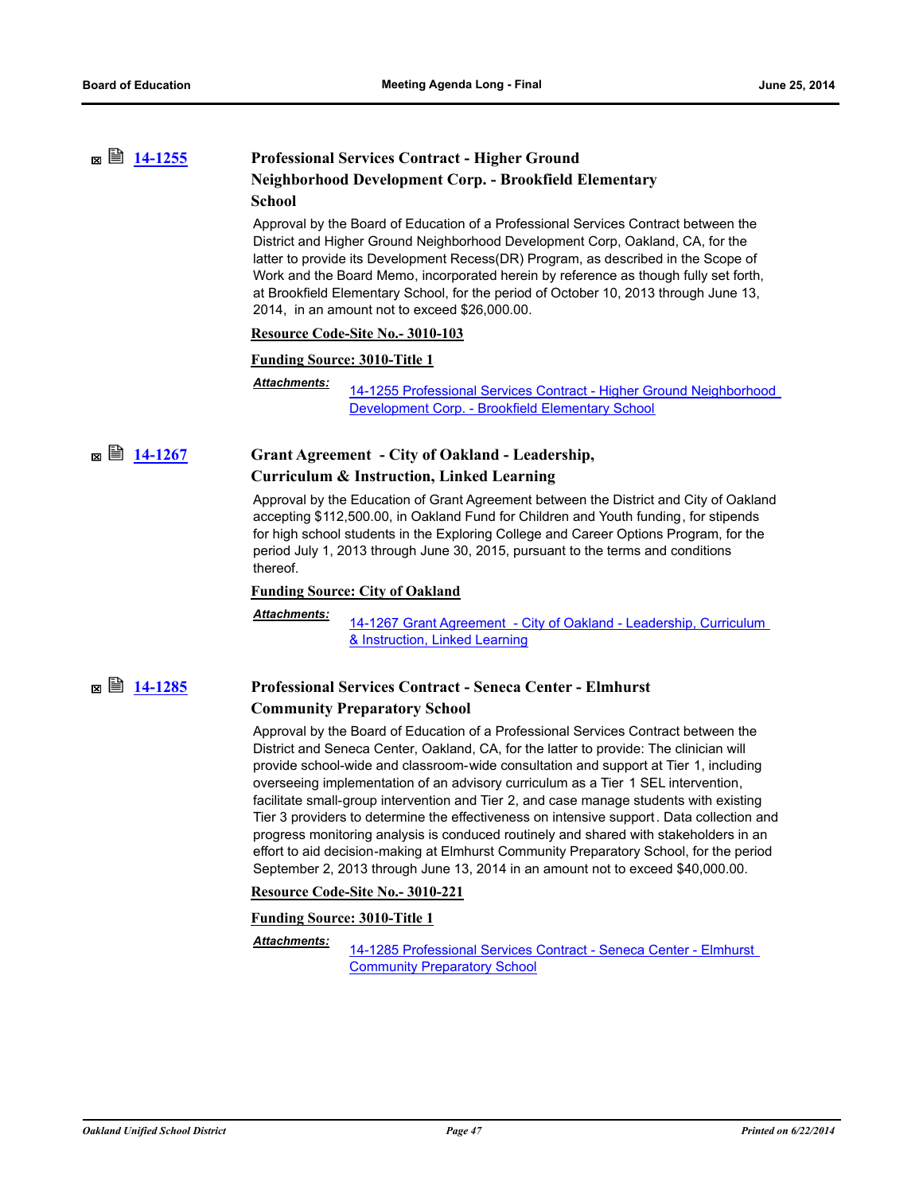### 14-1255 Professional Services Contract - Higher Ground Neighborhood Development Corp. - Brookfield Elementary School

Approval by the Board of Education of a Professional Services Contract between the District and Higher Ground Neighborhood Development Corp, Oakland, CA, for the latter to provide its Development Recess(DR) Program, as described in the Scope of Work and the Board Memo, incorporated herein by reference as though fully set forth, at Brookfield Elementary School, for the period of October 10, 2013 through June 13, 2014, in an amount not to exceed $26,000.00.

**Resource Code-Site No.- 3010-103**

**Funding Source: 3010-Title 1**

***Attachments:*** 14-1255 Professional Services Contract - Higher Ground Neighborhood Development Corp. - Brookfield Elementary School

### 14-1267 Grant Agreement - City of Oakland - Leadership, Curriculum & Instruction, Linked Learning

Approval by the Education of Grant Agreement between the District and City of Oakland accepting $112,500.00, in Oakland Fund for Children and Youth funding, for stipends for high school students in the Exploring College and Career Options Program, for the period July 1, 2013 through June 30, 2015, pursuant to the terms and conditions thereof.

**Funding Source: City of Oakland**

***Attachments:*** 14-1267 Grant Agreement - City of Oakland - Leadership, Curriculum & Instruction, Linked Learning

### 14-1285 Professional Services Contract - Seneca Center - Elmhurst Community Preparatory School

Approval by the Board of Education of a Professional Services Contract between the District and Seneca Center, Oakland, CA, for the latter to provide: The clinician will provide school-wide and classroom-wide consultation and support at Tier 1, including overseeing implementation of an advisory curriculum as a Tier 1 SEL intervention, facilitate small-group intervention and Tier 2, and case manage students with existing Tier 3 providers to determine the effectiveness on intensive support. Data collection and progress monitoring analysis is conduced routinely and shared with stakeholders in an effort to aid decision-making at Elmhurst Community Preparatory School, for the period September 2, 2013 through June 13, 2014 in an amount not to exceed $40,000.00.

**Resource Code-Site No.- 3010-221**

**Funding Source: 3010-Title 1**

***Attachments:*** 14-1285 Professional Services Contract - Seneca Center - Elmhurst Community Preparatory School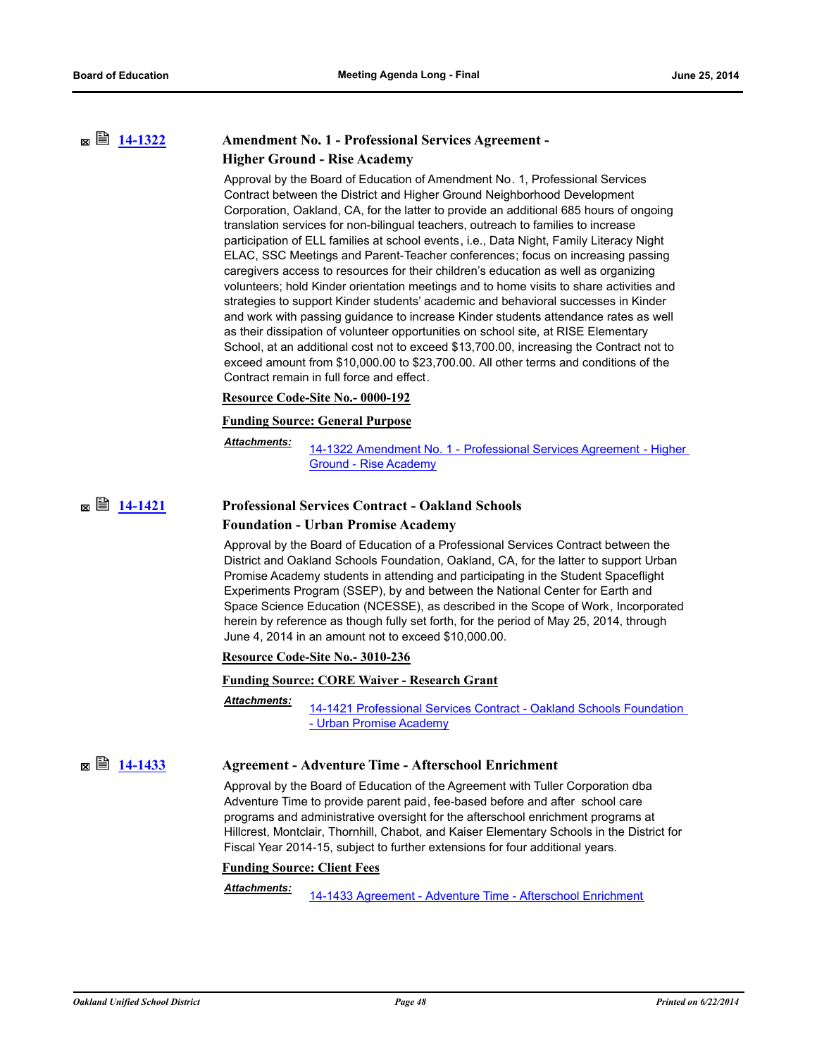### 14-1322 Amendment No. 1 - Professional Services Agreement - Higher Ground - Rise Academy

Approval by the Board of Education of Amendment No. 1, Professional Services Contract between the District and Higher Ground Neighborhood Development Corporation, Oakland, CA, for the latter to provide an additional 685 hours of ongoing translation services for non-bilingual teachers, outreach to families to increase participation of ELL families at school events, i.e., Data Night, Family Literacy Night ELAC, SSC Meetings and Parent-Teacher conferences; focus on increasing passing caregivers access to resources for their children's education as well as organizing volunteers; hold Kinder orientation meetings and to home visits to share activities and strategies to support Kinder students' academic and behavioral successes in Kinder and work with passing guidance to increase Kinder students attendance rates as well as their dissipation of volunteer opportunities on school site, at RISE Elementary School, at an additional cost not to exceed $13,700.00, increasing the Contract not to exceed amount from $10,000.00 to $23,700.00. All other terms and conditions of the Contract remain in full force and effect.

**Resource Code-Site No.- 0000-192**

**Funding Source: General Purpose**

***Attachments:*** 14-1322 Amendment No. 1 - Professional Services Agreement - Higher Ground - Rise Academy

### 14-1421 Professional Services Contract - Oakland Schools Foundation - Urban Promise Academy

Approval by the Board of Education of a Professional Services Contract between the District and Oakland Schools Foundation, Oakland, CA, for the latter to support Urban Promise Academy students in attending and participating in the Student Spaceflight Experiments Program (SSEP), by and between the National Center for Earth and Space Science Education (NCESSE), as described in the Scope of Work, Incorporated herein by reference as though fully set forth, for the period of May 25, 2014, through June 4, 2014 in an amount not to exceed $10,000.00.

**Resource Code-Site No.- 3010-236**

**Funding Source: CORE Waiver - Research Grant**

***Attachments:*** 14-1421 Professional Services Contract - Oakland Schools Foundation - Urban Promise Academy

### 14-1433 Agreement - Adventure Time - Afterschool Enrichment

Approval by the Board of Education of the Agreement with Tuller Corporation dba Adventure Time to provide parent paid, fee-based before and after school care programs and administrative oversight for the afterschool enrichment programs at Hillcrest, Montclair, Thornhill, Chabot, and Kaiser Elementary Schools in the District for Fiscal Year 2014-15, subject to further extensions for four additional years.

**Funding Source: Client Fees**

***Attachments:*** 14-1433 Agreement - Adventure Time - Afterschool Enrichment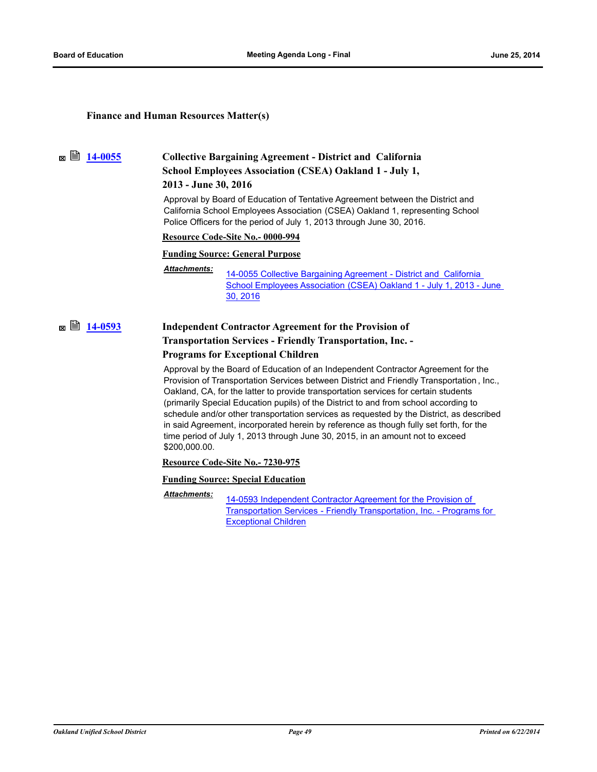## Finance and Human Resources Matter(s)

### 14-0055 Collective Bargaining Agreement - District and California School Employees Association (CSEA) Oakland 1 - July 1, 2013 - June 30, 2016

Approval by Board of Education of Tentative Agreement between the District and California School Employees Association (CSEA) Oakland 1, representing School Police Officers for the period of July 1, 2013 through June 30, 2016.

**Resource Code-Site No.- 0000-994**

**Funding Source: General Purpose**

*Attachments:* 14-0055 Collective Bargaining Agreement - District and California School Employees Association (CSEA) Oakland 1 - July 1, 2013 - June 30, 2016

### 14-0593 Independent Contractor Agreement for the Provision of Transportation Services - Friendly Transportation, Inc. - Programs for Exceptional Children

Approval by the Board of Education of an Independent Contractor Agreement for the Provision of Transportation Services between District and Friendly Transportation, Inc., Oakland, CA, for the latter to provide transportation services for certain students (primarily Special Education pupils) of the District to and from school according to schedule and/or other transportation services as requested by the District, as described in said Agreement, incorporated herein by reference as though fully set forth, for the time period of July 1, 2013 through June 30, 2015, in an amount not to exceed $200,000.00.

**Resource Code-Site No.- 7230-975**

**Funding Source: Special Education**

*Attachments:* 14-0593 Independent Contractor Agreement for the Provision of Transportation Services - Friendly Transportation, Inc. - Programs for Exceptional Children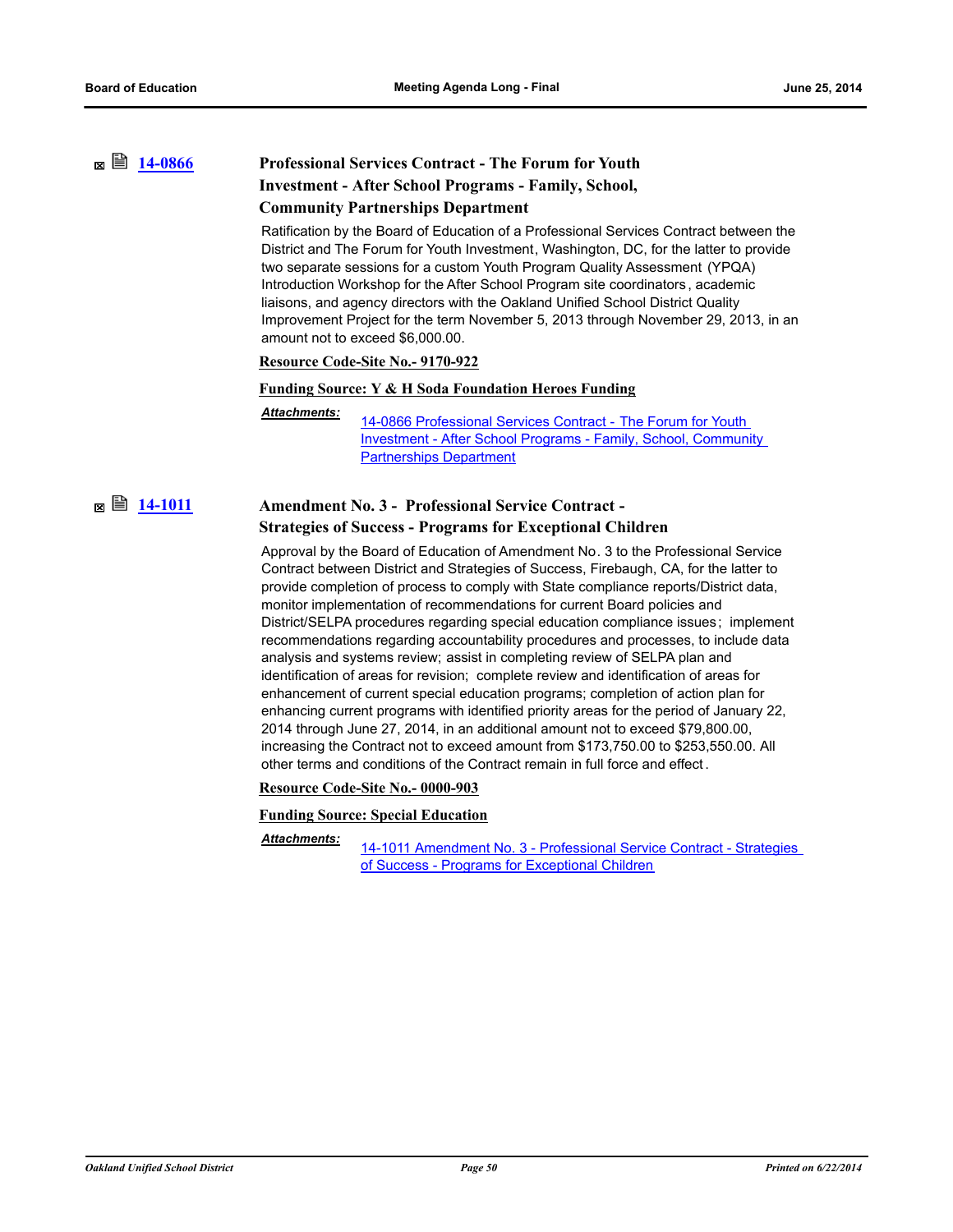### [14-0866](#) Professional Services Contract - The Forum for Youth Investment - After School Programs - Family, School, Community Partnerships Department

Ratification by the Board of Education of a Professional Services Contract between the District and The Forum for Youth Investment, Washington, DC, for the latter to provide two separate sessions for a custom Youth Program Quality Assessment (YPQA) Introduction Workshop for the After School Program site coordinators, academic liaisons, and agency directors with the Oakland Unified School District Quality Improvement Project for the term November 5, 2013 through November 29, 2013, in an amount not to exceed $6,000.00.

**Resource Code-Site No.- 9170-922**

**Funding Source: Y & H Soda Foundation Heroes Funding**

***Attachments:*** 14-0866 Professional Services Contract - The Forum for Youth Investment - After School Programs - Family, School, Community Partnerships Department

### [14-1011](#) Amendment No. 3 - Professional Service Contract - Strategies of Success - Programs for Exceptional Children

Approval by the Board of Education of Amendment No. 3 to the Professional Service Contract between District and Strategies of Success, Firebaugh, CA, for the latter to provide completion of process to comply with State compliance reports/District data, monitor implementation of recommendations for current Board policies and District/SELPA procedures regarding special education compliance issues; implement recommendations regarding accountability procedures and processes, to include data analysis and systems review; assist in completing review of SELPA plan and identification of areas for revision; complete review and identification of areas for enhancement of current special education programs; completion of action plan for enhancing current programs with identified priority areas for the period of January 22, 2014 through June 27, 2014, in an additional amount not to exceed $79,800.00, increasing the Contract not to exceed amount from $173,750.00 to $253,550.00. All other terms and conditions of the Contract remain in full force and effect.

**Resource Code-Site No.- 0000-903**

**Funding Source: Special Education**

***Attachments:*** 14-1011 Amendment No. 3 - Professional Service Contract - Strategies of Success - Programs for Exceptional Children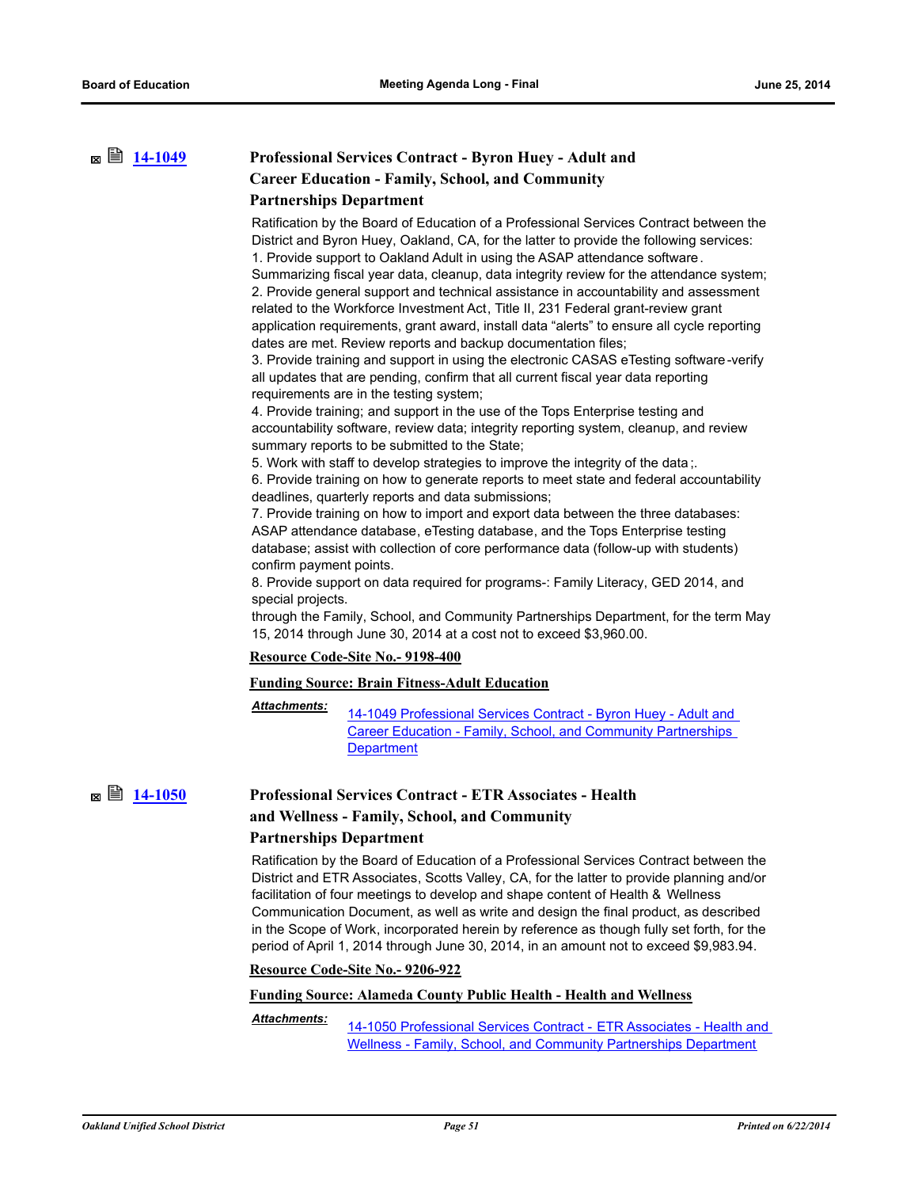**14-1049** **Professional Services Contract - Byron Huey - Adult and Career Education - Family, School, and Community Partnerships Department**

Ratification by the Board of Education of a Professional Services Contract between the District and Byron Huey, Oakland, CA, for the latter to provide the following services:
1. Provide support to Oakland Adult in using the ASAP attendance software. Summarizing fiscal year data, cleanup, data integrity review for the attendance system;
2. Provide general support and technical assistance in accountability and assessment related to the Workforce Investment Act, Title II, 231 Federal grant-review grant application requirements, grant award, install data "alerts" to ensure all cycle reporting dates are met. Review reports and backup documentation files;
3. Provide training and support in using the electronic CASAS eTesting software-verify all updates that are pending, confirm that all current fiscal year data reporting requirements are in the testing system;
4. Provide training; and support in the use of the Tops Enterprise testing and accountability software, review data; integrity reporting system, cleanup, and review summary reports to be submitted to the State;
5. Work with staff to develop strategies to improve the integrity of the data;.
6. Provide training on how to generate reports to meet state and federal accountability deadlines, quarterly reports and data submissions;
7. Provide training on how to import and export data between the three databases: ASAP attendance database, eTesting database, and the Tops Enterprise testing database; assist with collection of core performance data (follow-up with students) confirm payment points.
8. Provide support on data required for programs-: Family Literacy, GED 2014, and special projects.
through the Family, School, and Community Partnerships Department, for the term May 15, 2014 through June 30, 2014 at a cost not to exceed $3,960.00.

**Resource Code-Site No.- 9198-400**

**Funding Source: Brain Fitness-Adult Education**

***Attachments:*** 14-1049 Professional Services Contract - Byron Huey - Adult and Career Education - Family, School, and Community Partnerships Department

**14-1050** **Professional Services Contract - ETR Associates - Health and Wellness - Family, School, and Community Partnerships Department**

Ratification by the Board of Education of a Professional Services Contract between the District and ETR Associates, Scotts Valley, CA, for the latter to provide planning and/or facilitation of four meetings to develop and shape content of Health & Wellness Communication Document, as well as write and design the final product, as described in the Scope of Work, incorporated herein by reference as though fully set forth, for the period of April 1, 2014 through June 30, 2014, in an amount not to exceed $9,983.94.

**Resource Code-Site No.- 9206-922**

**Funding Source: Alameda County Public Health - Health and Wellness**

***Attachments:*** 14-1050 Professional Services Contract - ETR Associates - Health and Wellness - Family, School, and Community Partnerships Department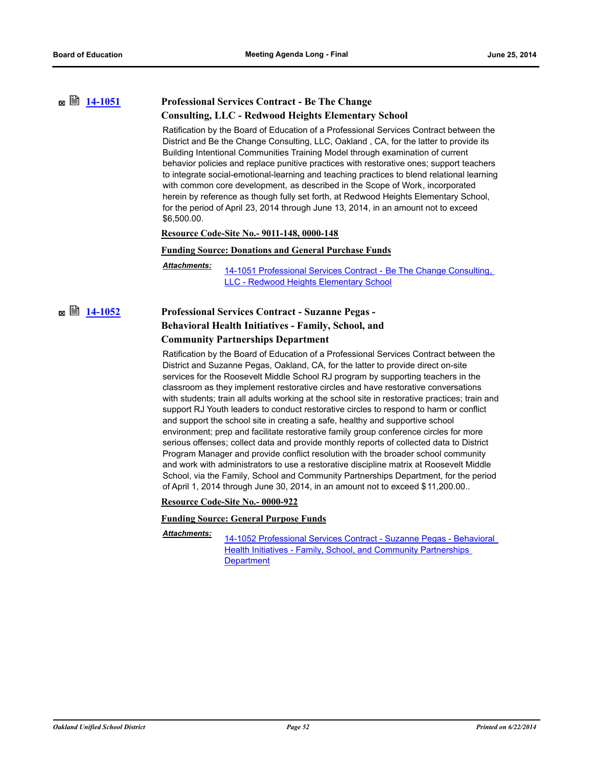**14-1051** **Professional Services Contract - Be The Change Consulting, LLC - Redwood Heights Elementary School**

Ratification by the Board of Education of a Professional Services Contract between the District and Be the Change Consulting, LLC, Oakland , CA, for the latter to provide its Building Intentional Communities Training Model through examination of current behavior policies and replace punitive practices with restorative ones; support teachers to integrate social-emotional-learning and teaching practices to blend relational learning with common core development, as described in the Scope of Work, incorporated herein by reference as though fully set forth, at Redwood Heights Elementary School, for the period of April 23, 2014 through June 13, 2014, in an amount not to exceed $6,500.00.

**Resource Code-Site No.- 9011-148, 0000-148**

**Funding Source: Donations and General Purchase Funds**

***Attachments:*** 14-1051 Professional Services Contract - Be The Change Consulting, LLC - Redwood Heights Elementary School

**14-1052** **Professional Services Contract - Suzanne Pegas - Behavioral Health Initiatives - Family, School, and Community Partnerships Department**

Ratification by the Board of Education of a Professional Services Contract between the District and Suzanne Pegas, Oakland, CA, for the latter to provide direct on-site services for the Roosevelt Middle School RJ program by supporting teachers in the classroom as they implement restorative circles and have restorative conversations with students; train all adults working at the school site in restorative practices; train and support RJ Youth leaders to conduct restorative circles to respond to harm or conflict and support the school site in creating a safe, healthy and supportive school environment; prep and facilitate restorative family group conference circles for more serious offenses; collect data and provide monthly reports of collected data to District Program Manager and provide conflict resolution with the broader school community and work with administrators to use a restorative discipline matrix at Roosevelt Middle School, via the Family, School and Community Partnerships Department, for the period of April 1, 2014 through June 30, 2014, in an amount not to exceed $ 11,200.00..

**Resource Code-Site No.- 0000-922**

**Funding Source: General Purpose Funds**

***Attachments:*** 14-1052 Professional Services Contract - Suzanne Pegas - Behavioral Health Initiatives - Family, School, and Community Partnerships Department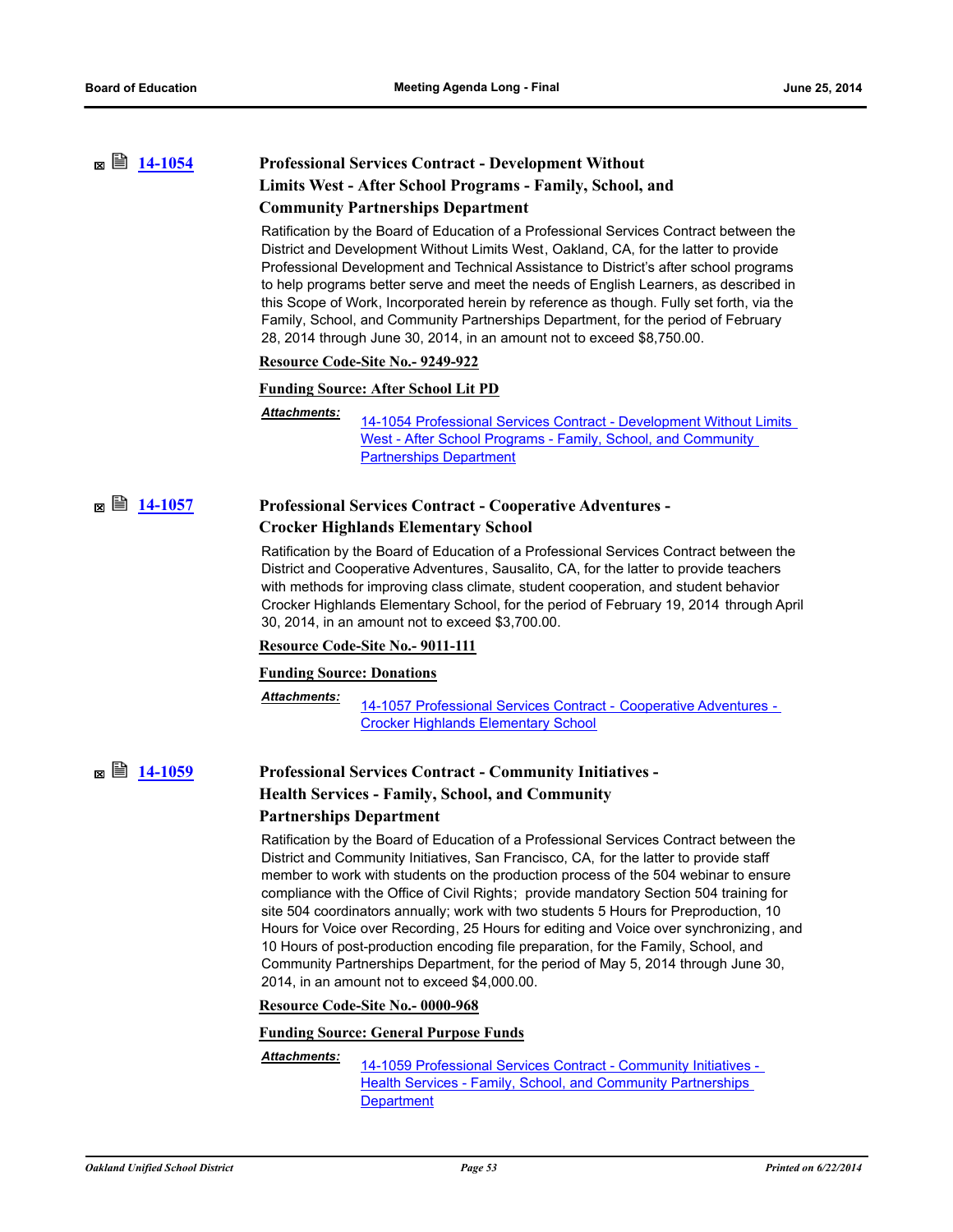## 14-1054 Professional Services Contract - Development Without Limits West - After School Programs - Family, School, and Community Partnerships Department

Ratification by the Board of Education of a Professional Services Contract between the District and Development Without Limits West, Oakland, CA, for the latter to provide Professional Development and Technical Assistance to District's after school programs to help programs better serve and meet the needs of English Learners, as described in this Scope of Work, Incorporated herein by reference as though. Fully set forth, via the Family, School, and Community Partnerships Department, for the period of February 28, 2014 through June 30, 2014, in an amount not to exceed $8,750.00.

**Resource Code-Site No.- 9249-922**

**Funding Source: After School Lit PD**

*Attachments:* 14-1054 Professional Services Contract - Development Without Limits West - After School Programs - Family, School, and Community Partnerships Department

## 14-1057 Professional Services Contract - Cooperative Adventures - Crocker Highlands Elementary School

Ratification by the Board of Education of a Professional Services Contract between the District and Cooperative Adventures, Sausalito, CA, for the latter to provide teachers with methods for improving class climate, student cooperation, and student behavior Crocker Highlands Elementary School, for the period of February 19, 2014 through April 30, 2014, in an amount not to exceed $3,700.00.

**Resource Code-Site No.- 9011-111**

**Funding Source: Donations**

*Attachments:* 14-1057 Professional Services Contract - Cooperative Adventures - Crocker Highlands Elementary School

## 14-1059 Professional Services Contract - Community Initiatives - Health Services - Family, School, and Community Partnerships Department

Ratification by the Board of Education of a Professional Services Contract between the District and Community Initiatives, San Francisco, CA, for the latter to provide staff member to work with students on the production process of the 504 webinar to ensure compliance with the Office of Civil Rights; provide mandatory Section 504 training for site 504 coordinators annually; work with two students 5 Hours for Preproduction, 10 Hours for Voice over Recording, 25 Hours for editing and Voice over synchronizing, and 10 Hours of post-production encoding file preparation, for the Family, School, and Community Partnerships Department, for the period of May 5, 2014 through June 30, 2014, in an amount not to exceed $4,000.00.

**Resource Code-Site No.- 0000-968**

**Funding Source: General Purpose Funds**

*Attachments:* 14-1059 Professional Services Contract - Community Initiatives - Health Services - Family, School, and Community Partnerships Department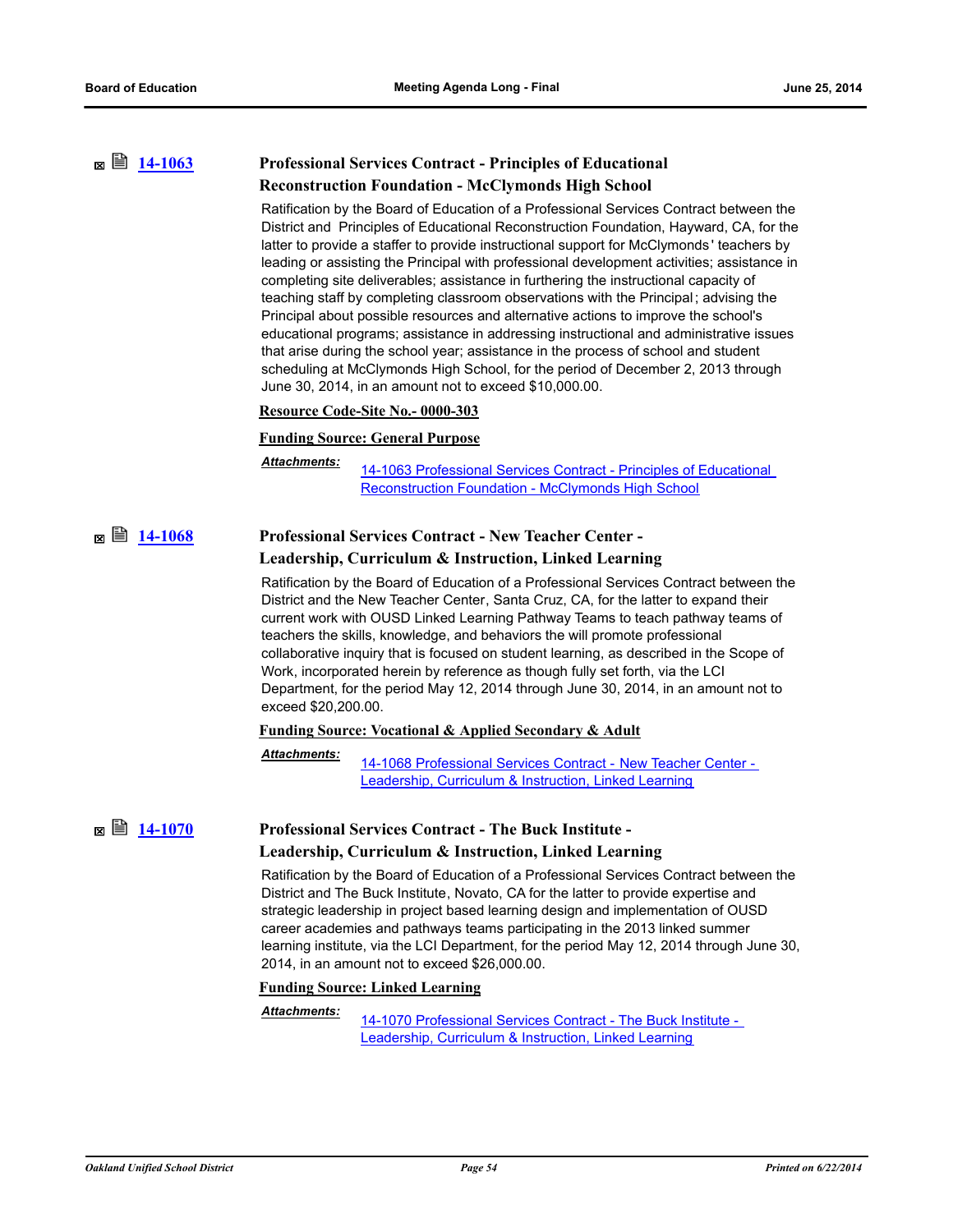**14-1063** **Professional Services Contract - Principles of Educational Reconstruction Foundation - McClymonds High School**

Ratification by the Board of Education of a Professional Services Contract between the District and Principles of Educational Reconstruction Foundation, Hayward, CA, for the latter to provide a staffer to provide instructional support for McClymonds' teachers by leading or assisting the Principal with professional development activities; assistance in completing site deliverables; assistance in furthering the instructional capacity of teaching staff by completing classroom observations with the Principal; advising the Principal about possible resources and alternative actions to improve the school's educational programs; assistance in addressing instructional and administrative issues that arise during the school year; assistance in the process of school and student scheduling at McClymonds High School, for the period of December 2, 2013 through June 30, 2014, in an amount not to exceed $10,000.00.

**Resource Code-Site No.- 0000-303**

**Funding Source: General Purpose**

***Attachments:*** 14-1063 Professional Services Contract - Principles of Educational Reconstruction Foundation - McClymonds High School

**14-1068** **Professional Services Contract - New Teacher Center - Leadership, Curriculum & Instruction, Linked Learning**

Ratification by the Board of Education of a Professional Services Contract between the District and the New Teacher Center, Santa Cruz, CA, for the latter to expand their current work with OUSD Linked Learning Pathway Teams to teach pathway teams of teachers the skills, knowledge, and behaviors the will promote professional collaborative inquiry that is focused on student learning, as described in the Scope of Work, incorporated herein by reference as though fully set forth, via the LCI Department, for the period May 12, 2014 through June 30, 2014, in an amount not to exceed $20,200.00.

**Funding Source: Vocational & Applied Secondary & Adult**

***Attachments:*** 14-1068 Professional Services Contract - New Teacher Center - Leadership, Curriculum & Instruction, Linked Learning

**14-1070** **Professional Services Contract - The Buck Institute - Leadership, Curriculum & Instruction, Linked Learning**

Ratification by the Board of Education of a Professional Services Contract between the District and The Buck Institute, Novato, CA for the latter to provide expertise and strategic leadership in project based learning design and implementation of OUSD career academies and pathways teams participating in the 2013 linked summer learning institute, via the LCI Department, for the period May 12, 2014 through June 30, 2014, in an amount not to exceed $26,000.00.

**Funding Source: Linked Learning**

***Attachments:*** 14-1070 Professional Services Contract - The Buck Institute - Leadership, Curriculum & Instruction, Linked Learning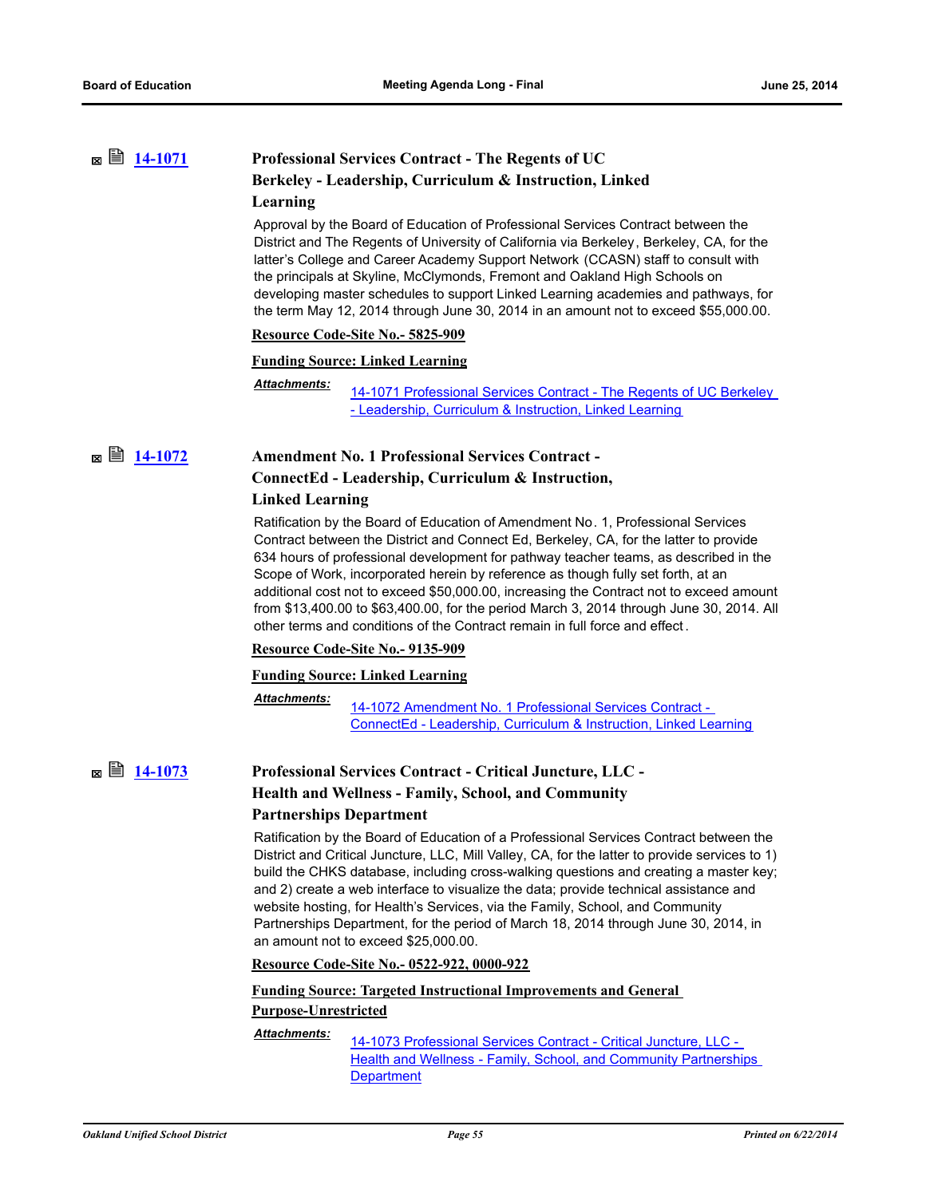**14-1071** **Professional Services Contract - The Regents of UC Berkeley - Leadership, Curriculum & Instruction, Linked Learning**

Approval by the Board of Education of Professional Services Contract between the District and The Regents of University of California via Berkeley, Berkeley, CA, for the latter's College and Career Academy Support Network (CCASN) staff to consult with the principals at Skyline, McClymonds, Fremont and Oakland High Schools on developing master schedules to support Linked Learning academies and pathways, for the term May 12, 2014 through June 30, 2014 in an amount not to exceed $55,000.00.

**Resource Code-Site No.- 5825-909**

**Funding Source: Linked Learning**

***Attachments:*** 14-1071 Professional Services Contract - The Regents of UC Berkeley - Leadership, Curriculum & Instruction, Linked Learning

**14-1072** **Amendment No. 1 Professional Services Contract - ConnectEd - Leadership, Curriculum & Instruction, Linked Learning**

Ratification by the Board of Education of Amendment No. 1, Professional Services Contract between the District and Connect Ed, Berkeley, CA, for the latter to provide 634 hours of professional development for pathway teacher teams, as described in the Scope of Work, incorporated herein by reference as though fully set forth, at an additional cost not to exceed $50,000.00, increasing the Contract not to exceed amount from $13,400.00 to $63,400.00, for the period March 3, 2014 through June 30, 2014. All other terms and conditions of the Contract remain in full force and effect.

**Resource Code-Site No.- 9135-909**

**Funding Source: Linked Learning**

***Attachments:*** 14-1072 Amendment No. 1 Professional Services Contract - ConnectEd - Leadership, Curriculum & Instruction, Linked Learning

**14-1073** **Professional Services Contract - Critical Juncture, LLC - Health and Wellness - Family, School, and Community Partnerships Department**

Ratification by the Board of Education of a Professional Services Contract between the District and Critical Juncture, LLC, Mill Valley, CA, for the latter to provide services to 1) build the CHKS database, including cross-walking questions and creating a master key; and 2) create a web interface to visualize the data; provide technical assistance and website hosting, for Health's Services, via the Family, School, and Community Partnerships Department, for the period of March 18, 2014 through June 30, 2014, in an amount not to exceed $25,000.00.

**Resource Code-Site No.- 0522-922, 0000-922**

**Funding Source: Targeted Instructional Improvements and General Purpose-Unrestricted**

***Attachments:*** 14-1073 Professional Services Contract - Critical Juncture, LLC - Health and Wellness - Family, School, and Community Partnerships Department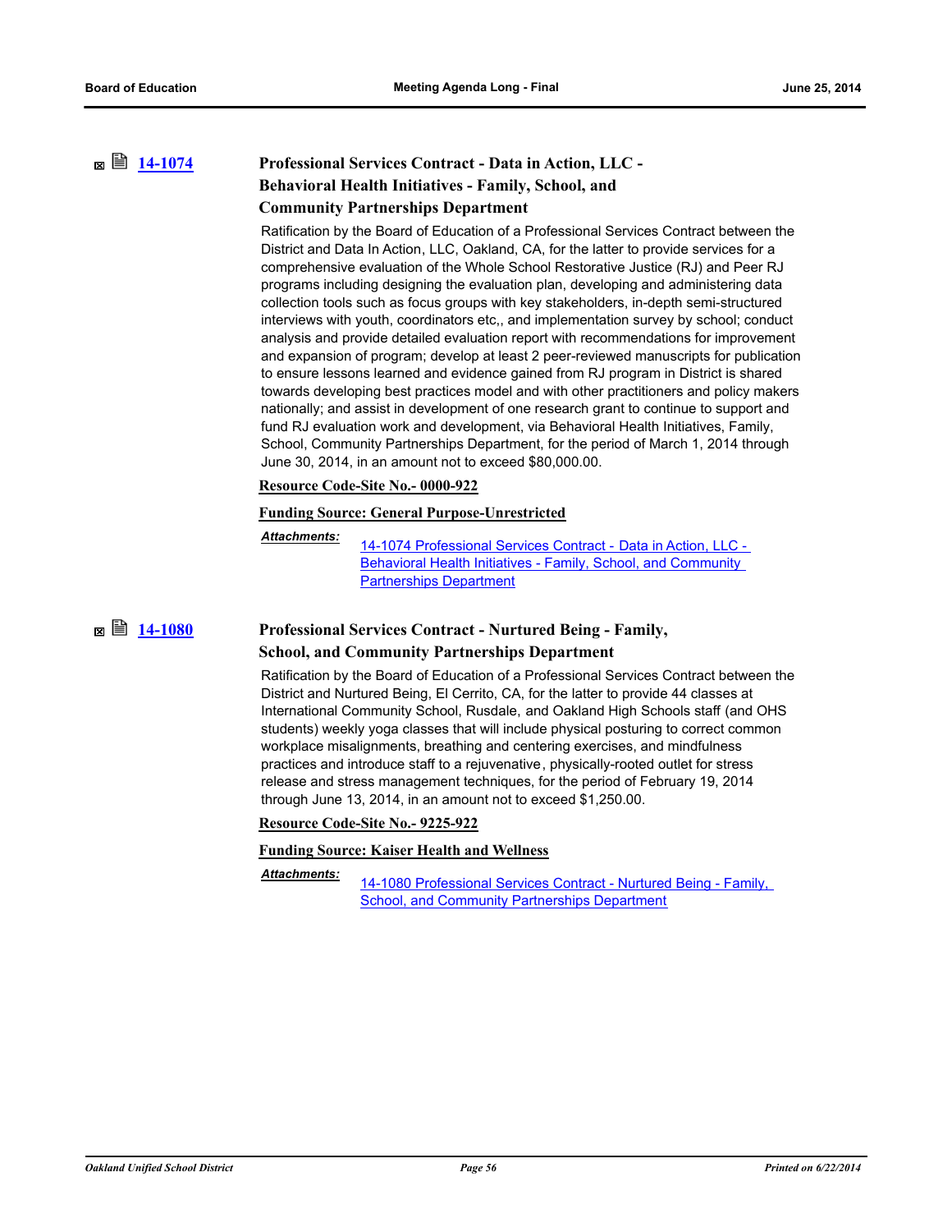### 14-1074 Professional Services Contract - Data in Action, LLC - Behavioral Health Initiatives - Family, School, and Community Partnerships Department

Ratification by the Board of Education of a Professional Services Contract between the District and Data In Action, LLC, Oakland, CA, for the latter to provide services for a comprehensive evaluation of the Whole School Restorative Justice (RJ) and Peer RJ programs including designing the evaluation plan, developing and administering data collection tools such as focus groups with key stakeholders, in-depth semi-structured interviews with youth, coordinators etc,, and implementation survey by school; conduct analysis and provide detailed evaluation report with recommendations for improvement and expansion of program; develop at least 2 peer-reviewed manuscripts for publication to ensure lessons learned and evidence gained from RJ program in District is shared towards developing best practices model and with other practitioners and policy makers nationally; and assist in development of one research grant to continue to support and fund RJ evaluation work and development, via Behavioral Health Initiatives, Family, School, Community Partnerships Department, for the period of March 1, 2014 through June 30, 2014, in an amount not to exceed $80,000.00.

**Resource Code-Site No.- 0000-922**

**Funding Source: General Purpose-Unrestricted**

***Attachments:*** 14-1074 Professional Services Contract - Data in Action, LLC - Behavioral Health Initiatives - Family, School, and Community Partnerships Department

### 14-1080 Professional Services Contract - Nurtured Being - Family, School, and Community Partnerships Department

Ratification by the Board of Education of a Professional Services Contract between the District and Nurtured Being, El Cerrito, CA, for the latter to provide 44 classes at International Community School, Rusdale, and Oakland High Schools staff (and OHS students) weekly yoga classes that will include physical posturing to correct common workplace misalignments, breathing and centering exercises, and mindfulness practices and introduce staff to a rejuvenative, physically-rooted outlet for stress release and stress management techniques, for the period of February 19, 2014 through June 13, 2014, in an amount not to exceed $1,250.00.

**Resource Code-Site No.- 9225-922**

**Funding Source: Kaiser Health and Wellness**

***Attachments:*** 14-1080 Professional Services Contract - Nurtured Being - Family, School, and Community Partnerships Department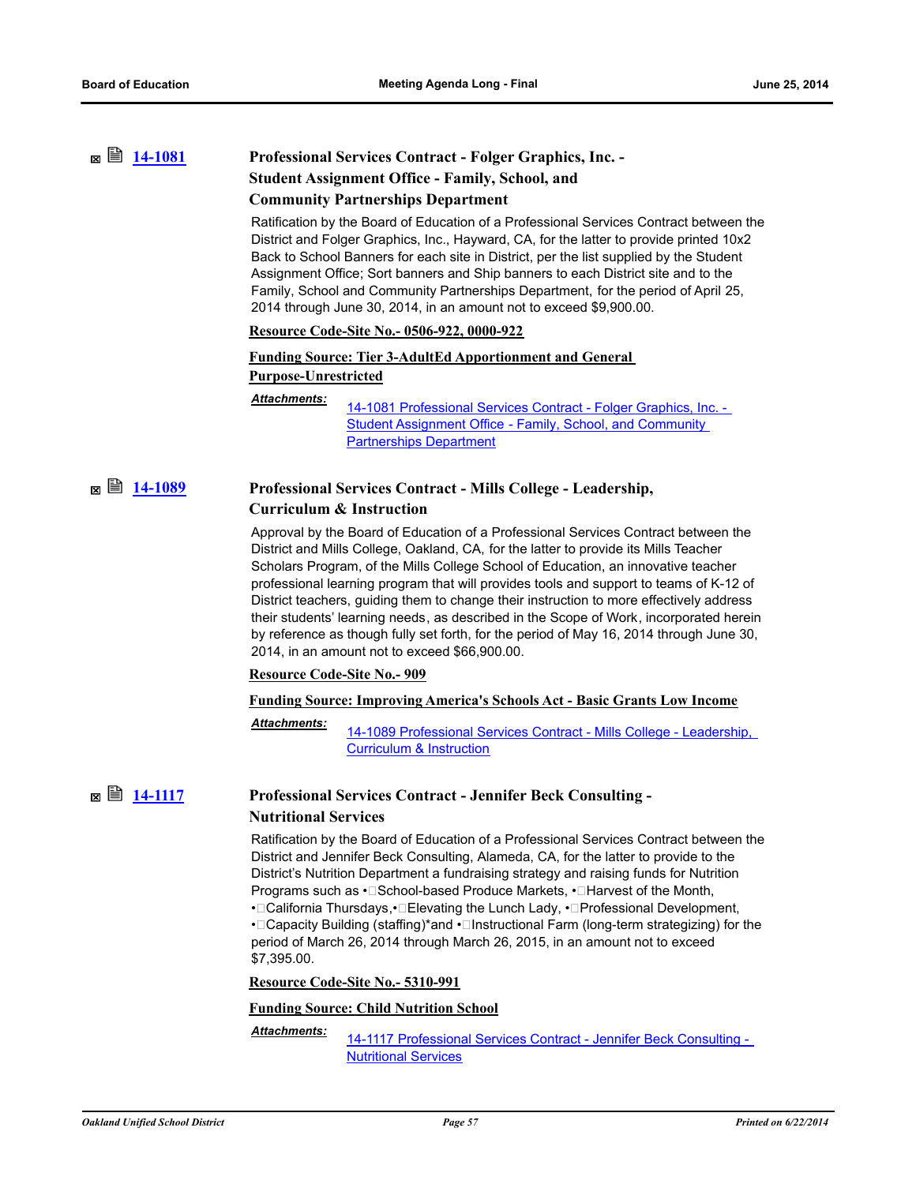### 14-1081 Professional Services Contract - Folger Graphics, Inc. - Student Assignment Office - Family, School, and Community Partnerships Department

Ratification by the Board of Education of a Professional Services Contract between the District and Folger Graphics, Inc., Hayward, CA, for the latter to provide printed 10x2 Back to School Banners for each site in District, per the list supplied by the Student Assignment Office; Sort banners and Ship banners to each District site and to the Family, School and Community Partnerships Department, for the period of April 25, 2014 through June 30, 2014, in an amount not to exceed $9,900.00.

**Resource Code-Site No.- 0506-922, 0000-922**

**Funding Source: Tier 3-AdultEd Apportionment and General Purpose-Unrestricted**

***Attachments:*** 14-1081 Professional Services Contract - Folger Graphics, Inc. - Student Assignment Office - Family, School, and Community Partnerships Department

### 14-1089 Professional Services Contract - Mills College - Leadership, Curriculum & Instruction

Approval by the Board of Education of a Professional Services Contract between the District and Mills College, Oakland, CA, for the latter to provide its Mills Teacher Scholars Program, of the Mills College School of Education, an innovative teacher professional learning program that will provides tools and support to teams of K-12 of District teachers, guiding them to change their instruction to more effectively address their students' learning needs, as described in the Scope of Work, incorporated herein by reference as though fully set forth, for the period of May 16, 2014 through June 30, 2014, in an amount not to exceed $66,900.00.

**Resource Code-Site No.- 909**

**Funding Source: Improving America's Schools Act - Basic Grants Low Income**

***Attachments:*** 14-1089 Professional Services Contract - Mills College - Leadership, Curriculum & Instruction

### 14-1117 Professional Services Contract - Jennifer Beck Consulting - Nutritional Services

Ratification by the Board of Education of a Professional Services Contract between the District and Jennifer Beck Consulting, Alameda, CA, for the latter to provide to the District's Nutrition Department a fundraising strategy and raising funds for Nutrition Programs such as •School-based Produce Markets, •Harvest of the Month, •California Thursdays,•Elevating the Lunch Lady, •Professional Development, •Capacity Building (staffing)*and •Instructional Farm (long-term strategizing) for the period of March 26, 2014 through March 26, 2015, in an amount not to exceed $7,395.00.

**Resource Code-Site No.- 5310-991**

**Funding Source: Child Nutrition School**

***Attachments:*** 14-1117 Professional Services Contract - Jennifer Beck Consulting - Nutritional Services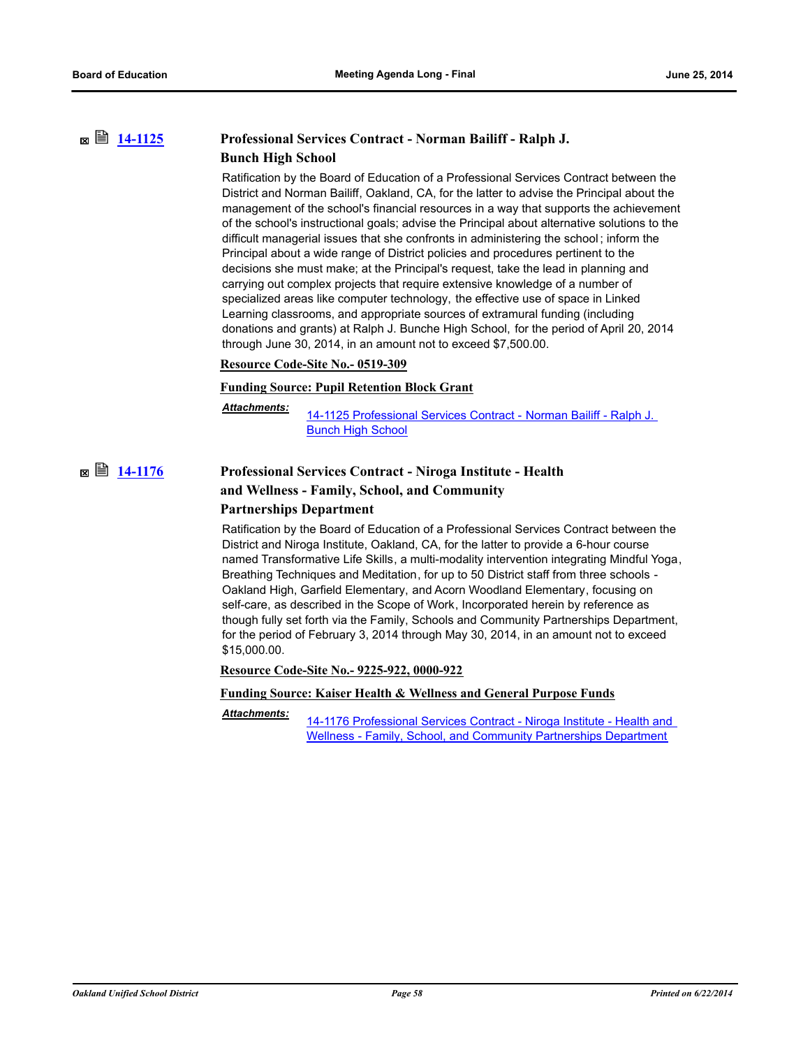### 14-1125 Professional Services Contract - Norman Bailiff - Ralph J. Bunch High School

Ratification by the Board of Education of a Professional Services Contract between the District and Norman Bailiff, Oakland, CA, for the latter to advise the Principal about the management of the school's financial resources in a way that supports the achievement of the school's instructional goals; advise the Principal about alternative solutions to the difficult managerial issues that she confronts in administering the school; inform the Principal about a wide range of District policies and procedures pertinent to the decisions she must make; at the Principal's request, take the lead in planning and carrying out complex projects that require extensive knowledge of a number of specialized areas like computer technology, the effective use of space in Linked Learning classrooms, and appropriate sources of extramural funding (including donations and grants) at Ralph J. Bunche High School, for the period of April 20, 2014 through June 30, 2014, in an amount not to exceed $7,500.00.

**Resource Code-Site No.- 0519-309**

**Funding Source: Pupil Retention Block Grant**

***Attachments:*** 14-1125 Professional Services Contract - Norman Bailiff - Ralph J. Bunch High School

### 14-1176 Professional Services Contract - Niroga Institute - Health and Wellness - Family, School, and Community Partnerships Department

Ratification by the Board of Education of a Professional Services Contract between the District and Niroga Institute, Oakland, CA, for the latter to provide a 6-hour course named Transformative Life Skills, a multi-modality intervention integrating Mindful Yoga, Breathing Techniques and Meditation, for up to 50 District staff from three schools - Oakland High, Garfield Elementary, and Acorn Woodland Elementary, focusing on self-care, as described in the Scope of Work, Incorporated herein by reference as though fully set forth via the Family, Schools and Community Partnerships Department, for the period of February 3, 2014 through May 30, 2014, in an amount not to exceed $15,000.00.

**Resource Code-Site No.- 9225-922, 0000-922**

**Funding Source: Kaiser Health & Wellness and General Purpose Funds**

***Attachments:*** 14-1176 Professional Services Contract - Niroga Institute - Health and Wellness - Family, School, and Community Partnerships Department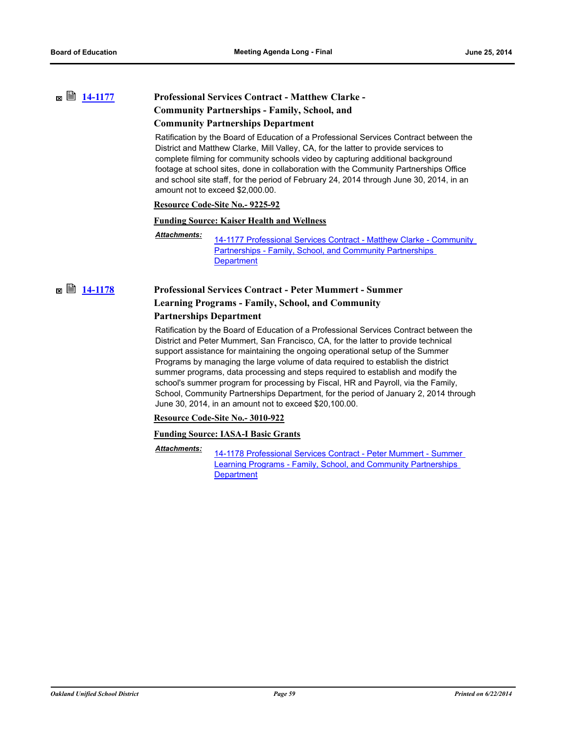## 14-1177 Professional Services Contract - Matthew Clarke - Community Partnerships - Family, School, and Community Partnerships Department

Ratification by the Board of Education of a Professional Services Contract between the District and Matthew Clarke, Mill Valley, CA, for the latter to provide services to complete filming for community schools video by capturing additional background footage at school sites, done in collaboration with the Community Partnerships Office and school site staff, for the period of February 24, 2014 through June 30, 2014, in an amount not to exceed $2,000.00.

**Resource Code-Site No.- 9225-92**

**Funding Source: Kaiser Health and Wellness**

*Attachments:* 14-1177 Professional Services Contract - Matthew Clarke - Community Partnerships - Family, School, and Community Partnerships Department

## 14-1178 Professional Services Contract - Peter Mummert - Summer Learning Programs - Family, School, and Community Partnerships Department

Ratification by the Board of Education of a Professional Services Contract between the District and Peter Mummert, San Francisco, CA, for the latter to provide technical support assistance for maintaining the ongoing operational setup of the Summer Programs by managing the large volume of data required to establish the district summer programs, data processing and steps required to establish and modify the school's summer program for processing by Fiscal, HR and Payroll, via the Family, School, Community Partnerships Department, for the period of January 2, 2014 through June 30, 2014, in an amount not to exceed $20,100.00.

**Resource Code-Site No.- 3010-922**

**Funding Source: IASA-I Basic Grants**

*Attachments:* 14-1178 Professional Services Contract - Peter Mummert - Summer Learning Programs - Family, School, and Community Partnerships Department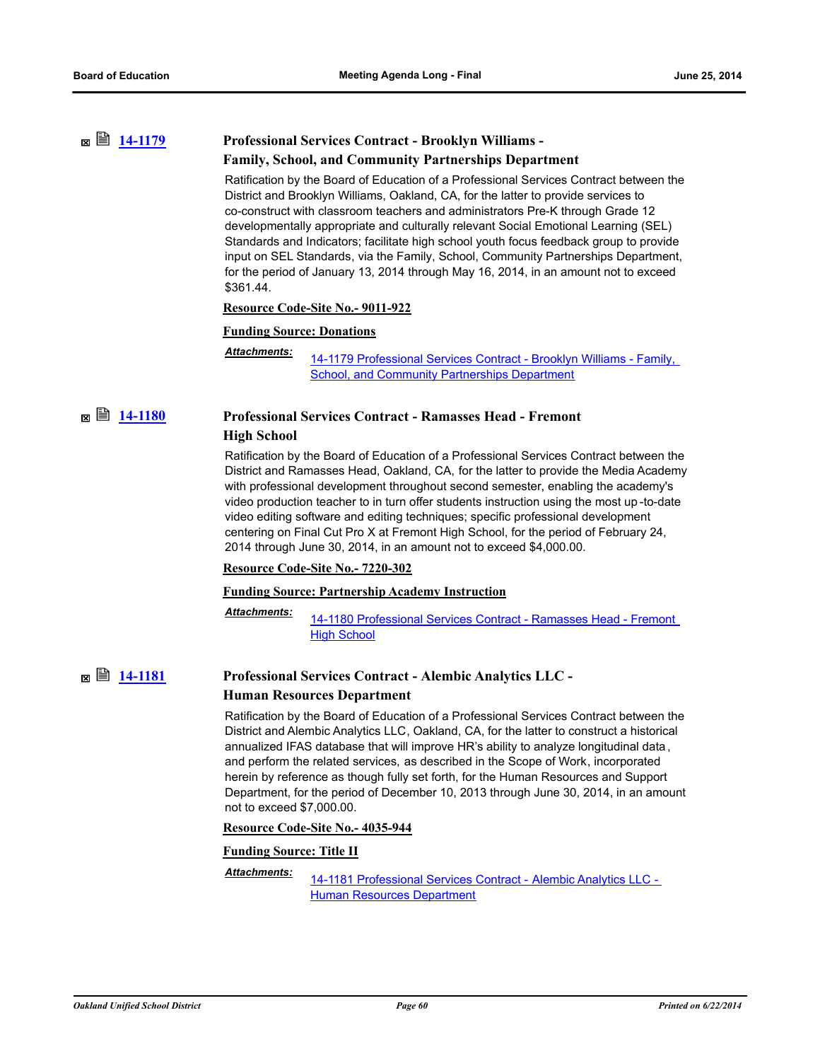### 14-1179 Professional Services Contract - Brooklyn Williams - Family, School, and Community Partnerships Department

Ratification by the Board of Education of a Professional Services Contract between the District and Brooklyn Williams, Oakland, CA, for the latter to provide services to co-construct with classroom teachers and administrators Pre-K through Grade 12 developmentally appropriate and culturally relevant Social Emotional Learning (SEL) Standards and Indicators; facilitate high school youth focus feedback group to provide input on SEL Standards, via the Family, School, Community Partnerships Department, for the period of January 13, 2014 through May 16, 2014, in an amount not to exceed $361.44.

**Resource Code-Site No.- 9011-922**

**Funding Source: Donations**

***Attachments:*** 14-1179 Professional Services Contract - Brooklyn Williams - Family, School, and Community Partnerships Department

### 14-1180 Professional Services Contract - Ramasses Head - Fremont High School

Ratification by the Board of Education of a Professional Services Contract between the District and Ramasses Head, Oakland, CA, for the latter to provide the Media Academy with professional development throughout second semester, enabling the academy's video production teacher to in turn offer students instruction using the most up-to-date video editing software and editing techniques; specific professional development centering on Final Cut Pro X at Fremont High School, for the period of February 24, 2014 through June 30, 2014, in an amount not to exceed $4,000.00.

**Resource Code-Site No.- 7220-302**

**Funding Source: Partnership Academy Instruction**

***Attachments:*** 14-1180 Professional Services Contract - Ramasses Head - Fremont High School

### 14-1181 Professional Services Contract - Alembic Analytics LLC - Human Resources Department

Ratification by the Board of Education of a Professional Services Contract between the District and Alembic Analytics LLC, Oakland, CA, for the latter to construct a historical annualized IFAS database that will improve HR's ability to analyze longitudinal data, and perform the related services, as described in the Scope of Work, incorporated herein by reference as though fully set forth, for the Human Resources and Support Department, for the period of December 10, 2013 through June 30, 2014, in an amount not to exceed $7,000.00.

**Resource Code-Site No.- 4035-944**

**Funding Source: Title II**

***Attachments:*** 14-1181 Professional Services Contract - Alembic Analytics LLC - Human Resources Department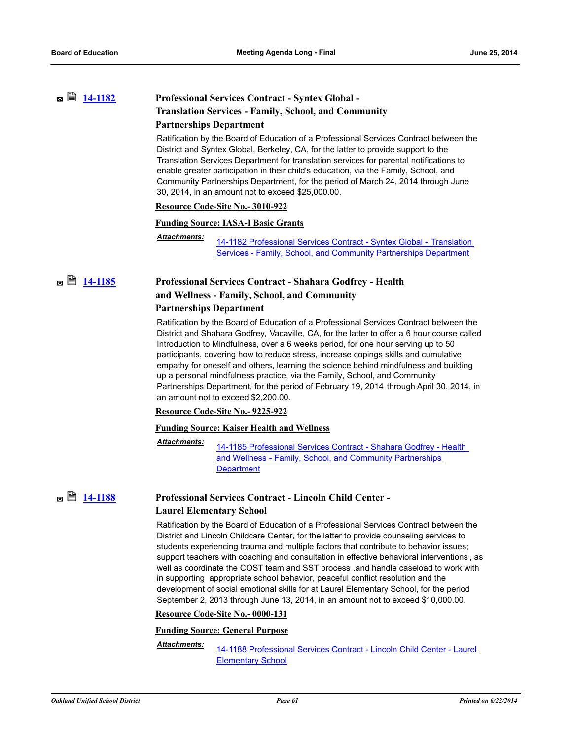### 14-1182 Professional Services Contract - Syntex Global - Translation Services - Family, School, and Community Partnerships Department

Ratification by the Board of Education of a Professional Services Contract between the District and Syntex Global, Berkeley, CA, for the latter to provide support to the Translation Services Department for translation services for parental notifications to enable greater participation in their child's education, via the Family, School, and Community Partnerships Department, for the period of March 24, 2014 through June 30, 2014, in an amount not to exceed $25,000.00.

**Resource Code-Site No.- 3010-922**

**Funding Source: IASA-I Basic Grants**

***Attachments:*** 14-1182 Professional Services Contract - Syntex Global - Translation Services - Family, School, and Community Partnerships Department

### 14-1185 Professional Services Contract - Shahara Godfrey - Health and Wellness - Family, School, and Community Partnerships Department

Ratification by the Board of Education of a Professional Services Contract between the District and Shahara Godfrey, Vacaville, CA, for the latter to offer a 6 hour course called Introduction to Mindfulness, over a 6 weeks period, for one hour serving up to 50 participants, covering how to reduce stress, increase copings skills and cumulative empathy for oneself and others, learning the science behind mindfulness and building up a personal mindfulness practice, via the Family, School, and Community Partnerships Department, for the period of February 19, 2014 through April 30, 2014, in an amount not to exceed $2,200.00.

**Resource Code-Site No.- 9225-922**

**Funding Source: Kaiser Health and Wellness**

***Attachments:*** 14-1185 Professional Services Contract - Shahara Godfrey - Health and Wellness - Family, School, and Community Partnerships Department

### 14-1188 Professional Services Contract - Lincoln Child Center - Laurel Elementary School

Ratification by the Board of Education of a Professional Services Contract between the District and Lincoln Childcare Center, for the latter to provide counseling services to students experiencing trauma and multiple factors that contribute to behavior issues; support teachers with coaching and consultation in effective behavioral interventions , as well as coordinate the COST team and SST process .and handle caseload to work with in supporting appropriate school behavior, peaceful conflict resolution and the development of social emotional skills for at Laurel Elementary School, for the period September 2, 2013 through June 13, 2014, in an amount not to exceed $10,000.00.

**Resource Code-Site No.- 0000-131**

**Funding Source: General Purpose**

***Attachments:*** 14-1188 Professional Services Contract - Lincoln Child Center - Laurel Elementary School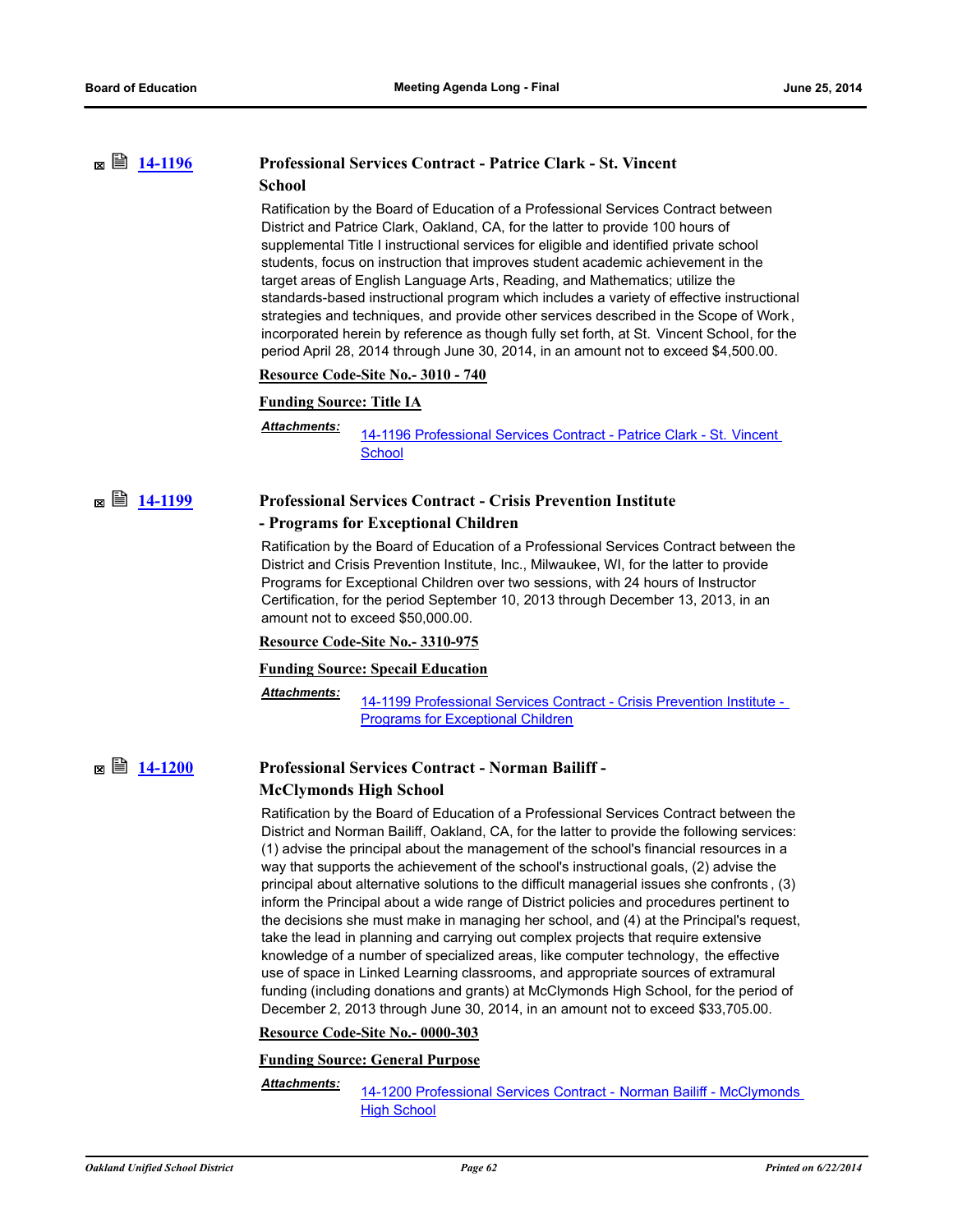### 14-1196 Professional Services Contract - Patrice Clark - St. Vincent School

Ratification by the Board of Education of a Professional Services Contract between District and Patrice Clark, Oakland, CA, for the latter to provide 100 hours of supplemental Title I instructional services for eligible and identified private school students, focus on instruction that improves student academic achievement in the target areas of English Language Arts, Reading, and Mathematics; utilize the standards-based instructional program which includes a variety of effective instructional strategies and techniques, and provide other services described in the Scope of Work, incorporated herein by reference as though fully set forth, at St. Vincent School, for the period April 28, 2014 through June 30, 2014, in an amount not to exceed $4,500.00.

**Resource Code-Site No.- 3010 - 740**

**Funding Source: Title IA**

***Attachments:*** 14-1196 Professional Services Contract - Patrice Clark - St. Vincent School

### 14-1199 Professional Services Contract - Crisis Prevention Institute - Programs for Exceptional Children

Ratification by the Board of Education of a Professional Services Contract between the District and Crisis Prevention Institute, Inc., Milwaukee, WI, for the latter to provide Programs for Exceptional Children over two sessions, with 24 hours of Instructor Certification, for the period September 10, 2013 through December 13, 2013, in an amount not to exceed $50,000.00.

**Resource Code-Site No.- 3310-975**

**Funding Source: Specail Education**

***Attachments:*** 14-1199 Professional Services Contract - Crisis Prevention Institute - Programs for Exceptional Children

### 14-1200 Professional Services Contract - Norman Bailiff - McClymonds High School

Ratification by the Board of Education of a Professional Services Contract between the District and Norman Bailiff, Oakland, CA, for the latter to provide the following services: (1) advise the principal about the management of the school's financial resources in a way that supports the achievement of the school's instructional goals, (2) advise the principal about alternative solutions to the difficult managerial issues she confronts, (3) inform the Principal about a wide range of District policies and procedures pertinent to the decisions she must make in managing her school, and (4) at the Principal's request, take the lead in planning and carrying out complex projects that require extensive knowledge of a number of specialized areas, like computer technology, the effective use of space in Linked Learning classrooms, and appropriate sources of extramural funding (including donations and grants) at McClymonds High School, for the period of December 2, 2013 through June 30, 2014, in an amount not to exceed $33,705.00.

**Resource Code-Site No.- 0000-303**

**Funding Source: General Purpose**

***Attachments:*** 14-1200 Professional Services Contract - Norman Bailiff - McClymonds High School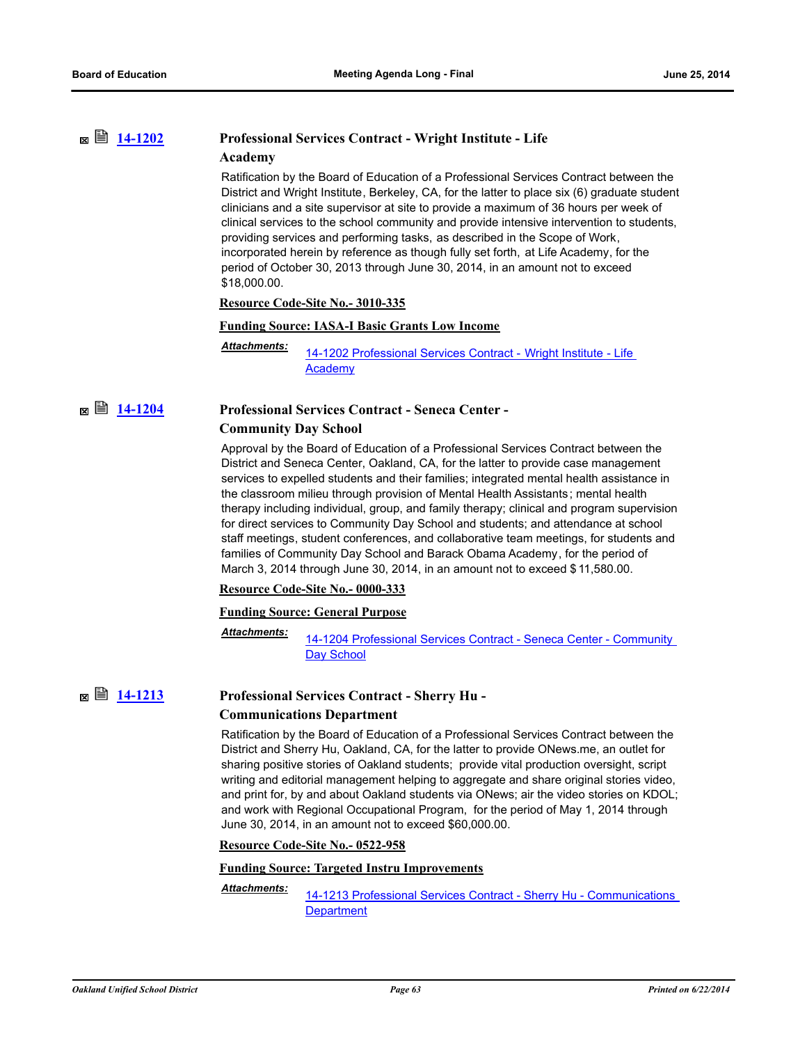**14-1202** **Professional Services Contract - Wright Institute - Life Academy**

Ratification by the Board of Education of a Professional Services Contract between the District and Wright Institute, Berkeley, CA, for the latter to place six (6) graduate student clinicians and a site supervisor at site to provide a maximum of 36 hours per week of clinical services to the school community and provide intensive intervention to students, providing services and performing tasks, as described in the Scope of Work, incorporated herein by reference as though fully set forth, at Life Academy, for the period of October 30, 2013 through June 30, 2014, in an amount not to exceed $18,000.00.

**Resource Code-Site No.- 3010-335**

**Funding Source: IASA-I Basic Grants Low Income**

*Attachments:* 14-1202 Professional Services Contract - Wright Institute - Life Academy

**14-1204** **Professional Services Contract - Seneca Center - Community Day School**

Approval by the Board of Education of a Professional Services Contract between the District and Seneca Center, Oakland, CA, for the latter to provide case management services to expelled students and their families; integrated mental health assistance in the classroom milieu through provision of Mental Health Assistants; mental health therapy including individual, group, and family therapy; clinical and program supervision for direct services to Community Day School and students; and attendance at school staff meetings, student conferences, and collaborative team meetings, for students and families of Community Day School and Barack Obama Academy, for the period of March 3, 2014 through June 30, 2014, in an amount not to exceed $ 11,580.00.

**Resource Code-Site No.- 0000-333**

**Funding Source: General Purpose**

*Attachments:* 14-1204 Professional Services Contract - Seneca Center - Community Day School

**14-1213** **Professional Services Contract - Sherry Hu - Communications Department**

Ratification by the Board of Education of a Professional Services Contract between the District and Sherry Hu, Oakland, CA, for the latter to provide ONews.me, an outlet for sharing positive stories of Oakland students; provide vital production oversight, script writing and editorial management helping to aggregate and share original stories video, and print for, by and about Oakland students via ONews; air the video stories on KDOL; and work with Regional Occupational Program, for the period of May 1, 2014 through June 30, 2014, in an amount not to exceed $60,000.00.

**Resource Code-Site No.- 0522-958**

**Funding Source: Targeted Instru Improvements**

*Attachments:* 14-1213 Professional Services Contract - Sherry Hu - Communications Department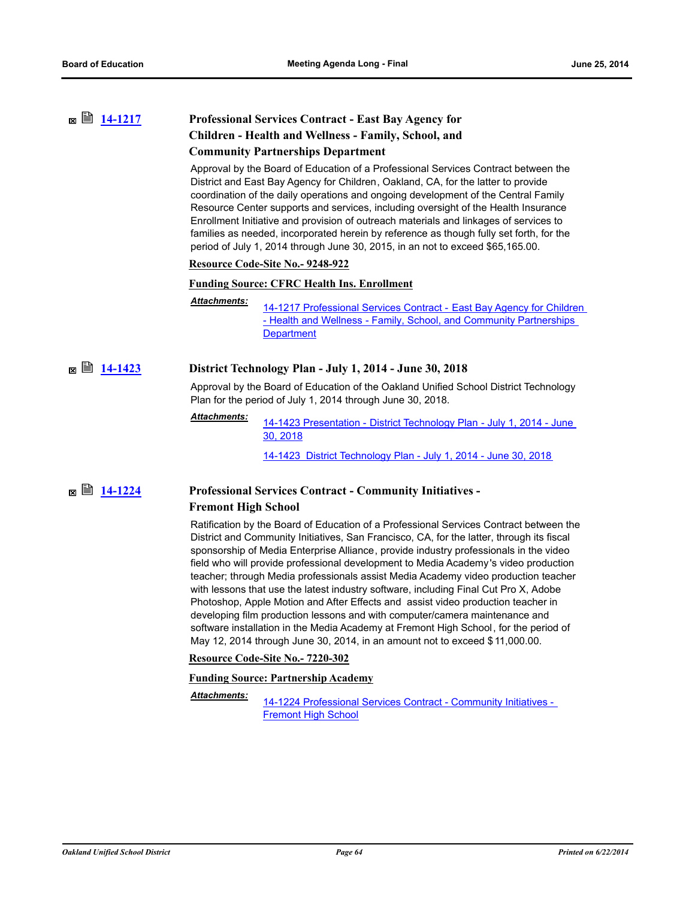### 14-1217 Professional Services Contract - East Bay Agency for Children - Health and Wellness - Family, School, and Community Partnerships Department

Approval by the Board of Education of a Professional Services Contract between the District and East Bay Agency for Children, Oakland, CA, for the latter to provide coordination of the daily operations and ongoing development of the Central Family Resource Center supports and services, including oversight of the Health Insurance Enrollment Initiative and provision of outreach materials and linkages of services to families as needed, incorporated herein by reference as though fully set forth, for the period of July 1, 2014 through June 30, 2015, in an not to exceed $65,165.00.

**Resource Code-Site No.- 9248-922**

**Funding Source: CFRC Health Ins. Enrollment**

***Attachments:*** 14-1217 Professional Services Contract - East Bay Agency for Children - Health and Wellness - Family, School, and Community Partnerships Department

### 14-1423 District Technology Plan - July 1, 2014 - June 30, 2018

Approval by the Board of Education of the Oakland Unified School District Technology Plan for the period of July 1, 2014 through June 30, 2018.

***Attachments:*** 14-1423 Presentation - District Technology Plan - July 1, 2014 - June 30, 2018

14-1423 District Technology Plan - July 1, 2014 - June 30, 2018

### 14-1224 Professional Services Contract - Community Initiatives - Fremont High School

Ratification by the Board of Education of a Professional Services Contract between the District and Community Initiatives, San Francisco, CA, for the latter, through its fiscal sponsorship of Media Enterprise Alliance, provide industry professionals in the video field who will provide professional development to Media Academy's video production teacher; through Media professionals assist Media Academy video production teacher with lessons that use the latest industry software, including Final Cut Pro X, Adobe Photoshop, Apple Motion and After Effects and assist video production teacher in developing film production lessons and with computer/camera maintenance and software installation in the Media Academy at Fremont High School, for the period of May 12, 2014 through June 30, 2014, in an amount not to exceed $ 11,000.00.

**Resource Code-Site No.- 7220-302**

**Funding Source: Partnership Academy**

***Attachments:*** 14-1224 Professional Services Contract - Community Initiatives - Fremont High School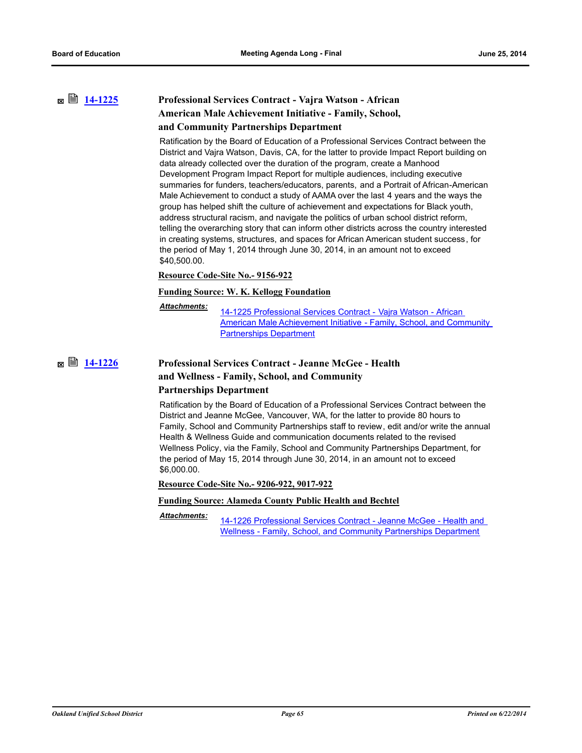### 14-1225 Professional Services Contract - Vajra Watson - African American Male Achievement Initiative - Family, School, and Community Partnerships Department

Ratification by the Board of Education of a Professional Services Contract between the District and Vajra Watson, Davis, CA, for the latter to provide Impact Report building on data already collected over the duration of the program, create a Manhood Development Program Impact Report for multiple audiences, including executive summaries for funders, teachers/educators, parents, and a Portrait of African-American Male Achievement to conduct a study of AAMA over the last 4 years and the ways the group has helped shift the culture of achievement and expectations for Black youth, address structural racism, and navigate the politics of urban school district reform, telling the overarching story that can inform other districts across the country interested in creating systems, structures, and spaces for African American student success, for the period of May 1, 2014 through June 30, 2014, in an amount not to exceed $40,500.00.

**Resource Code-Site No.- 9156-922**

**Funding Source: W. K. Kellogg Foundation**

***Attachments:*** 14-1225 Professional Services Contract - Vajra Watson - African American Male Achievement Initiative - Family, School, and Community Partnerships Department

### 14-1226 Professional Services Contract - Jeanne McGee - Health and Wellness - Family, School, and Community Partnerships Department

Ratification by the Board of Education of a Professional Services Contract between the District and Jeanne McGee, Vancouver, WA, for the latter to provide 80 hours to Family, School and Community Partnerships staff to review, edit and/or write the annual Health & Wellness Guide and communication documents related to the revised Wellness Policy, via the Family, School and Community Partnerships Department, for the period of May 15, 2014 through June 30, 2014, in an amount not to exceed $6,000.00.

**Resource Code-Site No.- 9206-922, 9017-922**

**Funding Source: Alameda County Public Health and Bechtel**

***Attachments:*** 14-1226 Professional Services Contract - Jeanne McGee - Health and Wellness - Family, School, and Community Partnerships Department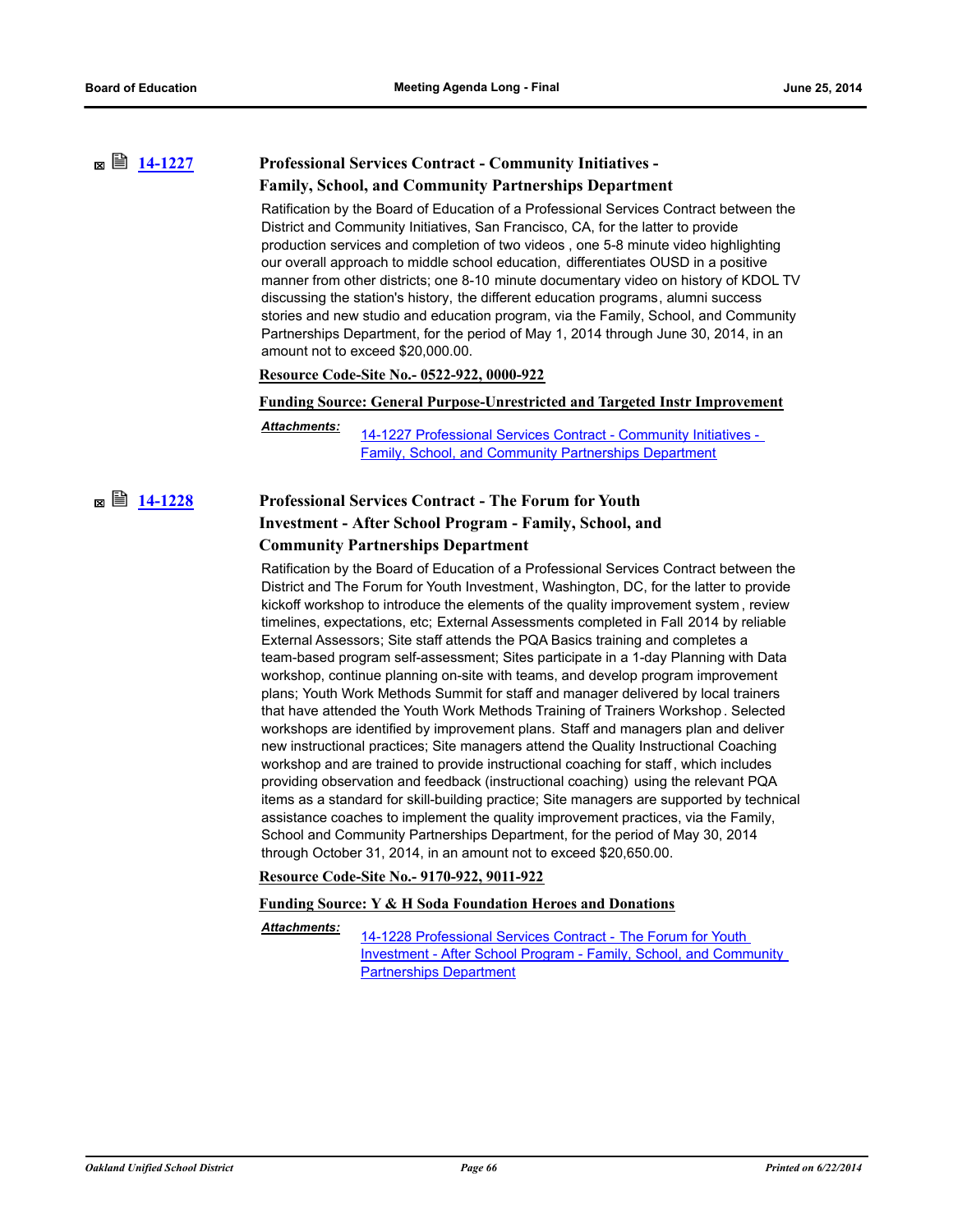### 14-1227 Professional Services Contract - Community Initiatives - Family, School, and Community Partnerships Department

Ratification by the Board of Education of a Professional Services Contract between the District and Community Initiatives, San Francisco, CA, for the latter to provide production services and completion of two videos , one 5-8 minute video highlighting our overall approach to middle school education, differentiates OUSD in a positive manner from other districts; one 8-10 minute documentary video on history of KDOL TV discussing the station's history, the different education programs, alumni success stories and new studio and education program, via the Family, School, and Community Partnerships Department, for the period of May 1, 2014 through June 30, 2014, in an amount not to exceed $20,000.00.

**Resource Code-Site No.- 0522-922, 0000-922**

**Funding Source: General Purpose-Unrestricted and Targeted Instr Improvement**

*Attachments:* 14-1227 Professional Services Contract - Community Initiatives - Family, School, and Community Partnerships Department

### 14-1228 Professional Services Contract - The Forum for Youth Investment - After School Program - Family, School, and Community Partnerships Department

Ratification by the Board of Education of a Professional Services Contract between the District and The Forum for Youth Investment, Washington, DC, for the latter to provide kickoff workshop to introduce the elements of the quality improvement system , review timelines, expectations, etc; External Assessments completed in Fall 2014 by reliable External Assessors; Site staff attends the PQA Basics training and completes a team-based program self-assessment; Sites participate in a 1-day Planning with Data workshop, continue planning on-site with teams, and develop program improvement plans; Youth Work Methods Summit for staff and manager delivered by local trainers that have attended the Youth Work Methods Training of Trainers Workshop . Selected workshops are identified by improvement plans. Staff and managers plan and deliver new instructional practices; Site managers attend the Quality Instructional Coaching workshop and are trained to provide instructional coaching for staff , which includes providing observation and feedback (instructional coaching) using the relevant PQA items as a standard for skill-building practice; Site managers are supported by technical assistance coaches to implement the quality improvement practices, via the Family, School and Community Partnerships Department, for the period of May 30, 2014 through October 31, 2014, in an amount not to exceed $20,650.00.

**Resource Code-Site No.- 9170-922, 9011-922**

**Funding Source: Y & H Soda Foundation Heroes and Donations**

*Attachments:* 14-1228 Professional Services Contract - The Forum for Youth Investment - After School Program - Family, School, and Community Partnerships Department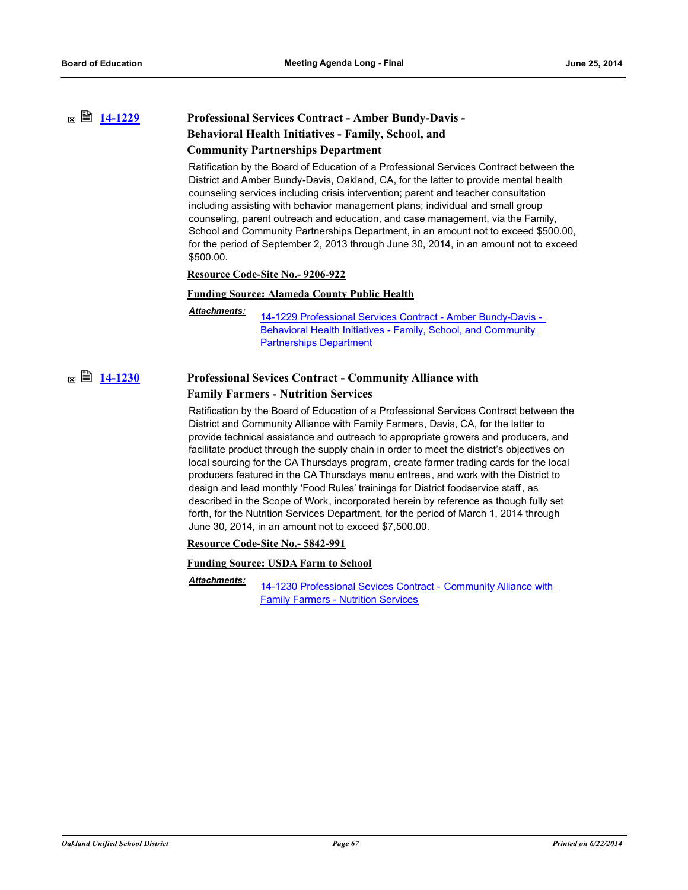**14-1229** **Professional Services Contract - Amber Bundy-Davis - Behavioral Health Initiatives - Family, School, and Community Partnerships Department**

Ratification by the Board of Education of a Professional Services Contract between the District and Amber Bundy-Davis, Oakland, CA, for the latter to provide mental health counseling services including crisis intervention; parent and teacher consultation including assisting with behavior management plans; individual and small group counseling, parent outreach and education, and case management, via the Family, School and Community Partnerships Department, in an amount not to exceed $500.00, for the period of September 2, 2013 through June 30, 2014, in an amount not to exceed $500.00.

**Resource Code-Site No.- 9206-922**

**Funding Source: Alameda County Public Health**

***Attachments:*** 14-1229 Professional Services Contract - Amber Bundy-Davis - Behavioral Health Initiatives - Family, School, and Community Partnerships Department

**14-1230** **Professional Sevices Contract - Community Alliance with Family Farmers - Nutrition Services**

Ratification by the Board of Education of a Professional Services Contract between the District and Community Alliance with Family Farmers, Davis, CA, for the latter to provide technical assistance and outreach to appropriate growers and producers, and facilitate product through the supply chain in order to meet the district's objectives on local sourcing for the CA Thursdays program, create farmer trading cards for the local producers featured in the CA Thursdays menu entrees, and work with the District to design and lead monthly 'Food Rules' trainings for District foodservice staff, as described in the Scope of Work, incorporated herein by reference as though fully set forth, for the Nutrition Services Department, for the period of March 1, 2014 through June 30, 2014, in an amount not to exceed $7,500.00.

**Resource Code-Site No.- 5842-991**

**Funding Source: USDA Farm to School**

***Attachments:*** 14-1230 Professional Sevices Contract - Community Alliance with Family Farmers - Nutrition Services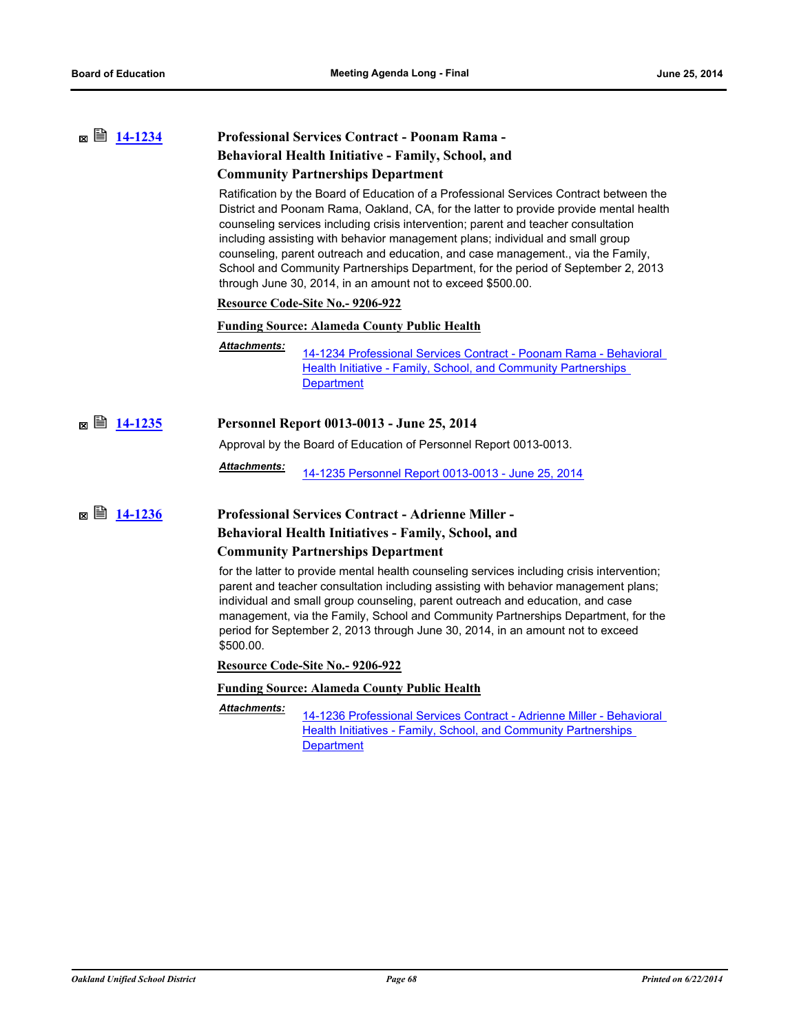### 14-1234 Professional Services Contract - Poonam Rama - Behavioral Health Initiative - Family, School, and Community Partnerships Department

Ratification by the Board of Education of a Professional Services Contract between the District and Poonam Rama, Oakland, CA, for the latter to provide provide mental health counseling services including crisis intervention; parent and teacher consultation including assisting with behavior management plans; individual and small group counseling, parent outreach and education, and case management., via the Family, School and Community Partnerships Department, for the period of September 2, 2013 through June 30, 2014, in an amount not to exceed $500.00.

**Resource Code-Site No.- 9206-922**

**Funding Source: Alameda County Public Health**

***Attachments:*** 14-1234 Professional Services Contract - Poonam Rama - Behavioral Health Initiative - Family, School, and Community Partnerships Department

### 14-1235 Personnel Report 0013-0013 - June 25, 2014

Approval by the Board of Education of Personnel Report 0013-0013.

***Attachments:*** 14-1235 Personnel Report 0013-0013 - June 25, 2014

### 14-1236 Professional Services Contract - Adrienne Miller - Behavioral Health Initiatives - Family, School, and Community Partnerships Department

for the latter to provide mental health counseling services including crisis intervention; parent and teacher consultation including assisting with behavior management plans; individual and small group counseling, parent outreach and education, and case management, via the Family, School and Community Partnerships Department, for the period for September 2, 2013 through June 30, 2014, in an amount not to exceed $500.00.

**Resource Code-Site No.- 9206-922**

**Funding Source: Alameda County Public Health**

***Attachments:*** 14-1236 Professional Services Contract - Adrienne Miller - Behavioral Health Initiatives - Family, School, and Community Partnerships Department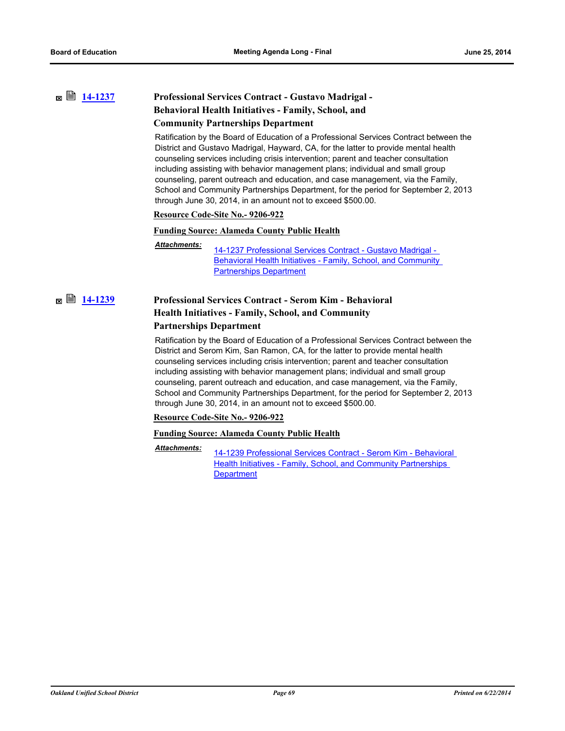**14-1237** **Professional Services Contract - Gustavo Madrigal - Behavioral Health Initiatives - Family, School, and Community Partnerships Department**

Ratification by the Board of Education of a Professional Services Contract between the District and Gustavo Madrigal, Hayward, CA, for the latter to provide mental health counseling services including crisis intervention; parent and teacher consultation including assisting with behavior management plans; individual and small group counseling, parent outreach and education, and case management, via the Family, School and Community Partnerships Department, for the period for September 2, 2013 through June 30, 2014, in an amount not to exceed $500.00.

**Resource Code-Site No.- 9206-922**

**Funding Source: Alameda County Public Health**

***Attachments:*** 14-1237 Professional Services Contract - Gustavo Madrigal - Behavioral Health Initiatives - Family, School, and Community Partnerships Department

**14-1239** **Professional Services Contract - Serom Kim - Behavioral Health Initiatives - Family, School, and Community Partnerships Department**

Ratification by the Board of Education of a Professional Services Contract between the District and Serom Kim, San Ramon, CA, for the latter to provide mental health counseling services including crisis intervention; parent and teacher consultation including assisting with behavior management plans; individual and small group counseling, parent outreach and education, and case management, via the Family, School and Community Partnerships Department, for the period for September 2, 2013 through June 30, 2014, in an amount not to exceed $500.00.

**Resource Code-Site No.- 9206-922**

**Funding Source: Alameda County Public Health**

***Attachments:*** 14-1239 Professional Services Contract - Serom Kim - Behavioral Health Initiatives - Family, School, and Community Partnerships Department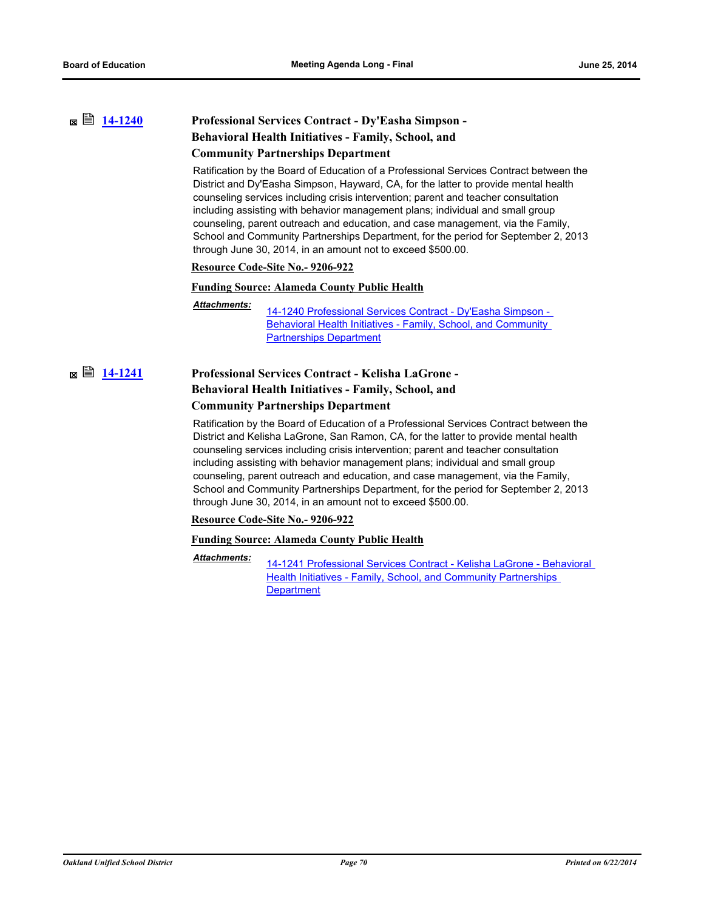**14-1240** **Professional Services Contract - Dy'Easha Simpson - Behavioral Health Initiatives - Family, School, and Community Partnerships Department**

Ratification by the Board of Education of a Professional Services Contract between the District and Dy'Easha Simpson, Hayward, CA, for the latter to provide mental health counseling services including crisis intervention; parent and teacher consultation including assisting with behavior management plans; individual and small group counseling, parent outreach and education, and case management, via the Family, School and Community Partnerships Department, for the period for September 2, 2013 through June 30, 2014, in an amount not to exceed $500.00.

**Resource Code-Site No.- 9206-922**

**Funding Source: Alameda County Public Health**

***Attachments:*** 14-1240 Professional Services Contract - Dy'Easha Simpson - Behavioral Health Initiatives - Family, School, and Community Partnerships Department

**14-1241** **Professional Services Contract - Kelisha LaGrone - Behavioral Health Initiatives - Family, School, and Community Partnerships Department**

Ratification by the Board of Education of a Professional Services Contract between the District and Kelisha LaGrone, San Ramon, CA, for the latter to provide mental health counseling services including crisis intervention; parent and teacher consultation including assisting with behavior management plans; individual and small group counseling, parent outreach and education, and case management, via the Family, School and Community Partnerships Department, for the period for September 2, 2013 through June 30, 2014, in an amount not to exceed $500.00.

**Resource Code-Site No.- 9206-922**

**Funding Source: Alameda County Public Health**

***Attachments:*** 14-1241 Professional Services Contract - Kelisha LaGrone - Behavioral Health Initiatives - Family, School, and Community Partnerships Department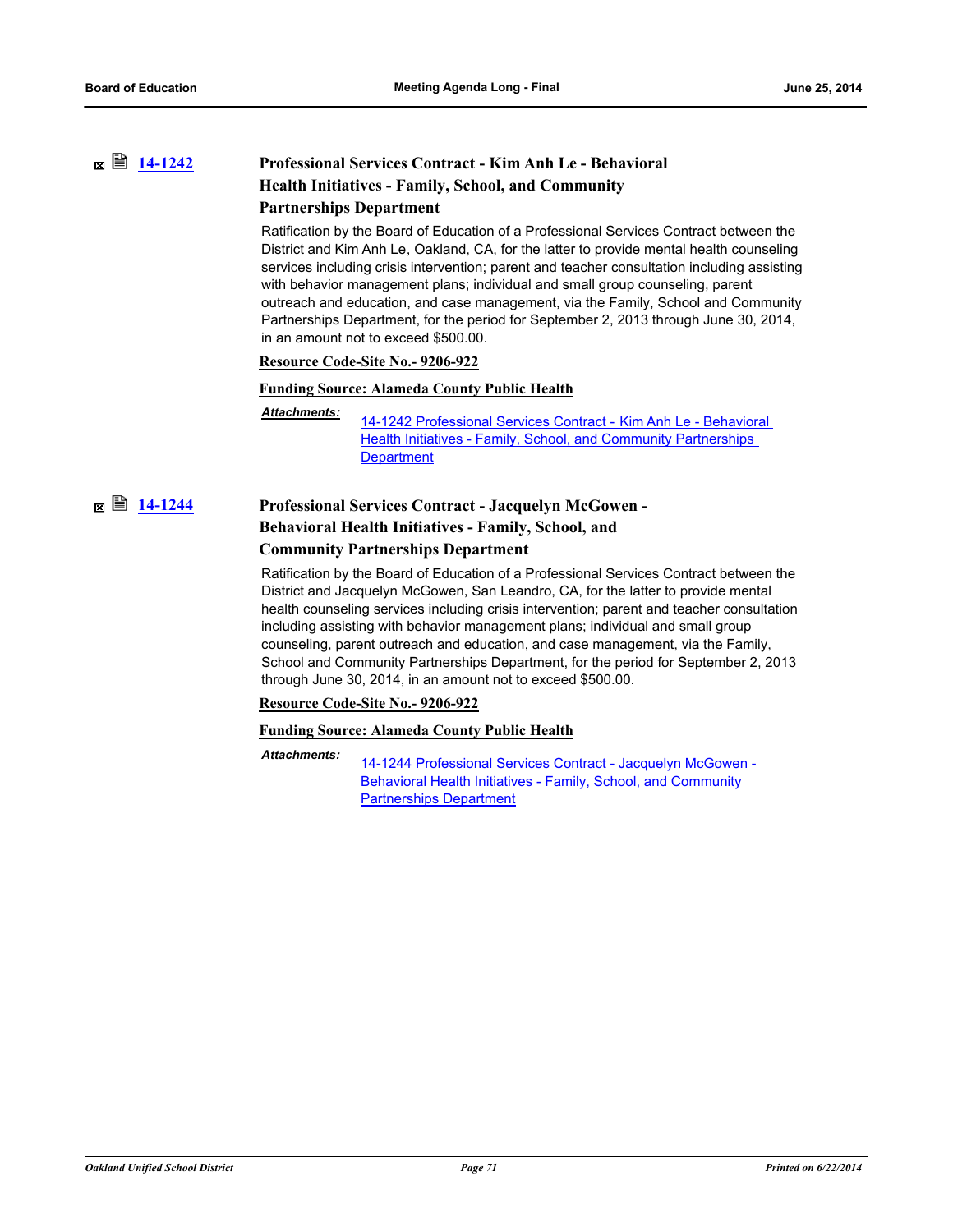### 14-1242 Professional Services Contract - Kim Anh Le - Behavioral Health Initiatives - Family, School, and Community Partnerships Department

Ratification by the Board of Education of a Professional Services Contract between the District and Kim Anh Le, Oakland, CA, for the latter to provide mental health counseling services including crisis intervention; parent and teacher consultation including assisting with behavior management plans; individual and small group counseling, parent outreach and education, and case management, via the Family, School and Community Partnerships Department, for the period for September 2, 2013 through June 30, 2014, in an amount not to exceed $500.00.

**Resource Code-Site No.- 9206-922**

**Funding Source: Alameda County Public Health**

***Attachments:*** 14-1242 Professional Services Contract - Kim Anh Le - Behavioral Health Initiatives - Family, School, and Community Partnerships Department

### 14-1244 Professional Services Contract - Jacquelyn McGowen - Behavioral Health Initiatives - Family, School, and Community Partnerships Department

Ratification by the Board of Education of a Professional Services Contract between the District and Jacquelyn McGowen, San Leandro, CA, for the latter to provide mental health counseling services including crisis intervention; parent and teacher consultation including assisting with behavior management plans; individual and small group counseling, parent outreach and education, and case management, via the Family, School and Community Partnerships Department, for the period for September 2, 2013 through June 30, 2014, in an amount not to exceed $500.00.

**Resource Code-Site No.- 9206-922**

**Funding Source: Alameda County Public Health**

***Attachments:*** 14-1244 Professional Services Contract - Jacquelyn McGowen - Behavioral Health Initiatives - Family, School, and Community Partnerships Department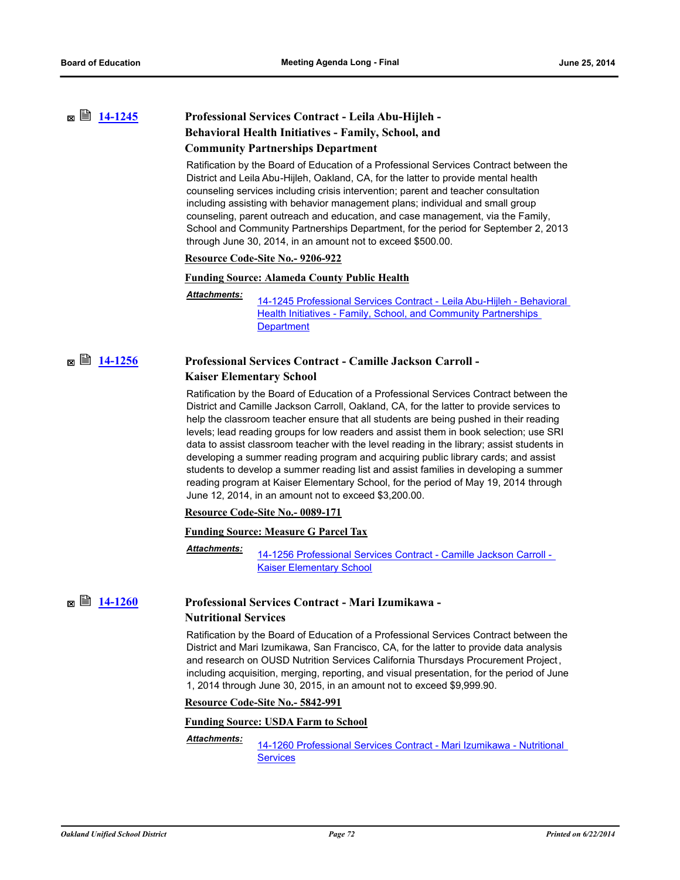**14-1245** **Professional Services Contract - Leila Abu-Hijleh - Behavioral Health Initiatives - Family, School, and Community Partnerships Department**

Ratification by the Board of Education of a Professional Services Contract between the District and Leila Abu-Hijleh, Oakland, CA, for the latter to provide mental health counseling services including crisis intervention; parent and teacher consultation including assisting with behavior management plans; individual and small group counseling, parent outreach and education, and case management, via the Family, School and Community Partnerships Department, for the period for September 2, 2013 through June 30, 2014, in an amount not to exceed $500.00.

**Resource Code-Site No.- 9206-922**

**Funding Source: Alameda County Public Health**

***Attachments:*** 14-1245 Professional Services Contract - Leila Abu-Hijleh - Behavioral Health Initiatives - Family, School, and Community Partnerships Department

**14-1256** **Professional Services Contract - Camille Jackson Carroll - Kaiser Elementary School**

Ratification by the Board of Education of a Professional Services Contract between the District and Camille Jackson Carroll, Oakland, CA, for the latter to provide services to help the classroom teacher ensure that all students are being pushed in their reading levels; lead reading groups for low readers and assist them in book selection; use SRI data to assist classroom teacher with the level reading in the library; assist students in developing a summer reading program and acquiring public library cards; and assist students to develop a summer reading list and assist families in developing a summer reading program at Kaiser Elementary School, for the period of May 19, 2014 through June 12, 2014, in an amount not to exceed $3,200.00.

**Resource Code-Site No.- 0089-171**

**Funding Source: Measure G Parcel Tax**

***Attachments:*** 14-1256 Professional Services Contract - Camille Jackson Carroll - Kaiser Elementary School

**14-1260** **Professional Services Contract - Mari Izumikawa - Nutritional Services**

Ratification by the Board of Education of a Professional Services Contract between the District and Mari Izumikawa, San Francisco, CA, for the latter to provide data analysis and research on OUSD Nutrition Services California Thursdays Procurement Project, including acquisition, merging, reporting, and visual presentation, for the period of June 1, 2014 through June 30, 2015, in an amount not to exceed $9,999.90.

**Resource Code-Site No.- 5842-991**

**Funding Source: USDA Farm to School**

***Attachments:*** 14-1260 Professional Services Contract - Mari Izumikawa - Nutritional Services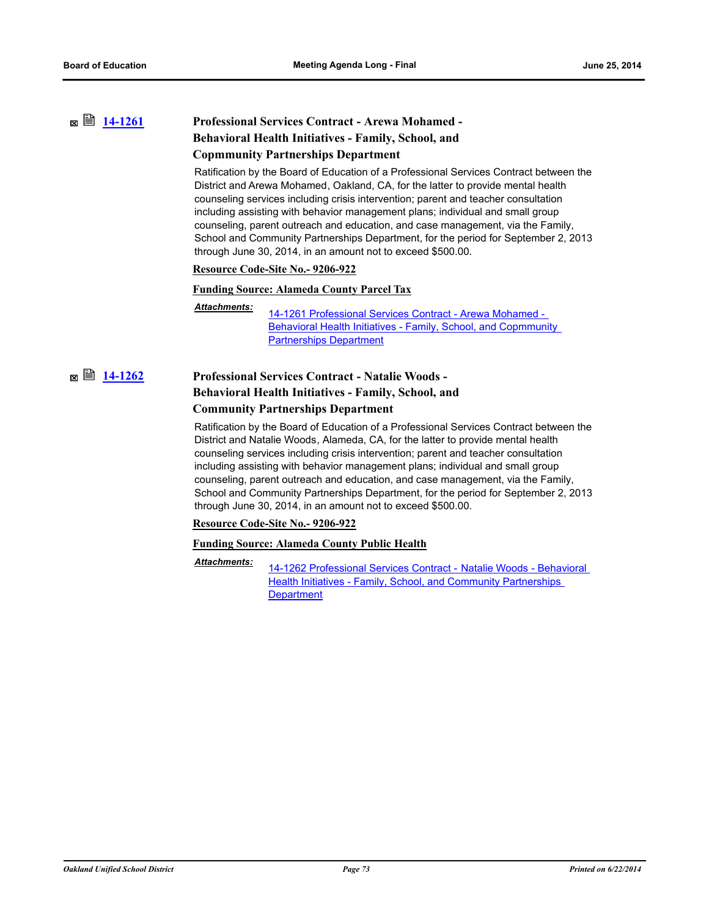**14-1261** **Professional Services Contract - Arewa Mohamed - Behavioral Health Initiatives - Family, School, and Copmmunity Partnerships Department**

Ratification by the Board of Education of a Professional Services Contract between the District and Arewa Mohamed, Oakland, CA, for the latter to provide mental health counseling services including crisis intervention; parent and teacher consultation including assisting with behavior management plans; individual and small group counseling, parent outreach and education, and case management, via the Family, School and Community Partnerships Department, for the period for September 2, 2013 through June 30, 2014, in an amount not to exceed $500.00.

**Resource Code-Site No.- 9206-922**

**Funding Source: Alameda County Parcel Tax**

*Attachments:* 14-1261 Professional Services Contract - Arewa Mohamed - Behavioral Health Initiatives - Family, School, and Copmmunity Partnerships Department

**14-1262** **Professional Services Contract - Natalie Woods - Behavioral Health Initiatives - Family, School, and Community Partnerships Department**

Ratification by the Board of Education of a Professional Services Contract between the District and Natalie Woods, Alameda, CA, for the latter to provide mental health counseling services including crisis intervention; parent and teacher consultation including assisting with behavior management plans; individual and small group counseling, parent outreach and education, and case management, via the Family, School and Community Partnerships Department, for the period for September 2, 2013 through June 30, 2014, in an amount not to exceed $500.00.

**Resource Code-Site No.- 9206-922**

**Funding Source: Alameda County Public Health**

*Attachments:* 14-1262 Professional Services Contract - Natalie Woods - Behavioral Health Initiatives - Family, School, and Community Partnerships Department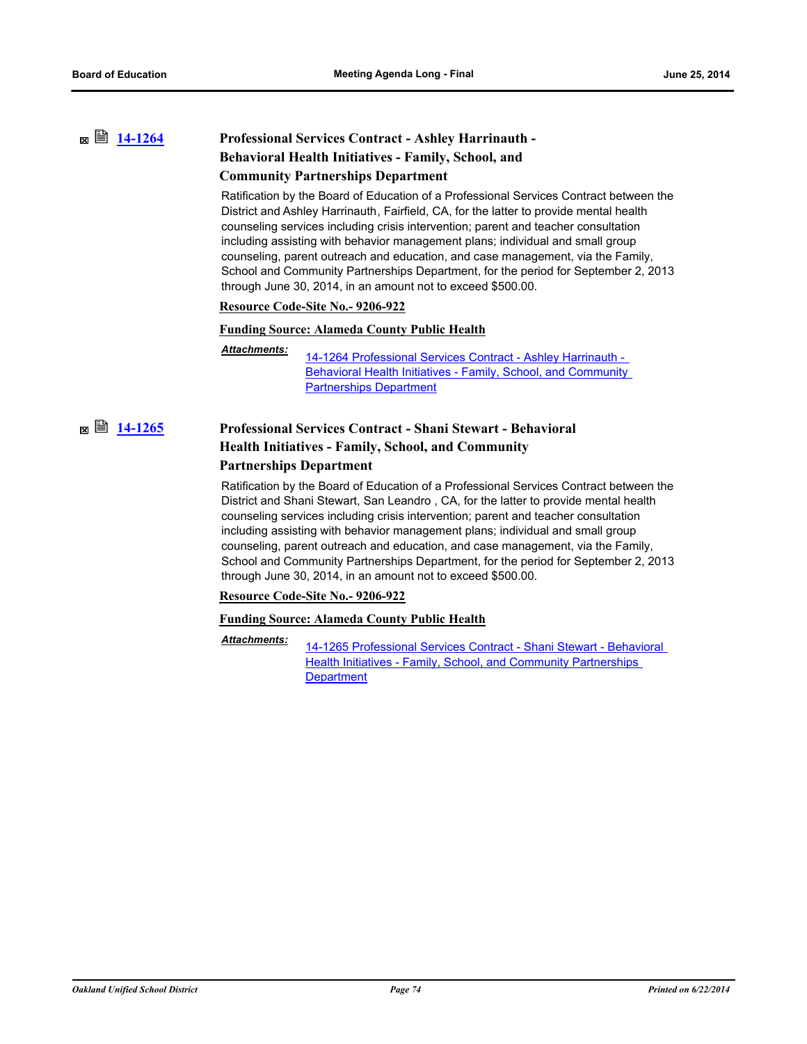### 14-1264 Professional Services Contract - Ashley Harrinauth - Behavioral Health Initiatives - Family, School, and Community Partnerships Department

Ratification by the Board of Education of a Professional Services Contract between the District and Ashley Harrinauth, Fairfield, CA, for the latter to provide mental health counseling services including crisis intervention; parent and teacher consultation including assisting with behavior management plans; individual and small group counseling, parent outreach and education, and case management, via the Family, School and Community Partnerships Department, for the period for September 2, 2013 through June 30, 2014, in an amount not to exceed $500.00.

**Resource Code-Site No.- 9206-922**

**Funding Source: Alameda County Public Health**

***Attachments:*** 14-1264 Professional Services Contract - Ashley Harrinauth - Behavioral Health Initiatives - Family, School, and Community Partnerships Department

### 14-1265 Professional Services Contract - Shani Stewart - Behavioral Health Initiatives - Family, School, and Community Partnerships Department

Ratification by the Board of Education of a Professional Services Contract between the District and Shani Stewart, San Leandro , CA, for the latter to provide mental health counseling services including crisis intervention; parent and teacher consultation including assisting with behavior management plans; individual and small group counseling, parent outreach and education, and case management, via the Family, School and Community Partnerships Department, for the period for September 2, 2013 through June 30, 2014, in an amount not to exceed $500.00.

**Resource Code-Site No.- 9206-922**

**Funding Source: Alameda County Public Health**

***Attachments:*** 14-1265 Professional Services Contract - Shani Stewart - Behavioral Health Initiatives - Family, School, and Community Partnerships Department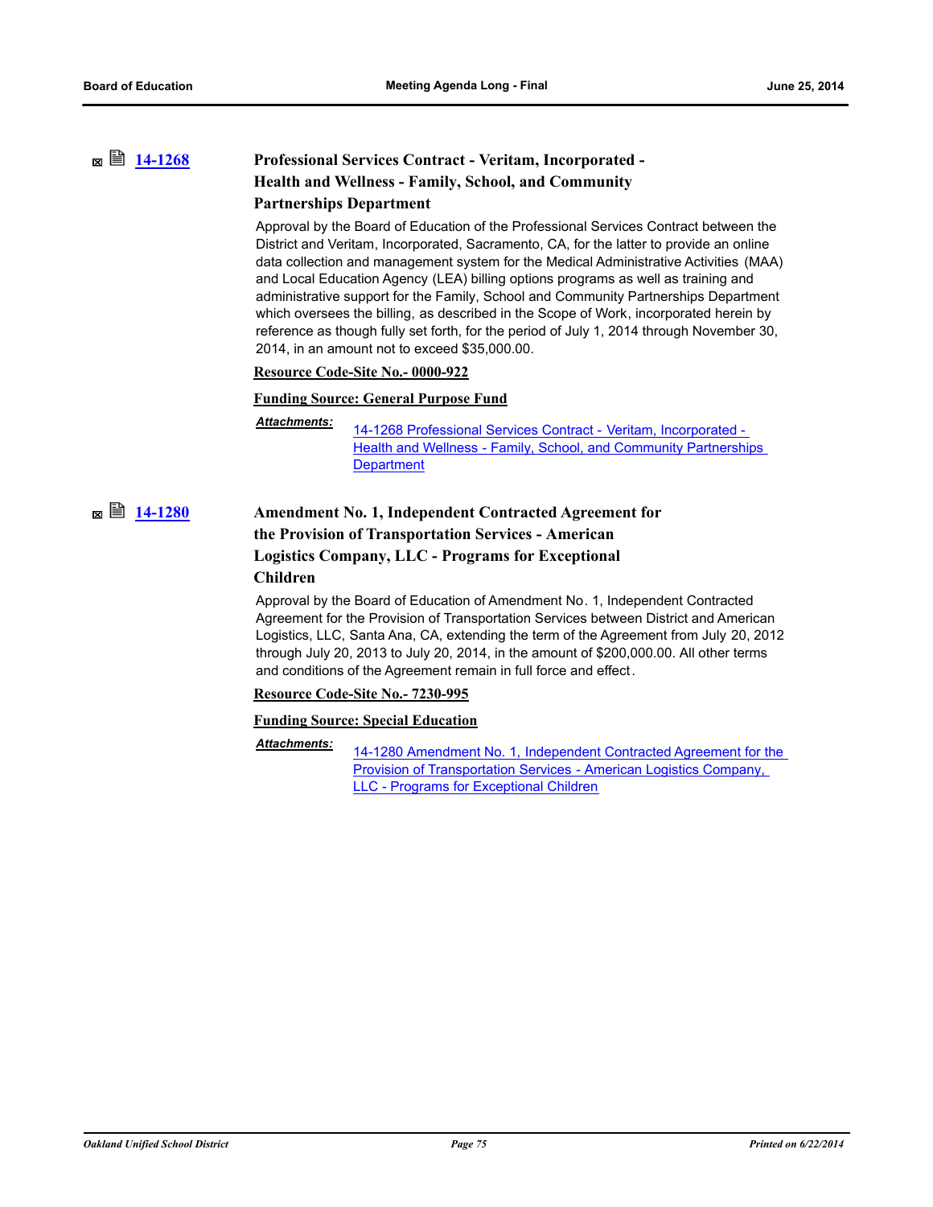### 14-1268 Professional Services Contract - Veritam, Incorporated - Health and Wellness - Family, School, and Community Partnerships Department

Approval by the Board of Education of the Professional Services Contract between the District and Veritam, Incorporated, Sacramento, CA, for the latter to provide an online data collection and management system for the Medical Administrative Activities (MAA) and Local Education Agency (LEA) billing options programs as well as training and administrative support for the Family, School and Community Partnerships Department which oversees the billing, as described in the Scope of Work, incorporated herein by reference as though fully set forth, for the period of July 1, 2014 through November 30, 2014, in an amount not to exceed $35,000.00.

**Resource Code-Site No.- 0000-922**

**Funding Source: General Purpose Fund**

***Attachments:*** 14-1268 Professional Services Contract - Veritam, Incorporated - Health and Wellness - Family, School, and Community Partnerships Department

### 14-1280 Amendment No. 1, Independent Contracted Agreement for the Provision of Transportation Services - American Logistics Company, LLC - Programs for Exceptional Children

Approval by the Board of Education of Amendment No. 1, Independent Contracted Agreement for the Provision of Transportation Services between District and American Logistics, LLC, Santa Ana, CA, extending the term of the Agreement from July 20, 2012 through July 20, 2013 to July 20, 2014, in the amount of $200,000.00. All other terms and conditions of the Agreement remain in full force and effect.

**Resource Code-Site No.- 7230-995**

**Funding Source: Special Education**

***Attachments:*** 14-1280 Amendment No. 1, Independent Contracted Agreement for the Provision of Transportation Services - American Logistics Company, LLC - Programs for Exceptional Children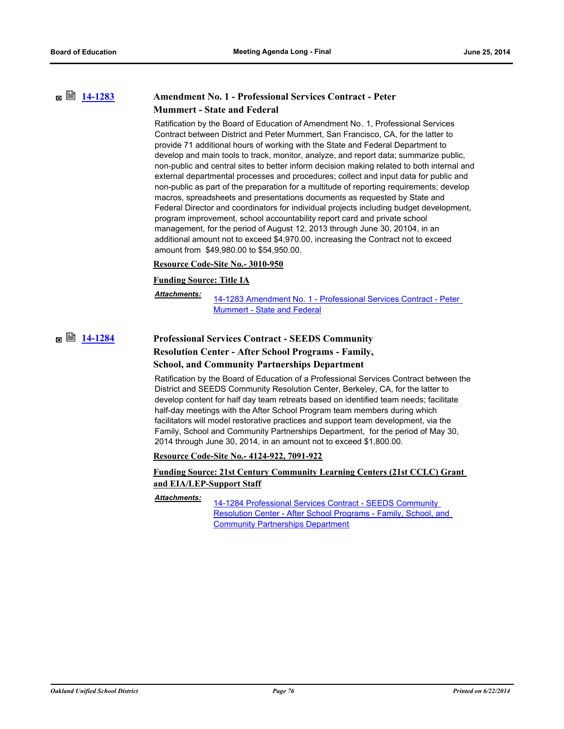### 14-1283 Amendment No. 1 - Professional Services Contract - Peter Mummert - State and Federal

Ratification by the Board of Education of Amendment No. 1, Professional Services Contract between District and Peter Mummert, San Francisco, CA, for the latter to provide 71 additional hours of working with the State and Federal Department to develop and main tools to track, monitor, analyze, and report data; summarize public, non-public and central sites to better inform decision making related to both internal and external departmental processes and procedures; collect and input data for public and non-public as part of the preparation for a multitude of reporting requirements; develop macros, spreadsheets and presentations documents as requested by State and Federal Director and coordinators for individual projects including budget development, program improvement, school accountability report card and private school management, for the period of August 12, 2013 through June 30, 20104, in an additional amount not to exceed $4,970.00, increasing the Contract not to exceed amount from $49,980.00 to $54,950.00.

**Resource Code-Site No.- 3010-950**

**Funding Source: Title IA**

***Attachments:*** 14-1283 Amendment No. 1 - Professional Services Contract - Peter Mummert - State and Federal

### 14-1284 Professional Services Contract - SEEDS Community Resolution Center - After School Programs - Family, School, and Community Partnerships Department

Ratification by the Board of Education of a Professional Services Contract between the District and SEEDS Community Resolution Center, Berkeley, CA, for the latter to develop content for half day team retreats based on identified team needs; facilitate half-day meetings with the After School Program team members during which facilitators will model restorative practices and support team development, via the Family, School and Community Partnerships Department, for the period of May 30, 2014 through June 30, 2014, in an amount not to exceed $1,800.00.

**Resource Code-Site No.- 4124-922, 7091-922**

**Funding Source: 21st Century Community Learning Centers (21st CCLC) Grant and EIA/LEP-Support Staff**

***Attachments:*** 14-1284 Professional Services Contract - SEEDS Community Resolution Center - After School Programs - Family, School, and Community Partnerships Department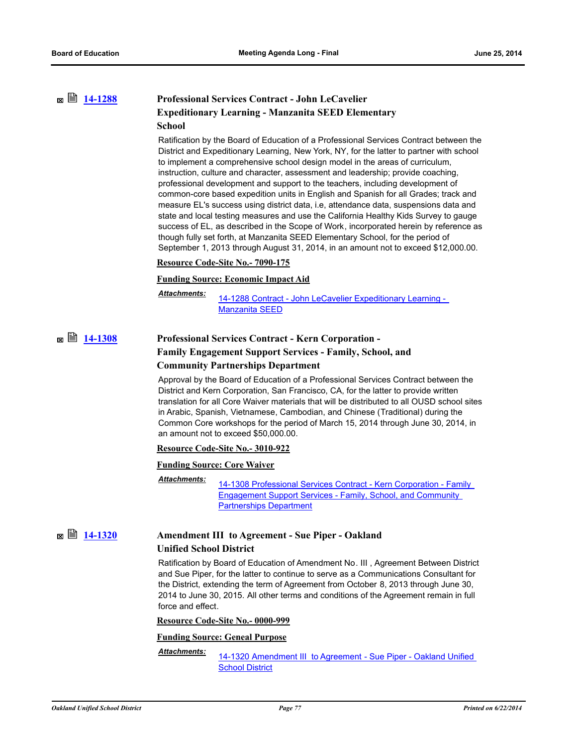**14-1288** **Professional Services Contract - John LeCavelier Expeditionary Learning - Manzanita SEED Elementary School**

Ratification by the Board of Education of a Professional Services Contract between the District and Expeditionary Learning, New York, NY, for the latter to partner with school to implement a comprehensive school design model in the areas of curriculum, instruction, culture and character, assessment and leadership; provide coaching, professional development and support to the teachers, including development of common-core based expedition units in English and Spanish for all Grades; track and measure EL's success using district data, i.e, attendance data, suspensions data and state and local testing measures and use the California Healthy Kids Survey to gauge success of EL, as described in the Scope of Work, incorporated herein by reference as though fully set forth, at Manzanita SEED Elementary School, for the period of September 1, 2013 through August 31, 2014, in an amount not to exceed $12,000.00.

**Resource Code-Site No.- 7090-175**

**Funding Source: Economic Impact Aid**

***Attachments:*** 14-1288 Contract - John LeCavelier Expeditionary Learning - Manzanita SEED

**14-1308** **Professional Services Contract - Kern Corporation - Family Engagement Support Services - Family, School, and Community Partnerships Department**

Approval by the Board of Education of a Professional Services Contract between the District and Kern Corporation, San Francisco, CA, for the latter to provide written translation for all Core Waiver materials that will be distributed to all OUSD school sites in Arabic, Spanish, Vietnamese, Cambodian, and Chinese (Traditional) during the Common Core workshops for the period of March 15, 2014 through June 30, 2014, in an amount not to exceed $50,000.00.

**Resource Code-Site No.- 3010-922**

**Funding Source: Core Waiver**

***Attachments:*** 14-1308 Professional Services Contract - Kern Corporation - Family Engagement Support Services - Family, School, and Community Partnerships Department

**14-1320** **Amendment III to Agreement - Sue Piper - Oakland Unified School District**

Ratification by Board of Education of Amendment No. III , Agreement Between District and Sue Piper, for the latter to continue to serve as a Communications Consultant for the District, extending the term of Agreement from October 8, 2013 through June 30, 2014 to June 30, 2015. All other terms and conditions of the Agreement remain in full force and effect.

**Resource Code-Site No.- 0000-999**

**Funding Source: Geneal Purpose**

***Attachments:*** 14-1320 Amendment III to Agreement - Sue Piper - Oakland Unified School District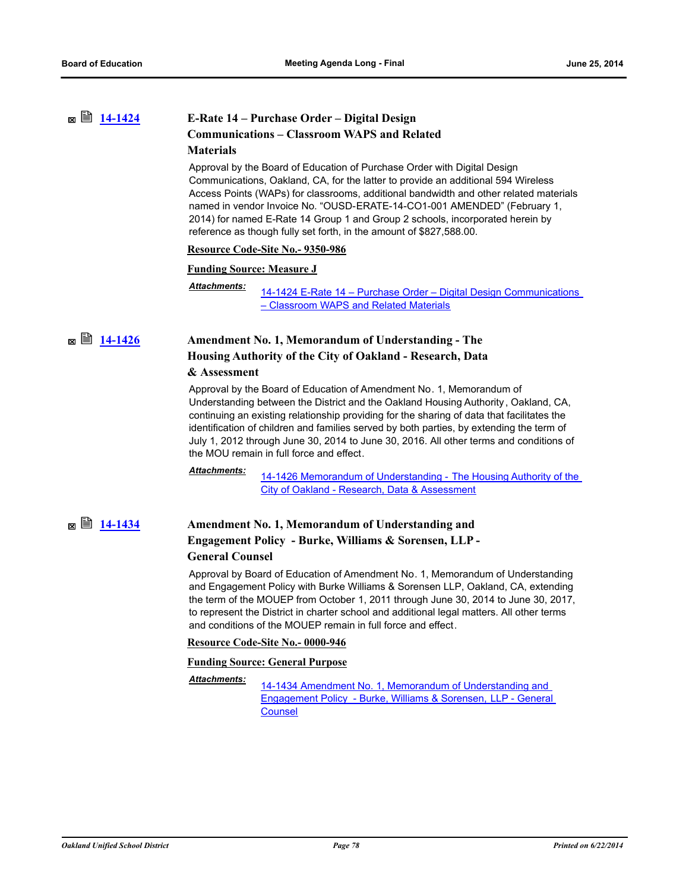**14-1424** — **E-Rate 14 – Purchase Order – Digital Design Communications – Classroom WAPS and Related Materials**

Approval by the Board of Education of Purchase Order with Digital Design Communications, Oakland, CA, for the latter to provide an additional 594 Wireless Access Points (WAPs) for classrooms, additional bandwidth and other related materials named in vendor Invoice No. "OUSD-ERATE-14-CO1-001 AMENDED" (February 1, 2014) for named E-Rate 14 Group 1 and Group 2 schools, incorporated herein by reference as though fully set forth, in the amount of $827,588.00.

**Resource Code-Site No.- 9350-986**

**Funding Source: Measure J**

***Attachments:*** 14-1424 E-Rate 14 – Purchase Order – Digital Design Communications – Classroom WAPS and Related Materials

**14-1426** — **Amendment No. 1, Memorandum of Understanding - The Housing Authority of the City of Oakland - Research, Data & Assessment**

Approval by the Board of Education of Amendment No. 1, Memorandum of Understanding between the District and the Oakland Housing Authority, Oakland, CA, continuing an existing relationship providing for the sharing of data that facilitates the identification of children and families served by both parties, by extending the term of July 1, 2012 through June 30, 2014 to June 30, 2016. All other terms and conditions of the MOU remain in full force and effect.

***Attachments:*** 14-1426 Memorandum of Understanding - The Housing Authority of the City of Oakland - Research, Data & Assessment

**14-1434** — **Amendment No. 1, Memorandum of Understanding and Engagement Policy - Burke, Williams & Sorensen, LLP - General Counsel**

Approval by Board of Education of Amendment No. 1, Memorandum of Understanding and Engagement Policy with Burke Williams & Sorensen LLP, Oakland, CA, extending the term of the MOUEP from October 1, 2011 through June 30, 2014 to June 30, 2017, to represent the District in charter school and additional legal matters. All other terms and conditions of the MOUEP remain in full force and effect.

**Resource Code-Site No.- 0000-946**

**Funding Source: General Purpose**

***Attachments:*** 14-1434 Amendment No. 1, Memorandum of Understanding and Engagement Policy - Burke, Williams & Sorensen, LLP - General Counsel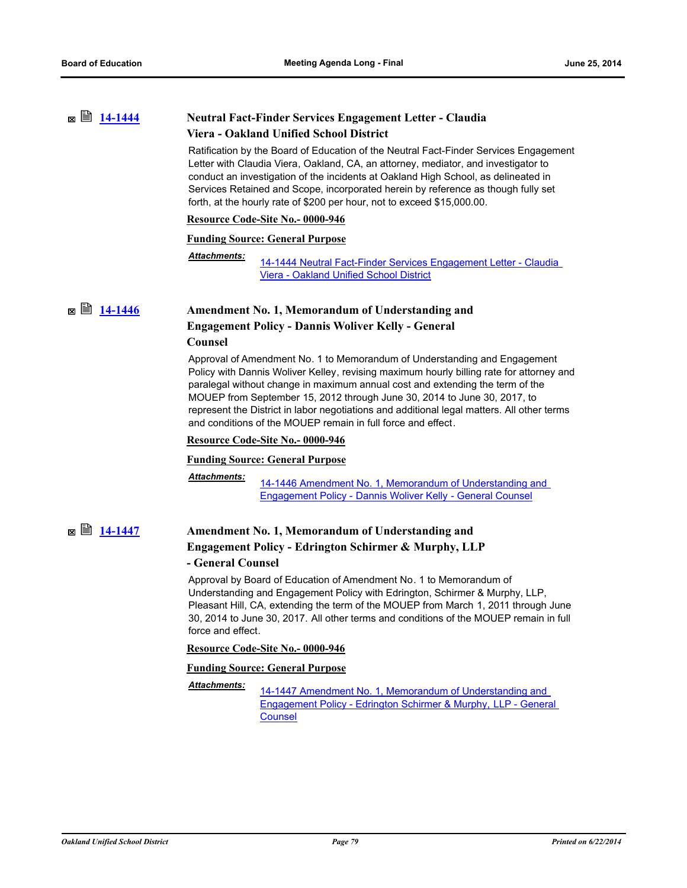### 14-1444 Neutral Fact-Finder Services Engagement Letter - Claudia Viera - Oakland Unified School District

Ratification by the Board of Education of the Neutral Fact-Finder Services Engagement Letter with Claudia Viera, Oakland, CA, an attorney, mediator, and investigator to conduct an investigation of the incidents at Oakland High School, as delineated in Services Retained and Scope, incorporated herein by reference as though fully set forth, at the hourly rate of $200 per hour, not to exceed $15,000.00.

**Resource Code-Site No.- 0000-946**

**Funding Source: General Purpose**

***Attachments:*** 14-1444 Neutral Fact-Finder Services Engagement Letter - Claudia Viera - Oakland Unified School District

### 14-1446 Amendment No. 1, Memorandum of Understanding and Engagement Policy - Dannis Woliver Kelly - General Counsel

Approval of Amendment No. 1 to Memorandum of Understanding and Engagement Policy with Dannis Woliver Kelley, revising maximum hourly billing rate for attorney and paralegal without change in maximum annual cost and extending the term of the MOUEP from September 15, 2012 through June 30, 2014 to June 30, 2017, to represent the District in labor negotiations and additional legal matters. All other terms and conditions of the MOUEP remain in full force and effect.

**Resource Code-Site No.- 0000-946**

**Funding Source: General Purpose**

***Attachments:*** 14-1446 Amendment No. 1, Memorandum of Understanding and Engagement Policy - Dannis Woliver Kelly - General Counsel

### 14-1447 Amendment No. 1, Memorandum of Understanding and Engagement Policy - Edrington Schirmer & Murphy, LLP - General Counsel

Approval by Board of Education of Amendment No. 1 to Memorandum of Understanding and Engagement Policy with Edrington, Schirmer & Murphy, LLP, Pleasant Hill, CA, extending the term of the MOUEP from March 1, 2011 through June 30, 2014 to June 30, 2017. All other terms and conditions of the MOUEP remain in full force and effect.

**Resource Code-Site No.- 0000-946**

**Funding Source: General Purpose**

***Attachments:*** 14-1447 Amendment No. 1, Memorandum of Understanding and Engagement Policy - Edrington Schirmer & Murphy, LLP - General Counsel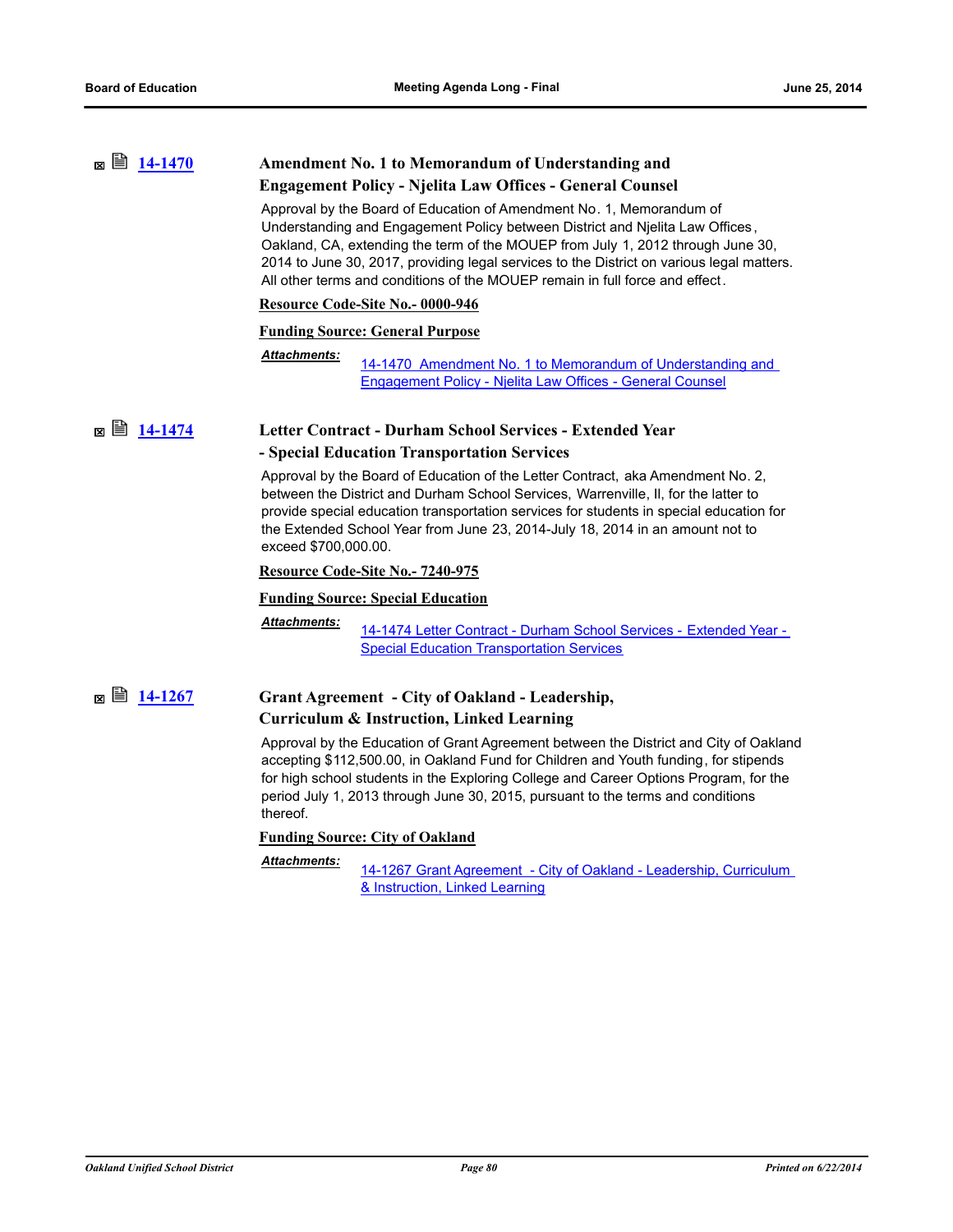**14-1470** **Amendment No. 1 to Memorandum of Understanding and Engagement Policy - Njelita Law Offices - General Counsel**

Approval by the Board of Education of Amendment No. 1, Memorandum of Understanding and Engagement Policy between District and Njelita Law Offices, Oakland, CA, extending the term of the MOUEP from July 1, 2012 through June 30, 2014 to June 30, 2017, providing legal services to the District on various legal matters. All other terms and conditions of the MOUEP remain in full force and effect.

**Resource Code-Site No.- 0000-946**

**Funding Source: General Purpose**

***Attachments:*** 14-1470 Amendment No. 1 to Memorandum of Understanding and Engagement Policy - Njelita Law Offices - General Counsel

**14-1474** **Letter Contract - Durham School Services - Extended Year - Special Education Transportation Services**

Approval by the Board of Education of the Letter Contract, aka Amendment No. 2, between the District and Durham School Services, Warrenville, Il, for the latter to provide special education transportation services for students in special education for the Extended School Year from June 23, 2014-July 18, 2014 in an amount not to exceed $700,000.00.

**Resource Code-Site No.- 7240-975**

**Funding Source: Special Education**

***Attachments:*** 14-1474 Letter Contract - Durham School Services - Extended Year - Special Education Transportation Services

**14-1267** **Grant Agreement - City of Oakland - Leadership, Curriculum & Instruction, Linked Learning**

Approval by the Education of Grant Agreement between the District and City of Oakland accepting $112,500.00, in Oakland Fund for Children and Youth funding, for stipends for high school students in the Exploring College and Career Options Program, for the period July 1, 2013 through June 30, 2015, pursuant to the terms and conditions thereof.

**Funding Source: City of Oakland**

***Attachments:*** 14-1267 Grant Agreement - City of Oakland - Leadership, Curriculum & Instruction, Linked Learning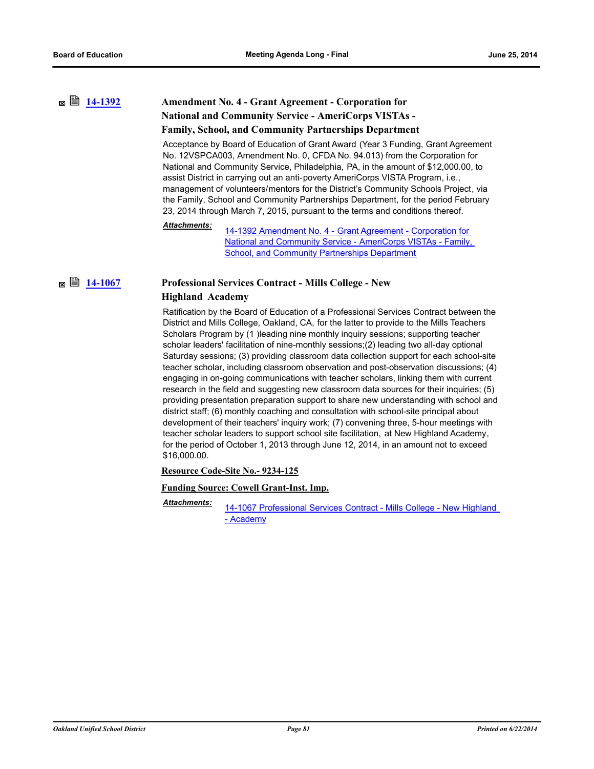### 14-1392 Amendment No. 4 - Grant Agreement - Corporation for National and Community Service - AmeriCorps VISTAs - Family, School, and Community Partnerships Department

Acceptance by Board of Education of Grant Award (Year 3 Funding, Grant Agreement No. 12VSPCA003, Amendment No. 0, CFDA No. 94.013) from the Corporation for National and Community Service, Philadelphia, PA, in the amount of $12,000.00, to assist District in carrying out an anti-poverty AmeriCorps VISTA Program, i.e., management of volunteers/mentors for the District's Community Schools Project, via the Family, School and Community Partnerships Department, for the period February 23, 2014 through March 7, 2015, pursuant to the terms and conditions thereof.

***Attachments:*** 14-1392 Amendment No. 4 - Grant Agreement - Corporation for National and Community Service - AmeriCorps VISTAs - Family, School, and Community Partnerships Department

### 14-1067 Professional Services Contract - Mills College - New Highland Academy

Ratification by the Board of Education of a Professional Services Contract between the District and Mills College, Oakland, CA, for the latter to provide to the Mills Teachers Scholars Program by (1 )leading nine monthly inquiry sessions; supporting teacher scholar leaders' facilitation of nine-monthly sessions;(2) leading two all-day optional Saturday sessions; (3) providing classroom data collection support for each school-site teacher scholar, including classroom observation and post-observation discussions; (4) engaging in on-going communications with teacher scholars, linking them with current research in the field and suggesting new classroom data sources for their inquiries; (5) providing presentation preparation support to share new understanding with school and district staff; (6) monthly coaching and consultation with school-site principal about development of their teachers' inquiry work; (7) convening three, 5-hour meetings with teacher scholar leaders to support school site facilitation, at New Highland Academy, for the period of October 1, 2013 through June 12, 2014, in an amount not to exceed $16,000.00.

**Resource Code-Site No.- 9234-125**

**Funding Source: Cowell Grant-Inst. Imp.**

***Attachments:*** 14-1067 Professional Services Contract - Mills College - New Highland - Academy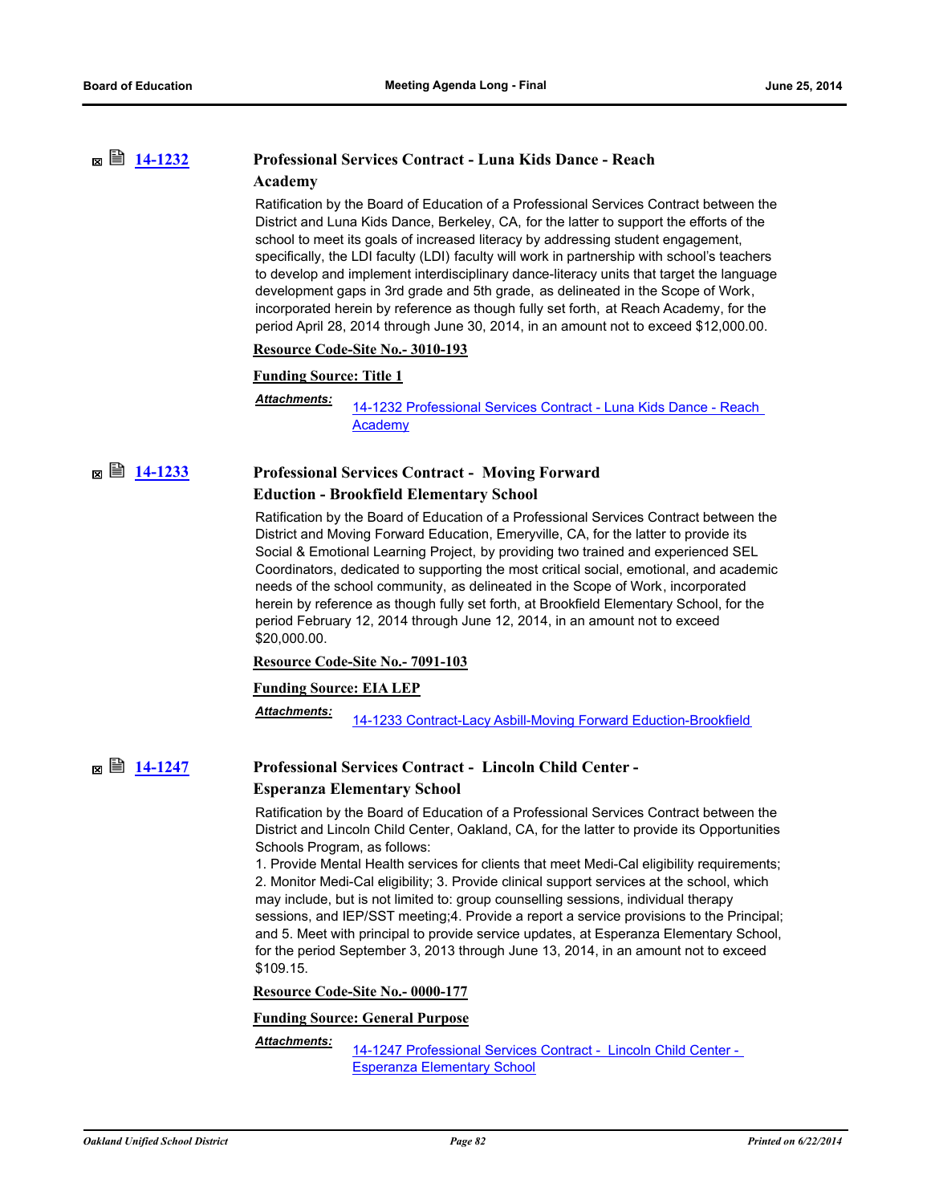## 14-1232 Professional Services Contract - Luna Kids Dance - Reach Academy

Ratification by the Board of Education of a Professional Services Contract between the District and Luna Kids Dance, Berkeley, CA, for the latter to support the efforts of the school to meet its goals of increased literacy by addressing student engagement, specifically, the LDI faculty (LDI) faculty will work in partnership with school's teachers to develop and implement interdisciplinary dance-literacy units that target the language development gaps in 3rd grade and 5th grade, as delineated in the Scope of Work, incorporated herein by reference as though fully set forth, at Reach Academy, for the period April 28, 2014 through June 30, 2014, in an amount not to exceed $12,000.00.

**Resource Code-Site No.- 3010-193**

**Funding Source: Title 1**

***Attachments:*** 14-1232 Professional Services Contract - Luna Kids Dance - Reach Academy

## 14-1233 Professional Services Contract - Moving Forward Eduction - Brookfield Elementary School

Ratification by the Board of Education of a Professional Services Contract between the District and Moving Forward Education, Emeryville, CA, for the latter to provide its Social & Emotional Learning Project, by providing two trained and experienced SEL Coordinators, dedicated to supporting the most critical social, emotional, and academic needs of the school community, as delineated in the Scope of Work, incorporated herein by reference as though fully set forth, at Brookfield Elementary School, for the period February 12, 2014 through June 12, 2014, in an amount not to exceed $20,000.00.

**Resource Code-Site No.- 7091-103**

**Funding Source: EIA LEP**

***Attachments:*** 14-1233 Contract-Lacy Asbill-Moving Forward Eduction-Brookfield

## 14-1247 Professional Services Contract - Lincoln Child Center - Esperanza Elementary School

Ratification by the Board of Education of a Professional Services Contract between the District and Lincoln Child Center, Oakland, CA, for the latter to provide its Opportunities Schools Program, as follows:
1. Provide Mental Health services for clients that meet Medi-Cal eligibility requirements; 2. Monitor Medi-Cal eligibility; 3. Provide clinical support services at the school, which may include, but is not limited to: group counselling sessions, individual therapy sessions, and IEP/SST meeting;4. Provide a report a service provisions to the Principal; and 5. Meet with principal to provide service updates, at Esperanza Elementary School, for the period September 3, 2013 through June 13, 2014, in an amount not to exceed $109.15.

**Resource Code-Site No.- 0000-177**

**Funding Source: General Purpose**

***Attachments:*** 14-1247 Professional Services Contract - Lincoln Child Center - Esperanza Elementary School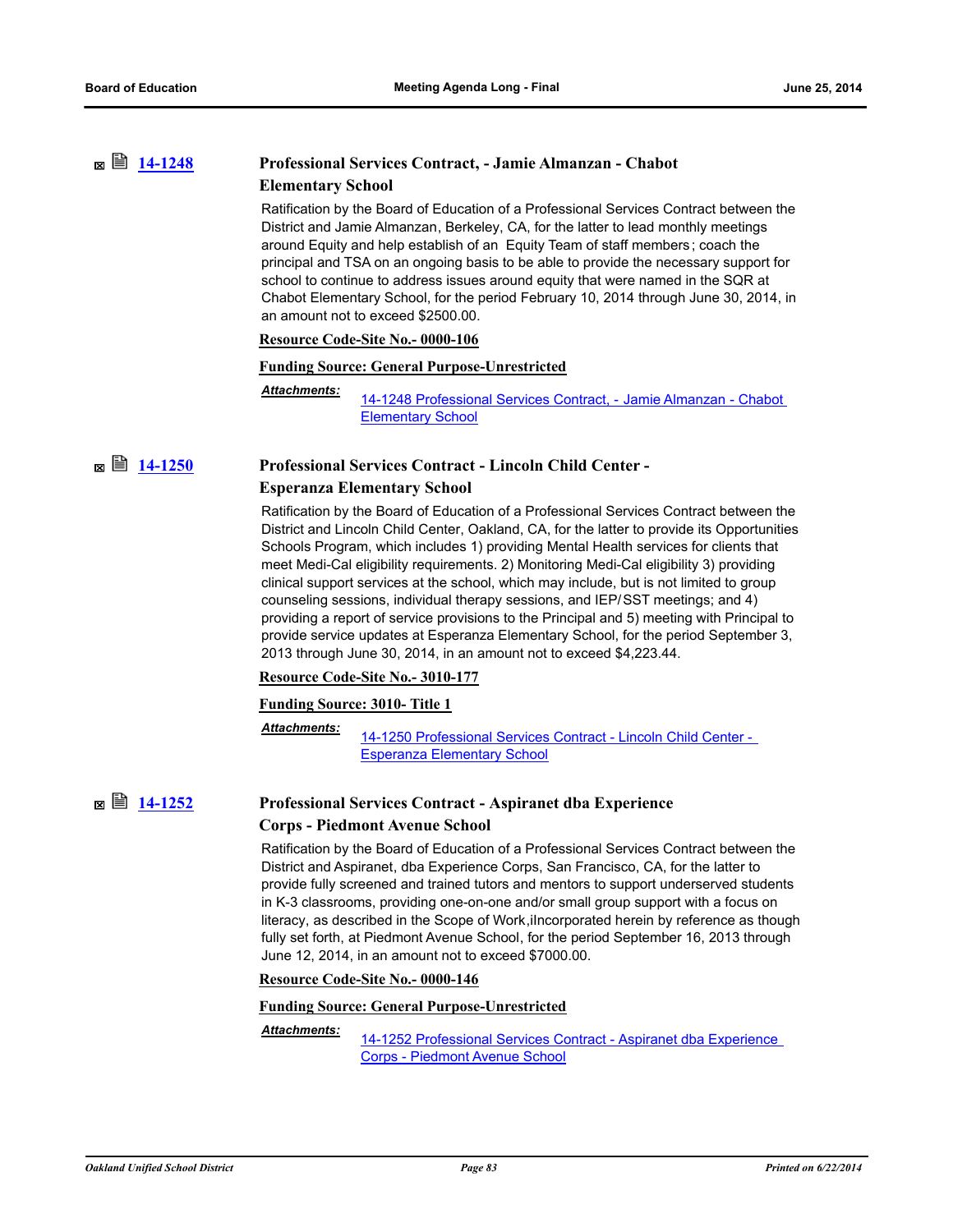### 14-1248 Professional Services Contract, - Jamie Almanzan - Chabot Elementary School

Ratification by the Board of Education of a Professional Services Contract between the District and Jamie Almanzan, Berkeley, CA, for the latter to lead monthly meetings around Equity and help establish of an Equity Team of staff members; coach the principal and TSA on an ongoing basis to be able to provide the necessary support for school to continue to address issues around equity that were named in the SQR at Chabot Elementary School, for the period February 10, 2014 through June 30, 2014, in an amount not to exceed $2500.00.

**Resource Code-Site No.- 0000-106**

**Funding Source: General Purpose-Unrestricted**

***Attachments:*** 14-1248 Professional Services Contract, - Jamie Almanzan - Chabot Elementary School

### 14-1250 Professional Services Contract - Lincoln Child Center - Esperanza Elementary School

Ratification by the Board of Education of a Professional Services Contract between the District and Lincoln Child Center, Oakland, CA, for the latter to provide its Opportunities Schools Program, which includes 1) providing Mental Health services for clients that meet Medi-Cal eligibility requirements. 2) Monitoring Medi-Cal eligibility 3) providing clinical support services at the school, which may include, but is not limited to group counseling sessions, individual therapy sessions, and IEP/SST meetings; and 4) providing a report of service provisions to the Principal and 5) meeting with Principal to provide service updates at Esperanza Elementary School, for the period September 3, 2013 through June 30, 2014, in an amount not to exceed $4,223.44.

**Resource Code-Site No.- 3010-177**

**Funding Source: 3010- Title 1**

***Attachments:*** 14-1250 Professional Services Contract - Lincoln Child Center - Esperanza Elementary School

### 14-1252 Professional Services Contract - Aspiranet dba Experience Corps - Piedmont Avenue School

Ratification by the Board of Education of a Professional Services Contract between the District and Aspiranet, dba Experience Corps, San Francisco, CA, for the latter to provide fully screened and trained tutors and mentors to support underserved students in K-3 classrooms, providing one-on-one and/or small group support with a focus on literacy, as described in the Scope of Work,iIncorporated herein by reference as though fully set forth, at Piedmont Avenue School, for the period September 16, 2013 through June 12, 2014, in an amount not to exceed $7000.00.

**Resource Code-Site No.- 0000-146**

**Funding Source: General Purpose-Unrestricted**

***Attachments:*** 14-1252 Professional Services Contract - Aspiranet dba Experience Corps - Piedmont Avenue School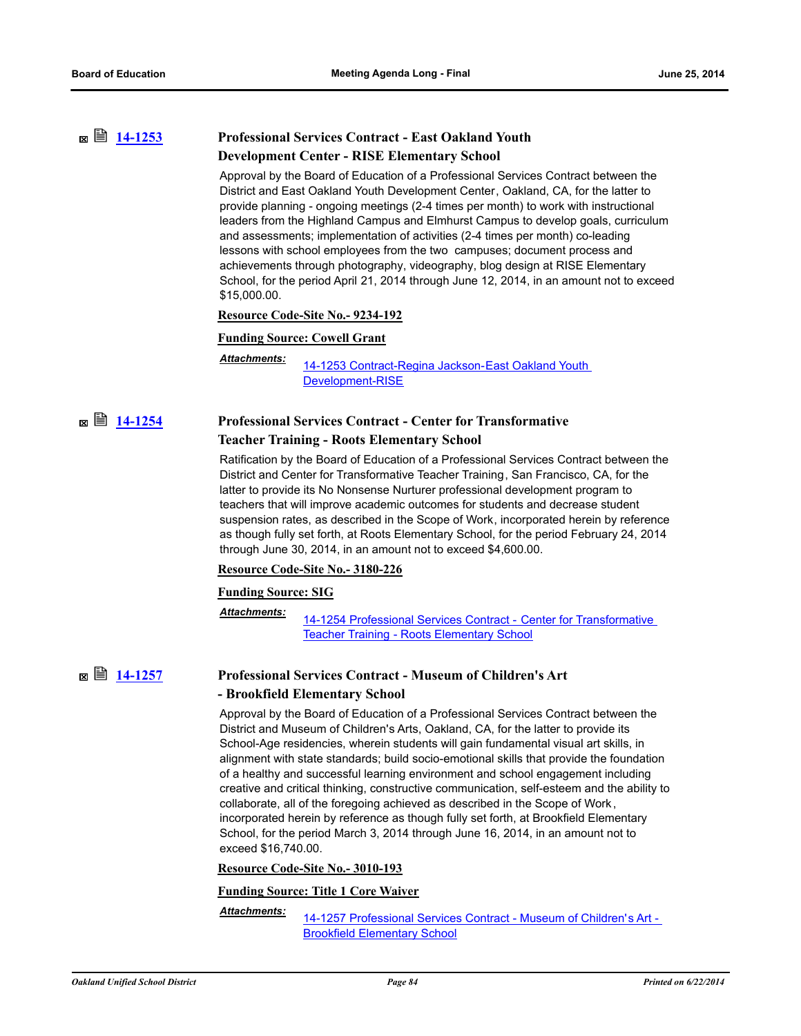## 14-1253 Professional Services Contract - East Oakland Youth Development Center - RISE Elementary School

Approval by the Board of Education of a Professional Services Contract between the District and East Oakland Youth Development Center, Oakland, CA, for the latter to provide planning - ongoing meetings (2-4 times per month) to work with instructional leaders from the Highland Campus and Elmhurst Campus to develop goals, curriculum and assessments; implementation of activities (2-4 times per month) co-leading lessons with school employees from the two campuses; document process and achievements through photography, videography, blog design at RISE Elementary School, for the period April 21, 2014 through June 12, 2014, in an amount not to exceed $15,000.00.

**Resource Code-Site No.- 9234-192**

**Funding Source: Cowell Grant**

***Attachments:*** 14-1253 Contract-Regina Jackson-East Oakland Youth Development-RISE

## 14-1254 Professional Services Contract - Center for Transformative Teacher Training - Roots Elementary School

Ratification by the Board of Education of a Professional Services Contract between the District and Center for Transformative Teacher Training, San Francisco, CA, for the latter to provide its No Nonsense Nurturer professional development program to teachers that will improve academic outcomes for students and decrease student suspension rates, as described in the Scope of Work, incorporated herein by reference as though fully set forth, at Roots Elementary School, for the period February 24, 2014 through June 30, 2014, in an amount not to exceed $4,600.00.

**Resource Code-Site No.- 3180-226**

**Funding Source: SIG**

***Attachments:*** 14-1254 Professional Services Contract - Center for Transformative Teacher Training - Roots Elementary School

## 14-1257 Professional Services Contract - Museum of Children's Art - Brookfield Elementary School

Approval by the Board of Education of a Professional Services Contract between the District and Museum of Children's Arts, Oakland, CA, for the latter to provide its School-Age residencies, wherein students will gain fundamental visual art skills, in alignment with state standards; build socio-emotional skills that provide the foundation of a healthy and successful learning environment and school engagement including creative and critical thinking, constructive communication, self-esteem and the ability to collaborate, all of the foregoing achieved as described in the Scope of Work, incorporated herein by reference as though fully set forth, at Brookfield Elementary School, for the period March 3, 2014 through June 16, 2014, in an amount not to exceed $16,740.00.

**Resource Code-Site No.- 3010-193**

**Funding Source: Title 1 Core Waiver**

***Attachments:*** 14-1257 Professional Services Contract - Museum of Children's Art - Brookfield Elementary School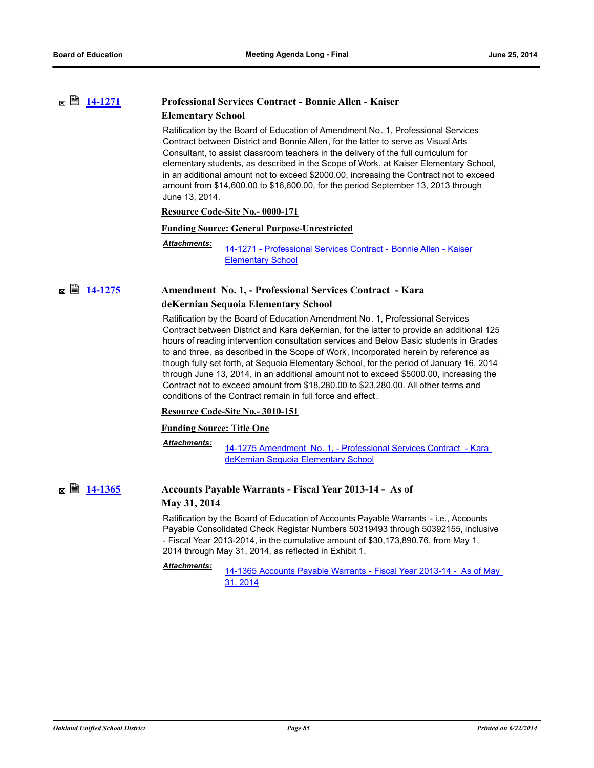### 14-1271 Professional Services Contract - Bonnie Allen - Kaiser Elementary School

Ratification by the Board of Education of Amendment No. 1, Professional Services Contract between District and Bonnie Allen, for the latter to serve as Visual Arts Consultant, to assist classroom teachers in the delivery of the full curriculum for elementary students, as described in the Scope of Work, at Kaiser Elementary School, in an additional amount not to exceed $2000.00, increasing the Contract not to exceed amount from $14,600.00 to $16,600.00, for the period September 13, 2013 through June 13, 2014.

**Resource Code-Site No.- 0000-171**

**Funding Source: General Purpose-Unrestricted**

***Attachments:*** 14-1271 - Professional Services Contract - Bonnie Allen - Kaiser Elementary School

### 14-1275 Amendment No. 1, - Professional Services Contract - Kara deKernian Sequoia Elementary School

Ratification by the Board of Education Amendment No. 1, Professional Services Contract between District and Kara deKernian, for the latter to provide an additional 125 hours of reading intervention consultation services and Below Basic students in Grades to and three, as described in the Scope of Work, Incorporated herein by reference as though fully set forth, at Sequoia Elementary School, for the period of January 16, 2014 through June 13, 2014, in an additional amount not to exceed $5000.00, increasing the Contract not to exceed amount from $18,280.00 to $23,280.00. All other terms and conditions of the Contract remain in full force and effect.

**Resource Code-Site No.- 3010-151**

**Funding Source: Title One**

***Attachments:*** 14-1275 Amendment No. 1, - Professional Services Contract - Kara deKernian Sequoia Elementary School

### 14-1365 Accounts Payable Warrants - Fiscal Year 2013-14 - As of May 31, 2014

Ratification by the Board of Education of Accounts Payable Warrants - i.e., Accounts Payable Consolidated Check Registar Numbers 50319493 through 50392155, inclusive - Fiscal Year 2013-2014, in the cumulative amount of $30,173,890.76, from May 1, 2014 through May 31, 2014, as reflected in Exhibit 1.

***Attachments:*** 14-1365 Accounts Payable Warrants - Fiscal Year 2013-14 - As of May 31, 2014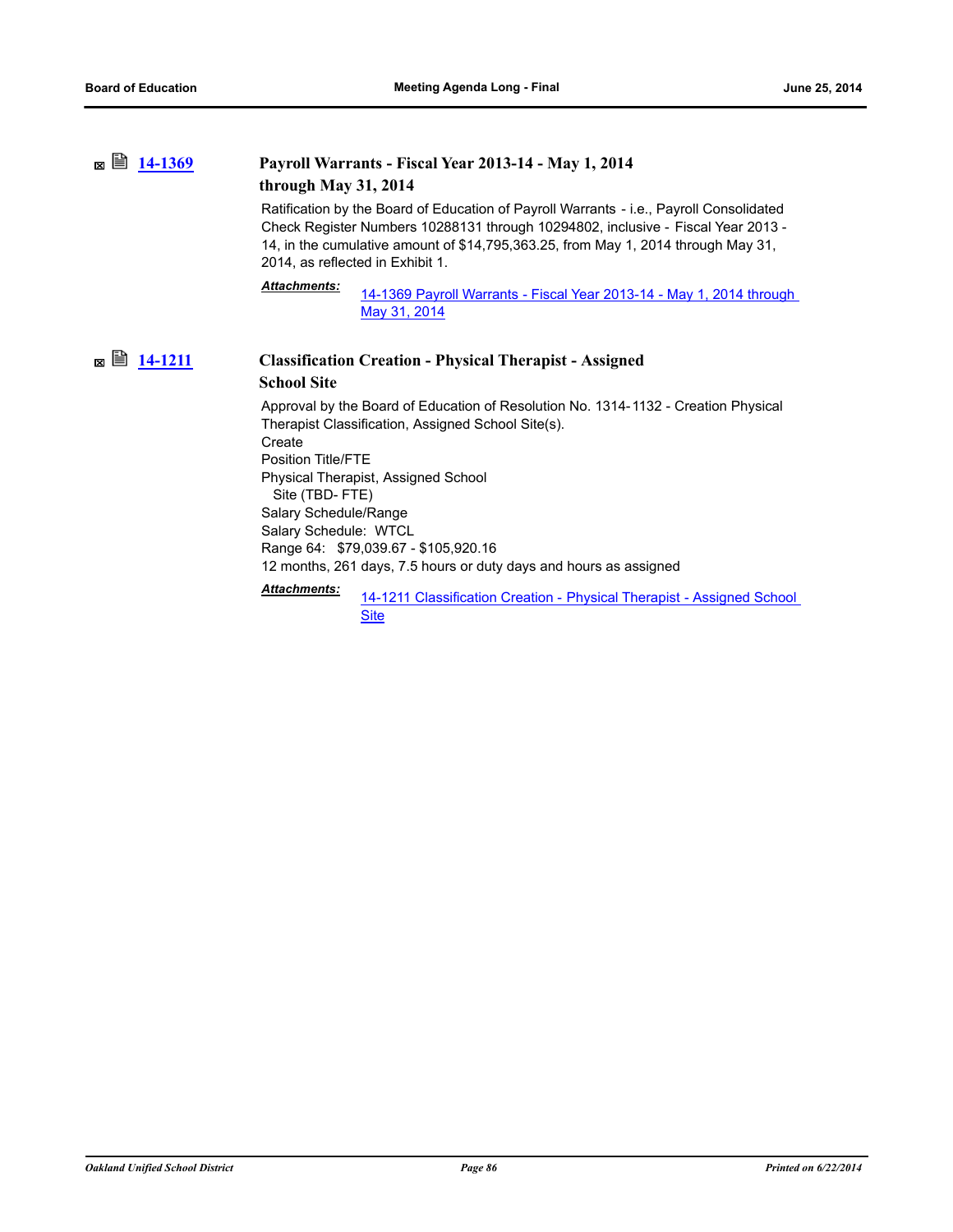### 14-1369 Payroll Warrants - Fiscal Year 2013-14 - May 1, 2014 through May 31, 2014

Ratification by the Board of Education of Payroll Warrants - i.e., Payroll Consolidated Check Register Numbers 10288131 through 10294802, inclusive - Fiscal Year 2013 - 14, in the cumulative amount of $14,795,363.25, from May 1, 2014 through May 31, 2014, as reflected in Exhibit 1.

***Attachments:*** 14-1369 Payroll Warrants - Fiscal Year 2013-14 - May 1, 2014 through May 31, 2014

### 14-1211 Classification Creation - Physical Therapist - Assigned School Site

Approval by the Board of Education of Resolution No. 1314-1132 - Creation Physical Therapist Classification, Assigned School Site(s).
Create
Position Title/FTE
Physical Therapist, Assigned School
Site (TBD- FTE)
Salary Schedule/Range
Salary Schedule: WTCL
Range 64: $79,039.67 - $105,920.16
12 months, 261 days, 7.5 hours or duty days and hours as assigned

***Attachments:*** 14-1211 Classification Creation - Physical Therapist - Assigned School Site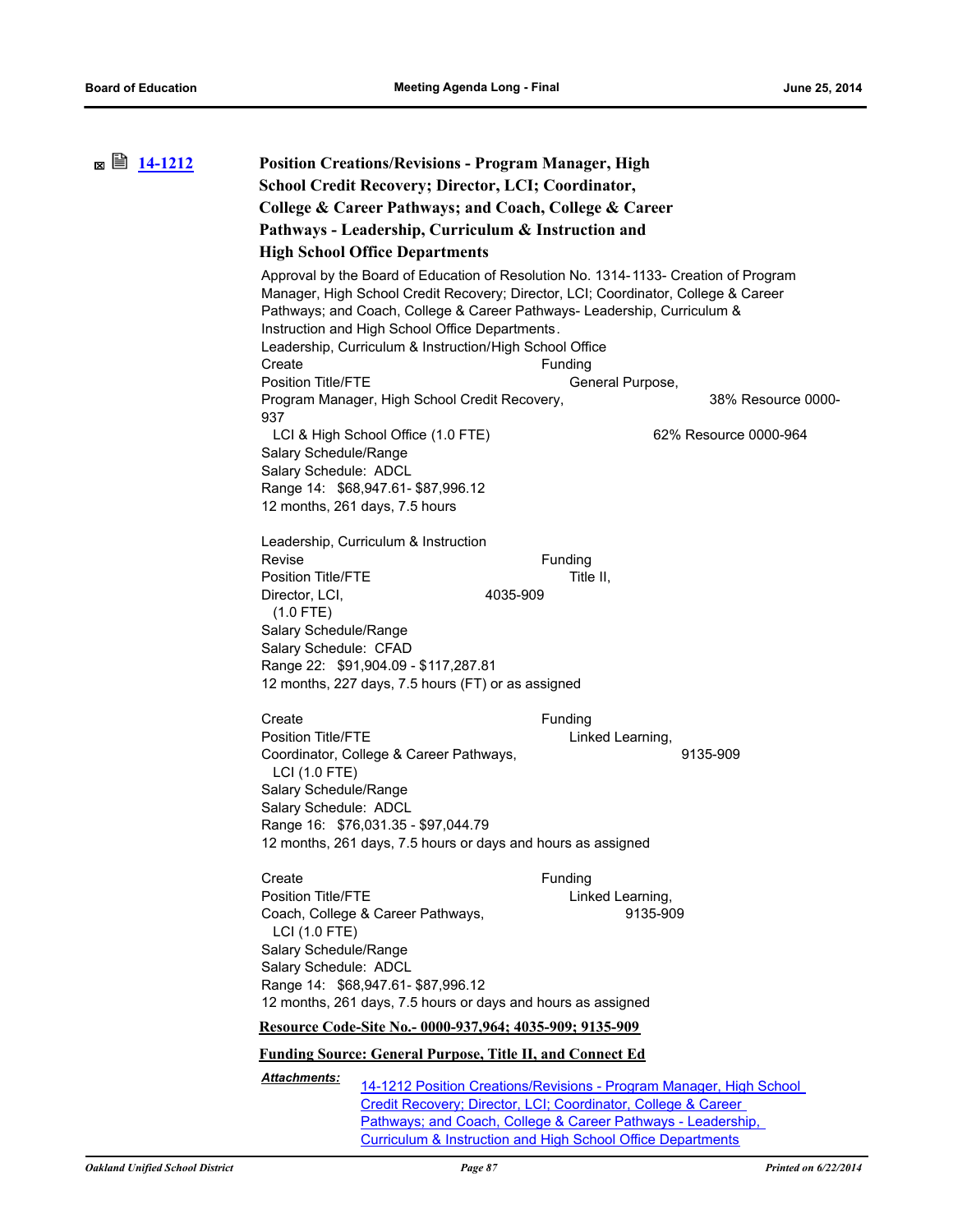**14-1212**

### Position Creations/Revisions - Program Manager, High School Credit Recovery; Director, LCI; Coordinator, College & Career Pathways; and Coach, College & Career Pathways - Leadership, Curriculum & Instruction and High School Office Departments

Approval by the Board of Education of Resolution No. 1314-1133- Creation of Program Manager, High School Credit Recovery; Director, LCI; Coordinator, College & Career Pathways; and Coach, College & Career Pathways- Leadership, Curriculum & Instruction and High School Office Departments.

Leadership, Curriculum & Instruction/High School Office

Create
Funding
Position Title/FTE
General Purpose,
Program Manager, High School Credit Recovery, 38% Resource 0000-937
LCI & High School Office (1.0 FTE) 62% Resource 0000-964
Salary Schedule/Range
Salary Schedule: ADCL
Range 14: $68,947.61- $87,996.12
12 months, 261 days, 7.5 hours

Leadership, Curriculum & Instruction
Revise
Funding
Position Title/FTE
Title II,
Director, LCI, 4035-909
(1.0 FTE)
Salary Schedule/Range
Salary Schedule: CFAD
Range 22: $91,904.09 - $117,287.81
12 months, 227 days, 7.5 hours (FT) or as assigned

Create
Funding
Position Title/FTE
Linked Learning,
Coordinator, College & Career Pathways, 9135-909
LCI (1.0 FTE)
Salary Schedule/Range
Salary Schedule: ADCL
Range 16: $76,031.35 - $97,044.79
12 months, 261 days, 7.5 hours or days and hours as assigned

Create
Funding
Position Title/FTE
Linked Learning,
Coach, College & Career Pathways, 9135-909
LCI (1.0 FTE)
Salary Schedule/Range
Salary Schedule: ADCL
Range 14: $68,947.61- $87,996.12
12 months, 261 days, 7.5 hours or days and hours as assigned

**Resource Code-Site No.- 0000-937,964; 4035-909; 9135-909**

**Funding Source: General Purpose, Title II, and Connect Ed**

*Attachments:* 14-1212 Position Creations/Revisions - Program Manager, High School Credit Recovery; Director, LCI; Coordinator, College & Career Pathways; and Coach, College & Career Pathways - Leadership, Curriculum & Instruction and High School Office Departments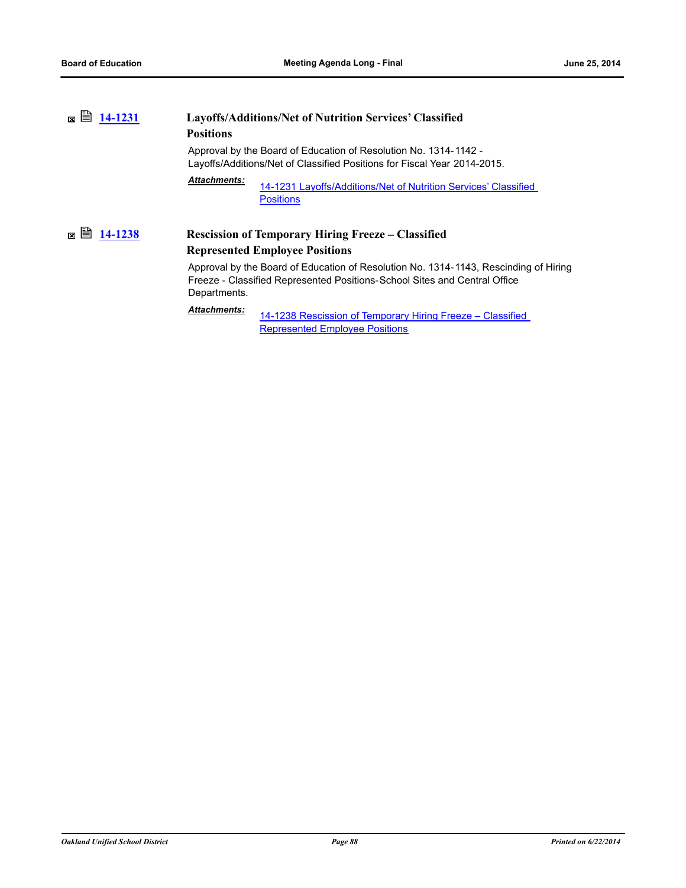**14-1231** **Layoffs/Additions/Net of Nutrition Services' Classified Positions**

Approval by the Board of Education of Resolution No. 1314-1142 - Layoffs/Additions/Net of Classified Positions for Fiscal Year 2014-2015.

***Attachments:*** 14-1231 Layoffs/Additions/Net of Nutrition Services' Classified Positions

**14-1238** **Rescission of Temporary Hiring Freeze – Classified Represented Employee Positions**

Approval by the Board of Education of Resolution No. 1314-1143, Rescinding of Hiring Freeze - Classified Represented Positions-School Sites and Central Office Departments.

***Attachments:*** 14-1238 Rescission of Temporary Hiring Freeze – Classified Represented Employee Positions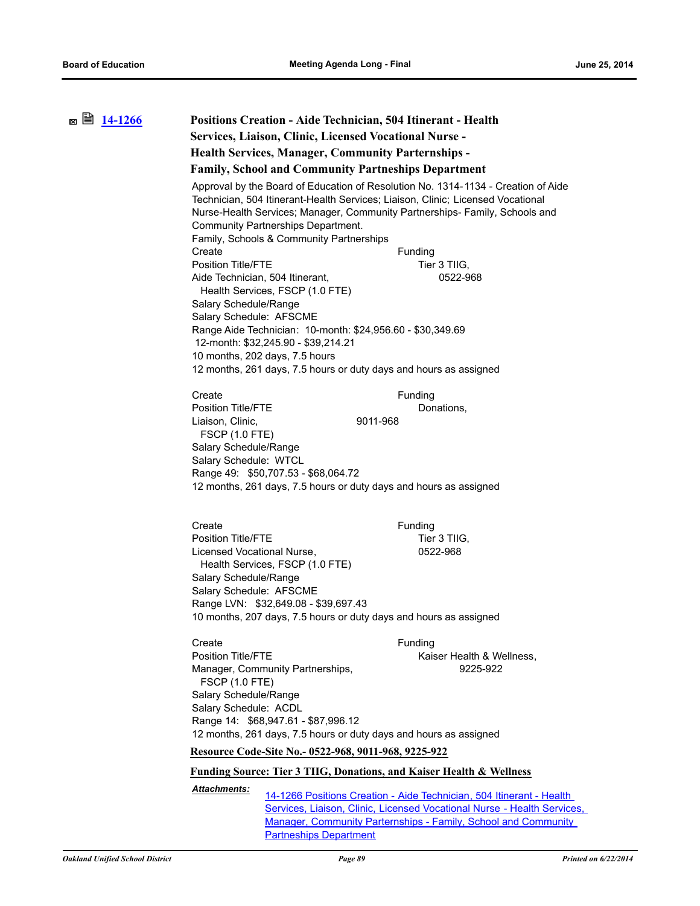## 14-1266 Positions Creation - Aide Technician, 504 Itinerant - Health Services, Liaison, Clinic, Licensed Vocational Nurse - Health Services, Manager, Community Parternships - Family, School and Community Partneships Department

Approval by the Board of Education of Resolution No. 1314-1134 - Creation of Aide Technician, 504 Itinerant-Health Services; Liaison, Clinic; Licensed Vocational Nurse-Health Services; Manager, Community Partnerships- Family, Schools and Community Partnerships Department.

Family, Schools & Community Partnerships

Create
Position Title/FTE
Aide Technician, 504 Itinerant, Health Services, FSCP (1.0 FTE)

Funding
Tier 3 TIIG, 0522-968

Salary Schedule/Range
Salary Schedule: AFSCME
Range Aide Technician: 10-month: $24,956.60 - $30,349.69
12-month: $32,245.90 - $39,214.21
10 months, 202 days, 7.5 hours
12 months, 261 days, 7.5 hours or duty days and hours as assigned

Create
Position Title/FTE
Liaison, Clinic, FSCP (1.0 FTE)

Funding
Donations, 9011-968

Salary Schedule/Range
Salary Schedule: WTCL
Range 49: $50,707.53 - $68,064.72
12 months, 261 days, 7.5 hours or duty days and hours as assigned

Create
Position Title/FTE
Licensed Vocational Nurse, Health Services, FSCP (1.0 FTE)

Funding
Tier 3 TIIG, 0522-968

Salary Schedule/Range
Salary Schedule: AFSCME
Range LVN: $32,649.08 - $39,697.43
10 months, 207 days, 7.5 hours or duty days and hours as assigned

Create
Position Title/FTE
Manager, Community Partnerships, FSCP (1.0 FTE)

Funding
Kaiser Health & Wellness, 9225-922

Salary Schedule/Range
Salary Schedule: ACDL
Range 14: $68,947.61 - $87,996.12
12 months, 261 days, 7.5 hours or duty days and hours as assigned

**Resource Code-Site No.- 0522-968, 9011-968, 9225-922**

**Funding Source: Tier 3 TIIG, Donations, and Kaiser Health & Wellness**

***Attachments:*** 14-1266 Positions Creation - Aide Technician, 504 Itinerant - Health Services, Liaison, Clinic, Licensed Vocational Nurse - Health Services, Manager, Community Parternships - Family, School and Community Partneships Department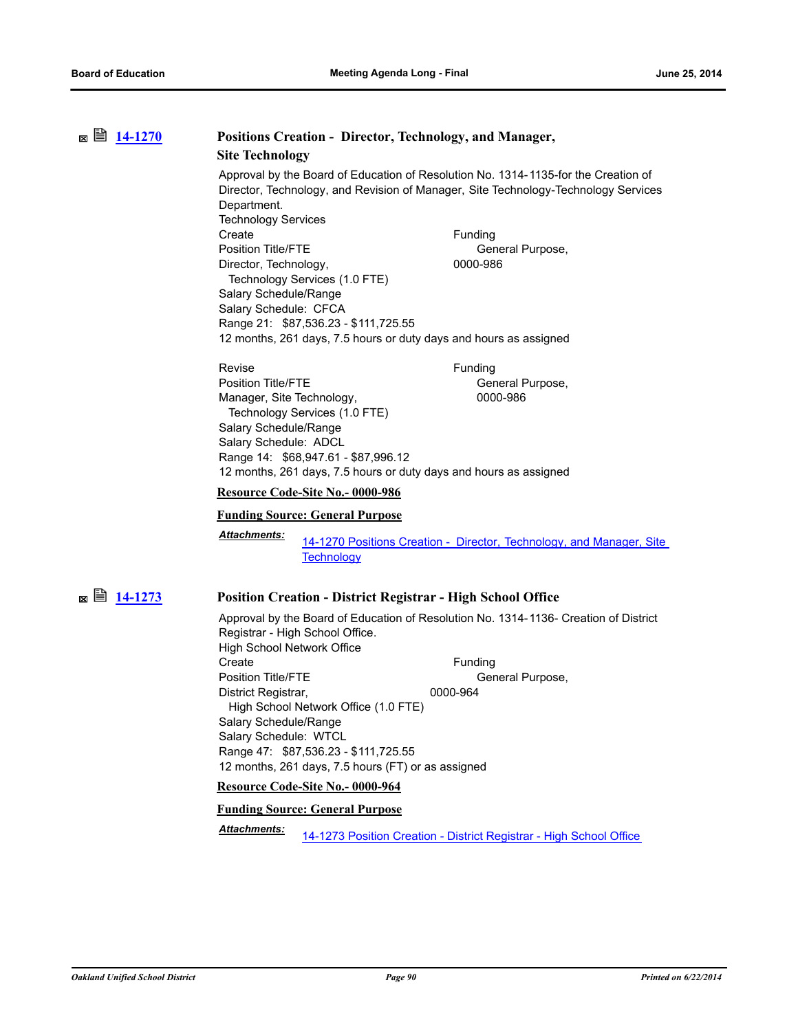## 14-1270 Positions Creation - Director, Technology, and Manager, Site Technology

Approval by the Board of Education of Resolution No. 1314-1135-for the Creation of Director, Technology, and Revision of Manager, Site Technology-Technology Services Department.

Technology Services

Create

Position Title/FTE

Director, Technology,
  Technology Services (1.0 FTE)

Funding
  General Purpose,
0000-986

Salary Schedule/Range

Salary Schedule: CFCA

Range 21: $87,536.23 - $111,725.55

12 months, 261 days, 7.5 hours or duty days and hours as assigned

Revise

Position Title/FTE

Manager, Site Technology,
  Technology Services (1.0 FTE)

Funding
  General Purpose,
  0000-986

Salary Schedule/Range

Salary Schedule: ADCL

Range 14: $68,947.61 - $87,996.12

12 months, 261 days, 7.5 hours or duty days and hours as assigned

**Resource Code-Site No.- 0000-986**

**Funding Source: General Purpose**

***Attachments:*** 14-1270 Positions Creation - Director, Technology, and Manager, Site Technology

## 14-1273 Position Creation - District Registrar - High School Office

Approval by the Board of Education of Resolution No. 1314-1136- Creation of District Registrar - High School Office.

High School Network Office

Create

Position Title/FTE

District Registrar,
  High School Network Office (1.0 FTE)

Funding
  General Purpose,
0000-964

Salary Schedule/Range

Salary Schedule: WTCL

Range 47: $87,536.23 - $111,725.55

12 months, 261 days, 7.5 hours (FT) or as assigned

**Resource Code-Site No.- 0000-964**

**Funding Source: General Purpose**

***Attachments:*** 14-1273 Position Creation - District Registrar - High School Office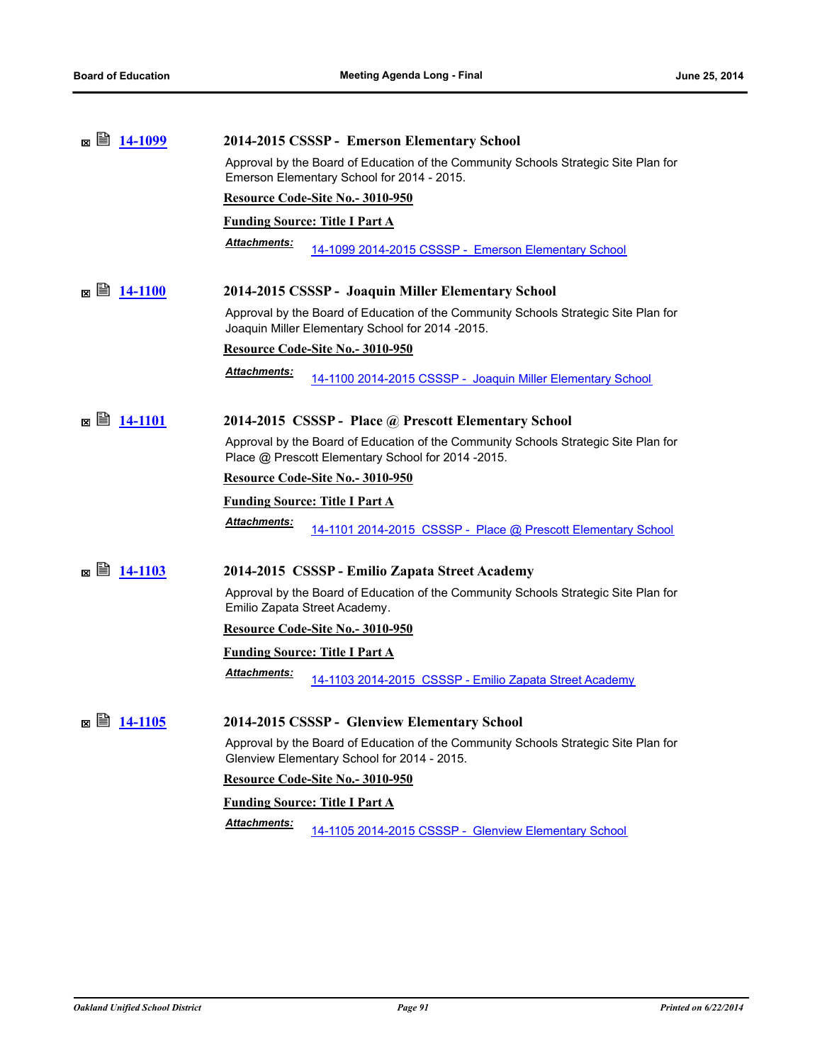**14-1099** **2014-2015 CSSSP - Emerson Elementary School**

Approval by the Board of Education of the Community Schools Strategic Site Plan for Emerson Elementary School for 2014 - 2015.

**Resource Code-Site No.- 3010-950**

**Funding Source: Title I Part A**

***Attachments:*** 14-1099 2014-2015 CSSSP - Emerson Elementary School

**14-1100** **2014-2015 CSSSP - Joaquin Miller Elementary School**

Approval by the Board of Education of the Community Schools Strategic Site Plan for Joaquin Miller Elementary School for 2014 -2015.

**Resource Code-Site No.- 3010-950**

***Attachments:*** 14-1100 2014-2015 CSSSP - Joaquin Miller Elementary School

**14-1101** **2014-2015 CSSSP - Place @ Prescott Elementary School**

Approval by the Board of Education of the Community Schools Strategic Site Plan for Place @ Prescott Elementary School for 2014 -2015.

**Resource Code-Site No.- 3010-950**

**Funding Source: Title I Part A**

***Attachments:*** 14-1101 2014-2015 CSSSP - Place @ Prescott Elementary School

**14-1103** **2014-2015 CSSSP - Emilio Zapata Street Academy**

Approval by the Board of Education of the Community Schools Strategic Site Plan for Emilio Zapata Street Academy.

**Resource Code-Site No.- 3010-950**

**Funding Source: Title I Part A**

***Attachments:*** 14-1103 2014-2015 CSSSP - Emilio Zapata Street Academy

**14-1105** **2014-2015 CSSSP - Glenview Elementary School**

Approval by the Board of Education of the Community Schools Strategic Site Plan for Glenview Elementary School for 2014 - 2015.

**Resource Code-Site No.- 3010-950**

**Funding Source: Title I Part A**

***Attachments:*** 14-1105 2014-2015 CSSSP - Glenview Elementary School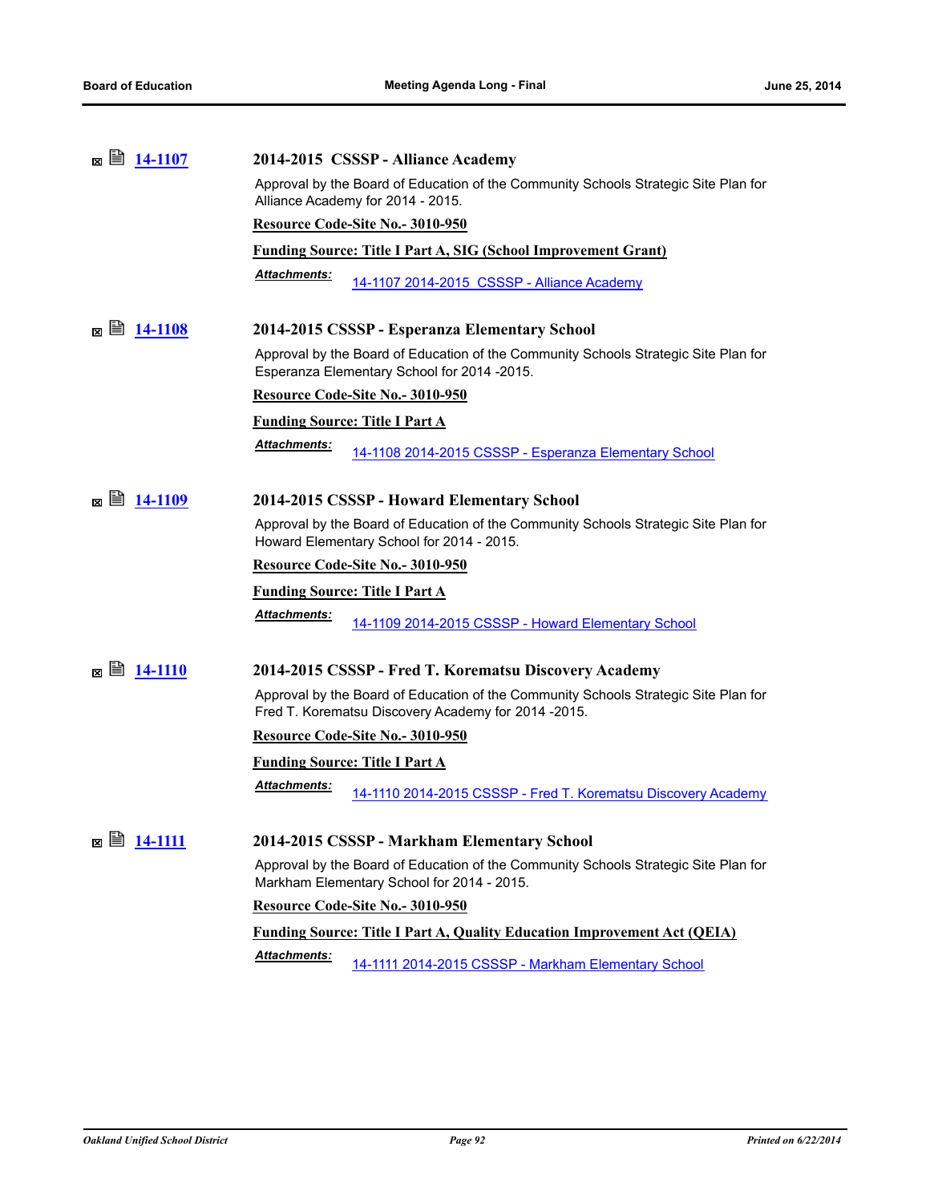**14-1107** **2014-2015 CSSSP - Alliance Academy**

Approval by the Board of Education of the Community Schools Strategic Site Plan for Alliance Academy for 2014 - 2015.

**Resource Code-Site No.- 3010-950**

**Funding Source: Title I Part A, SIG (School Improvement Grant)**

***Attachments:*** 14-1107 2014-2015 CSSSP - Alliance Academy

**14-1108** **2014-2015 CSSSP - Esperanza Elementary School**

Approval by the Board of Education of the Community Schools Strategic Site Plan for Esperanza Elementary School for 2014 -2015.

**Resource Code-Site No.- 3010-950**

**Funding Source: Title I Part A**

***Attachments:*** 14-1108 2014-2015 CSSSP - Esperanza Elementary School

**14-1109** **2014-2015 CSSSP - Howard Elementary School**

Approval by the Board of Education of the Community Schools Strategic Site Plan for Howard Elementary School for 2014 - 2015.

**Resource Code-Site No.- 3010-950**

**Funding Source: Title I Part A**

***Attachments:*** 14-1109 2014-2015 CSSSP - Howard Elementary School

**14-1110** **2014-2015 CSSSP - Fred T. Korematsu Discovery Academy**

Approval by the Board of Education of the Community Schools Strategic Site Plan for Fred T. Korematsu Discovery Academy for 2014 -2015.

**Resource Code-Site No.- 3010-950**

**Funding Source: Title I Part A**

***Attachments:*** 14-1110 2014-2015 CSSSP - Fred T. Korematsu Discovery Academy

**14-1111** **2014-2015 CSSSP - Markham Elementary School**

Approval by the Board of Education of the Community Schools Strategic Site Plan for Markham Elementary School for 2014 - 2015.

**Resource Code-Site No.- 3010-950**

**Funding Source: Title I Part A, Quality Education Improvement Act (QEIA)**

***Attachments:*** 14-1111 2014-2015 CSSSP - Markham Elementary School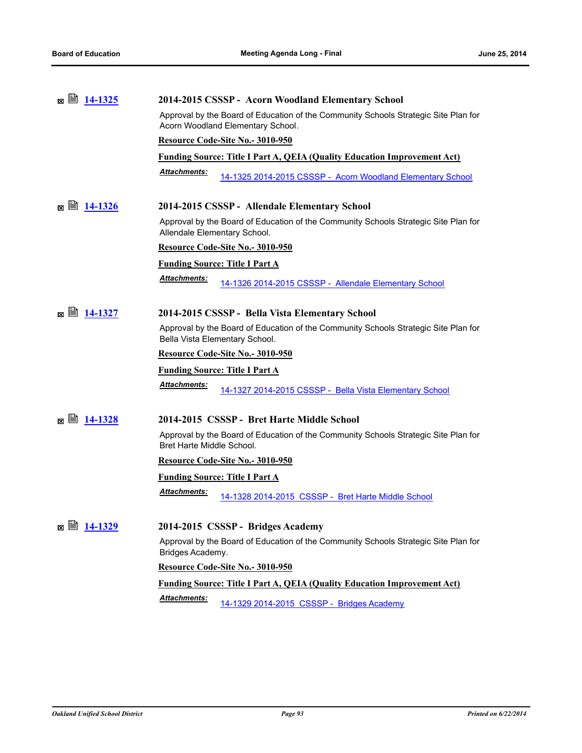**14-1325** **2014-2015 CSSSP - Acorn Woodland Elementary School**

Approval by the Board of Education of the Community Schools Strategic Site Plan for Acorn Woodland Elementary School.

**Resource Code-Site No.- 3010-950**

**Funding Source: Title I Part A, QEIA (Quality Education Improvement Act)**

***Attachments:*** 14-1325 2014-2015 CSSSP - Acorn Woodland Elementary School

**14-1326** **2014-2015 CSSSP - Allendale Elementary School**

Approval by the Board of Education of the Community Schools Strategic Site Plan for Allendale Elementary School.

**Resource Code-Site No.- 3010-950**

**Funding Source: Title I Part A**

***Attachments:*** 14-1326 2014-2015 CSSSP - Allendale Elementary School

**14-1327** **2014-2015 CSSSP - Bella Vista Elementary School**

Approval by the Board of Education of the Community Schools Strategic Site Plan for Bella Vista Elementary School.

**Resource Code-Site No.- 3010-950**

**Funding Source: Title I Part A**

***Attachments:*** 14-1327 2014-2015 CSSSP - Bella Vista Elementary School

**14-1328** **2014-2015 CSSSP - Bret Harte Middle School**

Approval by the Board of Education of the Community Schools Strategic Site Plan for Bret Harte Middle School.

**Resource Code-Site No.- 3010-950**

**Funding Source: Title I Part A**

***Attachments:*** 14-1328 2014-2015 CSSSP - Bret Harte Middle School

**14-1329** **2014-2015 CSSSP - Bridges Academy**

Approval by the Board of Education of the Community Schools Strategic Site Plan for Bridges Academy.

**Resource Code-Site No.- 3010-950**

**Funding Source: Title I Part A, QEIA (Quality Education Improvement Act)**

***Attachments:*** 14-1329 2014-2015 CSSSP - Bridges Academy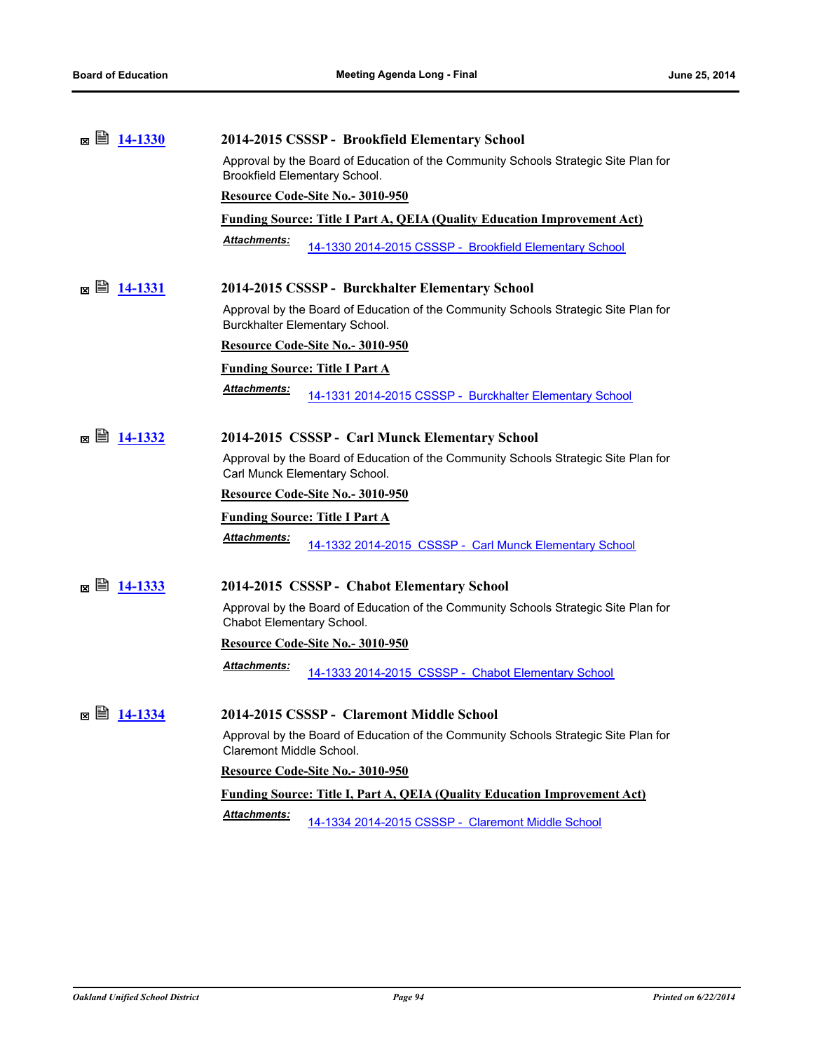**14-1330** **2014-2015 CSSSP - Brookfield Elementary School**

Approval by the Board of Education of the Community Schools Strategic Site Plan for Brookfield Elementary School.

**Resource Code-Site No.- 3010-950**

**Funding Source: Title I Part A, QEIA (Quality Education Improvement Act)**

***Attachments:*** 14-1330 2014-2015 CSSSP - Brookfield Elementary School

**14-1331** **2014-2015 CSSSP - Burckhalter Elementary School**

Approval by the Board of Education of the Community Schools Strategic Site Plan for Burckhalter Elementary School.

**Resource Code-Site No.- 3010-950**

**Funding Source: Title I Part A**

***Attachments:*** 14-1331 2014-2015 CSSSP - Burckhalter Elementary School

**14-1332** **2014-2015 CSSSP - Carl Munck Elementary School**

Approval by the Board of Education of the Community Schools Strategic Site Plan for Carl Munck Elementary School.

**Resource Code-Site No.- 3010-950**

**Funding Source: Title I Part A**

***Attachments:*** 14-1332 2014-2015 CSSSP - Carl Munck Elementary School

**14-1333** **2014-2015 CSSSP - Chabot Elementary School**

Approval by the Board of Education of the Community Schools Strategic Site Plan for Chabot Elementary School.

**Resource Code-Site No.- 3010-950**

***Attachments:*** 14-1333 2014-2015 CSSSP - Chabot Elementary School

**14-1334** **2014-2015 CSSSP - Claremont Middle School**

Approval by the Board of Education of the Community Schools Strategic Site Plan for Claremont Middle School.

**Resource Code-Site No.- 3010-950**

**Funding Source: Title I, Part A, QEIA (Quality Education Improvement Act)**

***Attachments:*** 14-1334 2014-2015 CSSSP - Claremont Middle School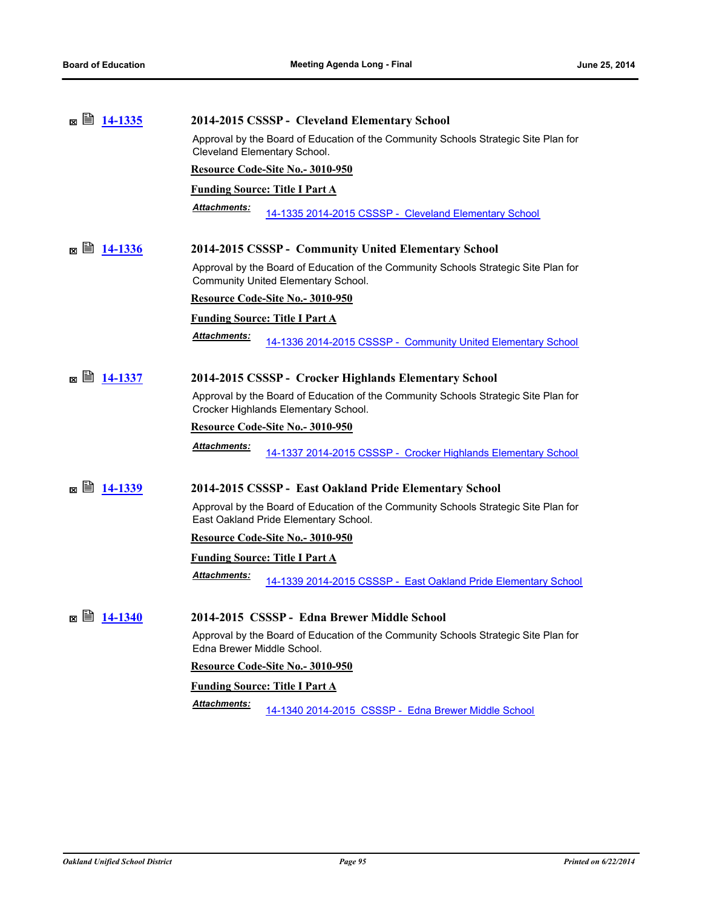**14-1335** **2014-2015 CSSSP - Cleveland Elementary School**

Approval by the Board of Education of the Community Schools Strategic Site Plan for Cleveland Elementary School.

**Resource Code-Site No.- 3010-950**

**Funding Source: Title I Part A**

***Attachments:*** 14-1335 2014-2015 CSSSP - Cleveland Elementary School

**14-1336** **2014-2015 CSSSP - Community United Elementary School**

Approval by the Board of Education of the Community Schools Strategic Site Plan for Community United Elementary School.

**Resource Code-Site No.- 3010-950**

**Funding Source: Title I Part A**

***Attachments:*** 14-1336 2014-2015 CSSSP - Community United Elementary School

**14-1337** **2014-2015 CSSSP - Crocker Highlands Elementary School**

Approval by the Board of Education of the Community Schools Strategic Site Plan for Crocker Highlands Elementary School.

**Resource Code-Site No.- 3010-950**

***Attachments:*** 14-1337 2014-2015 CSSSP - Crocker Highlands Elementary School

**14-1339** **2014-2015 CSSSP - East Oakland Pride Elementary School**

Approval by the Board of Education of the Community Schools Strategic Site Plan for East Oakland Pride Elementary School.

**Resource Code-Site No.- 3010-950**

**Funding Source: Title I Part A**

***Attachments:*** 14-1339 2014-2015 CSSSP - East Oakland Pride Elementary School

**14-1340** **2014-2015 CSSSP - Edna Brewer Middle School**

Approval by the Board of Education of the Community Schools Strategic Site Plan for Edna Brewer Middle School.

**Resource Code-Site No.- 3010-950**

**Funding Source: Title I Part A**

***Attachments:*** 14-1340 2014-2015 CSSSP - Edna Brewer Middle School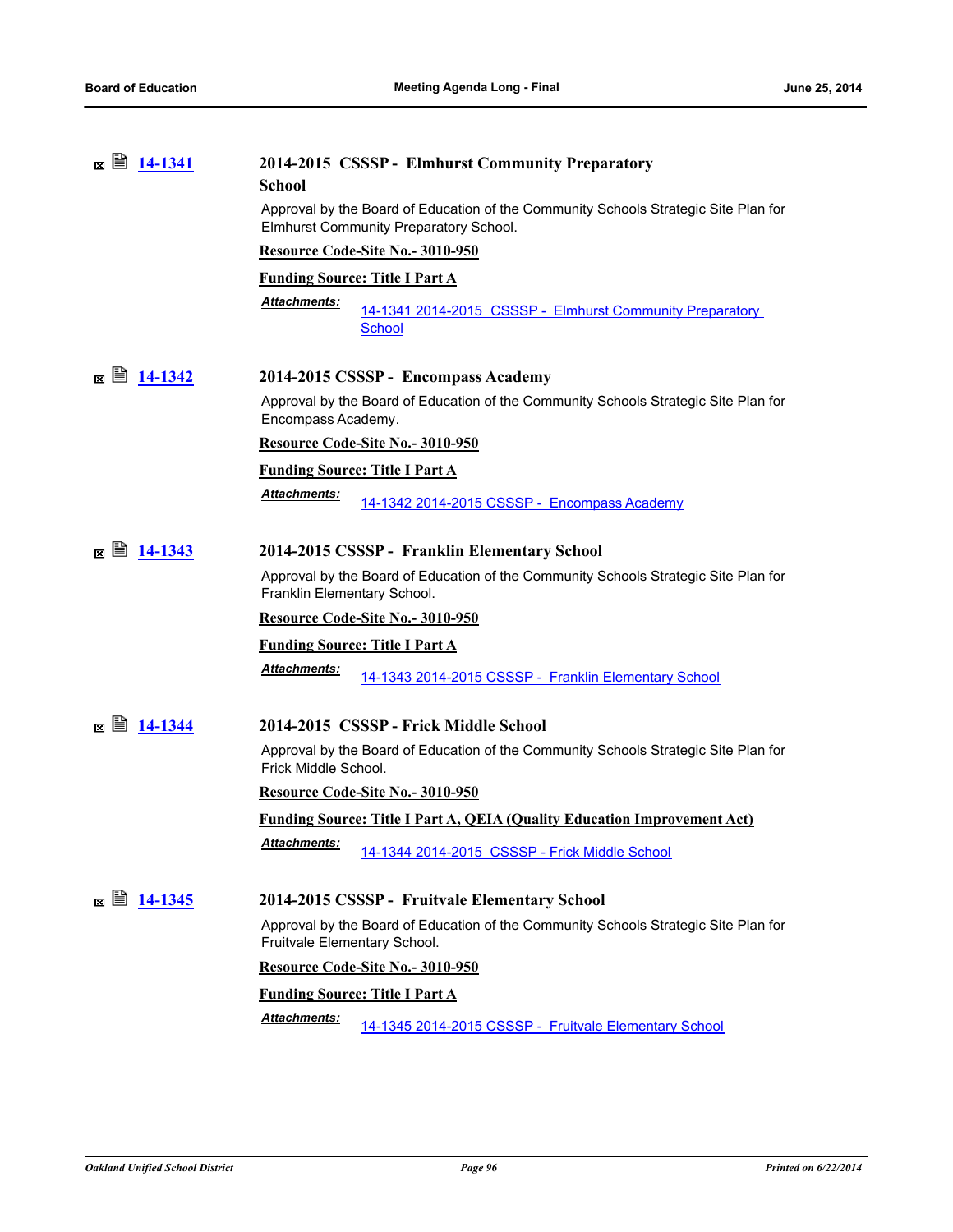**14-1341** **2014-2015 CSSSP - Elmhurst Community Preparatory School**

Approval by the Board of Education of the Community Schools Strategic Site Plan for Elmhurst Community Preparatory School.

**Resource Code-Site No.- 3010-950**

**Funding Source: Title I Part A**

***Attachments:*** 14-1341 2014-2015 CSSSP - Elmhurst Community Preparatory School

**14-1342** **2014-2015 CSSSP - Encompass Academy**

Approval by the Board of Education of the Community Schools Strategic Site Plan for Encompass Academy.

**Resource Code-Site No.- 3010-950**

**Funding Source: Title I Part A**

***Attachments:*** 14-1342 2014-2015 CSSSP - Encompass Academy

**14-1343** **2014-2015 CSSSP - Franklin Elementary School**

Approval by the Board of Education of the Community Schools Strategic Site Plan for Franklin Elementary School.

**Resource Code-Site No.- 3010-950**

**Funding Source: Title I Part A**

***Attachments:*** 14-1343 2014-2015 CSSSP - Franklin Elementary School

**14-1344** **2014-2015 CSSSP - Frick Middle School**

Approval by the Board of Education of the Community Schools Strategic Site Plan for Frick Middle School.

**Resource Code-Site No.- 3010-950**

**Funding Source: Title I Part A, QEIA (Quality Education Improvement Act)**

***Attachments:*** 14-1344 2014-2015 CSSSP - Frick Middle School

**14-1345** **2014-2015 CSSSP - Fruitvale Elementary School**

Approval by the Board of Education of the Community Schools Strategic Site Plan for Fruitvale Elementary School.

**Resource Code-Site No.- 3010-950**

**Funding Source: Title I Part A**

***Attachments:*** 14-1345 2014-2015 CSSSP - Fruitvale Elementary School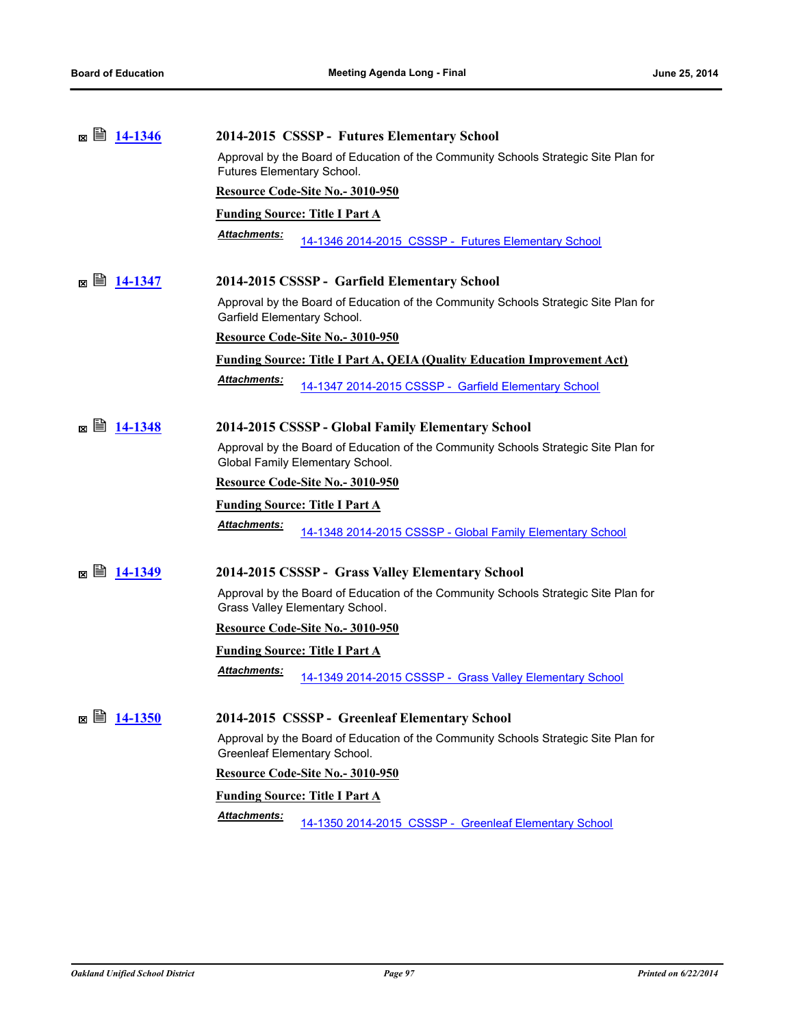**14-1346** **2014-2015 CSSSP - Futures Elementary School**

Approval by the Board of Education of the Community Schools Strategic Site Plan for Futures Elementary School.

**Resource Code-Site No.- 3010-950**

**Funding Source: Title I Part A**

***Attachments:*** 14-1346 2014-2015 CSSSP - Futures Elementary School

**14-1347** **2014-2015 CSSSP - Garfield Elementary School**

Approval by the Board of Education of the Community Schools Strategic Site Plan for Garfield Elementary School.

**Resource Code-Site No.- 3010-950**

**Funding Source: Title I Part A, QEIA (Quality Education Improvement Act)**

***Attachments:*** 14-1347 2014-2015 CSSSP - Garfield Elementary School

**14-1348** **2014-2015 CSSSP - Global Family Elementary School**

Approval by the Board of Education of the Community Schools Strategic Site Plan for Global Family Elementary School.

**Resource Code-Site No.- 3010-950**

**Funding Source: Title I Part A**

***Attachments:*** 14-1348 2014-2015 CSSSP - Global Family Elementary School

**14-1349** **2014-2015 CSSSP - Grass Valley Elementary School**

Approval by the Board of Education of the Community Schools Strategic Site Plan for Grass Valley Elementary School.

**Resource Code-Site No.- 3010-950**

**Funding Source: Title I Part A**

***Attachments:*** 14-1349 2014-2015 CSSSP - Grass Valley Elementary School

**14-1350** **2014-2015 CSSSP - Greenleaf Elementary School**

Approval by the Board of Education of the Community Schools Strategic Site Plan for Greenleaf Elementary School.

**Resource Code-Site No.- 3010-950**

**Funding Source: Title I Part A**

***Attachments:*** 14-1350 2014-2015 CSSSP - Greenleaf Elementary School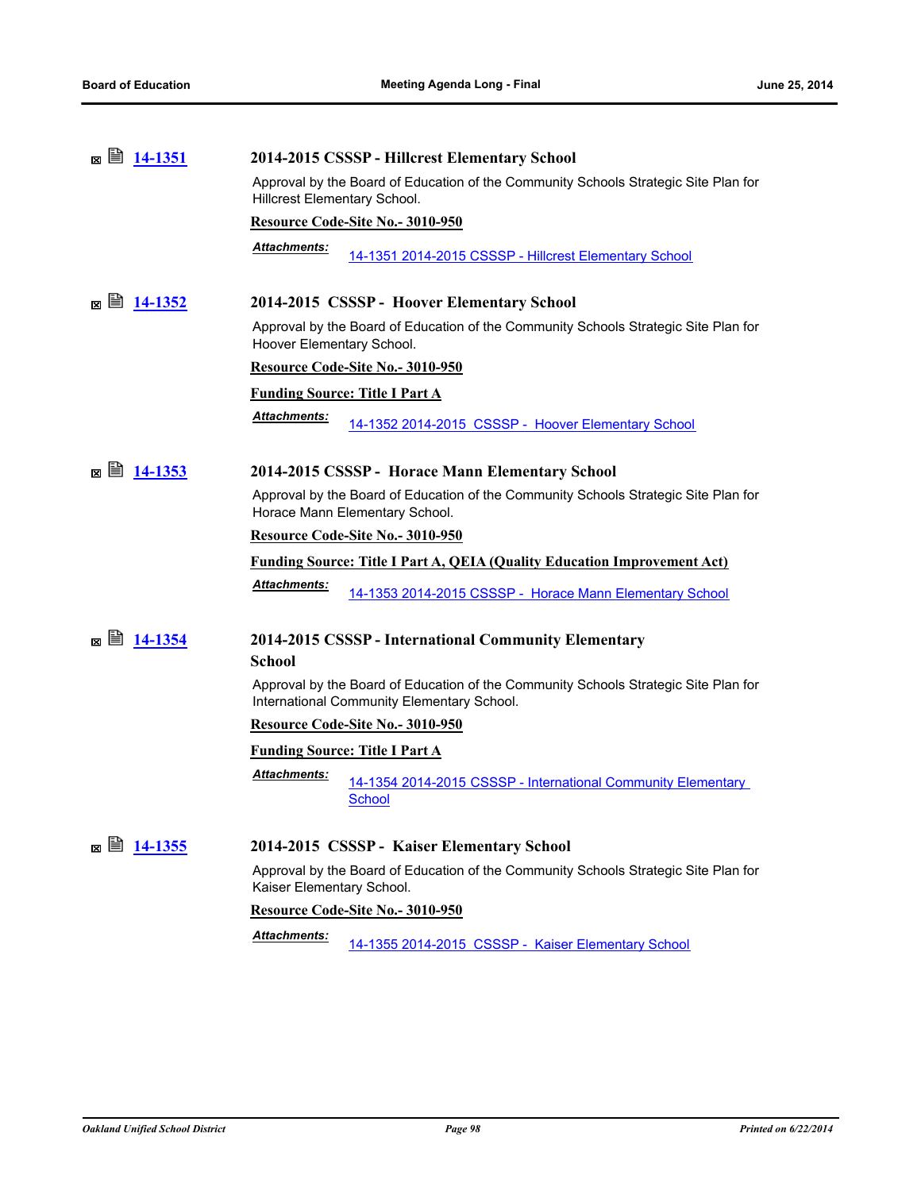**14-1351** **2014-2015 CSSSP - Hillcrest Elementary School**

Approval by the Board of Education of the Community Schools Strategic Site Plan for Hillcrest Elementary School.

**Resource Code-Site No.- 3010-950**

***Attachments:*** 14-1351 2014-2015 CSSSP - Hillcrest Elementary School

**14-1352** **2014-2015 CSSSP - Hoover Elementary School**

Approval by the Board of Education of the Community Schools Strategic Site Plan for Hoover Elementary School.

**Resource Code-Site No.- 3010-950**

**Funding Source: Title I Part A**

***Attachments:*** 14-1352 2014-2015 CSSSP - Hoover Elementary School

**14-1353** **2014-2015 CSSSP - Horace Mann Elementary School**

Approval by the Board of Education of the Community Schools Strategic Site Plan for Horace Mann Elementary School.

**Resource Code-Site No.- 3010-950**

**Funding Source: Title I Part A, QEIA (Quality Education Improvement Act)**

***Attachments:*** 14-1353 2014-2015 CSSSP - Horace Mann Elementary School

**14-1354** **2014-2015 CSSSP - International Community Elementary School**

Approval by the Board of Education of the Community Schools Strategic Site Plan for International Community Elementary School.

**Resource Code-Site No.- 3010-950**

**Funding Source: Title I Part A**

***Attachments:*** 14-1354 2014-2015 CSSSP - International Community Elementary School

**14-1355** **2014-2015 CSSSP - Kaiser Elementary School**

Approval by the Board of Education of the Community Schools Strategic Site Plan for Kaiser Elementary School.

**Resource Code-Site No.- 3010-950**

***Attachments:*** 14-1355 2014-2015 CSSSP - Kaiser Elementary School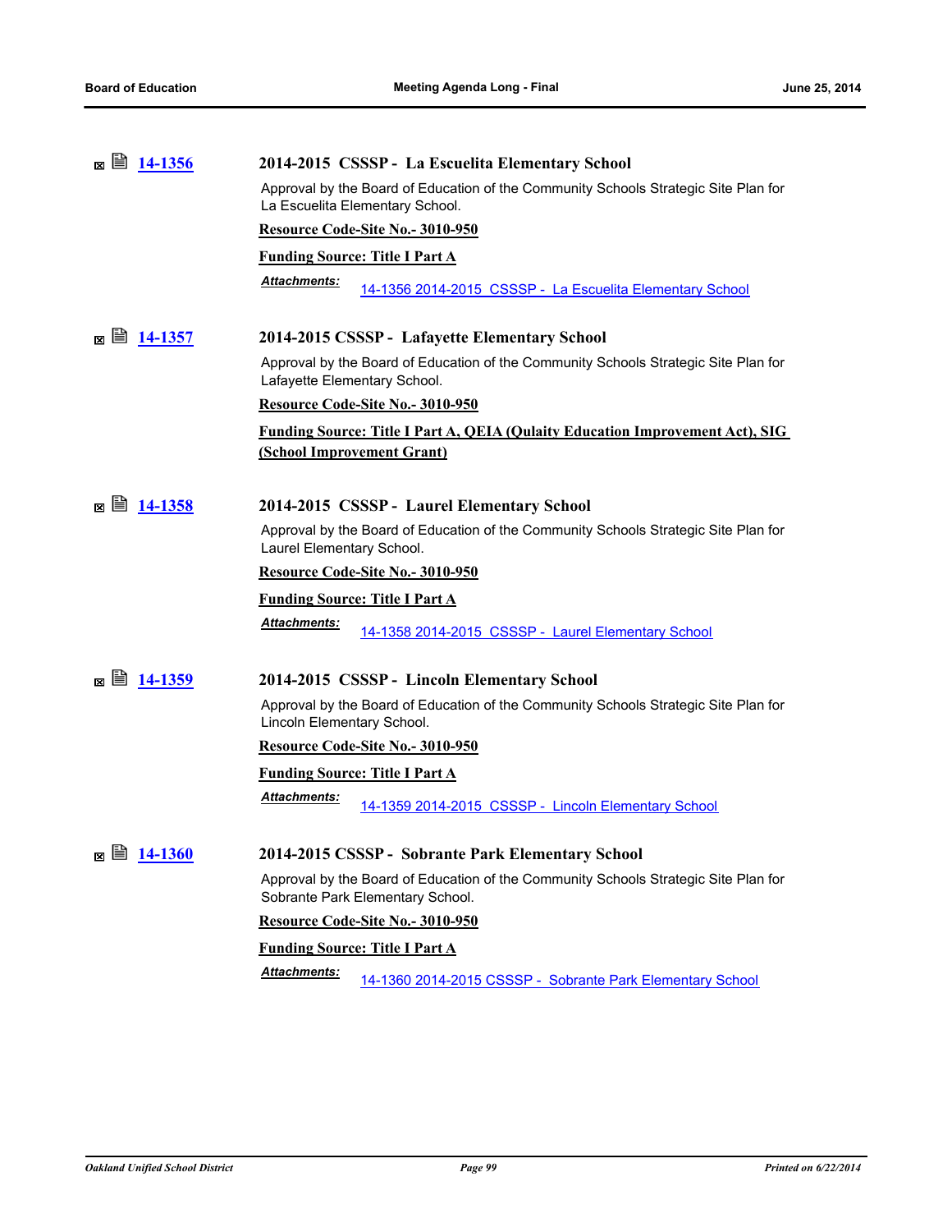**14-1356** **2014-2015 CSSSP - La Escuelita Elementary School**

Approval by the Board of Education of the Community Schools Strategic Site Plan for La Escuelita Elementary School.

**Resource Code-Site No.- 3010-950**

**Funding Source: Title I Part A**

***Attachments:*** 14-1356 2014-2015 CSSSP - La Escuelita Elementary School

**14-1357** **2014-2015 CSSSP - Lafayette Elementary School**

Approval by the Board of Education of the Community Schools Strategic Site Plan for Lafayette Elementary School.

**Resource Code-Site No.- 3010-950**

**Funding Source: Title I Part A, QEIA (Qulaity Education Improvement Act), SIG (School Improvement Grant)**

**14-1358** **2014-2015 CSSSP - Laurel Elementary School**

Approval by the Board of Education of the Community Schools Strategic Site Plan for Laurel Elementary School.

**Resource Code-Site No.- 3010-950**

**Funding Source: Title I Part A**

***Attachments:*** 14-1358 2014-2015 CSSSP - Laurel Elementary School

**14-1359** **2014-2015 CSSSP - Lincoln Elementary School**

Approval by the Board of Education of the Community Schools Strategic Site Plan for Lincoln Elementary School.

**Resource Code-Site No.- 3010-950**

**Funding Source: Title I Part A**

***Attachments:*** 14-1359 2014-2015 CSSSP - Lincoln Elementary School

**14-1360** **2014-2015 CSSSP - Sobrante Park Elementary School**

Approval by the Board of Education of the Community Schools Strategic Site Plan for Sobrante Park Elementary School.

**Resource Code-Site No.- 3010-950**

**Funding Source: Title I Part A**

***Attachments:*** 14-1360 2014-2015 CSSSP - Sobrante Park Elementary School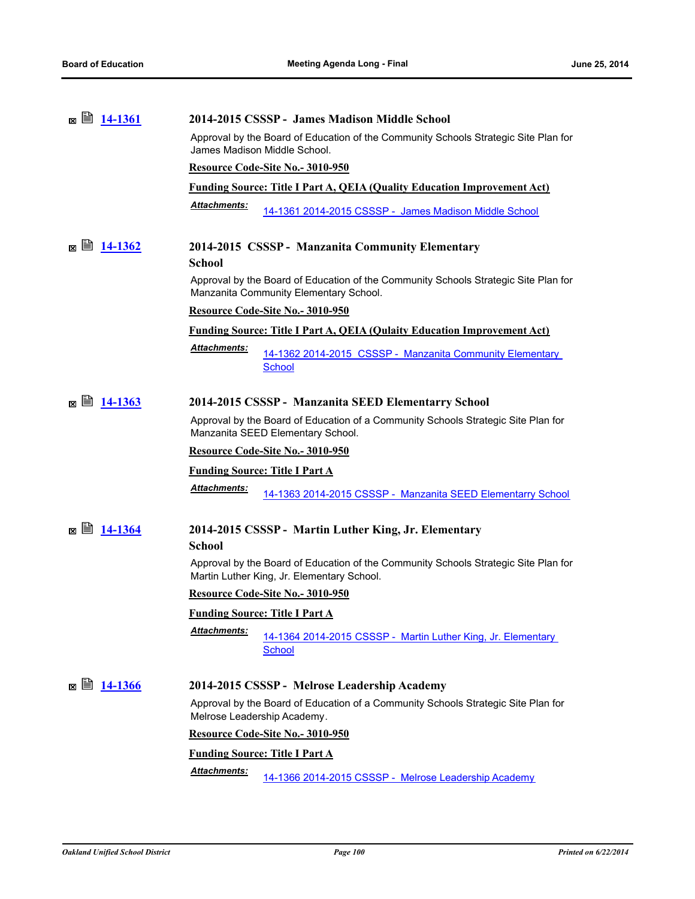**14-1361** 2014-2015 CSSSP - James Madison Middle School

Approval by the Board of Education of the Community Schools Strategic Site Plan for James Madison Middle School.

**Resource Code-Site No.- 3010-950**

**Funding Source: Title I Part A, QEIA (Quality Education Improvement Act)**

***Attachments:*** 14-1361 2014-2015 CSSSP - James Madison Middle School

**14-1362** 2014-2015 CSSSP - Manzanita Community Elementary School

Approval by the Board of Education of the Community Schools Strategic Site Plan for Manzanita Community Elementary School.

**Resource Code-Site No.- 3010-950**

**Funding Source: Title I Part A, QEIA (Qulaity Education Improvement Act)**

***Attachments:*** 14-1362 2014-2015 CSSSP - Manzanita Community Elementary School

**14-1363** 2014-2015 CSSSP - Manzanita SEED Elementarry School

Approval by the Board of Education of a Community Schools Strategic Site Plan for Manzanita SEED Elementary School.

**Resource Code-Site No.- 3010-950**

**Funding Source: Title I Part A**

***Attachments:*** 14-1363 2014-2015 CSSSP - Manzanita SEED Elementarry School

**14-1364** 2014-2015 CSSSP - Martin Luther King, Jr. Elementary School

Approval by the Board of Education of the Community Schools Strategic Site Plan for Martin Luther King, Jr. Elementary School.

**Resource Code-Site No.- 3010-950**

**Funding Source: Title I Part A**

***Attachments:*** 14-1364 2014-2015 CSSSP - Martin Luther King, Jr. Elementary School

**14-1366** 2014-2015 CSSSP - Melrose Leadership Academy

Approval by the Board of Education of a Community Schools Strategic Site Plan for Melrose Leadership Academy.

**Resource Code-Site No.- 3010-950**

**Funding Source: Title I Part A**

***Attachments:*** 14-1366 2014-2015 CSSSP - Melrose Leadership Academy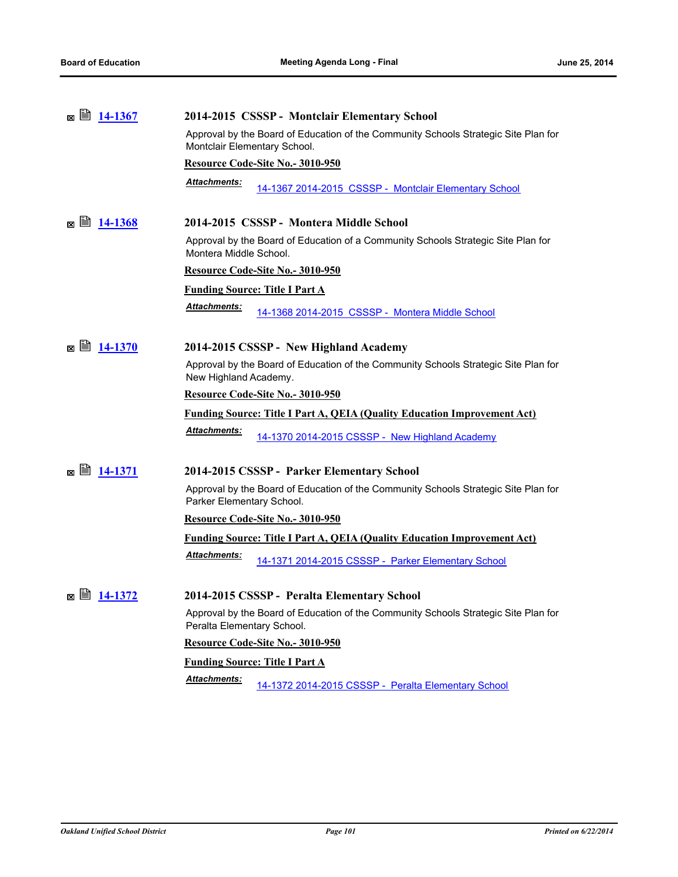**14-1367** **2014-2015 CSSSP - Montclair Elementary School**

Approval by the Board of Education of the Community Schools Strategic Site Plan for Montclair Elementary School.

**Resource Code-Site No.- 3010-950**

***Attachments:*** 14-1367 2014-2015 CSSSP - Montclair Elementary School

**14-1368** **2014-2015 CSSSP - Montera Middle School**

Approval by the Board of Education of a Community Schools Strategic Site Plan for Montera Middle School.

**Resource Code-Site No.- 3010-950**

**Funding Source: Title I Part A**

***Attachments:*** 14-1368 2014-2015 CSSSP - Montera Middle School

**14-1370** **2014-2015 CSSSP - New Highland Academy**

Approval by the Board of Education of the Community Schools Strategic Site Plan for New Highland Academy.

**Resource Code-Site No.- 3010-950**

**Funding Source: Title I Part A, QEIA (Quality Education Improvement Act)**

***Attachments:*** 14-1370 2014-2015 CSSSP - New Highland Academy

**14-1371** **2014-2015 CSSSP - Parker Elementary School**

Approval by the Board of Education of the Community Schools Strategic Site Plan for Parker Elementary School.

**Resource Code-Site No.- 3010-950**

**Funding Source: Title I Part A, QEIA (Quality Education Improvement Act)**

***Attachments:*** 14-1371 2014-2015 CSSSP - Parker Elementary School

**14-1372** **2014-2015 CSSSP - Peralta Elementary School**

Approval by the Board of Education of the Community Schools Strategic Site Plan for Peralta Elementary School.

**Resource Code-Site No.- 3010-950**

**Funding Source: Title I Part A**

***Attachments:*** 14-1372 2014-2015 CSSSP - Peralta Elementary School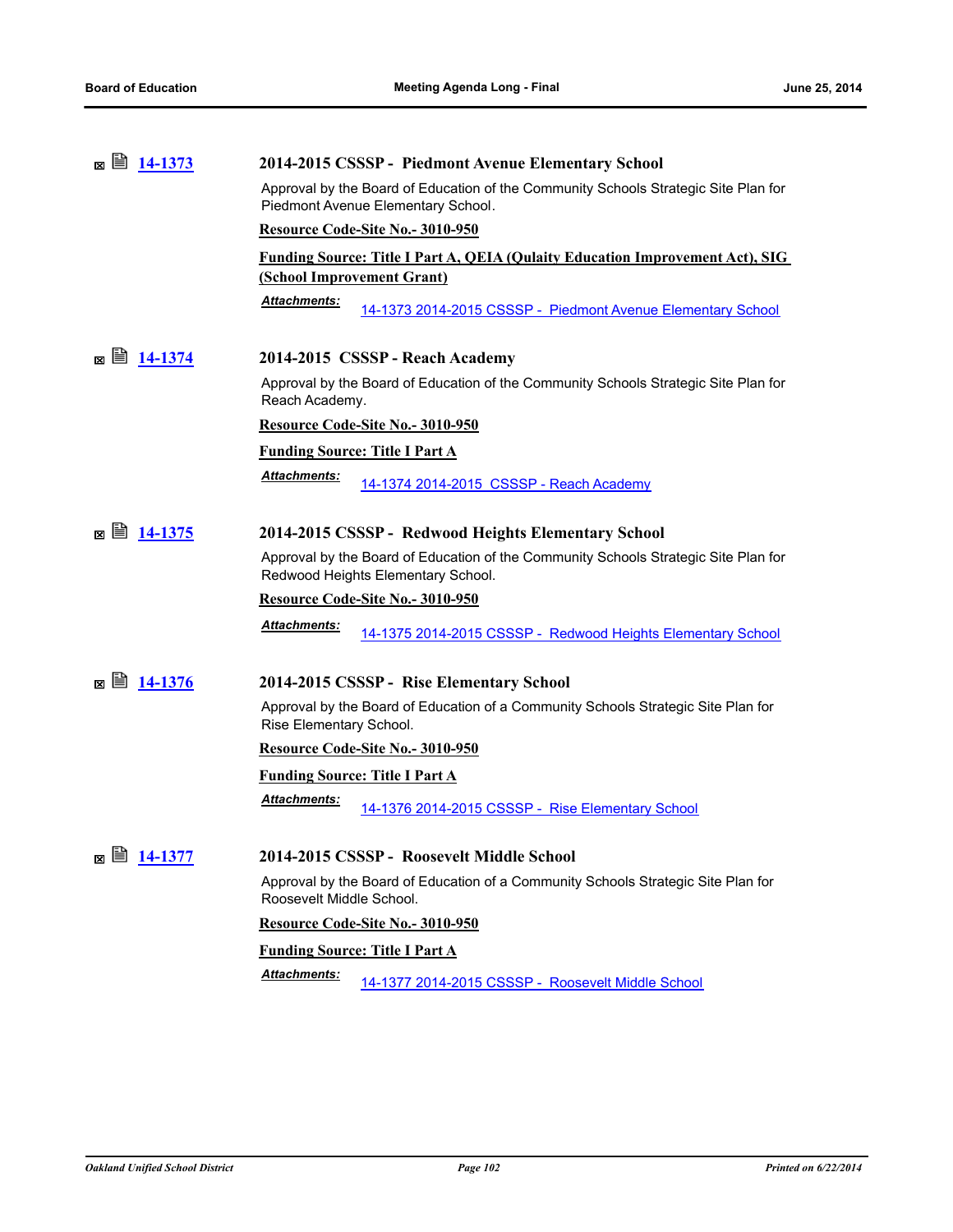**14-1373** **2014-2015 CSSSP - Piedmont Avenue Elementary School**

Approval by the Board of Education of the Community Schools Strategic Site Plan for Piedmont Avenue Elementary School.

**Resource Code-Site No.- 3010-950**

**Funding Source: Title I Part A, QEIA (Qulaity Education Improvement Act), SIG (School Improvement Grant)**

***Attachments:*** 14-1373 2014-2015 CSSSP - Piedmont Avenue Elementary School

**14-1374** **2014-2015 CSSSP - Reach Academy**

Approval by the Board of Education of the Community Schools Strategic Site Plan for Reach Academy.

**Resource Code-Site No.- 3010-950**

**Funding Source: Title I Part A**

***Attachments:*** 14-1374 2014-2015 CSSSP - Reach Academy

**14-1375** **2014-2015 CSSSP - Redwood Heights Elementary School**

Approval by the Board of Education of the Community Schools Strategic Site Plan for Redwood Heights Elementary School.

**Resource Code-Site No.- 3010-950**

***Attachments:*** 14-1375 2014-2015 CSSSP - Redwood Heights Elementary School

**14-1376** **2014-2015 CSSSP - Rise Elementary School**

Approval by the Board of Education of a Community Schools Strategic Site Plan for Rise Elementary School.

**Resource Code-Site No.- 3010-950**

**Funding Source: Title I Part A**

***Attachments:*** 14-1376 2014-2015 CSSSP - Rise Elementary School

**14-1377** **2014-2015 CSSSP - Roosevelt Middle School**

Approval by the Board of Education of a Community Schools Strategic Site Plan for Roosevelt Middle School.

**Resource Code-Site No.- 3010-950**

**Funding Source: Title I Part A**

***Attachments:*** 14-1377 2014-2015 CSSSP - Roosevelt Middle School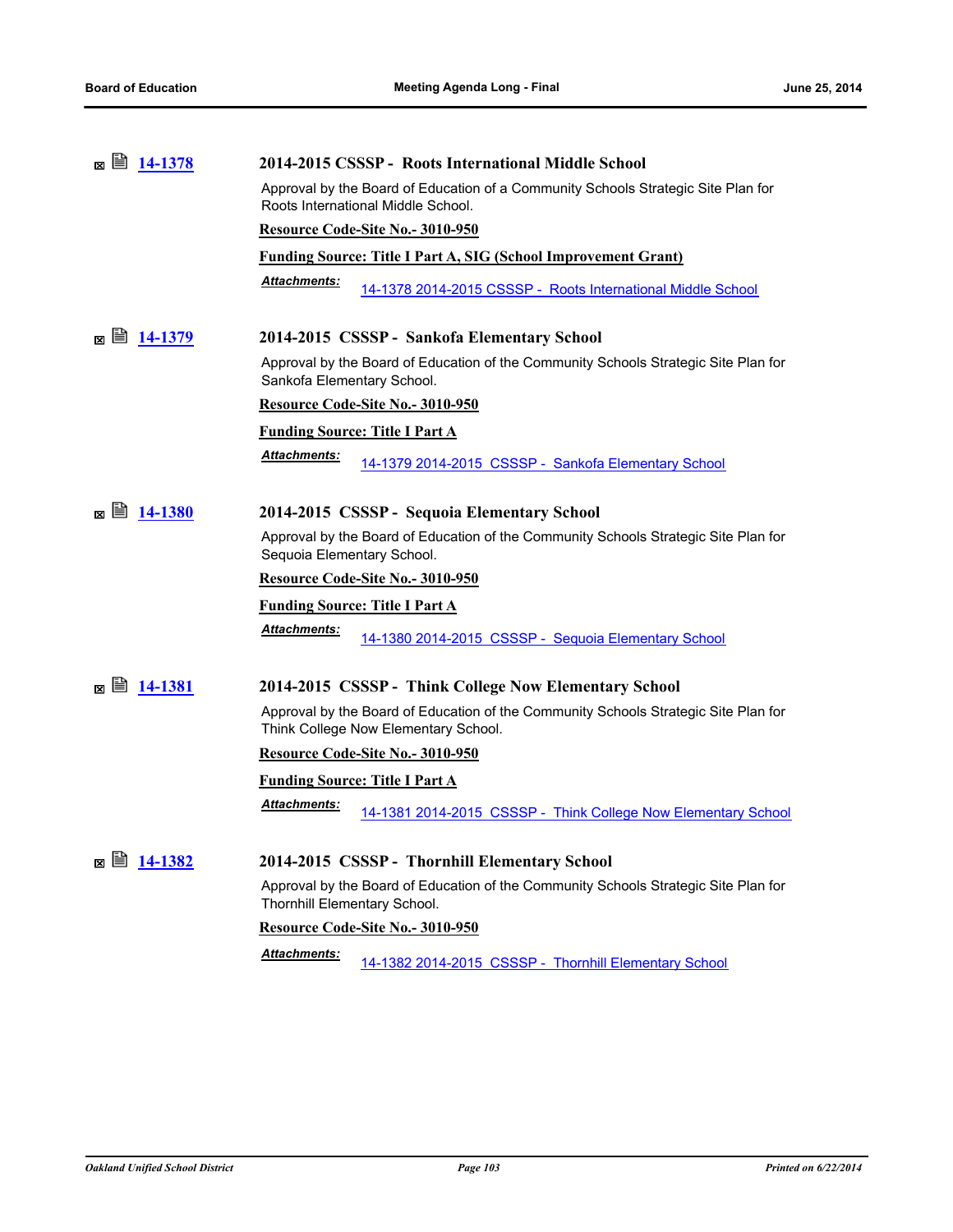**14-1378** **2014-2015 CSSSP - Roots International Middle School**

Approval by the Board of Education of a Community Schools Strategic Site Plan for Roots International Middle School.

**Resource Code-Site No.- 3010-950**

**Funding Source: Title I Part A, SIG (School Improvement Grant)**

***Attachments:*** 14-1378 2014-2015 CSSSP - Roots International Middle School

**14-1379** **2014-2015 CSSSP - Sankofa Elementary School**

Approval by the Board of Education of the Community Schools Strategic Site Plan for Sankofa Elementary School.

**Resource Code-Site No.- 3010-950**

**Funding Source: Title I Part A**

***Attachments:*** 14-1379 2014-2015 CSSSP - Sankofa Elementary School

**14-1380** **2014-2015 CSSSP - Sequoia Elementary School**

Approval by the Board of Education of the Community Schools Strategic Site Plan for Sequoia Elementary School.

**Resource Code-Site No.- 3010-950**

**Funding Source: Title I Part A**

***Attachments:*** 14-1380 2014-2015 CSSSP - Sequoia Elementary School

**14-1381** **2014-2015 CSSSP - Think College Now Elementary School**

Approval by the Board of Education of the Community Schools Strategic Site Plan for Think College Now Elementary School.

**Resource Code-Site No.- 3010-950**

**Funding Source: Title I Part A**

***Attachments:*** 14-1381 2014-2015 CSSSP - Think College Now Elementary School

**14-1382** **2014-2015 CSSSP - Thornhill Elementary School**

Approval by the Board of Education of the Community Schools Strategic Site Plan for Thornhill Elementary School.

**Resource Code-Site No.- 3010-950**

***Attachments:*** 14-1382 2014-2015 CSSSP - Thornhill Elementary School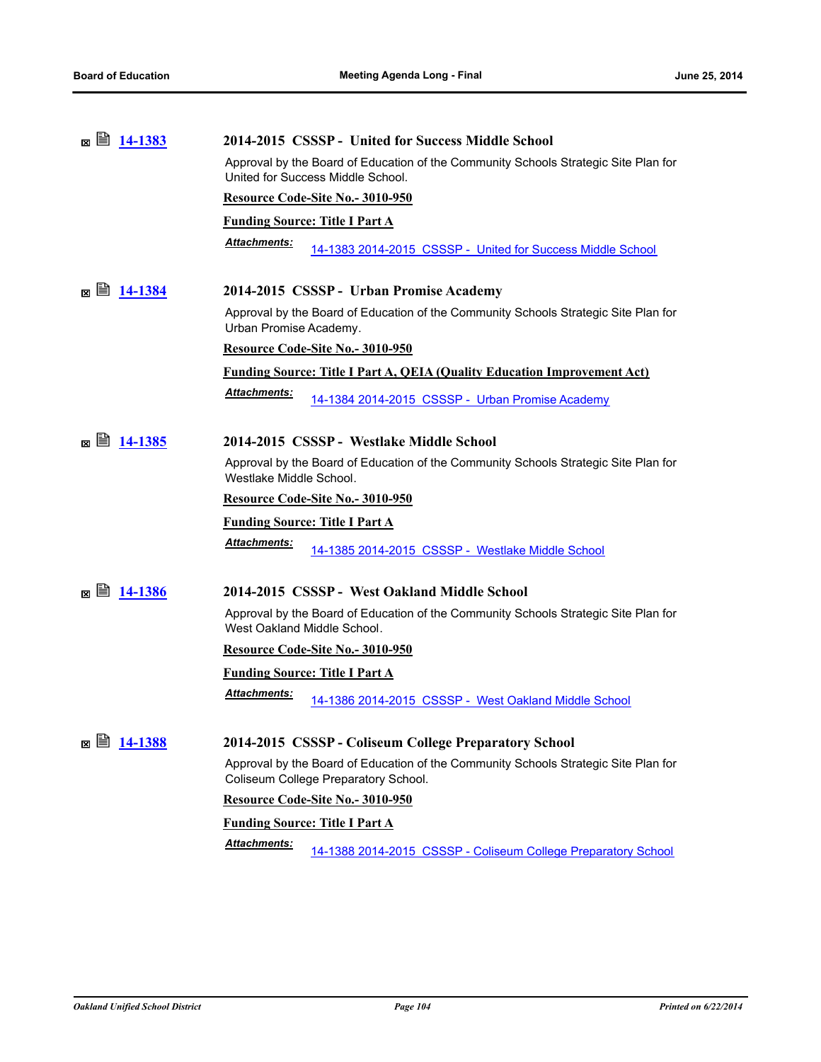**14-1383** **2014-2015 CSSSP - United for Success Middle School**

Approval by the Board of Education of the Community Schools Strategic Site Plan for United for Success Middle School.

**Resource Code-Site No.- 3010-950**

**Funding Source: Title I Part A**

***Attachments:*** 14-1383 2014-2015 CSSSP - United for Success Middle School

**14-1384** **2014-2015 CSSSP - Urban Promise Academy**

Approval by the Board of Education of the Community Schools Strategic Site Plan for Urban Promise Academy.

**Resource Code-Site No.- 3010-950**

**Funding Source: Title I Part A, QEIA (Quality Education Improvement Act)**

***Attachments:*** 14-1384 2014-2015 CSSSP - Urban Promise Academy

**14-1385** **2014-2015 CSSSP - Westlake Middle School**

Approval by the Board of Education of the Community Schools Strategic Site Plan for Westlake Middle School.

**Resource Code-Site No.- 3010-950**

**Funding Source: Title I Part A**

***Attachments:*** 14-1385 2014-2015 CSSSP - Westlake Middle School

**14-1386** **2014-2015 CSSSP - West Oakland Middle School**

Approval by the Board of Education of the Community Schools Strategic Site Plan for West Oakland Middle School.

**Resource Code-Site No.- 3010-950**

**Funding Source: Title I Part A**

***Attachments:*** 14-1386 2014-2015 CSSSP - West Oakland Middle School

**14-1388** **2014-2015 CSSSP - Coliseum College Preparatory School**

Approval by the Board of Education of the Community Schools Strategic Site Plan for Coliseum College Preparatory School.

**Resource Code-Site No.- 3010-950**

**Funding Source: Title I Part A**

***Attachments:*** 14-1388 2014-2015 CSSSP - Coliseum College Preparatory School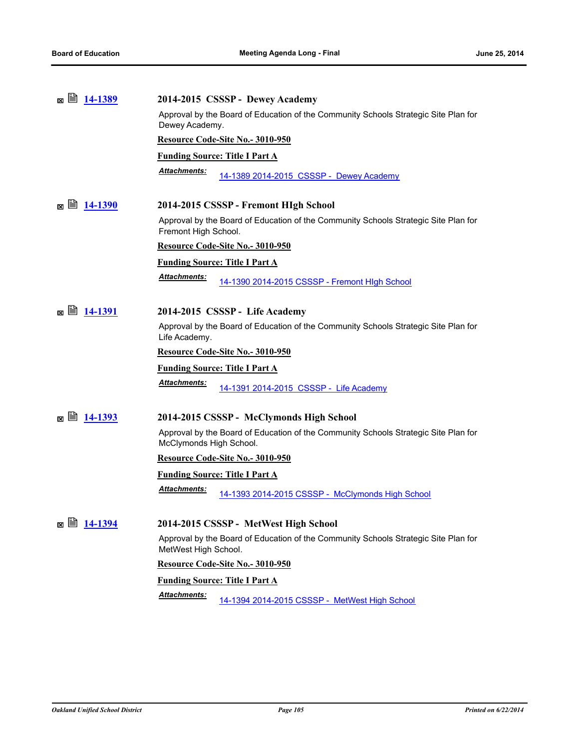**14-1389** 2014-2015 CSSSP - Dewey Academy

Approval by the Board of Education of the Community Schools Strategic Site Plan for Dewey Academy.

**Resource Code-Site No.- 3010-950**

**Funding Source: Title I Part A**

***Attachments:*** 14-1389 2014-2015 CSSSP - Dewey Academy

**14-1390** 2014-2015 CSSSP - Fremont HIgh School

Approval by the Board of Education of the Community Schools Strategic Site Plan for Fremont High School.

**Resource Code-Site No.- 3010-950**

**Funding Source: Title I Part A**

***Attachments:*** 14-1390 2014-2015 CSSSP - Fremont HIgh School

**14-1391** 2014-2015 CSSSP - Life Academy

Approval by the Board of Education of the Community Schools Strategic Site Plan for Life Academy.

**Resource Code-Site No.- 3010-950**

**Funding Source: Title I Part A**

***Attachments:*** 14-1391 2014-2015 CSSSP - Life Academy

**14-1393** 2014-2015 CSSSP - McClymonds High School

Approval by the Board of Education of the Community Schools Strategic Site Plan for McClymonds High School.

**Resource Code-Site No.- 3010-950**

**Funding Source: Title I Part A**

***Attachments:*** 14-1393 2014-2015 CSSSP - McClymonds High School

**14-1394** 2014-2015 CSSSP - MetWest High School

Approval by the Board of Education of the Community Schools Strategic Site Plan for MetWest High School.

**Resource Code-Site No.- 3010-950**

**Funding Source: Title I Part A**

***Attachments:*** 14-1394 2014-2015 CSSSP - MetWest High School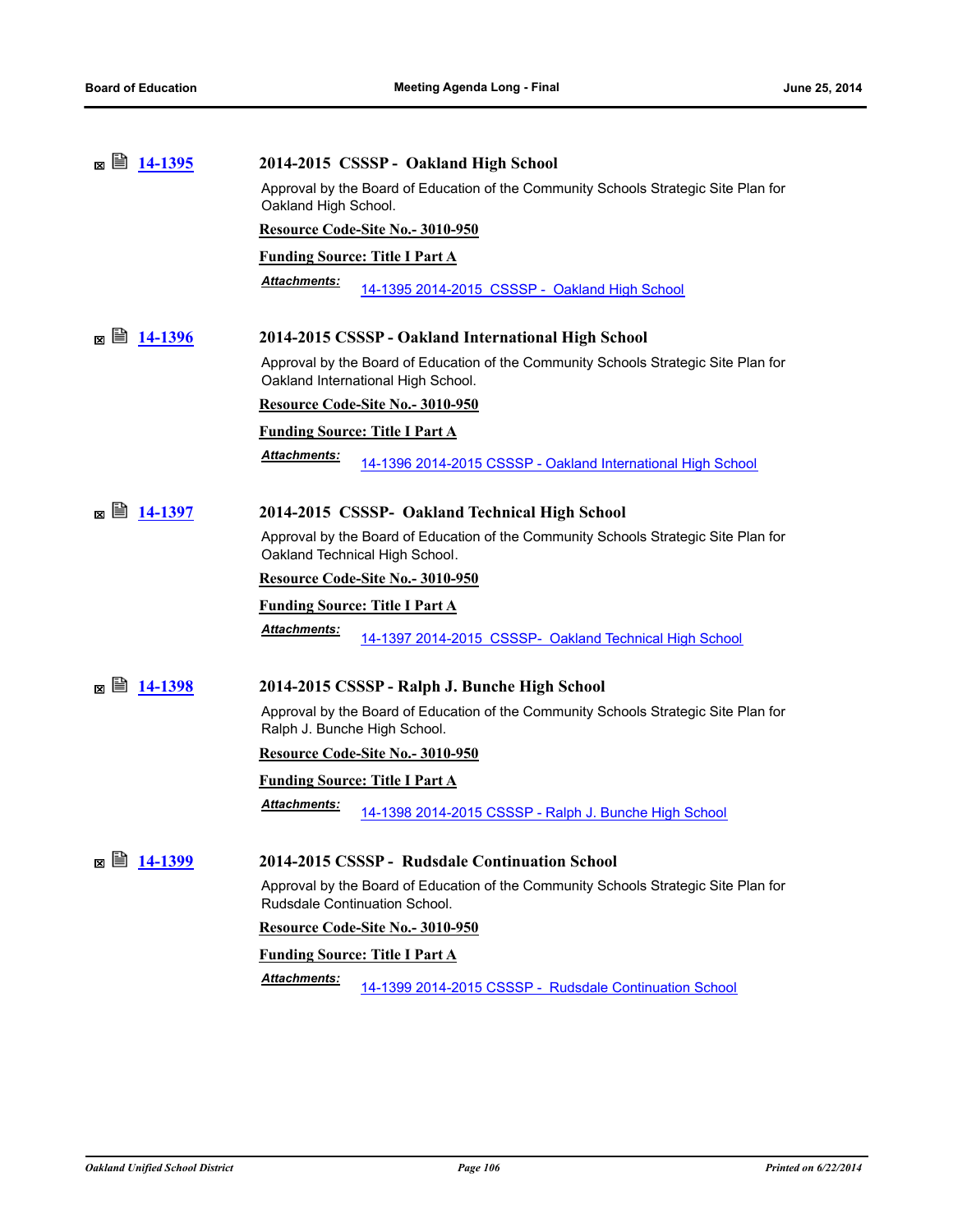**14-1395** **2014-2015 CSSSP - Oakland High School**

Approval by the Board of Education of the Community Schools Strategic Site Plan for Oakland High School.

**Resource Code-Site No.- 3010-950**

**Funding Source: Title I Part A**

***Attachments:*** 14-1395 2014-2015 CSSSP - Oakland High School

**14-1396** **2014-2015 CSSSP - Oakland International High School**

Approval by the Board of Education of the Community Schools Strategic Site Plan for Oakland International High School.

**Resource Code-Site No.- 3010-950**

**Funding Source: Title I Part A**

***Attachments:*** 14-1396 2014-2015 CSSSP - Oakland International High School

**14-1397** **2014-2015 CSSSP- Oakland Technical High School**

Approval by the Board of Education of the Community Schools Strategic Site Plan for Oakland Technical High School.

**Resource Code-Site No.- 3010-950**

**Funding Source: Title I Part A**

***Attachments:*** 14-1397 2014-2015 CSSSP- Oakland Technical High School

**14-1398** **2014-2015 CSSSP - Ralph J. Bunche High School**

Approval by the Board of Education of the Community Schools Strategic Site Plan for Ralph J. Bunche High School.

**Resource Code-Site No.- 3010-950**

**Funding Source: Title I Part A**

***Attachments:*** 14-1398 2014-2015 CSSSP - Ralph J. Bunche High School

**14-1399** **2014-2015 CSSSP - Rudsdale Continuation School**

Approval by the Board of Education of the Community Schools Strategic Site Plan for Rudsdale Continuation School.

**Resource Code-Site No.- 3010-950**

**Funding Source: Title I Part A**

***Attachments:*** 14-1399 2014-2015 CSSSP - Rudsdale Continuation School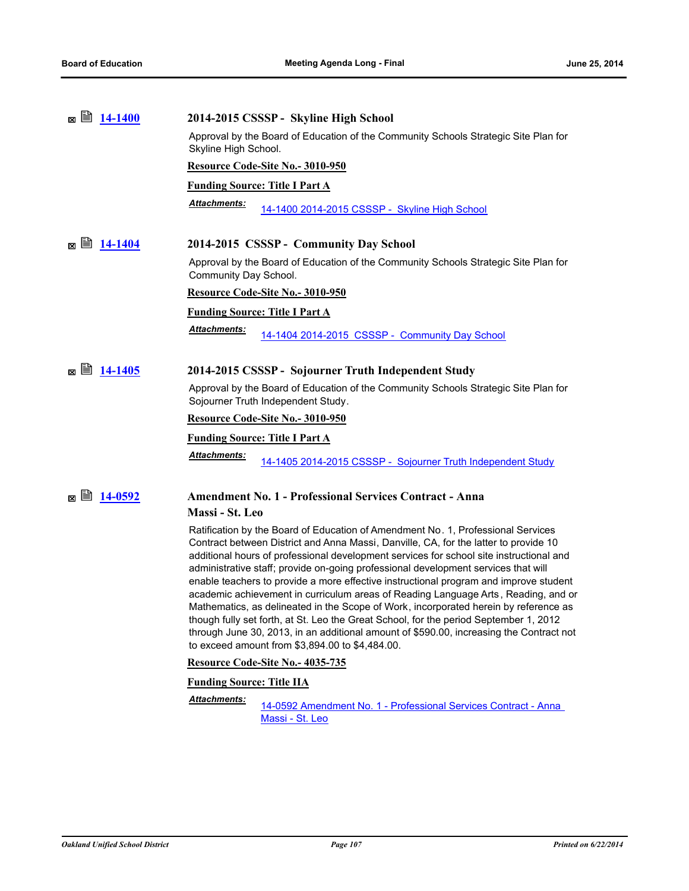### 14-1400 2014-2015 CSSSP - Skyline High School

Approval by the Board of Education of the Community Schools Strategic Site Plan for Skyline High School.

**Resource Code-Site No.- 3010-950**

**Funding Source: Title I Part A**

***Attachments:*** 14-1400 2014-2015 CSSSP - Skyline High School

### 14-1404 2014-2015 CSSSP - Community Day School

Approval by the Board of Education of the Community Schools Strategic Site Plan for Community Day School.

**Resource Code-Site No.- 3010-950**

**Funding Source: Title I Part A**

***Attachments:*** 14-1404 2014-2015 CSSSP - Community Day School

### 14-1405 2014-2015 CSSSP - Sojourner Truth Independent Study

Approval by the Board of Education of the Community Schools Strategic Site Plan for Sojourner Truth Independent Study.

**Resource Code-Site No.- 3010-950**

**Funding Source: Title I Part A**

***Attachments:*** 14-1405 2014-2015 CSSSP - Sojourner Truth Independent Study

### 14-0592 Amendment No. 1 - Professional Services Contract - Anna Massi - St. Leo

Ratification by the Board of Education of Amendment No. 1, Professional Services Contract between District and Anna Massi, Danville, CA, for the latter to provide 10 additional hours of professional development services for school site instructional and administrative staff; provide on-going professional development services that will enable teachers to provide a more effective instructional program and improve student academic achievement in curriculum areas of Reading Language Arts, Reading, and or Mathematics, as delineated in the Scope of Work, incorporated herein by reference as though fully set forth, at St. Leo the Great School, for the period September 1, 2012 through June 30, 2013, in an additional amount of $590.00, increasing the Contract not to exceed amount from $3,894.00 to $4,484.00.

**Resource Code-Site No.- 4035-735**

**Funding Source: Title IIA**

***Attachments:*** 14-0592 Amendment No. 1 - Professional Services Contract - Anna Massi - St. Leo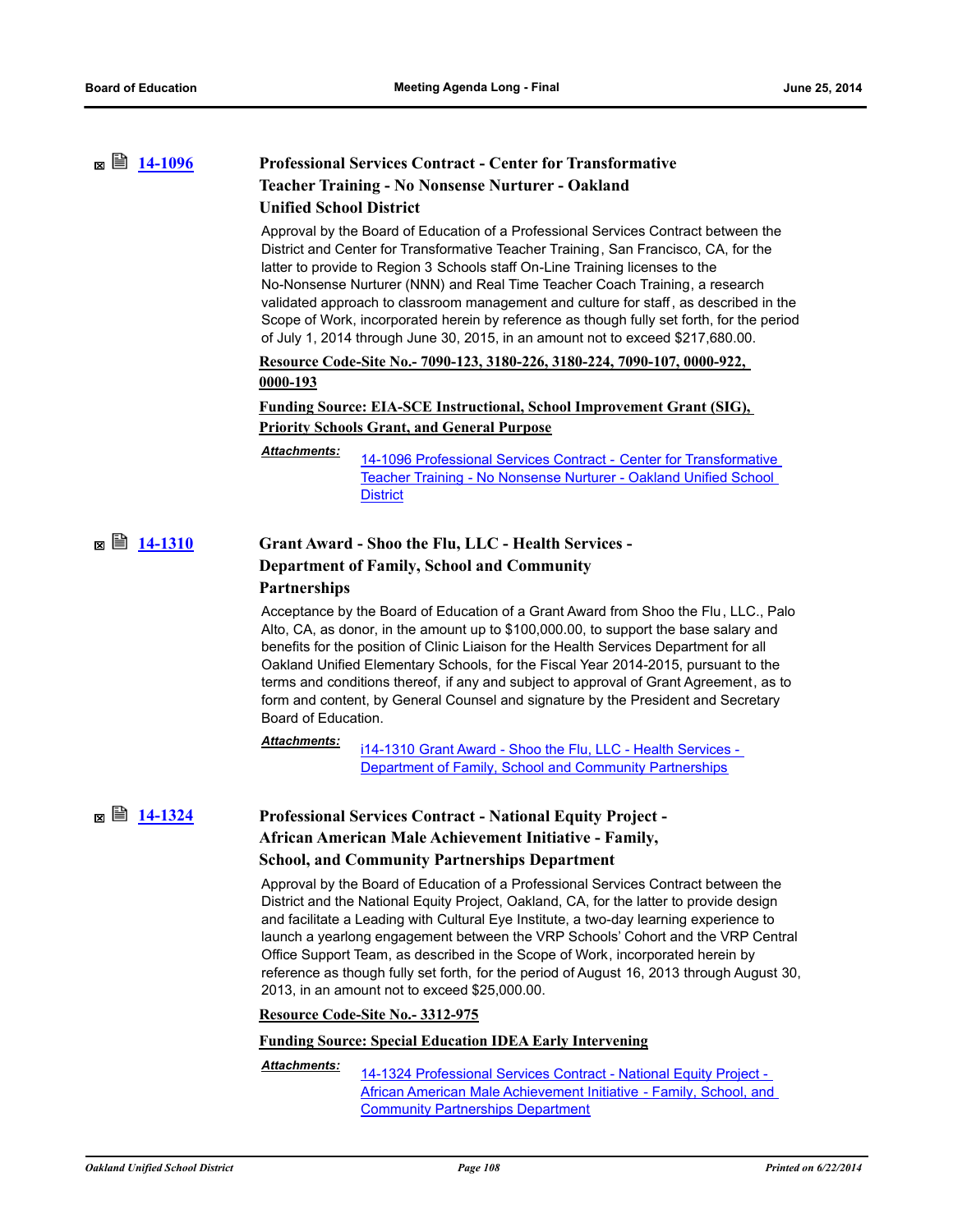## 14-1096 Professional Services Contract - Center for Transformative Teacher Training - No Nonsense Nurturer - Oakland Unified School District

Approval by the Board of Education of a Professional Services Contract between the District and Center for Transformative Teacher Training, San Francisco, CA, for the latter to provide to Region 3 Schools staff On-Line Training licenses to the No-Nonsense Nurturer (NNN) and Real Time Teacher Coach Training, a research validated approach to classroom management and culture for staff, as described in the Scope of Work, incorporated herein by reference as though fully set forth, for the period of July 1, 2014 through June 30, 2015, in an amount not to exceed $217,680.00.

**Resource Code-Site No.- 7090-123, 3180-226, 3180-224, 7090-107, 0000-922, 0000-193**

**Funding Source: EIA-SCE Instructional, School Improvement Grant (SIG), Priority Schools Grant, and General Purpose**

***Attachments:*** 14-1096 Professional Services Contract - Center for Transformative Teacher Training - No Nonsense Nurturer - Oakland Unified School District

## 14-1310 Grant Award - Shoo the Flu, LLC - Health Services - Department of Family, School and Community Partnerships

Acceptance by the Board of Education of a Grant Award from Shoo the Flu, LLC., Palo Alto, CA, as donor, in the amount up to $100,000.00, to support the base salary and benefits for the position of Clinic Liaison for the Health Services Department for all Oakland Unified Elementary Schools, for the Fiscal Year 2014-2015, pursuant to the terms and conditions thereof, if any and subject to approval of Grant Agreement, as to form and content, by General Counsel and signature by the President and Secretary Board of Education.

***Attachments:*** i14-1310 Grant Award - Shoo the Flu, LLC - Health Services - Department of Family, School and Community Partnerships

## 14-1324 Professional Services Contract - National Equity Project - African American Male Achievement Initiative - Family, School, and Community Partnerships Department

Approval by the Board of Education of a Professional Services Contract between the District and the National Equity Project, Oakland, CA, for the latter to provide design and facilitate a Leading with Cultural Eye Institute, a two-day learning experience to launch a yearlong engagement between the VRP Schools' Cohort and the VRP Central Office Support Team, as described in the Scope of Work, incorporated herein by reference as though fully set forth, for the period of August 16, 2013 through August 30, 2013, in an amount not to exceed $25,000.00.

**Resource Code-Site No.- 3312-975**

**Funding Source: Special Education IDEA Early Intervening**

***Attachments:*** 14-1324 Professional Services Contract - National Equity Project - African American Male Achievement Initiative - Family, School, and Community Partnerships Department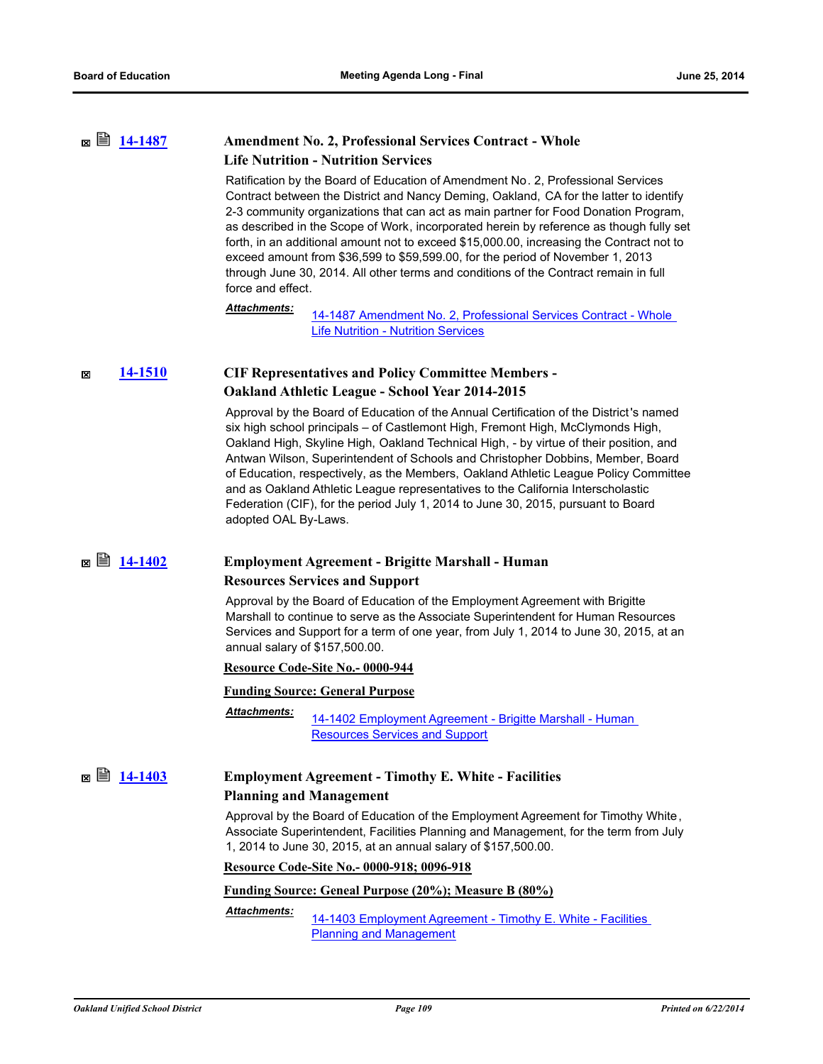### 14-1487 Amendment No. 2, Professional Services Contract - Whole Life Nutrition - Nutrition Services

Ratification by the Board of Education of Amendment No. 2, Professional Services Contract between the District and Nancy Deming, Oakland, CA for the latter to identify 2-3 community organizations that can act as main partner for Food Donation Program, as described in the Scope of Work, incorporated herein by reference as though fully set forth, in an additional amount not to exceed $15,000.00, increasing the Contract not to exceed amount from $36,599 to $59,599.00, for the period of November 1, 2013 through June 30, 2014. All other terms and conditions of the Contract remain in full force and effect.

***Attachments:*** 14-1487 Amendment No. 2, Professional Services Contract - Whole Life Nutrition - Nutrition Services

### 14-1510 CIF Representatives and Policy Committee Members - Oakland Athletic League - School Year 2014-2015

Approval by the Board of Education of the Annual Certification of the District's named six high school principals – of Castlemont High, Fremont High, McClymonds High, Oakland High, Skyline High, Oakland Technical High, - by virtue of their position, and Antwan Wilson, Superintendent of Schools and Christopher Dobbins, Member, Board of Education, respectively, as the Members, Oakland Athletic League Policy Committee and as Oakland Athletic League representatives to the California Interscholastic Federation (CIF), for the period July 1, 2014 to June 30, 2015, pursuant to Board adopted OAL By-Laws.

### 14-1402 Employment Agreement - Brigitte Marshall - Human Resources Services and Support

Approval by the Board of Education of the Employment Agreement with Brigitte Marshall to continue to serve as the Associate Superintendent for Human Resources Services and Support for a term of one year, from July 1, 2014 to June 30, 2015, at an annual salary of $157,500.00.

**Resource Code-Site No.- 0000-944**

**Funding Source: General Purpose**

***Attachments:*** 14-1402 Employment Agreement - Brigitte Marshall - Human Resources Services and Support

### 14-1403 Employment Agreement - Timothy E. White - Facilities Planning and Management

Approval by the Board of Education of the Employment Agreement for Timothy White, Associate Superintendent, Facilities Planning and Management, for the term from July 1, 2014 to June 30, 2015, at an annual salary of $157,500.00.

**Resource Code-Site No.- 0000-918; 0096-918**

**Funding Source: Geneal Purpose (20%); Measure B (80%)**

***Attachments:*** 14-1403 Employment Agreement - Timothy E. White - Facilities Planning and Management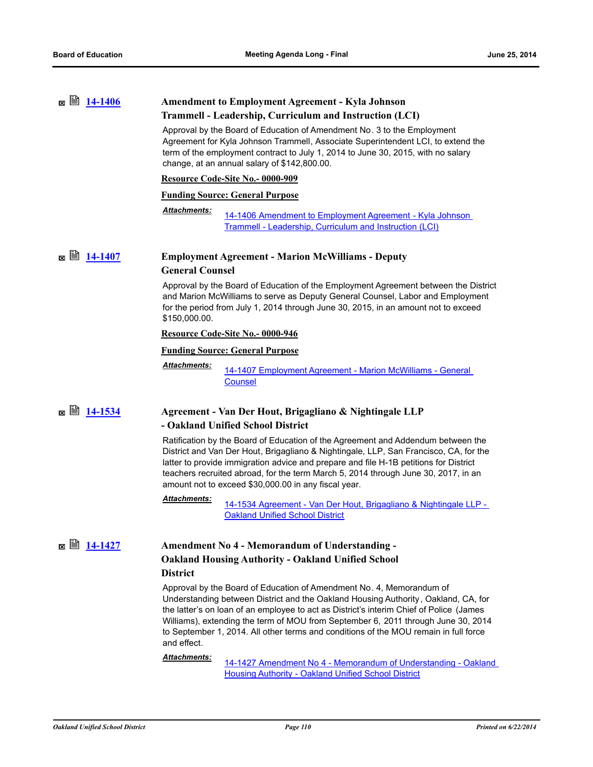**14-1406** **Amendment to Employment Agreement - Kyla Johnson Trammell - Leadership, Curriculum and Instruction (LCI)**

Approval by the Board of Education of Amendment No. 3 to the Employment Agreement for Kyla Johnson Trammell, Associate Superintendent LCI, to extend the term of the employment contract to July 1, 2014 to June 30, 2015, with no salary change, at an annual salary of $142,800.00.

**Resource Code-Site No.- 0000-909**

**Funding Source: General Purpose**

***Attachments:*** 14-1406 Amendment to Employment Agreement - Kyla Johnson Trammell - Leadership, Curriculum and Instruction (LCI)

**14-1407** **Employment Agreement - Marion McWilliams - Deputy General Counsel**

Approval by the Board of Education of the Employment Agreement between the District and Marion McWilliams to serve as Deputy General Counsel, Labor and Employment for the period from July 1, 2014 through June 30, 2015, in an amount not to exceed $150,000.00.

**Resource Code-Site No.- 0000-946**

**Funding Source: General Purpose**

***Attachments:*** 14-1407 Employment Agreement - Marion McWilliams - General Counsel

**14-1534** **Agreement - Van Der Hout, Brigagliano & Nightingale LLP - Oakland Unified School District**

Ratification by the Board of Education of the Agreement and Addendum between the District and Van Der Hout, Brigagliano & Nightingale, LLP, San Francisco, CA, for the latter to provide immigration advice and prepare and file H-1B petitions for District teachers recruited abroad, for the term March 5, 2014 through June 30, 2017, in an amount not to exceed $30,000.00 in any fiscal year.

***Attachments:*** 14-1534 Agreement - Van Der Hout, Brigagliano & Nightingale LLP - Oakland Unified School District

**14-1427** **Amendment No 4 - Memorandum of Understanding - Oakland Housing Authority - Oakland Unified School District**

Approval by the Board of Education of Amendment No. 4, Memorandum of Understanding between District and the Oakland Housing Authority, Oakland, CA, for the latter's on loan of an employee to act as District's interim Chief of Police (James Williams), extending the term of MOU from September 6, 2011 through June 30, 2014 to September 1, 2014. All other terms and conditions of the MOU remain in full force and effect.

***Attachments:*** 14-1427 Amendment No 4 - Memorandum of Understanding - Oakland Housing Authority - Oakland Unified School District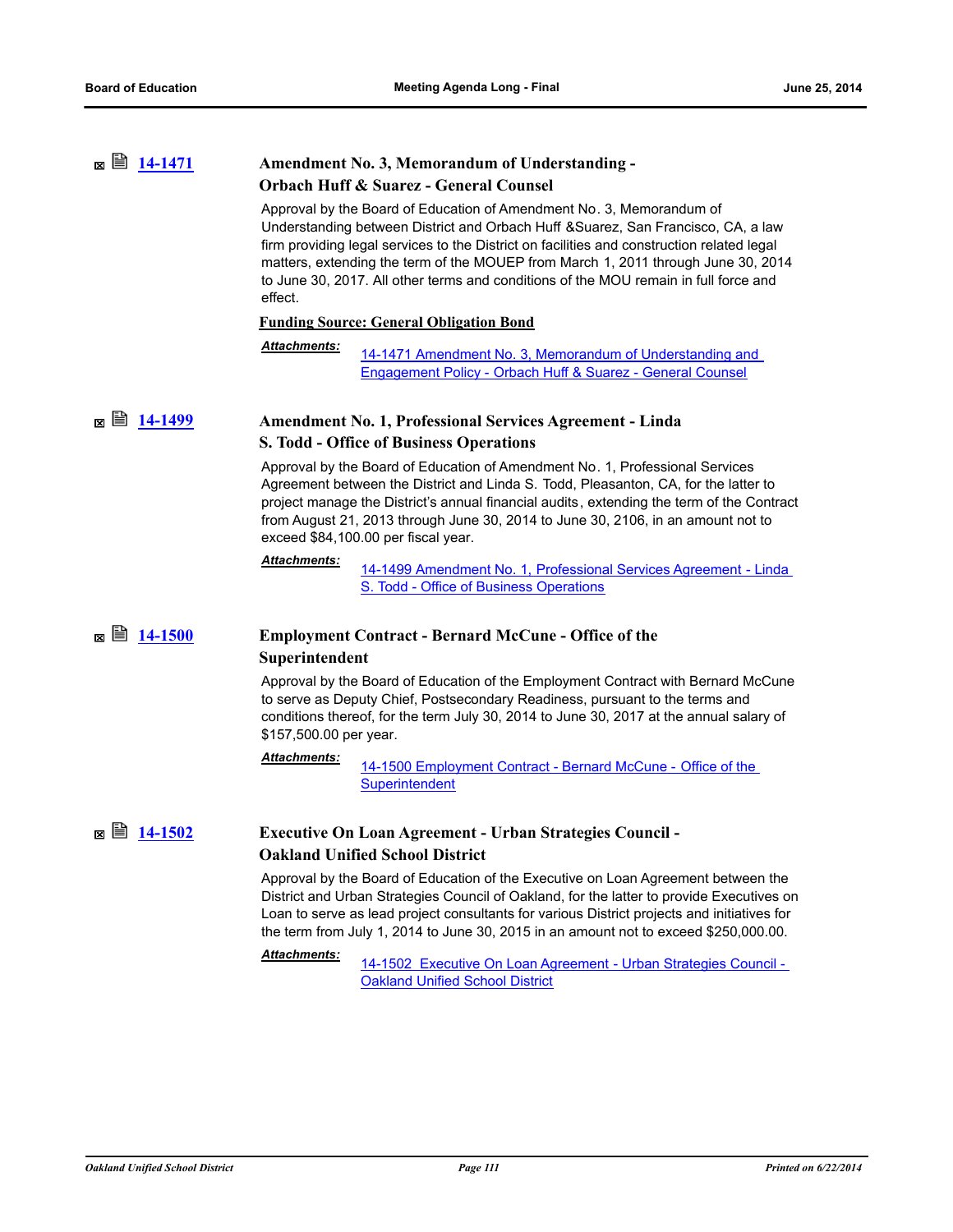**14-1471** **Amendment No. 3, Memorandum of Understanding - Orbach Huff & Suarez - General Counsel**

Approval by the Board of Education of Amendment No. 3, Memorandum of Understanding between District and Orbach Huff &Suarez, San Francisco, CA, a law firm providing legal services to the District on facilities and construction related legal matters, extending the term of the MOUEP from March 1, 2011 through June 30, 2014 to June 30, 2017. All other terms and conditions of the MOU remain in full force and effect.

**Funding Source: General Obligation Bond**

***Attachments:*** 14-1471 Amendment No. 3, Memorandum of Understanding and Engagement Policy - Orbach Huff & Suarez - General Counsel

**14-1499** **Amendment No. 1, Professional Services Agreement - Linda S. Todd - Office of Business Operations**

Approval by the Board of Education of Amendment No. 1, Professional Services Agreement between the District and Linda S. Todd, Pleasanton, CA, for the latter to project manage the District's annual financial audits, extending the term of the Contract from August 21, 2013 through June 30, 2014 to June 30, 2106, in an amount not to exceed $84,100.00 per fiscal year.

***Attachments:*** 14-1499 Amendment No. 1, Professional Services Agreement - Linda S. Todd - Office of Business Operations

**14-1500** **Employment Contract - Bernard McCune - Office of the Superintendent**

Approval by the Board of Education of the Employment Contract with Bernard McCune to serve as Deputy Chief, Postsecondary Readiness, pursuant to the terms and conditions thereof, for the term July 30, 2014 to June 30, 2017 at the annual salary of $157,500.00 per year.

***Attachments:*** 14-1500 Employment Contract - Bernard McCune - Office of the Superintendent

**14-1502** **Executive On Loan Agreement - Urban Strategies Council - Oakland Unified School District**

Approval by the Board of Education of the Executive on Loan Agreement between the District and Urban Strategies Council of Oakland, for the latter to provide Executives on Loan to serve as lead project consultants for various District projects and initiatives for the term from July 1, 2014 to June 30, 2015 in an amount not to exceed $250,000.00.

***Attachments:*** 14-1502 Executive On Loan Agreement - Urban Strategies Council - Oakland Unified School District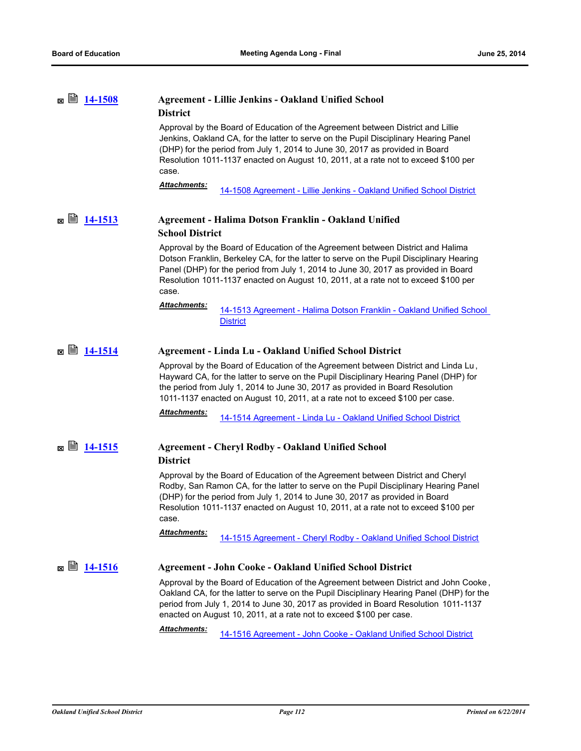**14-1508** **Agreement - Lillie Jenkins - Oakland Unified School District**

Approval by the Board of Education of the Agreement between District and Lillie Jenkins, Oakland CA, for the latter to serve on the Pupil Disciplinary Hearing Panel (DHP) for the period from July 1, 2014 to June 30, 2017 as provided in Board Resolution 1011-1137 enacted on August 10, 2011, at a rate not to exceed $100 per case.

***Attachments:*** 14-1508 Agreement - Lillie Jenkins - Oakland Unified School District

**14-1513** **Agreement - Halima Dotson Franklin - Oakland Unified School District**

Approval by the Board of Education of the Agreement between District and Halima Dotson Franklin, Berkeley CA, for the latter to serve on the Pupil Disciplinary Hearing Panel (DHP) for the period from July 1, 2014 to June 30, 2017 as provided in Board Resolution 1011-1137 enacted on August 10, 2011, at a rate not to exceed $100 per case.

***Attachments:*** 14-1513 Agreement - Halima Dotson Franklin - Oakland Unified School District

**14-1514** **Agreement - Linda Lu - Oakland Unified School District**

Approval by the Board of Education of the Agreement between District and Linda Lu, Hayward CA, for the latter to serve on the Pupil Disciplinary Hearing Panel (DHP) for the period from July 1, 2014 to June 30, 2017 as provided in Board Resolution 1011-1137 enacted on August 10, 2011, at a rate not to exceed $100 per case.

***Attachments:*** 14-1514 Agreement - Linda Lu - Oakland Unified School District

**14-1515** **Agreement - Cheryl Rodby - Oakland Unified School District**

Approval by the Board of Education of the Agreement between District and Cheryl Rodby, San Ramon CA, for the latter to serve on the Pupil Disciplinary Hearing Panel (DHP) for the period from July 1, 2014 to June 30, 2017 as provided in Board Resolution 1011-1137 enacted on August 10, 2011, at a rate not to exceed $100 per case.

***Attachments:*** 14-1515 Agreement - Cheryl Rodby - Oakland Unified School District

**14-1516** **Agreement - John Cooke - Oakland Unified School District**

Approval by the Board of Education of the Agreement between District and John Cooke, Oakland CA, for the latter to serve on the Pupil Disciplinary Hearing Panel (DHP) for the period from July 1, 2014 to June 30, 2017 as provided in Board Resolution 1011-1137 enacted on August 10, 2011, at a rate not to exceed $100 per case.

***Attachments:*** 14-1516 Agreement - John Cooke - Oakland Unified School District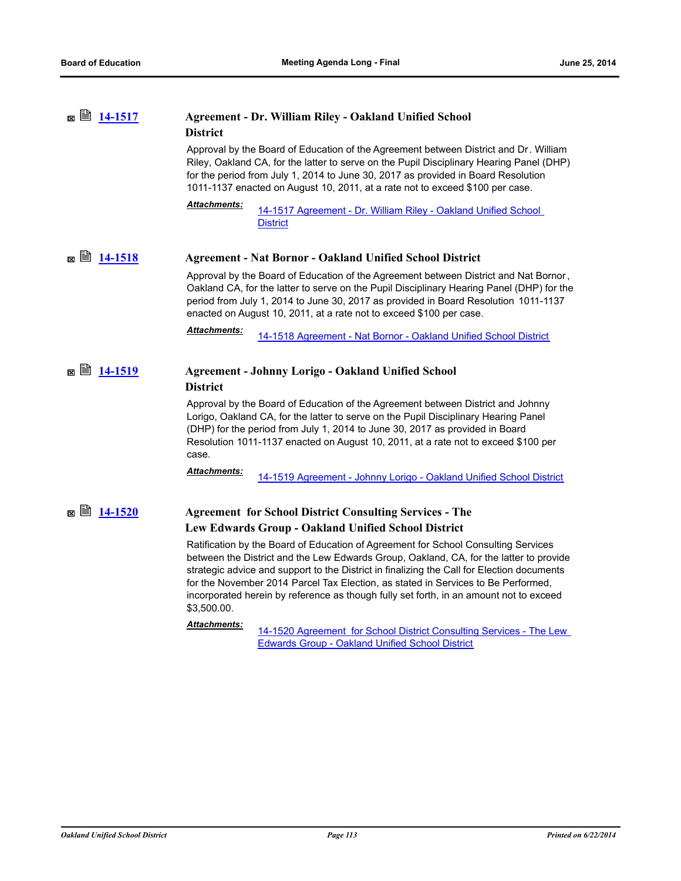**14-1517** **Agreement - Dr. William Riley - Oakland Unified School District**

Approval by the Board of Education of the Agreement between District and Dr. William Riley, Oakland CA, for the latter to serve on the Pupil Disciplinary Hearing Panel (DHP) for the period from July 1, 2014 to June 30, 2017 as provided in Board Resolution 1011-1137 enacted on August 10, 2011, at a rate not to exceed $100 per case.

***Attachments:*** 14-1517 Agreement - Dr. William Riley - Oakland Unified School District

**14-1518** **Agreement - Nat Bornor - Oakland Unified School District**

Approval by the Board of Education of the Agreement between District and Nat Bornor, Oakland CA, for the latter to serve on the Pupil Disciplinary Hearing Panel (DHP) for the period from July 1, 2014 to June 30, 2017 as provided in Board Resolution 1011-1137 enacted on August 10, 2011, at a rate not to exceed $100 per case.

***Attachments:*** 14-1518 Agreement - Nat Bornor - Oakland Unified School District

**14-1519** **Agreement - Johnny Lorigo - Oakland Unified School District**

Approval by the Board of Education of the Agreement between District and Johnny Lorigo, Oakland CA, for the latter to serve on the Pupil Disciplinary Hearing Panel (DHP) for the period from July 1, 2014 to June 30, 2017 as provided in Board Resolution 1011-1137 enacted on August 10, 2011, at a rate not to exceed $100 per case.

***Attachments:*** 14-1519 Agreement - Johnny Lorigo - Oakland Unified School District

**14-1520** **Agreement for School District Consulting Services - The Lew Edwards Group - Oakland Unified School District**

Ratification by the Board of Education of Agreement for School Consulting Services between the District and the Lew Edwards Group, Oakland, CA, for the latter to provide strategic advice and support to the District in finalizing the Call for Election documents for the November 2014 Parcel Tax Election, as stated in Services to Be Performed, incorporated herein by reference as though fully set forth, in an amount not to exceed $3,500.00.

***Attachments:*** 14-1520 Agreement for School District Consulting Services - The Lew Edwards Group - Oakland Unified School District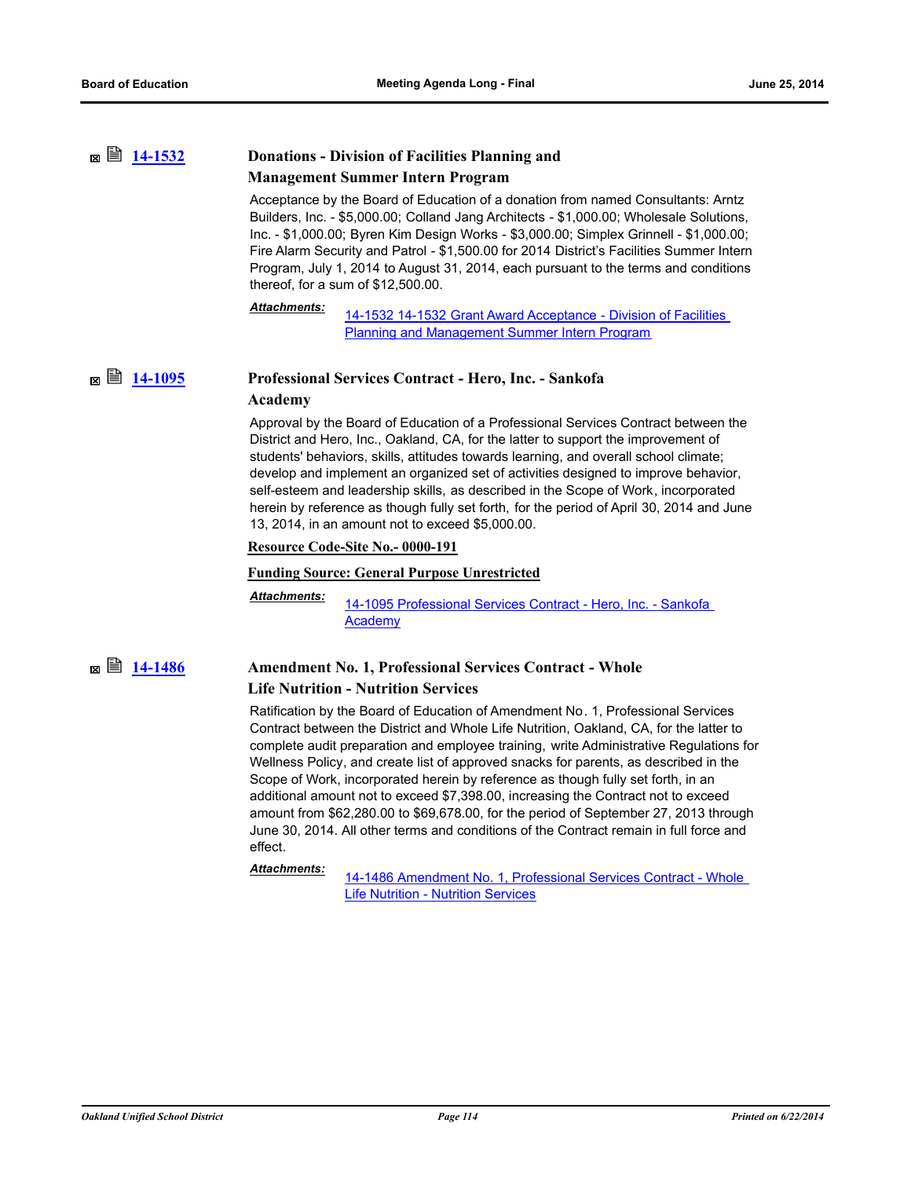**14-1532** **Donations - Division of Facilities Planning and Management Summer Intern Program**

Acceptance by the Board of Education of a donation from named Consultants: Arntz Builders, Inc. - $5,000.00; Colland Jang Architects - $1,000.00; Wholesale Solutions, Inc. - $1,000.00; Byren Kim Design Works - $3,000.00; Simplex Grinnell - $1,000.00; Fire Alarm Security and Patrol - $1,500.00 for 2014 District's Facilities Summer Intern Program, July 1, 2014 to August 31, 2014, each pursuant to the terms and conditions thereof, for a sum of $12,500.00.

***Attachments:*** 14-1532 14-1532 Grant Award Acceptance - Division of Facilities Planning and Management Summer Intern Program

**14-1095** **Professional Services Contract - Hero, Inc. - Sankofa Academy**

Approval by the Board of Education of a Professional Services Contract between the District and Hero, Inc., Oakland, CA, for the latter to support the improvement of students' behaviors, skills, attitudes towards learning, and overall school climate; develop and implement an organized set of activities designed to improve behavior, self-esteem and leadership skills, as described in the Scope of Work, incorporated herein by reference as though fully set forth, for the period of April 30, 2014 and June 13, 2014, in an amount not to exceed $5,000.00.

**Resource Code-Site No.- 0000-191**

**Funding Source: General Purpose Unrestricted**

***Attachments:*** 14-1095 Professional Services Contract - Hero, Inc. - Sankofa Academy

**14-1486** **Amendment No. 1, Professional Services Contract - Whole Life Nutrition - Nutrition Services**

Ratification by the Board of Education of Amendment No. 1, Professional Services Contract between the District and Whole Life Nutrition, Oakland, CA, for the latter to complete audit preparation and employee training, write Administrative Regulations for Wellness Policy, and create list of approved snacks for parents, as described in the Scope of Work, incorporated herein by reference as though fully set forth, in an additional amount not to exceed $7,398.00, increasing the Contract not to exceed amount from $62,280.00 to $69,678.00, for the period of September 27, 2013 through June 30, 2014. All other terms and conditions of the Contract remain in full force and effect.

***Attachments:*** 14-1486 Amendment No. 1, Professional Services Contract - Whole Life Nutrition - Nutrition Services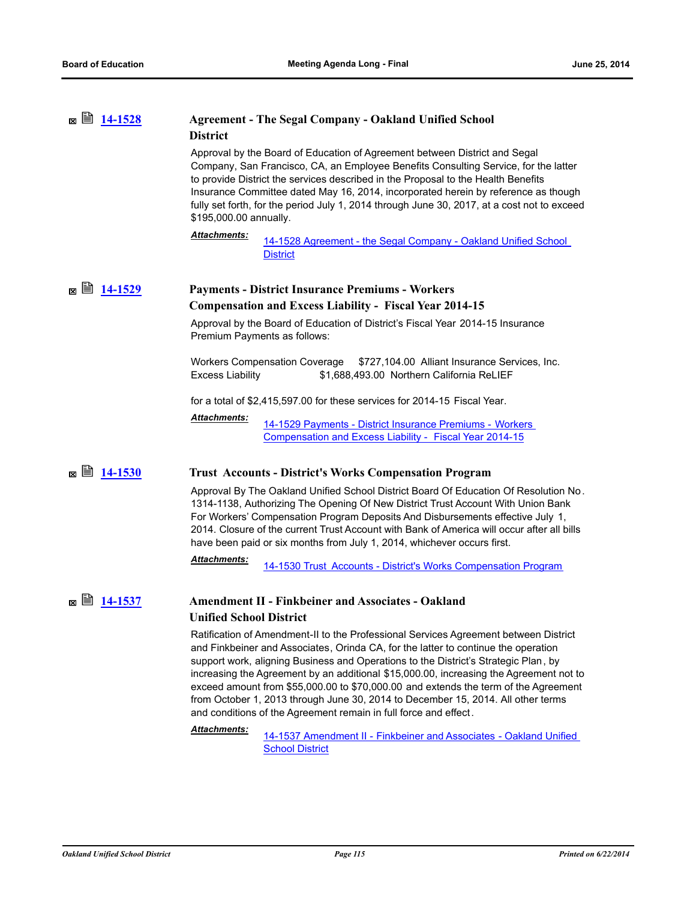### 14-1528 Agreement - The Segal Company - Oakland Unified School District

Approval by the Board of Education of Agreement between District and Segal Company, San Francisco, CA, an Employee Benefits Consulting Service, for the latter to provide District the services described in the Proposal to the Health Benefits Insurance Committee dated May 16, 2014, incorporated herein by reference as though fully set forth, for the period July 1, 2014 through June 30, 2017, at a cost not to exceed $195,000.00 annually.

***Attachments:*** 14-1528 Agreement - the Segal Company - Oakland Unified School District

### 14-1529 Payments - District Insurance Premiums - Workers Compensation and Excess Liability - Fiscal Year 2014-15

Approval by the Board of Education of District's Fiscal Year 2014-15 Insurance Premium Payments as follows:

Workers Compensation Coverage $727,104.00 Alliant Insurance Services, Inc.
Excess Liability $1,688,493.00 Northern California ReLIEF

for a total of $2,415,597.00 for these services for 2014-15 Fiscal Year.

***Attachments:*** 14-1529 Payments - District Insurance Premiums - Workers Compensation and Excess Liability - Fiscal Year 2014-15

### 14-1530 Trust Accounts - District's Works Compensation Program

Approval By The Oakland Unified School District Board Of Education Of Resolution No. 1314-1138, Authorizing The Opening Of New District Trust Account With Union Bank For Workers' Compensation Program Deposits And Disbursements effective July 1, 2014. Closure of the current Trust Account with Bank of America will occur after all bills have been paid or six months from July 1, 2014, whichever occurs first.

***Attachments:*** 14-1530 Trust Accounts - District's Works Compensation Program

### 14-1537 Amendment II - Finkbeiner and Associates - Oakland Unified School District

Ratification of Amendment-II to the Professional Services Agreement between District and Finkbeiner and Associates, Orinda CA, for the latter to continue the operation support work, aligning Business and Operations to the District's Strategic Plan, by increasing the Agreement by an additional $15,000.00, increasing the Agreement not to exceed amount from $55,000.00 to $70,000.00 and extends the term of the Agreement from October 1, 2013 through June 30, 2014 to December 15, 2014. All other terms and conditions of the Agreement remain in full force and effect.

***Attachments:*** 14-1537 Amendment II - Finkbeiner and Associates - Oakland Unified School District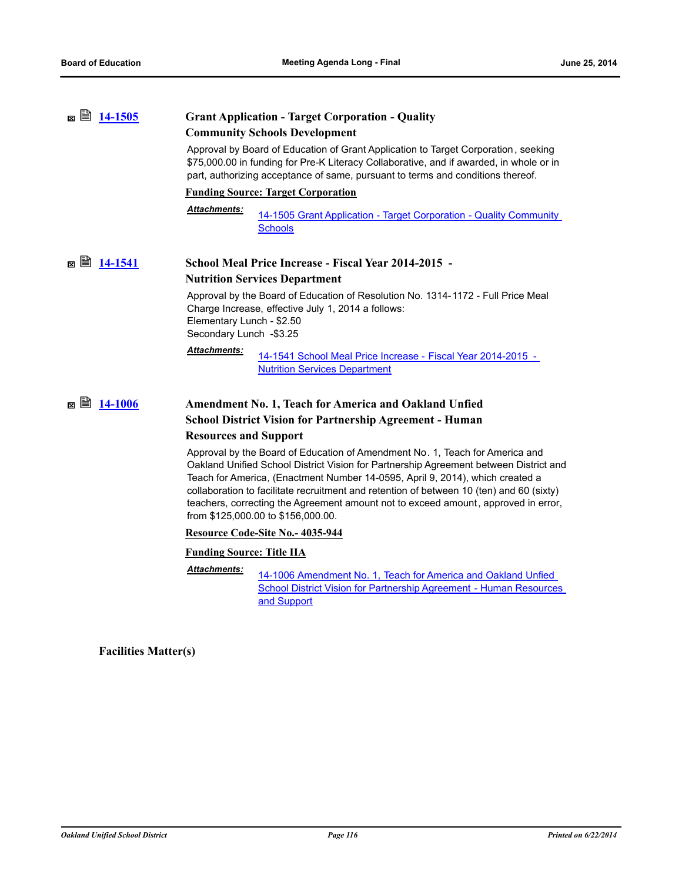**14-1505** **Grant Application - Target Corporation - Quality Community Schools Development**

Approval by Board of Education of Grant Application to Target Corporation, seeking $75,000.00 in funding for Pre-K Literacy Collaborative, and if awarded, in whole or in part, authorizing acceptance of same, pursuant to terms and conditions thereof.

**Funding Source: Target Corporation**

*Attachments:* 14-1505 Grant Application - Target Corporation - Quality Community Schools

**14-1541** **School Meal Price Increase - Fiscal Year 2014-2015 - Nutrition Services Department**

Approval by the Board of Education of Resolution No. 1314-1172 - Full Price Meal Charge Increase, effective July 1, 2014 a follows:
Elementary Lunch - $2.50
Secondary Lunch -$3.25

*Attachments:* 14-1541 School Meal Price Increase - Fiscal Year 2014-2015 - Nutrition Services Department

**14-1006** **Amendment No. 1, Teach for America and Oakland Unfied School District Vision for Partnership Agreement - Human Resources and Support**

Approval by the Board of Education of Amendment No. 1, Teach for America and Oakland Unified School District Vision for Partnership Agreement between District and Teach for America, (Enactment Number 14-0595, April 9, 2014), which created a collaboration to facilitate recruitment and retention of between 10 (ten) and 60 (sixty) teachers, correcting the Agreement amount not to exceed amount, approved in error, from $125,000.00 to $156,000.00.

**Resource Code-Site No.- 4035-944**

**Funding Source: Title IIA**

*Attachments:* 14-1006 Amendment No. 1, Teach for America and Oakland Unfied School District Vision for Partnership Agreement - Human Resources and Support

## Facilities Matter(s)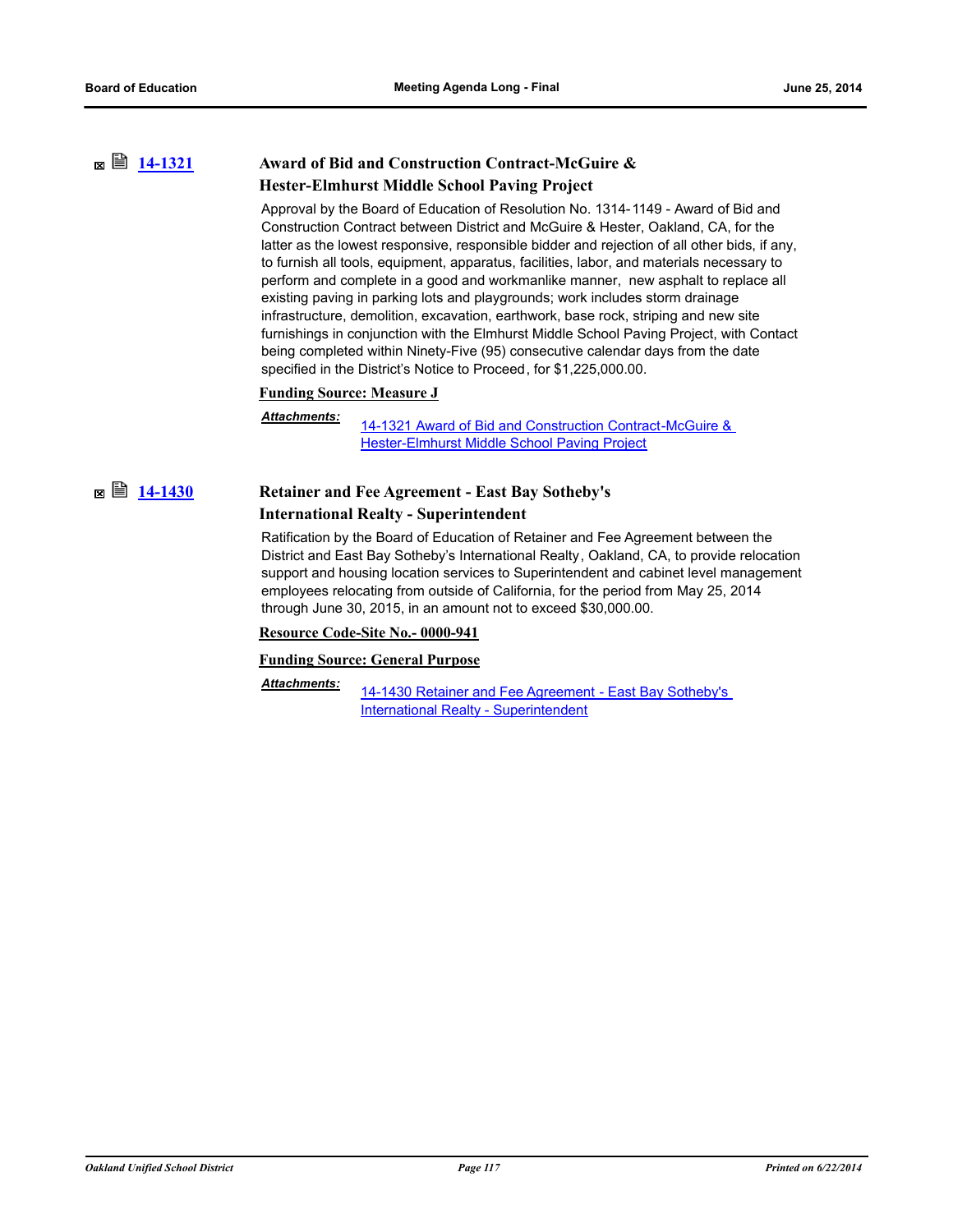### 14-1321 Award of Bid and Construction Contract-McGuire & Hester-Elmhurst Middle School Paving Project

Approval by the Board of Education of Resolution No. 1314-1149 - Award of Bid and Construction Contract between District and McGuire & Hester, Oakland, CA, for the latter as the lowest responsive, responsible bidder and rejection of all other bids, if any, to furnish all tools, equipment, apparatus, facilities, labor, and materials necessary to perform and complete in a good and workmanlike manner, new asphalt to replace all existing paving in parking lots and playgrounds; work includes storm drainage infrastructure, demolition, excavation, earthwork, base rock, striping and new site furnishings in conjunction with the Elmhurst Middle School Paving Project, with Contact being completed within Ninety-Five (95) consecutive calendar days from the date specified in the District's Notice to Proceed, for $1,225,000.00.

**Funding Source: Measure J**

***Attachments:*** 14-1321 Award of Bid and Construction Contract-McGuire & Hester-Elmhurst Middle School Paving Project

### 14-1430 Retainer and Fee Agreement - East Bay Sotheby's International Realty - Superintendent

Ratification by the Board of Education of Retainer and Fee Agreement between the District and East Bay Sotheby's International Realty, Oakland, CA, to provide relocation support and housing location services to Superintendent and cabinet level management employees relocating from outside of California, for the period from May 25, 2014 through June 30, 2015, in an amount not to exceed $30,000.00.

**Resource Code-Site No.- 0000-941**

**Funding Source: General Purpose**

***Attachments:*** 14-1430 Retainer and Fee Agreement - East Bay Sotheby's International Realty - Superintendent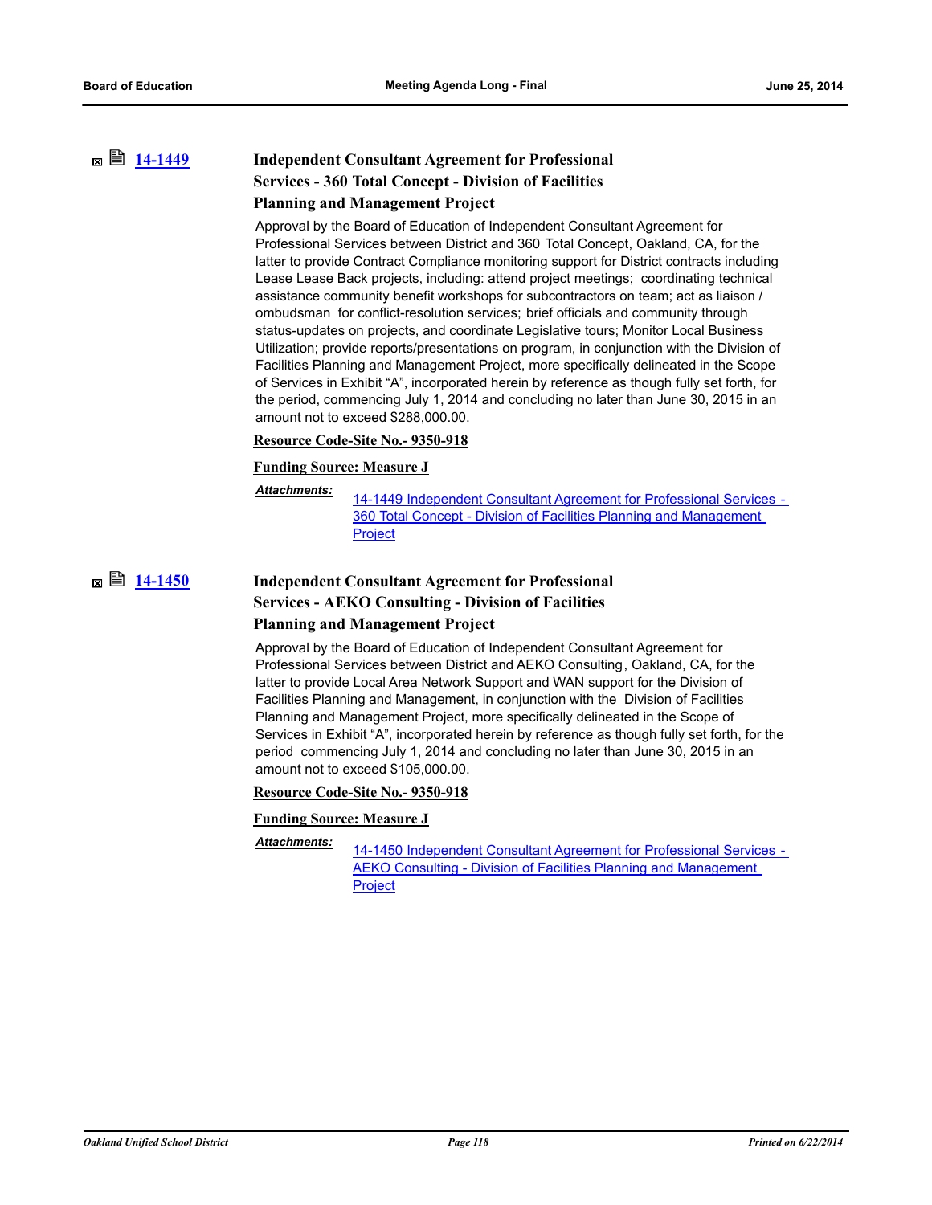**14-1449** **Independent Consultant Agreement for Professional Services - 360 Total Concept - Division of Facilities Planning and Management Project**

Approval by the Board of Education of Independent Consultant Agreement for Professional Services between District and 360 Total Concept, Oakland, CA, for the latter to provide Contract Compliance monitoring support for District contracts including Lease Lease Back projects, including: attend project meetings; coordinating technical assistance community benefit workshops for subcontractors on team; act as liaison / ombudsman for conflict-resolution services; brief officials and community through status-updates on projects, and coordinate Legislative tours; Monitor Local Business Utilization; provide reports/presentations on program, in conjunction with the Division of Facilities Planning and Management Project, more specifically delineated in the Scope of Services in Exhibit “A”, incorporated herein by reference as though fully set forth, for the period, commencing July 1, 2014 and concluding no later than June 30, 2015 in an amount not to exceed $288,000.00.

**Resource Code-Site No.- 9350-918**

**Funding Source: Measure J**

***Attachments:*** 14-1449 Independent Consultant Agreement for Professional Services - 360 Total Concept - Division of Facilities Planning and Management Project

**14-1450** **Independent Consultant Agreement for Professional Services - AEKO Consulting - Division of Facilities Planning and Management Project**

Approval by the Board of Education of Independent Consultant Agreement for Professional Services between District and AEKO Consulting, Oakland, CA, for the latter to provide Local Area Network Support and WAN support for the Division of Facilities Planning and Management, in conjunction with the Division of Facilities Planning and Management Project, more specifically delineated in the Scope of Services in Exhibit “A”, incorporated herein by reference as though fully set forth, for the period commencing July 1, 2014 and concluding no later than June 30, 2015 in an amount not to exceed $105,000.00.

**Resource Code-Site No.- 9350-918**

**Funding Source: Measure J**

***Attachments:*** 14-1450 Independent Consultant Agreement for Professional Services - AEKO Consulting - Division of Facilities Planning and Management Project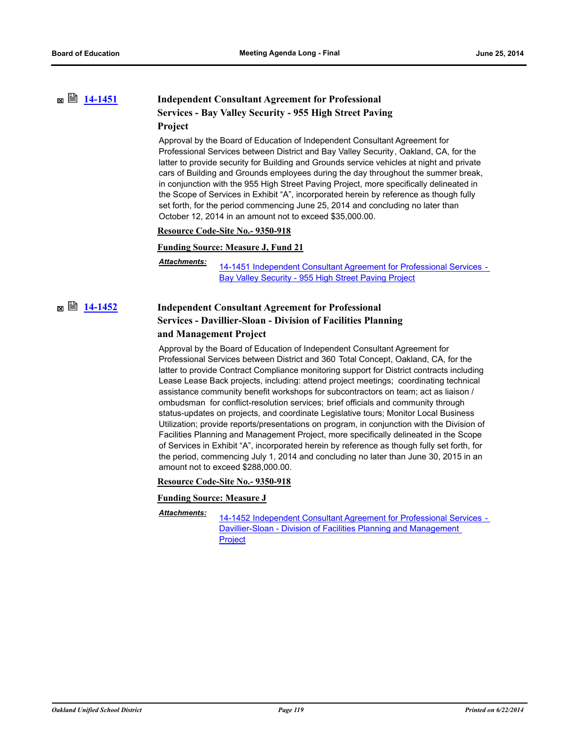### 14-1451 Independent Consultant Agreement for Professional Services - Bay Valley Security - 955 High Street Paving Project

Approval by the Board of Education of Independent Consultant Agreement for Professional Services between District and Bay Valley Security, Oakland, CA, for the latter to provide security for Building and Grounds service vehicles at night and private cars of Building and Grounds employees during the day throughout the summer break, in conjunction with the 955 High Street Paving Project, more specifically delineated in the Scope of Services in Exhibit "A", incorporated herein by reference as though fully set forth, for the period commencing June 25, 2014 and concluding no later than October 12, 2014 in an amount not to exceed $35,000.00.

**Resource Code-Site No.- 9350-918**

**Funding Source: Measure J, Fund 21**

***Attachments:*** 14-1451 Independent Consultant Agreement for Professional Services - Bay Valley Security - 955 High Street Paving Project

### 14-1452 Independent Consultant Agreement for Professional Services - Davillier-Sloan - Division of Facilities Planning and Management Project

Approval by the Board of Education of Independent Consultant Agreement for Professional Services between District and 360 Total Concept, Oakland, CA, for the latter to provide Contract Compliance monitoring support for District contracts including Lease Lease Back projects, including: attend project meetings; coordinating technical assistance community benefit workshops for subcontractors on team; act as liaison / ombudsman for conflict-resolution services; brief officials and community through status-updates on projects, and coordinate Legislative tours; Monitor Local Business Utilization; provide reports/presentations on program, in conjunction with the Division of Facilities Planning and Management Project, more specifically delineated in the Scope of Services in Exhibit "A", incorporated herein by reference as though fully set forth, for the period, commencing July 1, 2014 and concluding no later than June 30, 2015 in an amount not to exceed $288,000.00.

**Resource Code-Site No.- 9350-918**

**Funding Source: Measure J**

***Attachments:*** 14-1452 Independent Consultant Agreement for Professional Services - Davillier-Sloan - Division of Facilities Planning and Management Project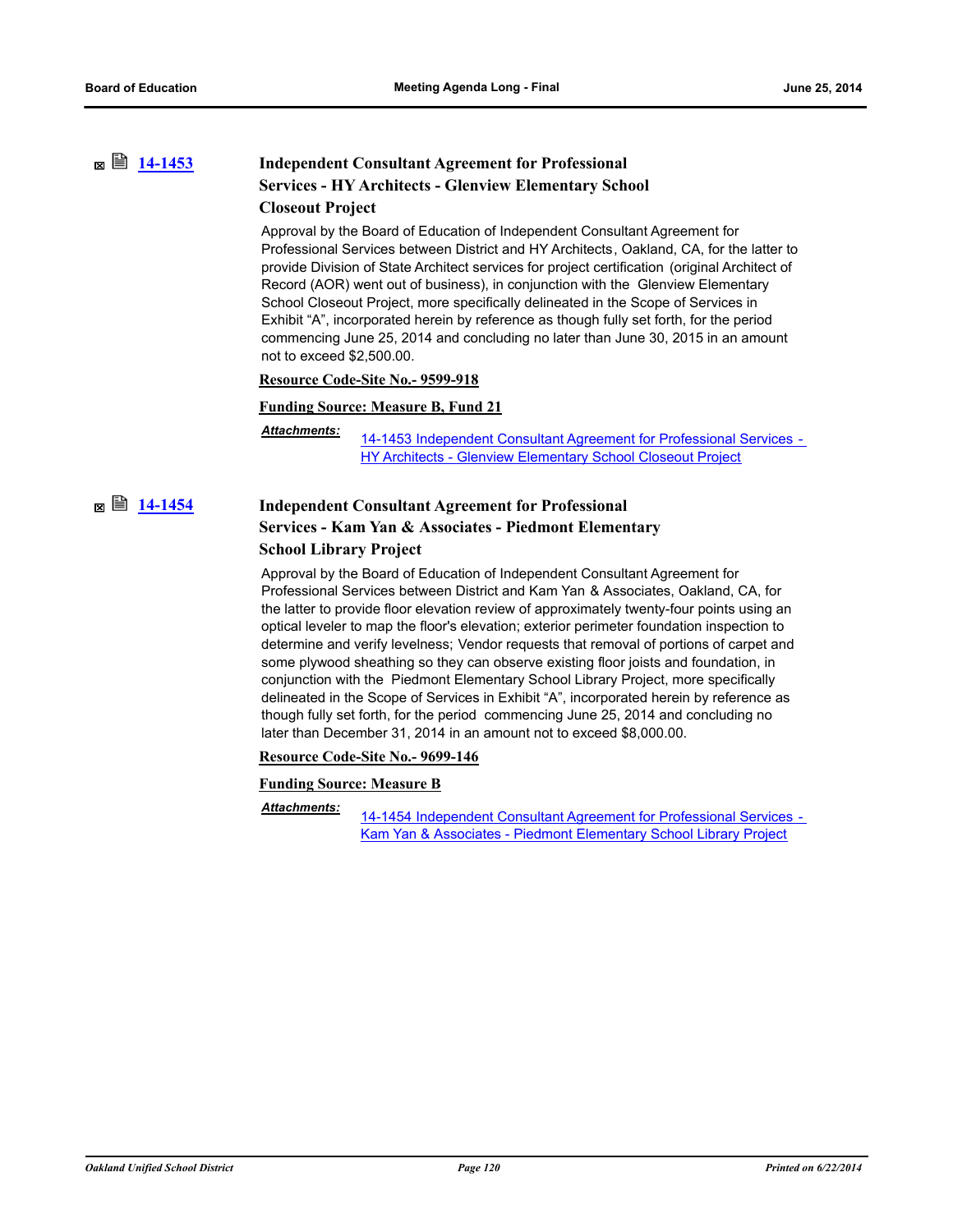**14-1453** **Independent Consultant Agreement for Professional Services - HY Architects - Glenview Elementary School Closeout Project**

Approval by the Board of Education of Independent Consultant Agreement for Professional Services between District and HY Architects, Oakland, CA, for the latter to provide Division of State Architect services for project certification (original Architect of Record (AOR) went out of business), in conjunction with the Glenview Elementary School Closeout Project, more specifically delineated in the Scope of Services in Exhibit "A", incorporated herein by reference as though fully set forth, for the period commencing June 25, 2014 and concluding no later than June 30, 2015 in an amount not to exceed $2,500.00.

**Resource Code-Site No.- 9599-918**

**Funding Source: Measure B, Fund 21**

***Attachments:*** 14-1453 Independent Consultant Agreement for Professional Services - HY Architects - Glenview Elementary School Closeout Project

**14-1454** **Independent Consultant Agreement for Professional Services - Kam Yan & Associates - Piedmont Elementary School Library Project**

Approval by the Board of Education of Independent Consultant Agreement for Professional Services between District and Kam Yan & Associates, Oakland, CA, for the latter to provide floor elevation review of approximately twenty-four points using an optical leveler to map the floor's elevation; exterior perimeter foundation inspection to determine and verify levelness; Vendor requests that removal of portions of carpet and some plywood sheathing so they can observe existing floor joists and foundation, in conjunction with the Piedmont Elementary School Library Project, more specifically delineated in the Scope of Services in Exhibit "A", incorporated herein by reference as though fully set forth, for the period commencing June 25, 2014 and concluding no later than December 31, 2014 in an amount not to exceed $8,000.00.

**Resource Code-Site No.- 9699-146**

**Funding Source: Measure B**

***Attachments:*** 14-1454 Independent Consultant Agreement for Professional Services - Kam Yan & Associates - Piedmont Elementary School Library Project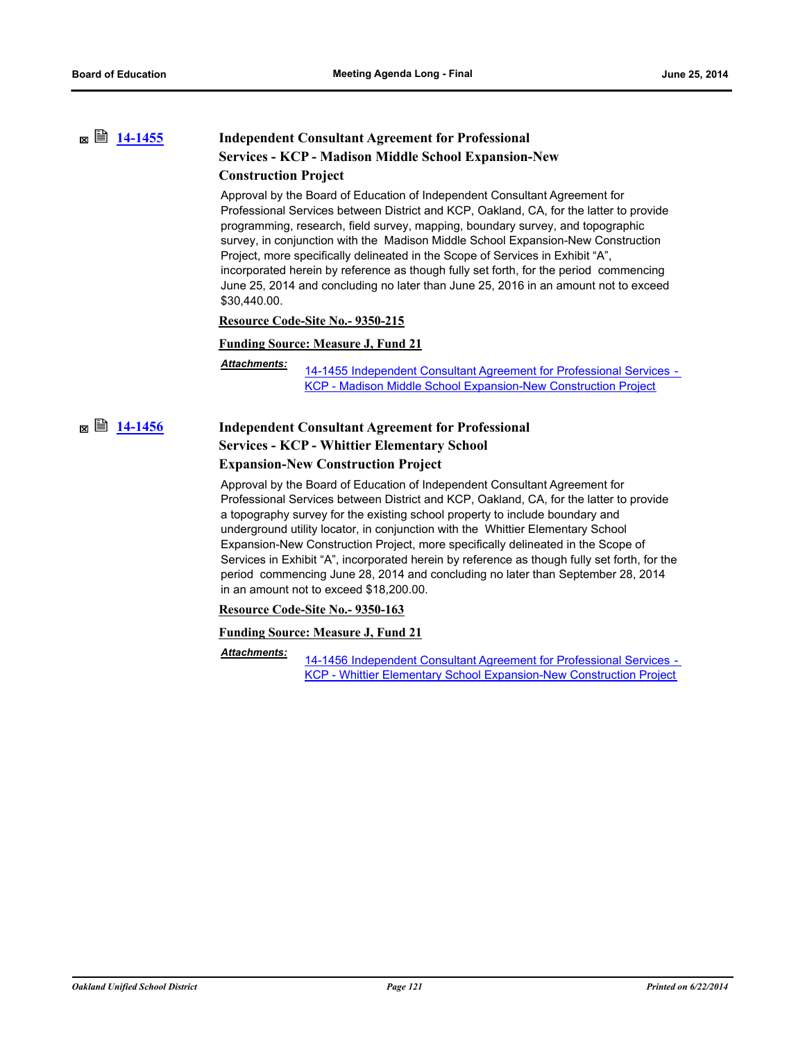**14-1455** **Independent Consultant Agreement for Professional Services - KCP - Madison Middle School Expansion-New Construction Project**

Approval by the Board of Education of Independent Consultant Agreement for Professional Services between District and KCP, Oakland, CA, for the latter to provide programming, research, field survey, mapping, boundary survey, and topographic survey, in conjunction with the Madison Middle School Expansion-New Construction Project, more specifically delineated in the Scope of Services in Exhibit "A", incorporated herein by reference as though fully set forth, for the period commencing June 25, 2014 and concluding no later than June 25, 2016 in an amount not to exceed $30,440.00.

**Resource Code-Site No.- 9350-215**

**Funding Source: Measure J, Fund 21**

*Attachments:* 14-1455 Independent Consultant Agreement for Professional Services - KCP - Madison Middle School Expansion-New Construction Project

**14-1456** **Independent Consultant Agreement for Professional Services - KCP - Whittier Elementary School Expansion-New Construction Project**

Approval by the Board of Education of Independent Consultant Agreement for Professional Services between District and KCP, Oakland, CA, for the latter to provide a topography survey for the existing school property to include boundary and underground utility locator, in conjunction with the Whittier Elementary School Expansion-New Construction Project, more specifically delineated in the Scope of Services in Exhibit "A", incorporated herein by reference as though fully set forth, for the period commencing June 28, 2014 and concluding no later than September 28, 2014 in an amount not to exceed $18,200.00.

**Resource Code-Site No.- 9350-163**

**Funding Source: Measure J, Fund 21**

*Attachments:* 14-1456 Independent Consultant Agreement for Professional Services - KCP - Whittier Elementary School Expansion-New Construction Project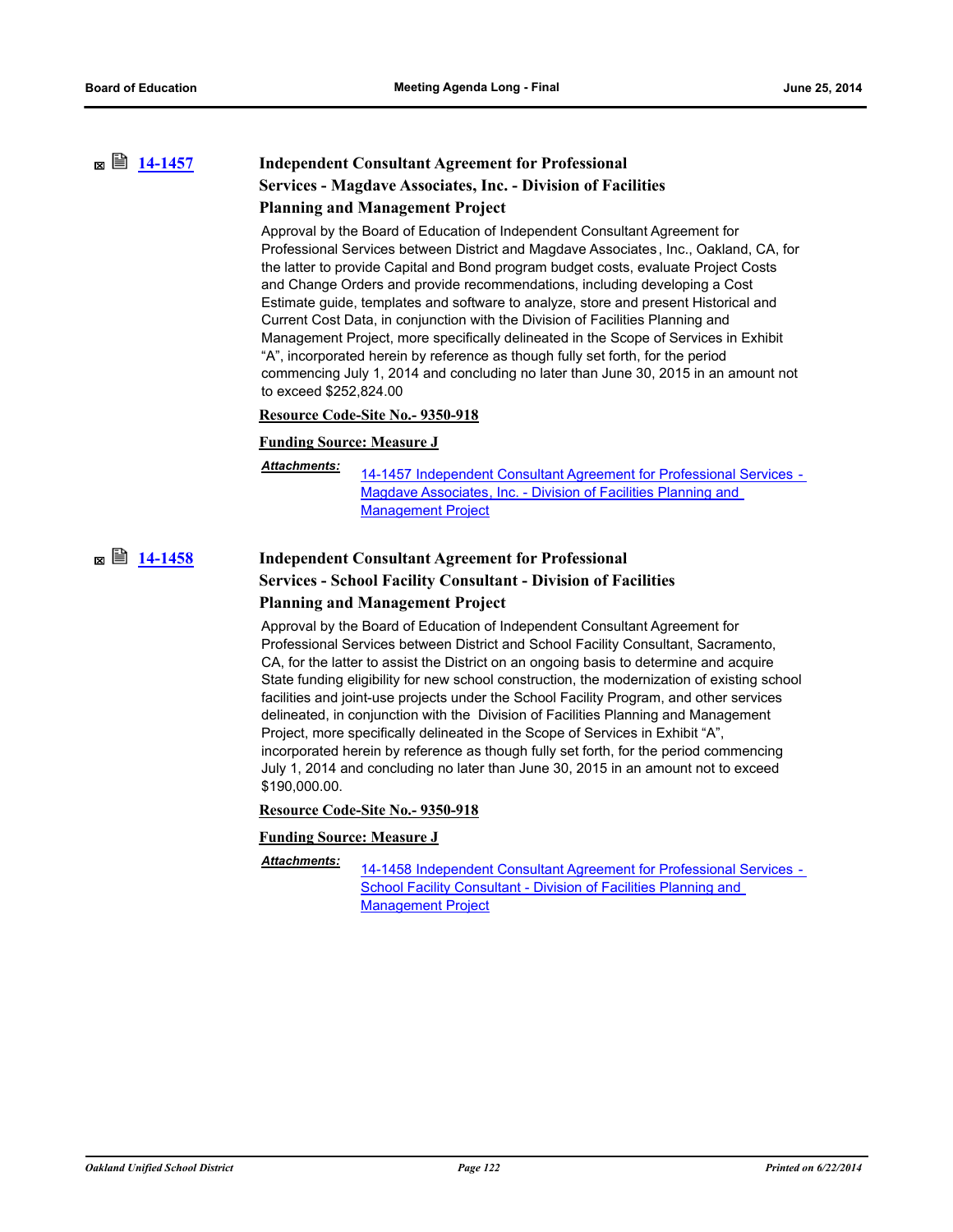## 14-1457 Independent Consultant Agreement for Professional Services - Magdave Associates, Inc. - Division of Facilities Planning and Management Project

Approval by the Board of Education of Independent Consultant Agreement for Professional Services between District and Magdave Associates, Inc., Oakland, CA, for the latter to provide Capital and Bond program budget costs, evaluate Project Costs and Change Orders and provide recommendations, including developing a Cost Estimate guide, templates and software to analyze, store and present Historical and Current Cost Data, in conjunction with the Division of Facilities Planning and Management Project, more specifically delineated in the Scope of Services in Exhibit "A", incorporated herein by reference as though fully set forth, for the period commencing July 1, 2014 and concluding no later than June 30, 2015 in an amount not to exceed $252,824.00

**Resource Code-Site No.- 9350-918**

**Funding Source: Measure J**

***Attachments:*** 14-1457 Independent Consultant Agreement for Professional Services - Magdave Associates, Inc. - Division of Facilities Planning and Management Project

## 14-1458 Independent Consultant Agreement for Professional Services - School Facility Consultant - Division of Facilities Planning and Management Project

Approval by the Board of Education of Independent Consultant Agreement for Professional Services between District and School Facility Consultant, Sacramento, CA, for the latter to assist the District on an ongoing basis to determine and acquire State funding eligibility for new school construction, the modernization of existing school facilities and joint-use projects under the School Facility Program, and other services delineated, in conjunction with the Division of Facilities Planning and Management Project, more specifically delineated in the Scope of Services in Exhibit "A", incorporated herein by reference as though fully set forth, for the period commencing July 1, 2014 and concluding no later than June 30, 2015 in an amount not to exceed $190,000.00.

**Resource Code-Site No.- 9350-918**

**Funding Source: Measure J**

***Attachments:*** 14-1458 Independent Consultant Agreement for Professional Services - School Facility Consultant - Division of Facilities Planning and Management Project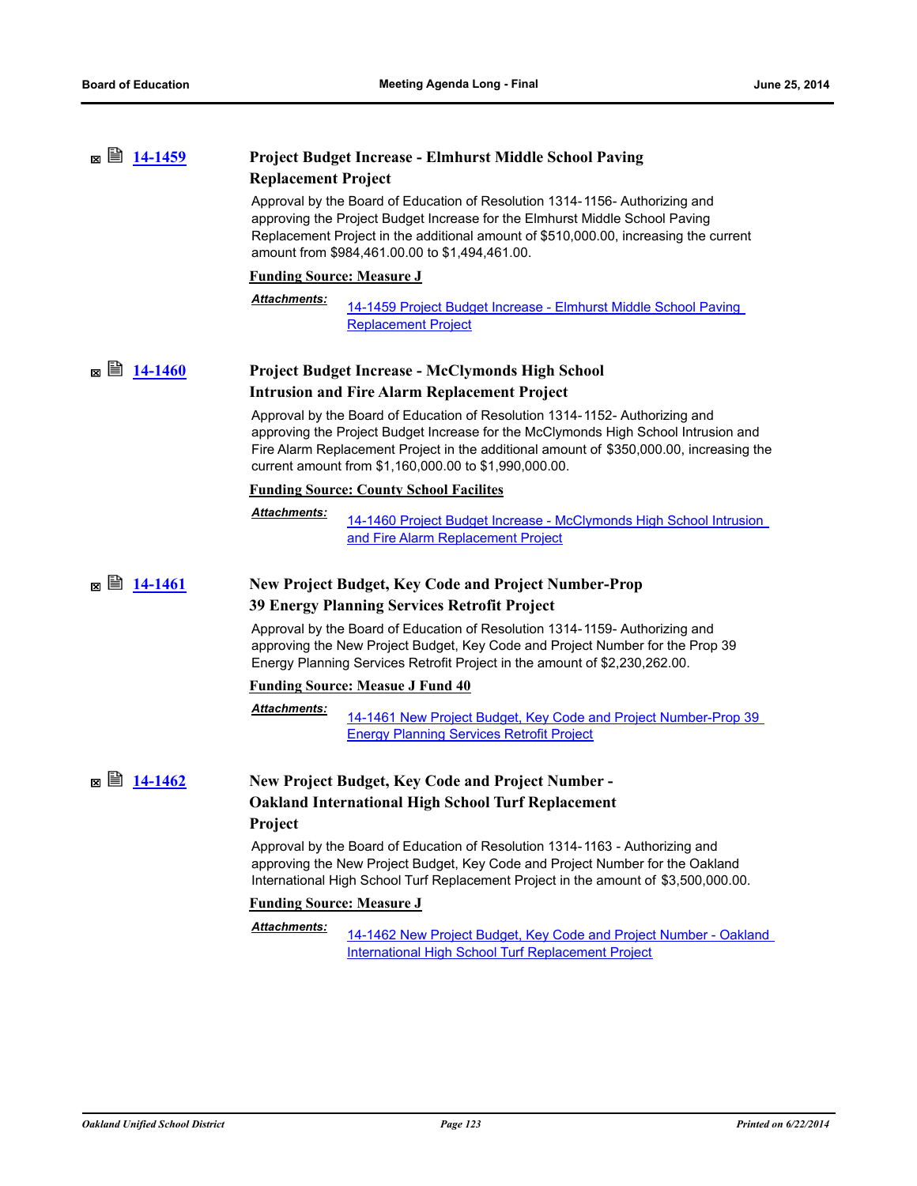## 14-1459 Project Budget Increase - Elmhurst Middle School Paving Replacement Project

Approval by the Board of Education of Resolution 1314-1156- Authorizing and approving the Project Budget Increase for the Elmhurst Middle School Paving Replacement Project in the additional amount of $510,000.00, increasing the current amount from $984,461.00.00 to $1,494,461.00.

**Funding Source: Measure J**

***Attachments:*** 14-1459 Project Budget Increase - Elmhurst Middle School Paving Replacement Project

## 14-1460 Project Budget Increase - McClymonds High School Intrusion and Fire Alarm Replacement Project

Approval by the Board of Education of Resolution 1314-1152- Authorizing and approving the Project Budget Increase for the McClymonds High School Intrusion and Fire Alarm Replacement Project in the additional amount of $350,000.00, increasing the current amount from $1,160,000.00 to $1,990,000.00.

**Funding Source: County School Facilites**

***Attachments:*** 14-1460 Project Budget Increase - McClymonds High School Intrusion and Fire Alarm Replacement Project

## 14-1461 New Project Budget, Key Code and Project Number-Prop 39 Energy Planning Services Retrofit Project

Approval by the Board of Education of Resolution 1314-1159- Authorizing and approving the New Project Budget, Key Code and Project Number for the Prop 39 Energy Planning Services Retrofit Project in the amount of $2,230,262.00.

**Funding Source: Measue J Fund 40**

***Attachments:*** 14-1461 New Project Budget, Key Code and Project Number-Prop 39 Energy Planning Services Retrofit Project

## 14-1462 New Project Budget, Key Code and Project Number - Oakland International High School Turf Replacement Project

Approval by the Board of Education of Resolution 1314-1163 - Authorizing and approving the New Project Budget, Key Code and Project Number for the Oakland International High School Turf Replacement Project in the amount of $3,500,000.00.

**Funding Source: Measure J**

***Attachments:*** 14-1462 New Project Budget, Key Code and Project Number - Oakland International High School Turf Replacement Project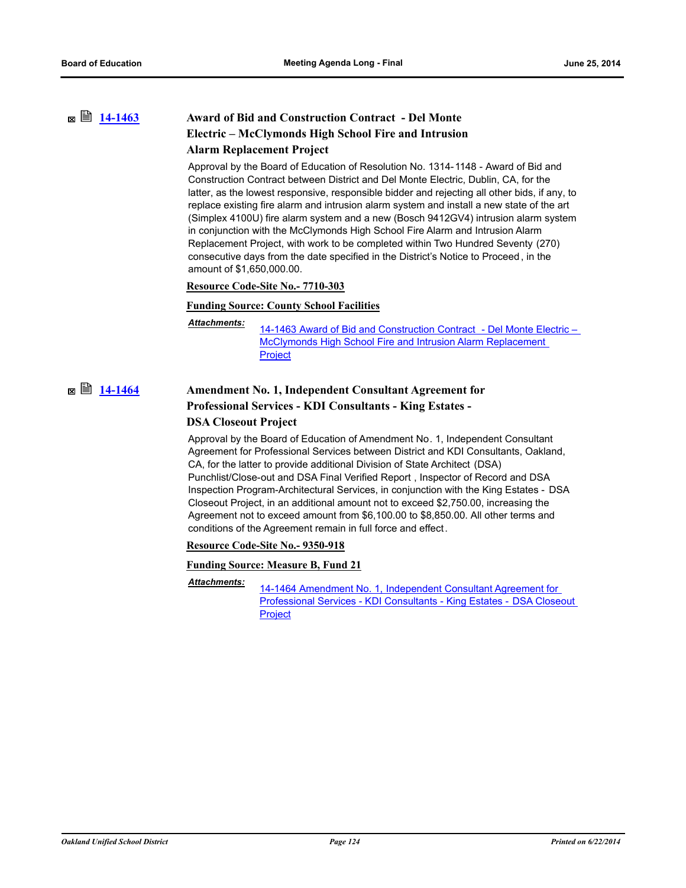**14-1463** **Award of Bid and Construction Contract - Del Monte Electric – McClymonds High School Fire and Intrusion Alarm Replacement Project**

Approval by the Board of Education of Resolution No. 1314-1148 - Award of Bid and Construction Contract between District and Del Monte Electric, Dublin, CA, for the latter, as the lowest responsive, responsible bidder and rejecting all other bids, if any, to replace existing fire alarm and intrusion alarm system and install a new state of the art (Simplex 4100U) fire alarm system and a new (Bosch 9412GV4) intrusion alarm system in conjunction with the McClymonds High School Fire Alarm and Intrusion Alarm Replacement Project, with work to be completed within Two Hundred Seventy (270) consecutive days from the date specified in the District's Notice to Proceed, in the amount of $1,650,000.00.

**Resource Code-Site No.- 7710-303**

**Funding Source: County School Facilities**

***Attachments:*** 14-1463 Award of Bid and Construction Contract - Del Monte Electric – McClymonds High School Fire and Intrusion Alarm Replacement Project

**14-1464** **Amendment No. 1, Independent Consultant Agreement for Professional Services - KDI Consultants - King Estates - DSA Closeout Project**

Approval by the Board of Education of Amendment No. 1, Independent Consultant Agreement for Professional Services between District and KDI Consultants, Oakland, CA, for the latter to provide additional Division of State Architect (DSA) Punchlist/Close-out and DSA Final Verified Report , Inspector of Record and DSA Inspection Program-Architectural Services, in conjunction with the King Estates - DSA Closeout Project, in an additional amount not to exceed $2,750.00, increasing the Agreement not to exceed amount from $6,100.00 to $8,850.00. All other terms and conditions of the Agreement remain in full force and effect.

**Resource Code-Site No.- 9350-918**

**Funding Source: Measure B, Fund 21**

***Attachments:*** 14-1464 Amendment No. 1, Independent Consultant Agreement for Professional Services - KDI Consultants - King Estates - DSA Closeout Project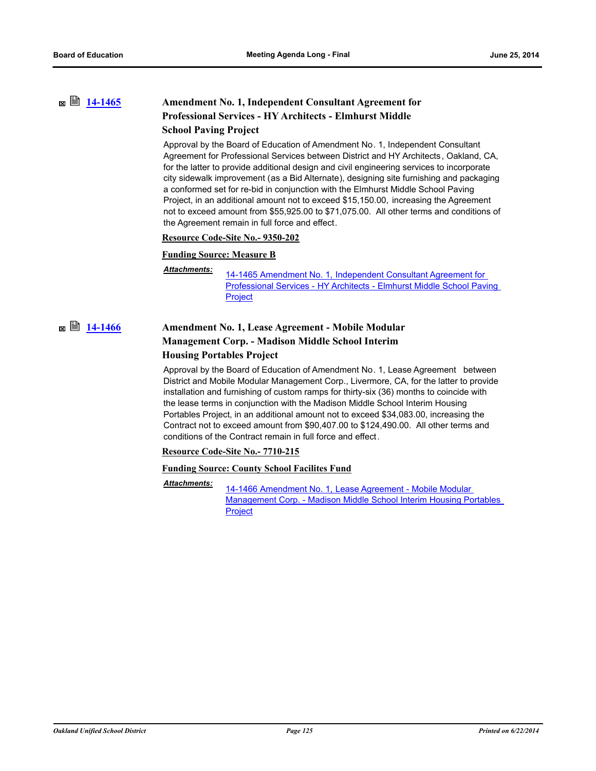### 14-1465 Amendment No. 1, Independent Consultant Agreement for Professional Services - HY Architects - Elmhurst Middle School Paving Project

Approval by the Board of Education of Amendment No. 1, Independent Consultant Agreement for Professional Services between District and HY Architects, Oakland, CA, for the latter to provide additional design and civil engineering services to incorporate city sidewalk improvement (as a Bid Alternate), designing site furnishing and packaging a conformed set for re-bid in conjunction with the Elmhurst Middle School Paving Project, in an additional amount not to exceed $15,150.00, increasing the Agreement not to exceed amount from $55,925.00 to $71,075.00. All other terms and conditions of the Agreement remain in full force and effect.

**Resource Code-Site No.- 9350-202**

**Funding Source: Measure B**

***Attachments:*** 14-1465 Amendment No. 1, Independent Consultant Agreement for Professional Services - HY Architects - Elmhurst Middle School Paving Project

### 14-1466 Amendment No. 1, Lease Agreement - Mobile Modular Management Corp. - Madison Middle School Interim Housing Portables Project

Approval by the Board of Education of Amendment No. 1, Lease Agreement between District and Mobile Modular Management Corp., Livermore, CA, for the latter to provide installation and furnishing of custom ramps for thirty-six (36) months to coincide with the lease terms in conjunction with the Madison Middle School Interim Housing Portables Project, in an additional amount not to exceed $34,083.00, increasing the Contract not to exceed amount from $90,407.00 to $124,490.00. All other terms and conditions of the Contract remain in full force and effect.

**Resource Code-Site No.- 7710-215**

**Funding Source: County School Facilites Fund**

***Attachments:*** 14-1466 Amendment No. 1, Lease Agreement - Mobile Modular Management Corp. - Madison Middle School Interim Housing Portables Project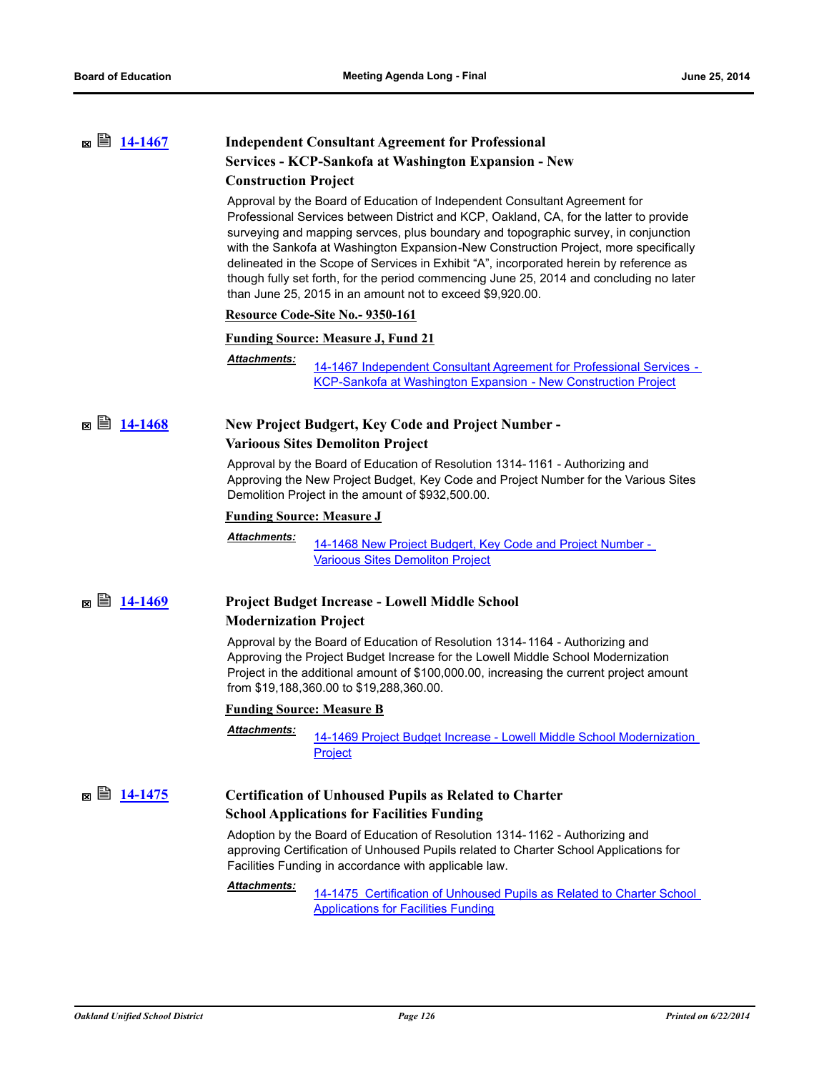**14-1467** **Independent Consultant Agreement for Professional Services - KCP-Sankofa at Washington Expansion - New Construction Project**

Approval by the Board of Education of Independent Consultant Agreement for Professional Services between District and KCP, Oakland, CA, for the latter to provide surveying and mapping servces, plus boundary and topographic survey, in conjunction with the Sankofa at Washington Expansion-New Construction Project, more specifically delineated in the Scope of Services in Exhibit "A", incorporated herein by reference as though fully set forth, for the period commencing June 25, 2014 and concluding no later than June 25, 2015 in an amount not to exceed $9,920.00.

<u>**Resource Code-Site No.- 9350-161**</u>

<u>**Funding Source: Measure J, Fund 21**</u>

***Attachments:*** 14-1467 Independent Consultant Agreement for Professional Services - KCP-Sankofa at Washington Expansion - New Construction Project

**14-1468** **New Project Budget, Key Code and Project Number - Varioous Sites Demoliton Project**

Approval by the Board of Education of Resolution 1314-1161 - Authorizing and Approving the New Project Budget, Key Code and Project Number for the Various Sites Demolition Project in the amount of $932,500.00.

<u>**Funding Source: Measure J**</u>

***Attachments:*** 14-1468 New Project Budgert, Key Code and Project Number - Varioous Sites Demoliton Project

**14-1469** **Project Budget Increase - Lowell Middle School Modernization Project**

Approval by the Board of Education of Resolution 1314-1164 - Authorizing and Approving the Project Budget Increase for the Lowell Middle School Modernization Project in the additional amount of $100,000.00, increasing the current project amount from $19,188,360.00 to $19,288,360.00.

<u>**Funding Source: Measure B**</u>

***Attachments:*** 14-1469 Project Budget Increase - Lowell Middle School Modernization Project

**14-1475** **Certification of Unhoused Pupils as Related to Charter School Applications for Facilities Funding**

Adoption by the Board of Education of Resolution 1314-1162 - Authorizing and approving Certification of Unhoused Pupils related to Charter School Applications for Facilities Funding in accordance with applicable law.

***Attachments:*** 14-1475 Certification of Unhoused Pupils as Related to Charter School Applications for Facilities Funding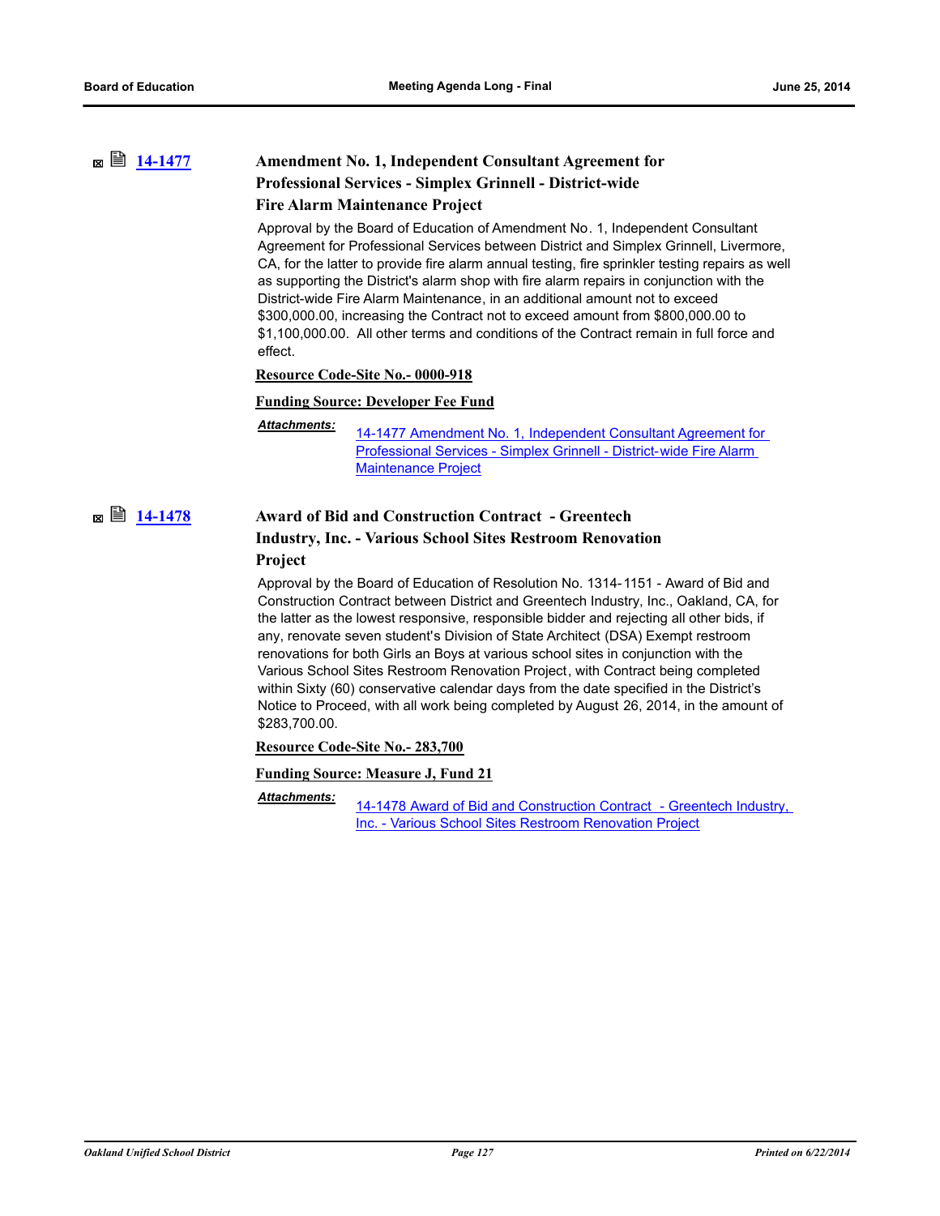**14-1477** **Amendment No. 1, Independent Consultant Agreement for Professional Services - Simplex Grinnell - District-wide Fire Alarm Maintenance Project**

Approval by the Board of Education of Amendment No. 1, Independent Consultant Agreement for Professional Services between District and Simplex Grinnell, Livermore, CA, for the latter to provide fire alarm annual testing, fire sprinkler testing repairs as well as supporting the District's alarm shop with fire alarm repairs in conjunction with the District-wide Fire Alarm Maintenance, in an additional amount not to exceed $300,000.00, increasing the Contract not to exceed amount from $800,000.00 to $1,100,000.00. All other terms and conditions of the Contract remain in full force and effect.

**Resource Code-Site No.- 0000-918**

**Funding Source: Developer Fee Fund**

***Attachments:*** 14-1477 Amendment No. 1, Independent Consultant Agreement for Professional Services - Simplex Grinnell - District-wide Fire Alarm Maintenance Project

**14-1478** **Award of Bid and Construction Contract - Greentech Industry, Inc. - Various School Sites Restroom Renovation Project**

Approval by the Board of Education of Resolution No. 1314-1151 - Award of Bid and Construction Contract between District and Greentech Industry, Inc., Oakland, CA, for the latter as the lowest responsive, responsible bidder and rejecting all other bids, if any, renovate seven student's Division of State Architect (DSA) Exempt restroom renovations for both Girls an Boys at various school sites in conjunction with the Various School Sites Restroom Renovation Project, with Contract being completed within Sixty (60) conservative calendar days from the date specified in the District's Notice to Proceed, with all work being completed by August 26, 2014, in the amount of $283,700.00.

**Resource Code-Site No.- 283,700**

**Funding Source: Measure J, Fund 21**

***Attachments:*** 14-1478 Award of Bid and Construction Contract - Greentech Industry, Inc. - Various School Sites Restroom Renovation Project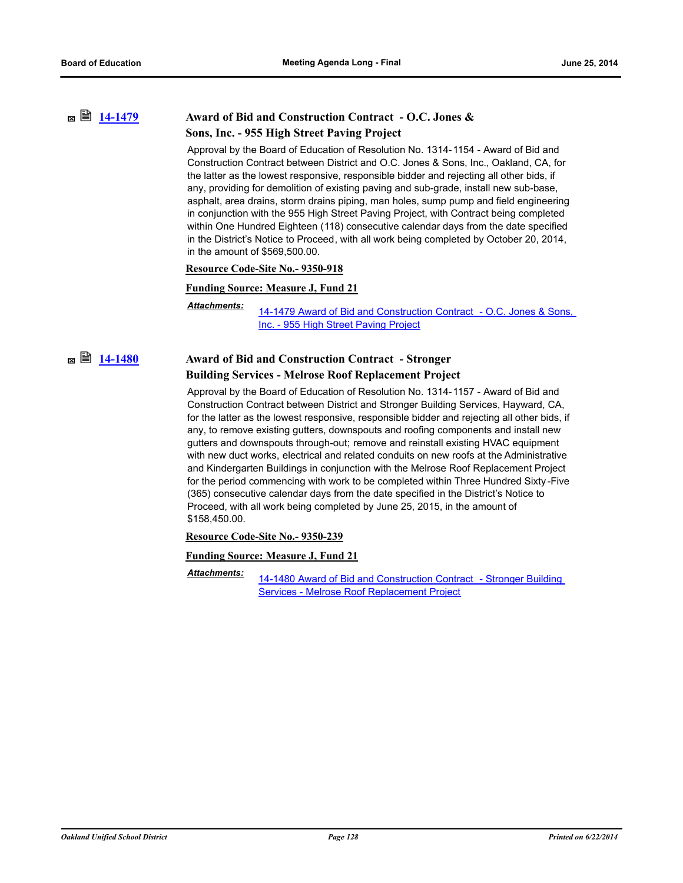## 14-1479 Award of Bid and Construction Contract - O.C. Jones & Sons, Inc. - 955 High Street Paving Project

Approval by the Board of Education of Resolution No. 1314-1154 - Award of Bid and Construction Contract between District and O.C. Jones & Sons, Inc., Oakland, CA, for the latter as the lowest responsive, responsible bidder and rejecting all other bids, if any, providing for demolition of existing paving and sub-grade, install new sub-base, asphalt, area drains, storm drains piping, man holes, sump pump and field engineering in conjunction with the 955 High Street Paving Project, with Contract being completed within One Hundred Eighteen (118) consecutive calendar days from the date specified in the District's Notice to Proceed, with all work being completed by October 20, 2014, in the amount of $569,500.00.

**Resource Code-Site No.- 9350-918**

**Funding Source: Measure J, Fund 21**

***Attachments:*** 14-1479 Award of Bid and Construction Contract - O.C. Jones & Sons, Inc. - 955 High Street Paving Project

## 14-1480 Award of Bid and Construction Contract - Stronger Building Services - Melrose Roof Replacement Project

Approval by the Board of Education of Resolution No. 1314-1157 - Award of Bid and Construction Contract between District and Stronger Building Services, Hayward, CA, for the latter as the lowest responsive, responsible bidder and rejecting all other bids, if any, to remove existing gutters, downspouts and roofing components and install new gutters and downspouts through-out; remove and reinstall existing HVAC equipment with new duct works, electrical and related conduits on new roofs at the Administrative and Kindergarten Buildings in conjunction with the Melrose Roof Replacement Project for the period commencing with work to be completed within Three Hundred Sixty-Five (365) consecutive calendar days from the date specified in the District's Notice to Proceed, with all work being completed by June 25, 2015, in the amount of $158,450.00.

**Resource Code-Site No.- 9350-239**

**Funding Source: Measure J, Fund 21**

***Attachments:*** 14-1480 Award of Bid and Construction Contract - Stronger Building Services - Melrose Roof Replacement Project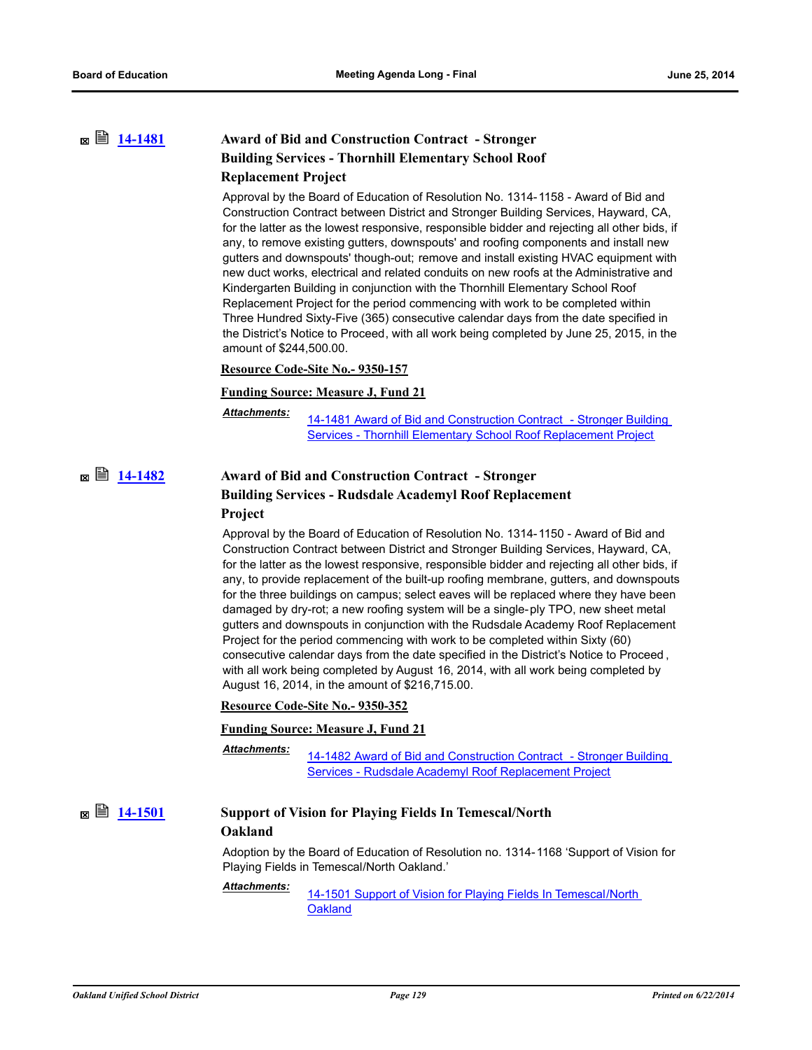**14-1481** **Award of Bid and Construction Contract - Stronger Building Services - Thornhill Elementary School Roof Replacement Project**

Approval by the Board of Education of Resolution No. 1314-1158 - Award of Bid and Construction Contract between District and Stronger Building Services, Hayward, CA, for the latter as the lowest responsive, responsible bidder and rejecting all other bids, if any, to remove existing gutters, downspouts' and roofing components and install new gutters and downspouts' though-out; remove and install existing HVAC equipment with new duct works, electrical and related conduits on new roofs at the Administrative and Kindergarten Building in conjunction with the Thornhill Elementary School Roof Replacement Project for the period commencing with work to be completed within Three Hundred Sixty-Five (365) consecutive calendar days from the date specified in the District's Notice to Proceed, with all work being completed by June 25, 2015, in the amount of $244,500.00.

**Resource Code-Site No.- 9350-157**

**Funding Source: Measure J, Fund 21**

***Attachments:*** 14-1481 Award of Bid and Construction Contract - Stronger Building Services - Thornhill Elementary School Roof Replacement Project

**14-1482** **Award of Bid and Construction Contract - Stronger Building Services - Rudsdale Academyl Roof Replacement Project**

Approval by the Board of Education of Resolution No. 1314-1150 - Award of Bid and Construction Contract between District and Stronger Building Services, Hayward, CA, for the latter as the lowest responsive, responsible bidder and rejecting all other bids, if any, to provide replacement of the built-up roofing membrane, gutters, and downspouts for the three buildings on campus; select eaves will be replaced where they have been damaged by dry-rot; a new roofing system will be a single-ply TPO, new sheet metal gutters and downspouts in conjunction with the Rudsdale Academy Roof Replacement Project for the period commencing with work to be completed within Sixty (60) consecutive calendar days from the date specified in the District's Notice to Proceed , with all work being completed by August 16, 2014, with all work being completed by August 16, 2014, in the amount of $216,715.00.

**Resource Code-Site No.- 9350-352**

**Funding Source: Measure J, Fund 21**

***Attachments:*** 14-1482 Award of Bid and Construction Contract - Stronger Building Services - Rudsdale Academyl Roof Replacement Project

**14-1501** **Support of Vision for Playing Fields In Temescal/North Oakland**

Adoption by the Board of Education of Resolution no. 1314-1168 'Support of Vision for Playing Fields in Temescal/North Oakland.'

***Attachments:*** 14-1501 Support of Vision for Playing Fields In Temescal/North Oakland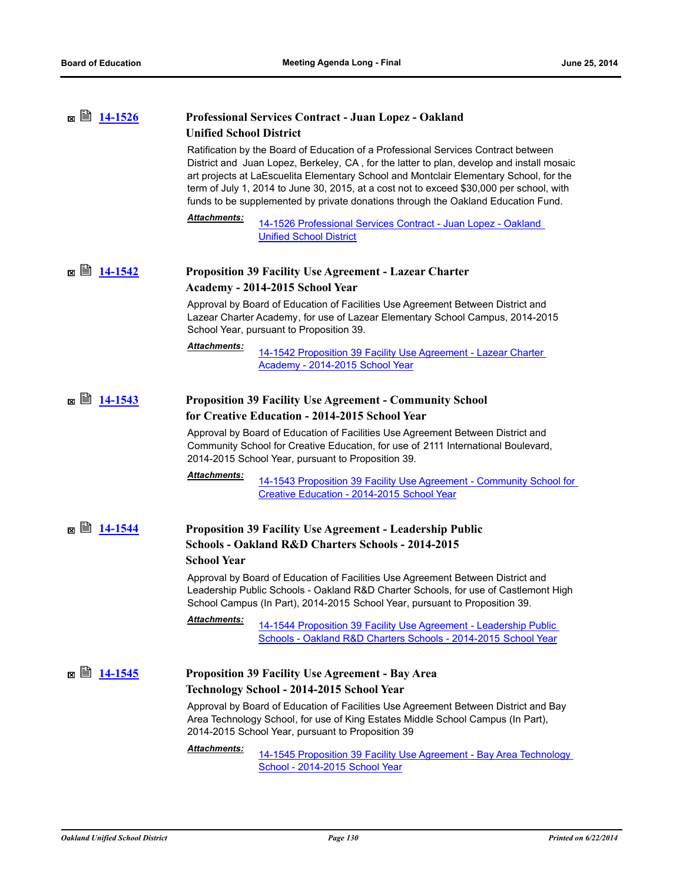**14-1526** **Professional Services Contract - Juan Lopez - Oakland Unified School District**

Ratification by the Board of Education of a Professional Services Contract between District and Juan Lopez, Berkeley, CA , for the latter to plan, develop and install mosaic art projects at LaEscuelita Elementary School and Montclair Elementary School, for the term of July 1, 2014 to June 30, 2015, at a cost not to exceed $30,000 per school, with funds to be supplemented by private donations through the Oakland Education Fund.

***Attachments:*** 14-1526 Professional Services Contract - Juan Lopez - Oakland Unified School District

**14-1542** **Proposition 39 Facility Use Agreement - Lazear Charter Academy - 2014-2015 School Year**

Approval by Board of Education of Facilities Use Agreement Between District and Lazear Charter Academy, for use of Lazear Elementary School Campus, 2014-2015 School Year, pursuant to Proposition 39.

***Attachments:*** 14-1542 Proposition 39 Facility Use Agreement - Lazear Charter Academy - 2014-2015 School Year

**14-1543** **Proposition 39 Facility Use Agreement - Community School for Creative Education - 2014-2015 School Year**

Approval by Board of Education of Facilities Use Agreement Between District and Community School for Creative Education, for use of 2111 International Boulevard, 2014-2015 School Year, pursuant to Proposition 39.

***Attachments:*** 14-1543 Proposition 39 Facility Use Agreement - Community School for Creative Education - 2014-2015 School Year

**14-1544** **Proposition 39 Facility Use Agreement - Leadership Public Schools - Oakland R&D Charters Schools - 2014-2015 School Year**

Approval by Board of Education of Facilities Use Agreement Between District and Leadership Public Schools - Oakland R&D Charter Schools, for use of Castlemont High School Campus (In Part), 2014-2015 School Year, pursuant to Proposition 39.

***Attachments:*** 14-1544 Proposition 39 Facility Use Agreement - Leadership Public Schools - Oakland R&D Charters Schools - 2014-2015 School Year

**14-1545** **Proposition 39 Facility Use Agreement - Bay Area Technology School - 2014-2015 School Year**

Approval by Board of Education of Facilities Use Agreement Between District and Bay Area Technology School, for use of King Estates Middle School Campus (In Part), 2014-2015 School Year, pursuant to Proposition 39

***Attachments:*** 14-1545 Proposition 39 Facility Use Agreement - Bay Area Technology School - 2014-2015 School Year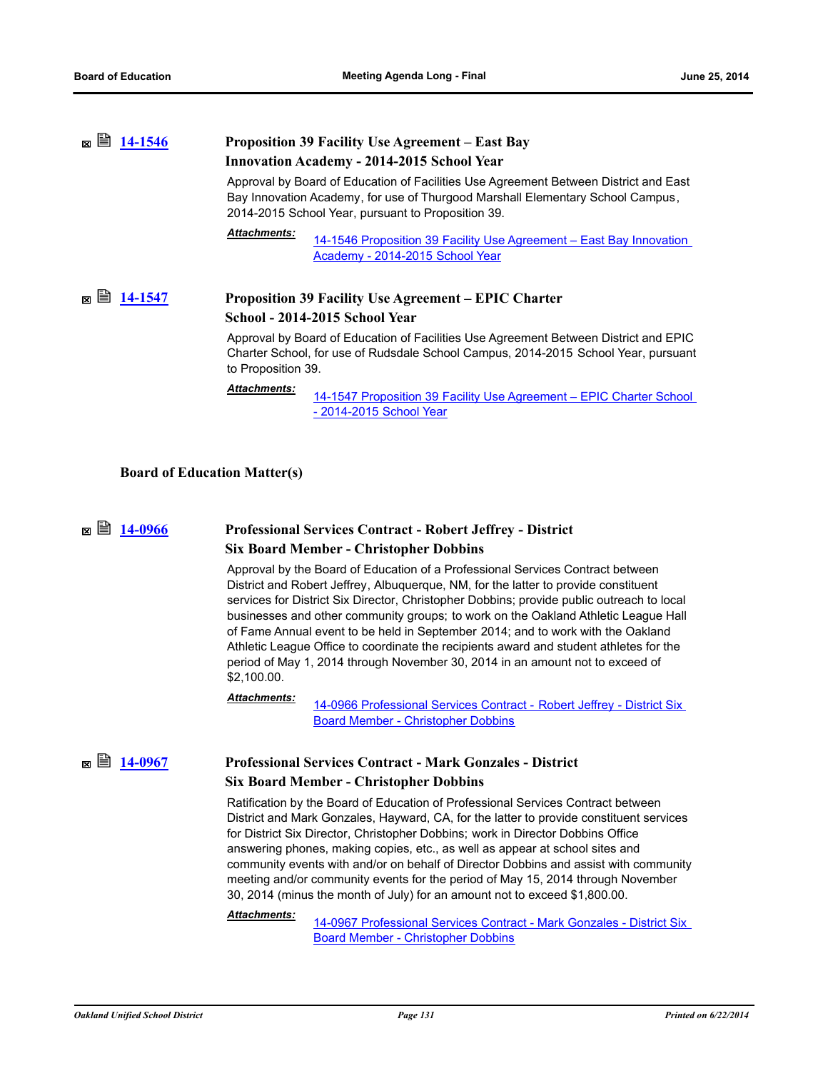**14-1546** **Proposition 39 Facility Use Agreement – East Bay Innovation Academy - 2014-2015 School Year**

Approval by Board of Education of Facilities Use Agreement Between District and East Bay Innovation Academy, for use of Thurgood Marshall Elementary School Campus, 2014-2015 School Year, pursuant to Proposition 39.

***Attachments:*** 14-1546 Proposition 39 Facility Use Agreement – East Bay Innovation Academy - 2014-2015 School Year

**14-1547** **Proposition 39 Facility Use Agreement – EPIC Charter School - 2014-2015 School Year**

Approval by Board of Education of Facilities Use Agreement Between District and EPIC Charter School, for use of Rudsdale School Campus, 2014-2015 School Year, pursuant to Proposition 39.

***Attachments:*** 14-1547 Proposition 39 Facility Use Agreement – EPIC Charter School - 2014-2015 School Year

## Board of Education Matter(s)

**14-0966** **Professional Services Contract - Robert Jeffrey - District Six Board Member - Christopher Dobbins**

Approval by the Board of Education of a Professional Services Contract between District and Robert Jeffrey, Albuquerque, NM, for the latter to provide constituent services for District Six Director, Christopher Dobbins; provide public outreach to local businesses and other community groups; to work on the Oakland Athletic League Hall of Fame Annual event to be held in September 2014; and to work with the Oakland Athletic League Office to coordinate the recipients award and student athletes for the period of May 1, 2014 through November 30, 2014 in an amount not to exceed of $2,100.00.

***Attachments:*** 14-0966 Professional Services Contract - Robert Jeffrey - District Six Board Member - Christopher Dobbins

**14-0967** **Professional Services Contract - Mark Gonzales - District Six Board Member - Christopher Dobbins**

Ratification by the Board of Education of Professional Services Contract between District and Mark Gonzales, Hayward, CA, for the latter to provide constituent services for District Six Director, Christopher Dobbins; work in Director Dobbins Office answering phones, making copies, etc., as well as appear at school sites and community events with and/or on behalf of Director Dobbins and assist with community meeting and/or community events for the period of May 15, 2014 through November 30, 2014 (minus the month of July) for an amount not to exceed $1,800.00.

***Attachments:*** 14-0967 Professional Services Contract - Mark Gonzales - District Six Board Member - Christopher Dobbins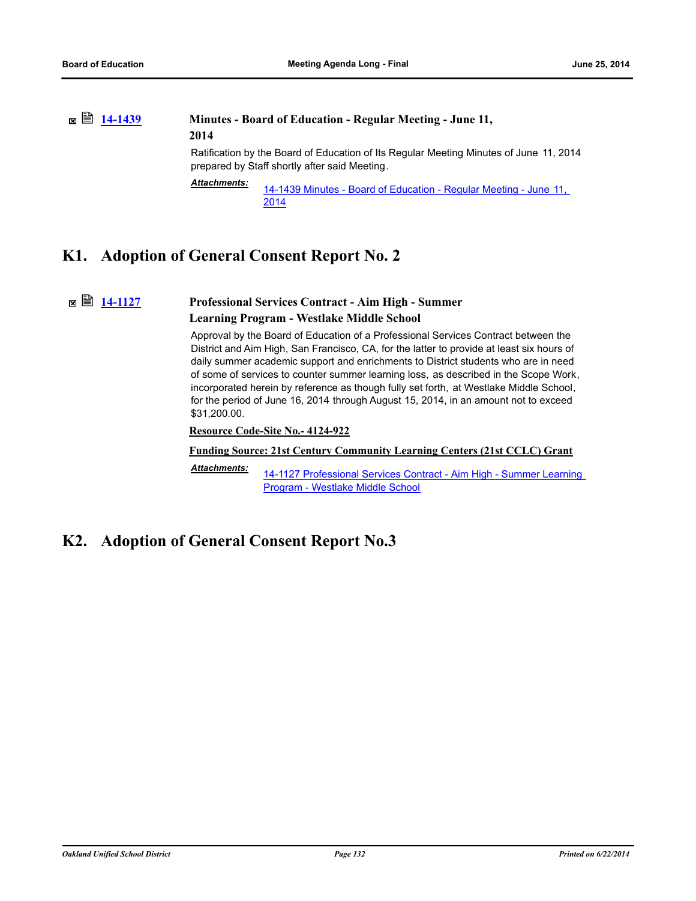**14-1439** **Minutes - Board of Education - Regular Meeting - June 11, 2014**

Ratification by the Board of Education of Its Regular Meeting Minutes of June 11, 2014 prepared by Staff shortly after said Meeting.

***Attachments:*** 14-1439 Minutes - Board of Education - Regular Meeting - June 11, 2014

## K1. Adoption of General Consent Report No. 2

**14-1127** **Professional Services Contract - Aim High - Summer Learning Program - Westlake Middle School**

Approval by the Board of Education of a Professional Services Contract between the District and Aim High, San Francisco, CA, for the latter to provide at least six hours of daily summer academic support and enrichments to District students who are in need of some of services to counter summer learning loss, as described in the Scope Work, incorporated herein by reference as though fully set forth, at Westlake Middle School, for the period of June 16, 2014 through August 15, 2014, in an amount not to exceed $31,200.00.

**Resource Code-Site No.- 4124-922**

**Funding Source: 21st Century Community Learning Centers (21st CCLC) Grant**

***Attachments:*** 14-1127 Professional Services Contract - Aim High - Summer Learning Program - Westlake Middle School

## K2. Adoption of General Consent Report No.3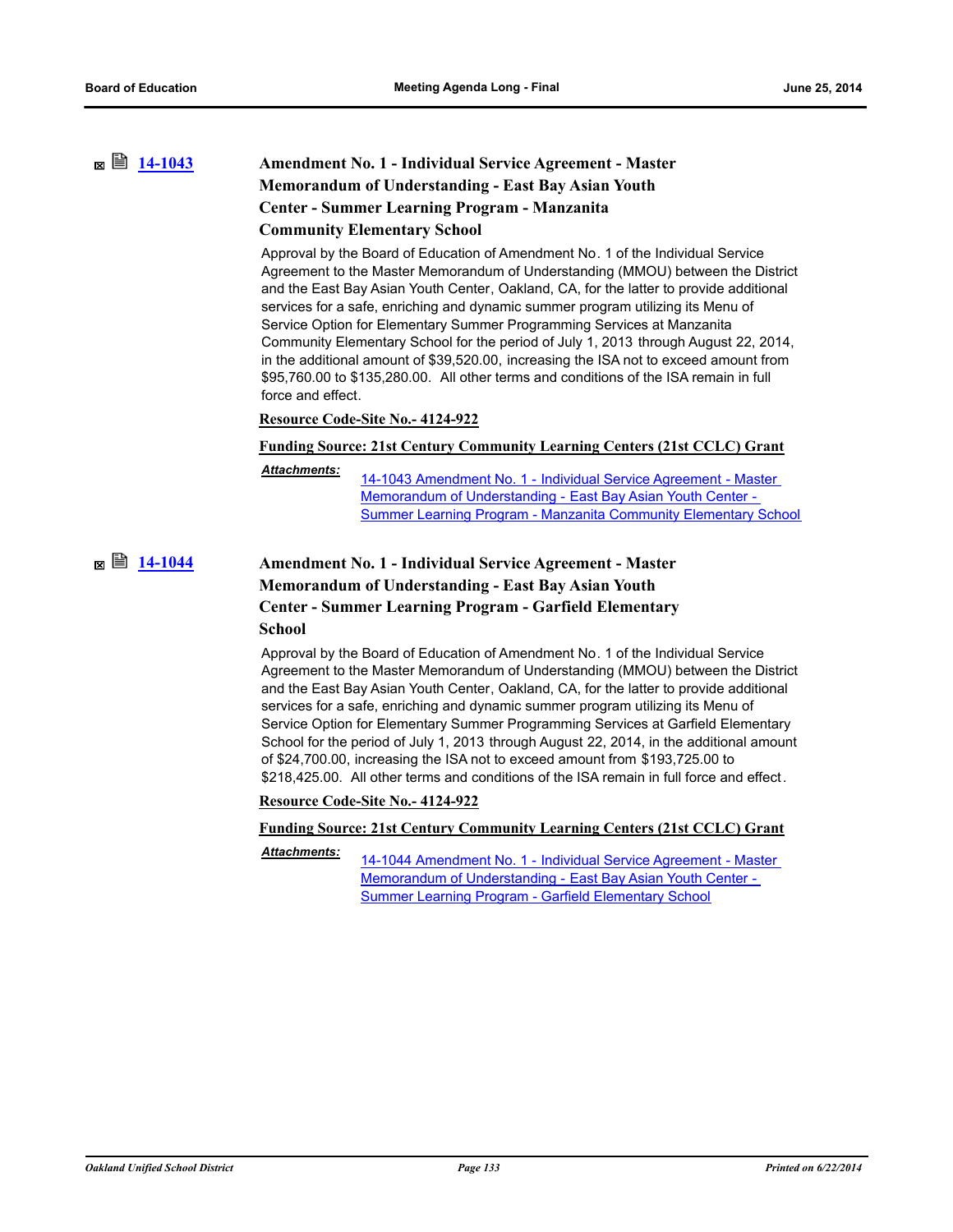**14-1043** **Amendment No. 1 - Individual Service Agreement - Master Memorandum of Understanding - East Bay Asian Youth Center - Summer Learning Program - Manzanita Community Elementary School**

Approval by the Board of Education of Amendment No. 1 of the Individual Service Agreement to the Master Memorandum of Understanding (MMOU) between the District and the East Bay Asian Youth Center, Oakland, CA, for the latter to provide additional services for a safe, enriching and dynamic summer program utilizing its Menu of Service Option for Elementary Summer Programming Services at Manzanita Community Elementary School for the period of July 1, 2013 through August 22, 2014, in the additional amount of $39,520.00, increasing the ISA not to exceed amount from $95,760.00 to $135,280.00. All other terms and conditions of the ISA remain in full force and effect.

**Resource Code-Site No.- 4124-922**

**Funding Source: 21st Century Community Learning Centers (21st CCLC) Grant**

***Attachments:*** 14-1043 Amendment No. 1 - Individual Service Agreement - Master Memorandum of Understanding - East Bay Asian Youth Center - Summer Learning Program - Manzanita Community Elementary School

**14-1044** **Amendment No. 1 - Individual Service Agreement - Master Memorandum of Understanding - East Bay Asian Youth Center - Summer Learning Program - Garfield Elementary School**

Approval by the Board of Education of Amendment No. 1 of the Individual Service Agreement to the Master Memorandum of Understanding (MMOU) between the District and the East Bay Asian Youth Center, Oakland, CA, for the latter to provide additional services for a safe, enriching and dynamic summer program utilizing its Menu of Service Option for Elementary Summer Programming Services at Garfield Elementary School for the period of July 1, 2013 through August 22, 2014, in the additional amount of $24,700.00, increasing the ISA not to exceed amount from $193,725.00 to $218,425.00. All other terms and conditions of the ISA remain in full force and effect.

**Resource Code-Site No.- 4124-922**

**Funding Source: 21st Century Community Learning Centers (21st CCLC) Grant**

***Attachments:*** 14-1044 Amendment No. 1 - Individual Service Agreement - Master Memorandum of Understanding - East Bay Asian Youth Center - Summer Learning Program - Garfield Elementary School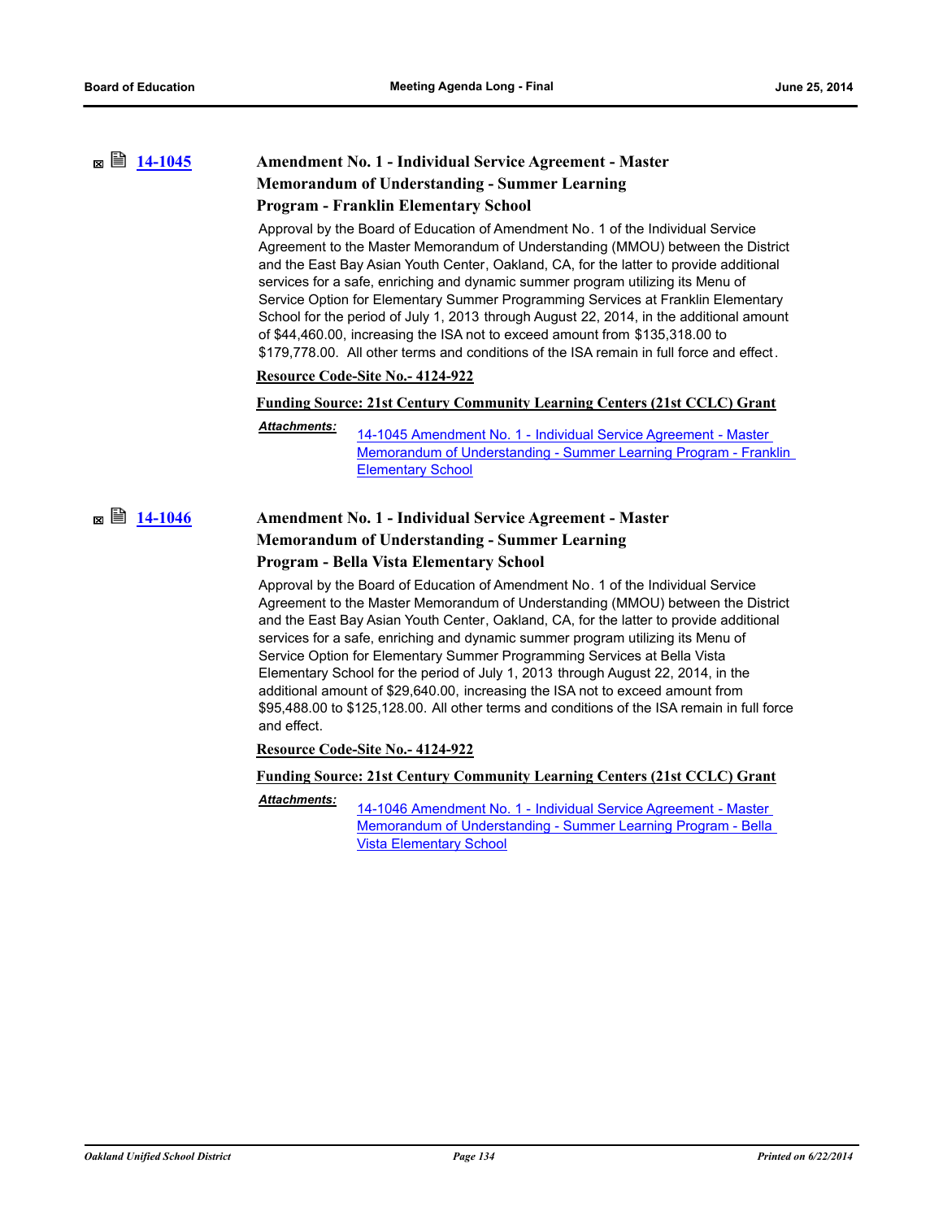### 14-1045 Amendment No. 1 - Individual Service Agreement - Master Memorandum of Understanding - Summer Learning Program - Franklin Elementary School

Approval by the Board of Education of Amendment No. 1 of the Individual Service Agreement to the Master Memorandum of Understanding (MMOU) between the District and the East Bay Asian Youth Center, Oakland, CA, for the latter to provide additional services for a safe, enriching and dynamic summer program utilizing its Menu of Service Option for Elementary Summer Programming Services at Franklin Elementary School for the period of July 1, 2013 through August 22, 2014, in the additional amount of $44,460.00, increasing the ISA not to exceed amount from $135,318.00 to $179,778.00. All other terms and conditions of the ISA remain in full force and effect.

**Resource Code-Site No.- 4124-922**

**Funding Source: 21st Century Community Learning Centers (21st CCLC) Grant**

***Attachments:*** 14-1045 Amendment No. 1 - Individual Service Agreement - Master Memorandum of Understanding - Summer Learning Program - Franklin Elementary School

### 14-1046 Amendment No. 1 - Individual Service Agreement - Master Memorandum of Understanding - Summer Learning Program - Bella Vista Elementary School

Approval by the Board of Education of Amendment No. 1 of the Individual Service Agreement to the Master Memorandum of Understanding (MMOU) between the District and the East Bay Asian Youth Center, Oakland, CA, for the latter to provide additional services for a safe, enriching and dynamic summer program utilizing its Menu of Service Option for Elementary Summer Programming Services at Bella Vista Elementary School for the period of July 1, 2013 through August 22, 2014, in the additional amount of $29,640.00, increasing the ISA not to exceed amount from $95,488.00 to $125,128.00. All other terms and conditions of the ISA remain in full force and effect.

**Resource Code-Site No.- 4124-922**

**Funding Source: 21st Century Community Learning Centers (21st CCLC) Grant**

***Attachments:*** 14-1046 Amendment No. 1 - Individual Service Agreement - Master Memorandum of Understanding - Summer Learning Program - Bella Vista Elementary School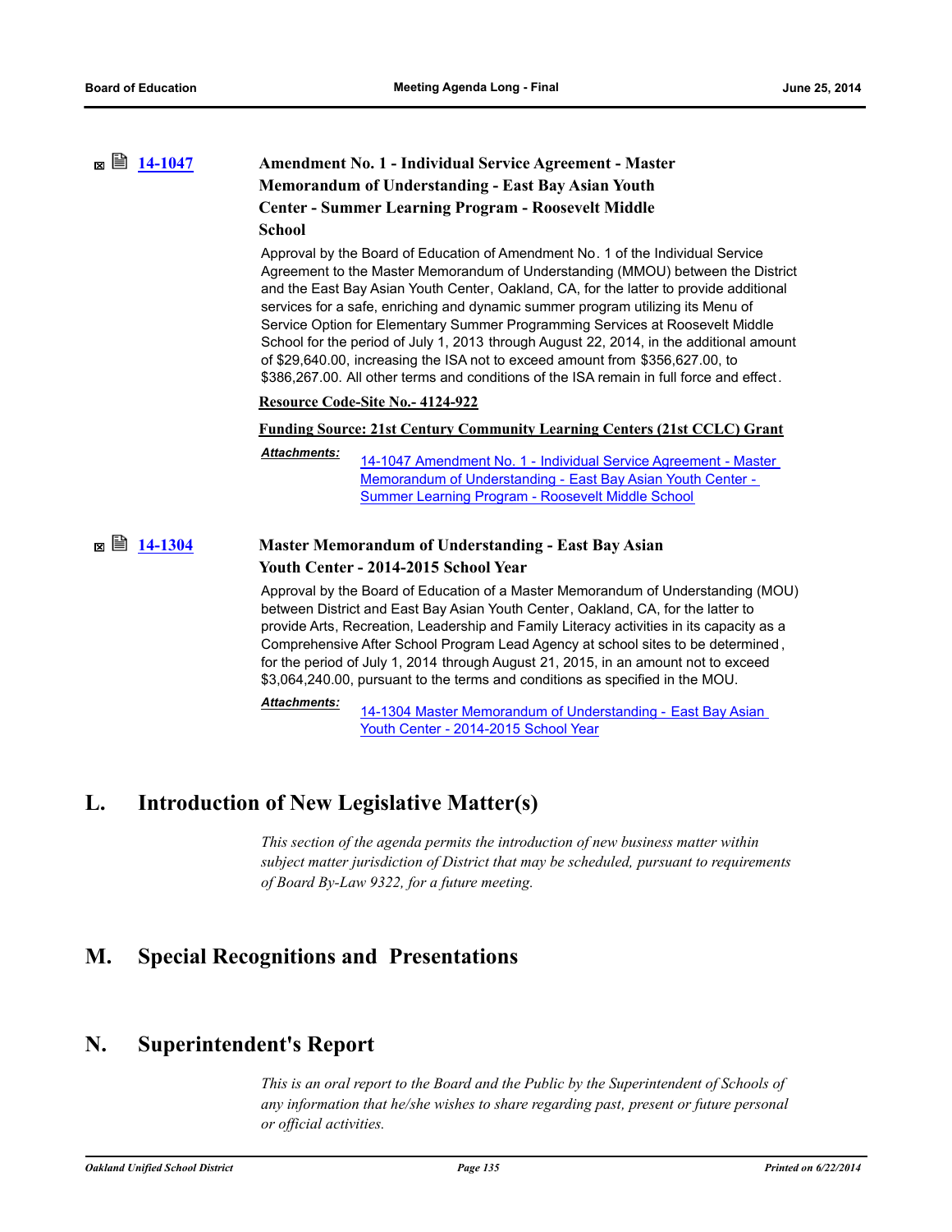**14-1047** **Amendment No. 1 - Individual Service Agreement - Master Memorandum of Understanding - East Bay Asian Youth Center - Summer Learning Program - Roosevelt Middle School**

Approval by the Board of Education of Amendment No. 1 of the Individual Service Agreement to the Master Memorandum of Understanding (MMOU) between the District and the East Bay Asian Youth Center, Oakland, CA, for the latter to provide additional services for a safe, enriching and dynamic summer program utilizing its Menu of Service Option for Elementary Summer Programming Services at Roosevelt Middle School for the period of July 1, 2013 through August 22, 2014, in the additional amount of $29,640.00, increasing the ISA not to exceed amount from $356,627.00, to $386,267.00. All other terms and conditions of the ISA remain in full force and effect.

**Resource Code-Site No.- 4124-922**

**Funding Source: 21st Century Community Learning Centers (21st CCLC) Grant**

***Attachments:*** 14-1047 Amendment No. 1 - Individual Service Agreement - Master Memorandum of Understanding - East Bay Asian Youth Center - Summer Learning Program - Roosevelt Middle School

**14-1304** **Master Memorandum of Understanding - East Bay Asian Youth Center - 2014-2015 School Year**

Approval by the Board of Education of a Master Memorandum of Understanding (MOU) between District and East Bay Asian Youth Center, Oakland, CA, for the latter to provide Arts, Recreation, Leadership and Family Literacy activities in its capacity as a Comprehensive After School Program Lead Agency at school sites to be determined, for the period of July 1, 2014 through August 21, 2015, in an amount not to exceed $3,064,240.00, pursuant to the terms and conditions as specified in the MOU.

***Attachments:*** 14-1304 Master Memorandum of Understanding - East Bay Asian Youth Center - 2014-2015 School Year

## L. Introduction of New Legislative Matter(s)

*This section of the agenda permits the introduction of new business matter within subject matter jurisdiction of District that may be scheduled, pursuant to requirements of Board By-Law 9322, for a future meeting.*

## M. Special Recognitions and Presentations

## N. Superintendent's Report

*This is an oral report to the Board and the Public by the Superintendent of Schools of any information that he/she wishes to share regarding past, present or future personal or official activities.*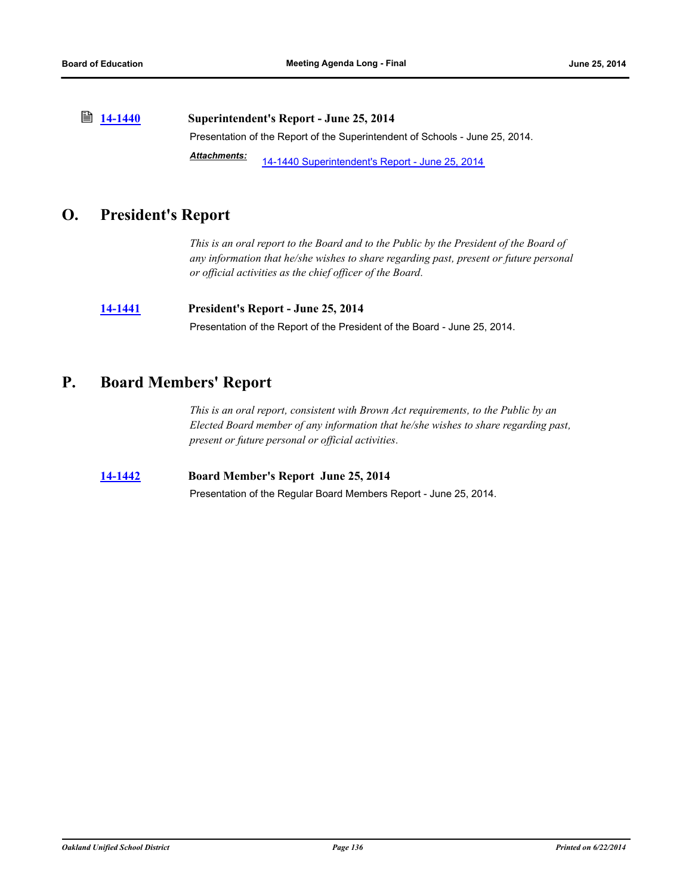**[14-1440](#)** **Superintendent's Report - June 25, 2014**

Presentation of the Report of the Superintendent of Schools - June 25, 2014.

***Attachments:*** [14-1440 Superintendent's Report - June 25, 2014](#)

## O. President's Report

*This is an oral report to the Board and to the Public by the President of the Board of any information that he/she wishes to share regarding past, present or future personal or official activities as the chief officer of the Board.*

**[14-1441](#)** **President's Report - June 25, 2014**

Presentation of the Report of the President of the Board - June 25, 2014.

## P. Board Members' Report

*This is an oral report, consistent with Brown Act requirements, to the Public by an Elected Board member of any information that he/she wishes to share regarding past, present or future personal or official activities.*

**[14-1442](#)** **Board Member's Report June 25, 2014**

Presentation of the Regular Board Members Report - June 25, 2014.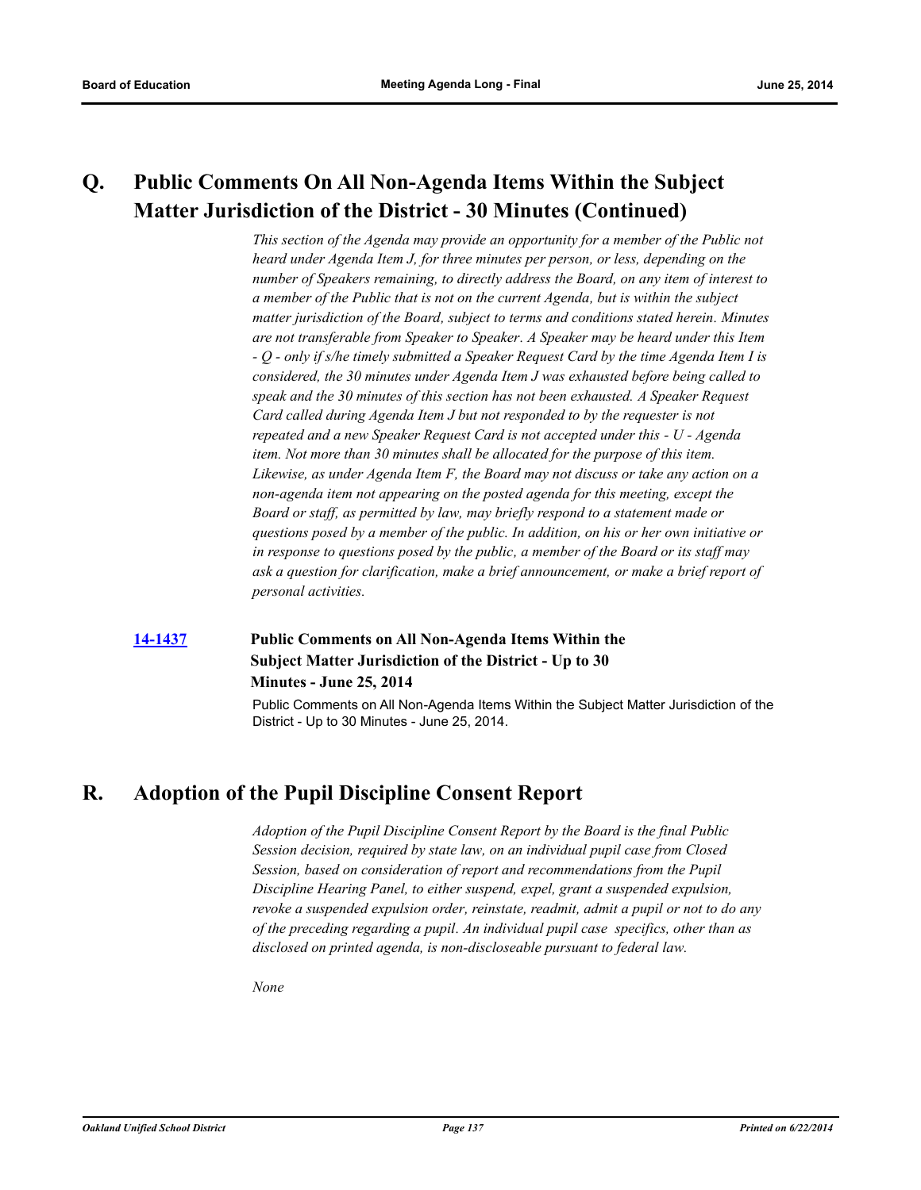## Q. Public Comments On All Non-Agenda Items Within the Subject Matter Jurisdiction of the District - 30 Minutes (Continued)

*This section of the Agenda may provide an opportunity for a member of the Public not heard under Agenda Item J, for three minutes per person, or less, depending on the number of Speakers remaining, to directly address the Board, on any item of interest to a member of the Public that is not on the current Agenda, but is within the subject matter jurisdiction of the Board, subject to terms and conditions stated herein. Minutes are not transferable from Speaker to Speaker. A Speaker may be heard under this Item - Q - only if s/he timely submitted a Speaker Request Card by the time Agenda Item I is considered, the 30 minutes under Agenda Item J was exhausted before being called to speak and the 30 minutes of this section has not been exhausted. A Speaker Request Card called during Agenda Item J but not responded to by the requester is not repeated and a new Speaker Request Card is not accepted under this - U - Agenda item. Not more than 30 minutes shall be allocated for the purpose of this item. Likewise, as under Agenda Item F, the Board may not discuss or take any action on a non-agenda item not appearing on the posted agenda for this meeting, except the Board or staff, as permitted by law, may briefly respond to a statement made or questions posed by a member of the public. In addition, on his or her own initiative or in response to questions posed by the public, a member of the Board or its staff may ask a question for clarification, make a brief announcement, or make a brief report of personal activities.*

**14-1437** **Public Comments on All Non-Agenda Items Within the Subject Matter Jurisdiction of the District - Up to 30 Minutes - June 25, 2014**

Public Comments on All Non-Agenda Items Within the Subject Matter Jurisdiction of the District - Up to 30 Minutes - June 25, 2014.

## R. Adoption of the Pupil Discipline Consent Report

*Adoption of the Pupil Discipline Consent Report by the Board is the final Public Session decision, required by state law, on an individual pupil case from Closed Session, based on consideration of report and recommendations from the Pupil Discipline Hearing Panel, to either suspend, expel, grant a suspended expulsion, revoke a suspended expulsion order, reinstate, readmit, admit a pupil or not to do any of the preceding regarding a pupil. An individual pupil case specifics, other than as disclosed on printed agenda, is non-discloseable pursuant to federal law.*

*None*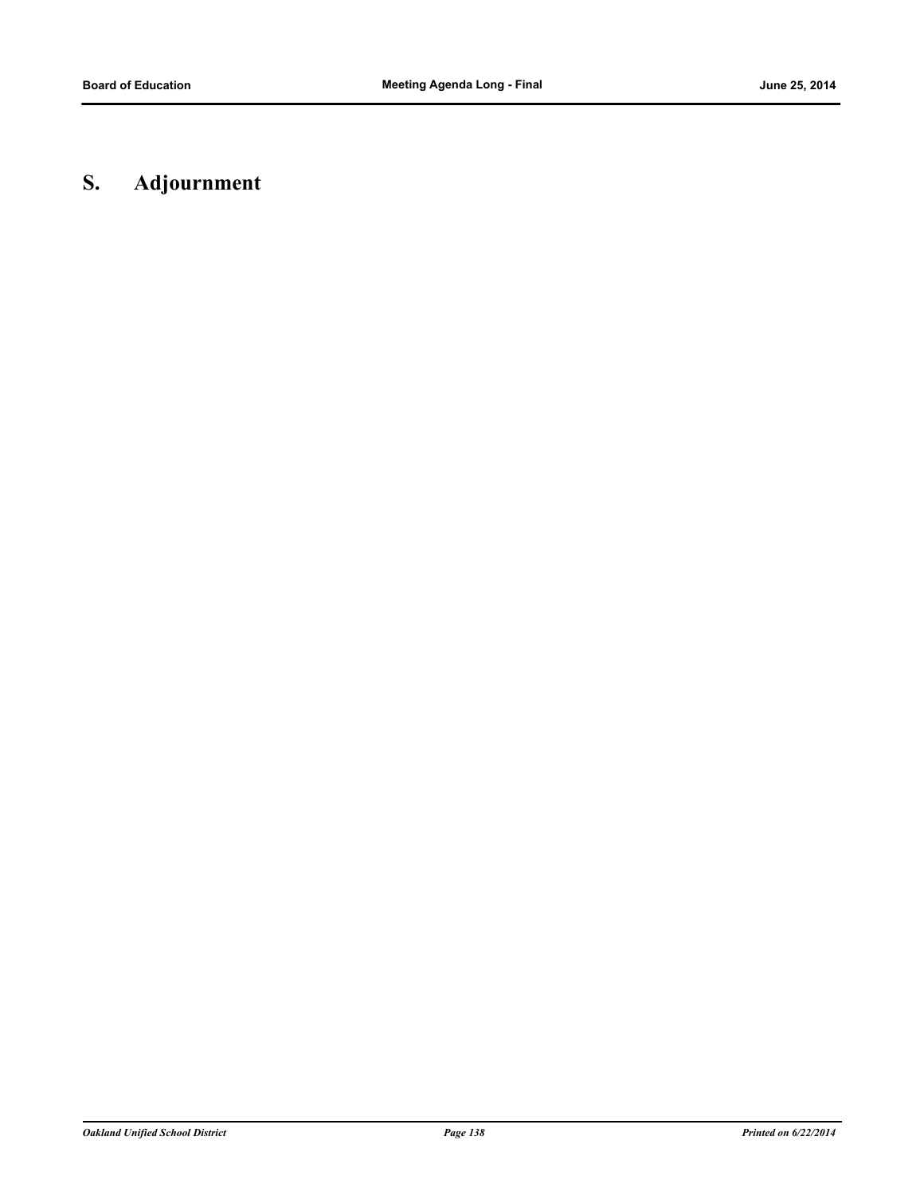# S. Adjournment